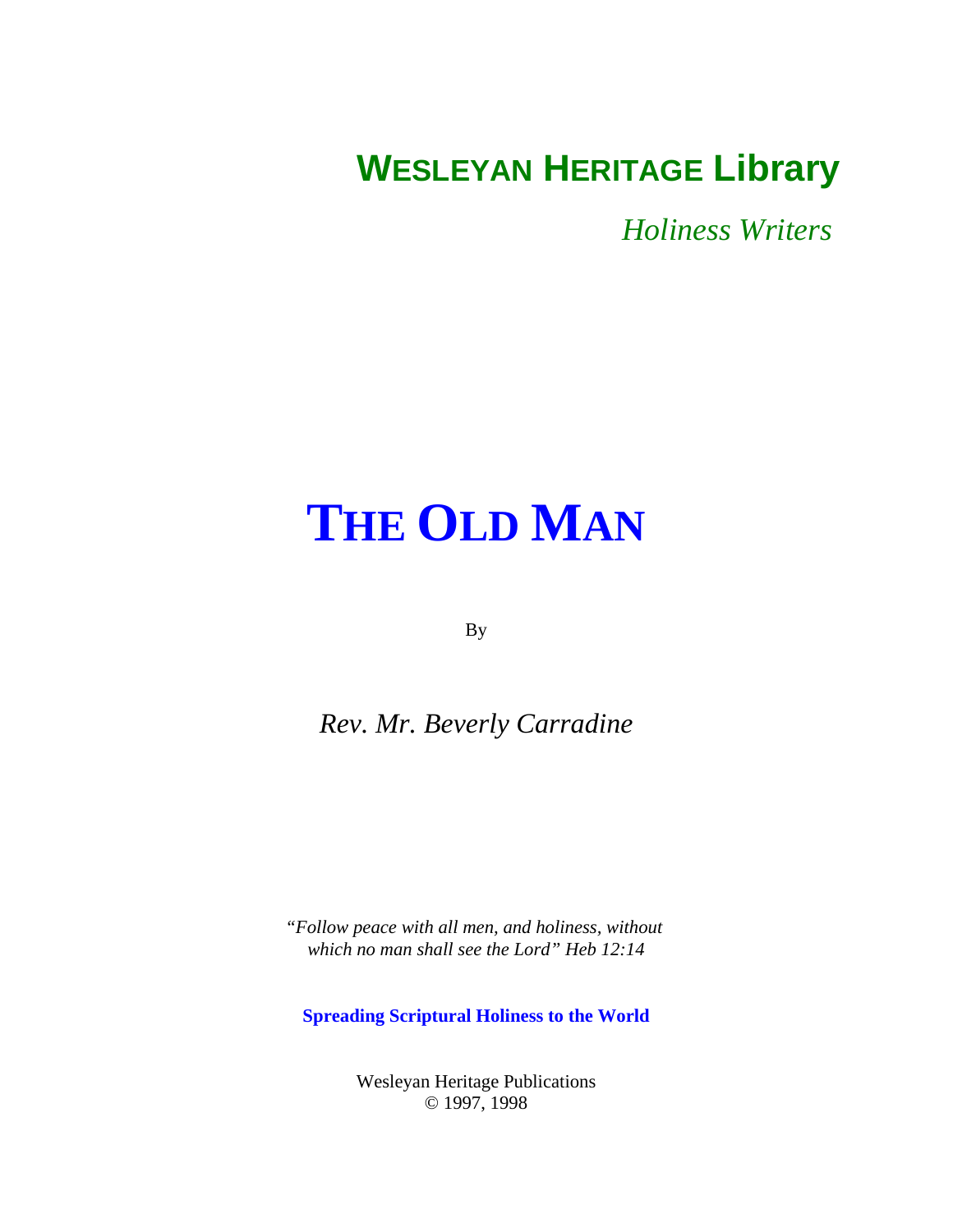**WESLEYAN HERITAGE Library**

*Holiness Writers*

# THE OLD MAN

By

*Rev. Mr. Beverly Carradine*

*"Follow peace with all men, and holiness, without which no man shall see the Lord" Heb 12:14*

**Spreading Scriptural Holiness to the World**

Wesleyan Heritage Publications
© 1997, 1998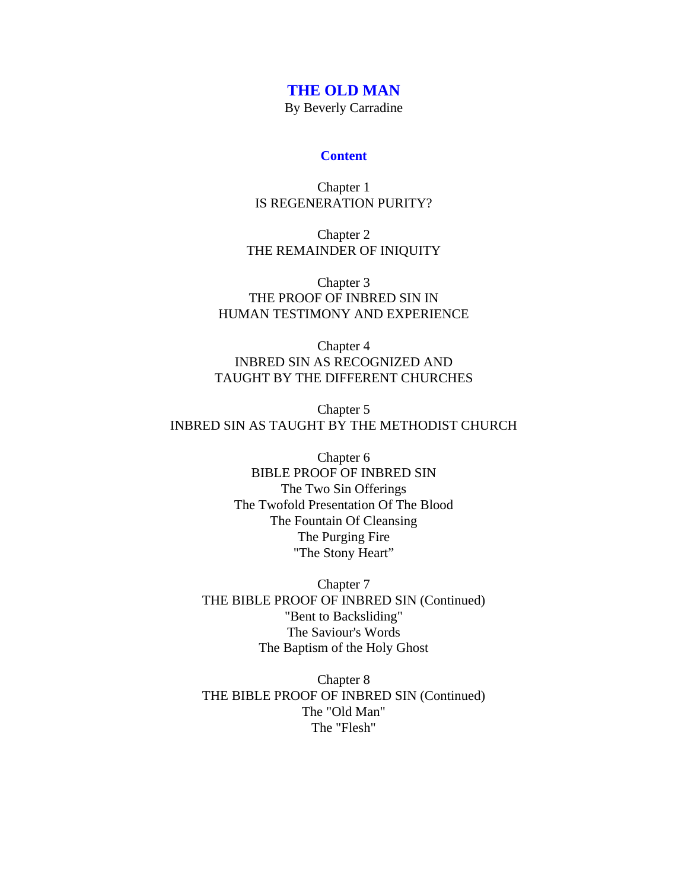# THE OLD MAN

By Beverly Carradine

## Content

Chapter 1
IS REGENERATION PURITY?

Chapter 2
THE REMAINDER OF INIQUITY

Chapter 3
THE PROOF OF INBRED SIN IN
HUMAN TESTIMONY AND EXPERIENCE

Chapter 4
INBRED SIN AS RECOGNIZED AND
TAUGHT BY THE DIFFERENT CHURCHES

Chapter 5
INBRED SIN AS TAUGHT BY THE METHODIST CHURCH

Chapter 6
BIBLE PROOF OF INBRED SIN
The Two Sin Offerings
The Twofold Presentation Of The Blood
The Fountain Of Cleansing
The Purging Fire
"The Stony Heart"

Chapter 7
THE BIBLE PROOF OF INBRED SIN (Continued)
"Bent to Backsliding"
The Saviour's Words
The Baptism of the Holy Ghost

Chapter 8
THE BIBLE PROOF OF INBRED SIN (Continued)
The "Old Man"
The "Flesh"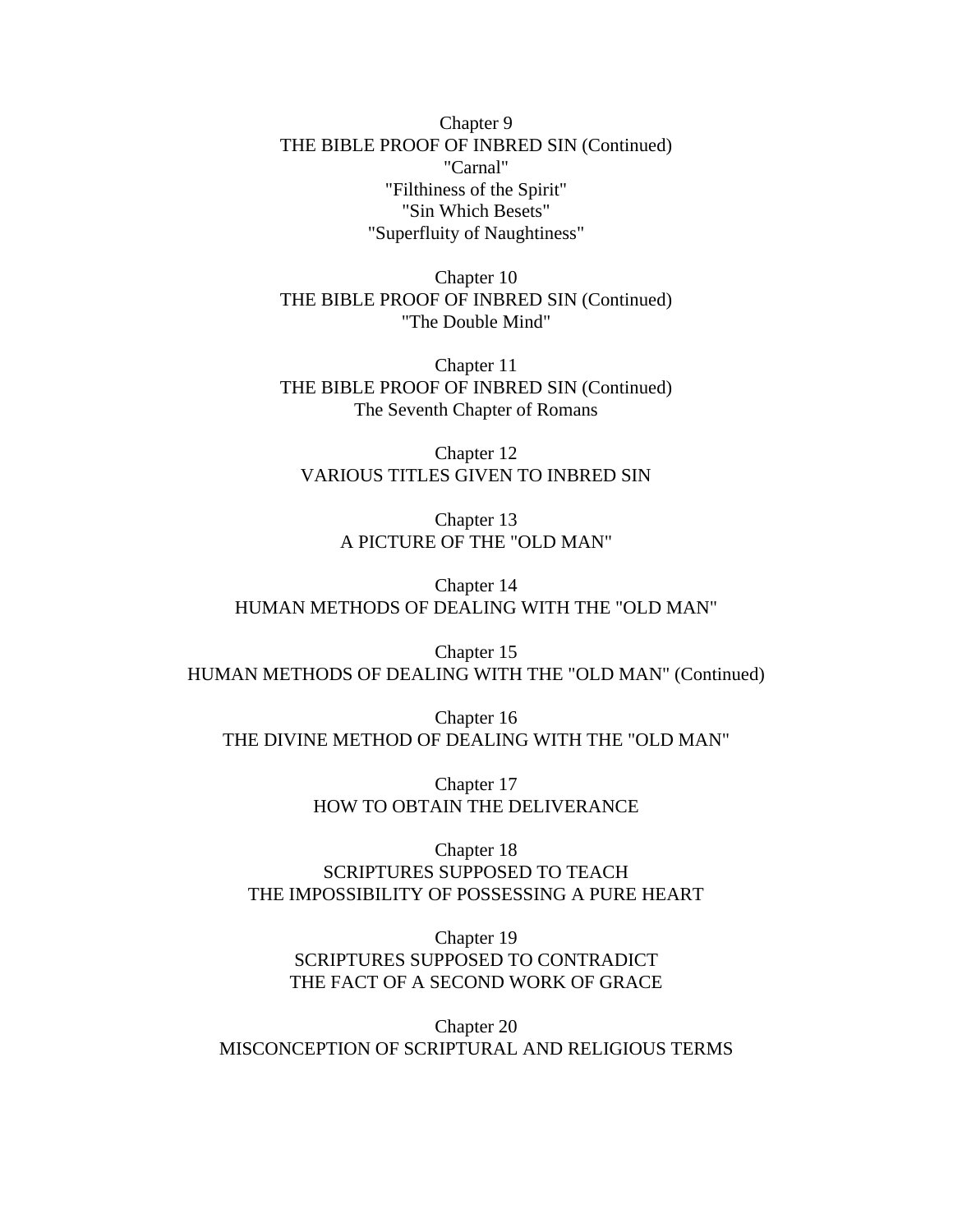Chapter 9
THE BIBLE PROOF OF INBRED SIN (Continued)
"Carnal"
"Filthiness of the Spirit"
"Sin Which Besets"
"Superfluity of Naughtiness"

Chapter 10
THE BIBLE PROOF OF INBRED SIN (Continued)
"The Double Mind"

Chapter 11
THE BIBLE PROOF OF INBRED SIN (Continued)
The Seventh Chapter of Romans

Chapter 12
VARIOUS TITLES GIVEN TO INBRED SIN

Chapter 13
A PICTURE OF THE "OLD MAN"

Chapter 14
HUMAN METHODS OF DEALING WITH THE "OLD MAN"

Chapter 15
HUMAN METHODS OF DEALING WITH THE "OLD MAN" (Continued)

Chapter 16
THE DIVINE METHOD OF DEALING WITH THE "OLD MAN"

Chapter 17
HOW TO OBTAIN THE DELIVERANCE

Chapter 18
SCRIPTURES SUPPOSED TO TEACH
THE IMPOSSIBILITY OF POSSESSING A PURE HEART

Chapter 19
SCRIPTURES SUPPOSED TO CONTRADICT
THE FACT OF A SECOND WORK OF GRACE

Chapter 20
MISCONCEPTION OF SCRIPTURAL AND RELIGIOUS TERMS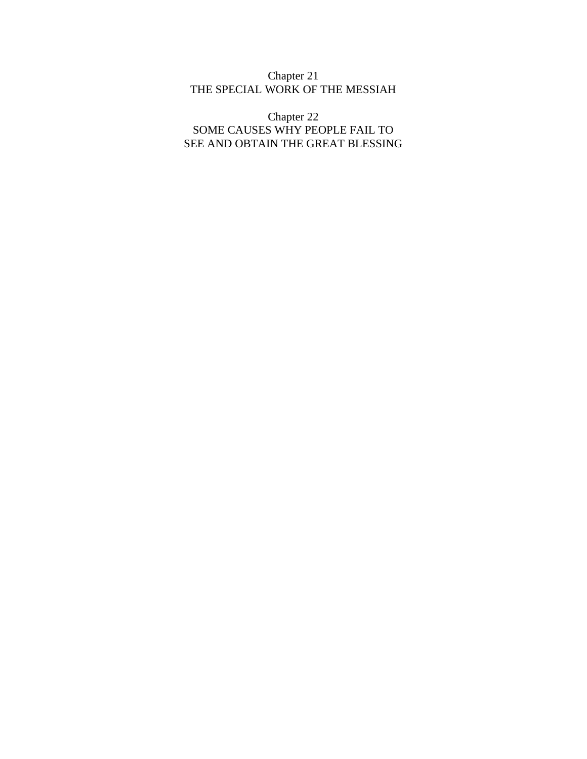## Chapter 21
## THE SPECIAL WORK OF THE MESSIAH

## Chapter 22
## SOME CAUSES WHY PEOPLE FAIL TO SEE AND OBTAIN THE GREAT BLESSING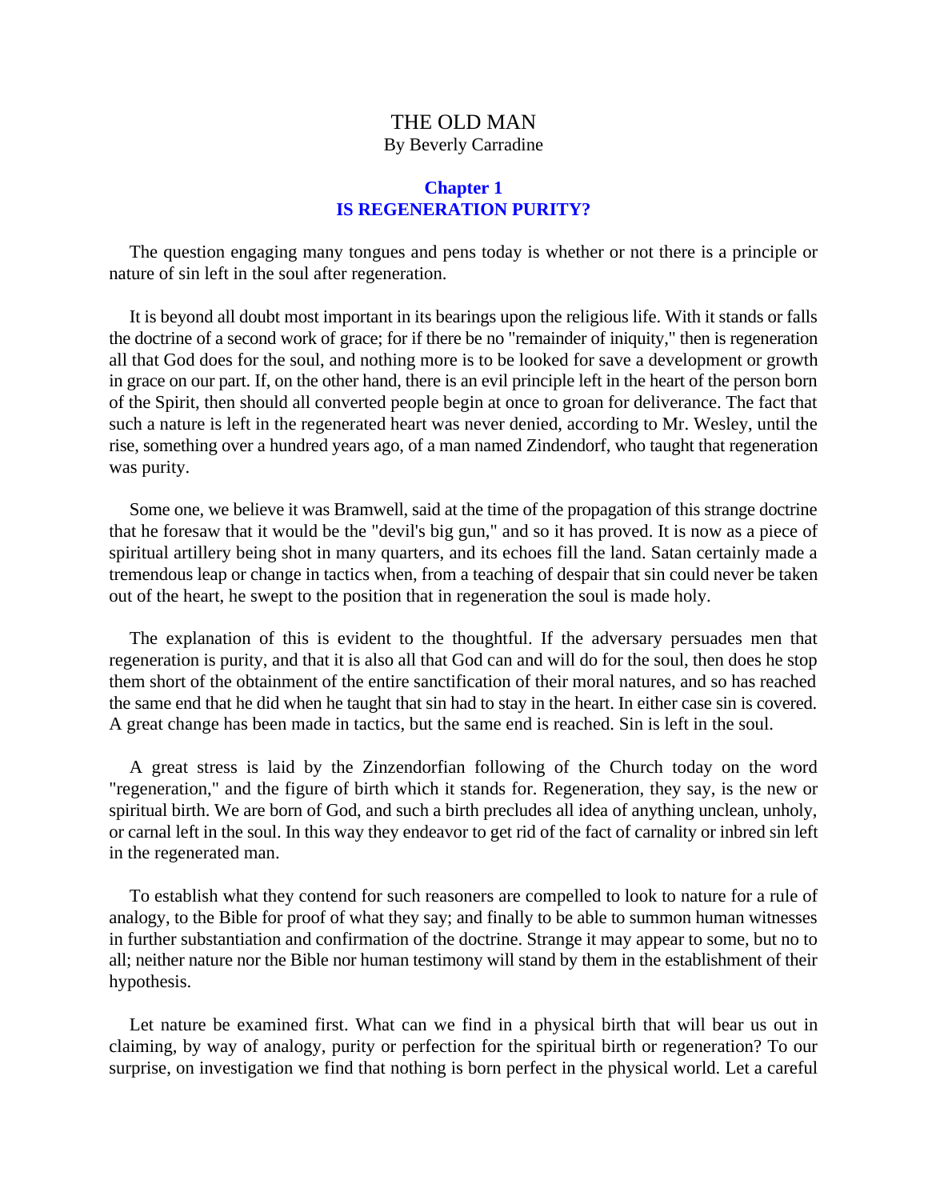# THE OLD MAN

By Beverly Carradine

## Chapter 1
## IS REGENERATION PURITY?

The question engaging many tongues and pens today is whether or not there is a principle or nature of sin left in the soul after regeneration.

It is beyond all doubt most important in its bearings upon the religious life. With it stands or falls the doctrine of a second work of grace; for if there be no "remainder of iniquity," then is regeneration all that God does for the soul, and nothing more is to be looked for save a development or growth in grace on our part. If, on the other hand, there is an evil principle left in the heart of the person born of the Spirit, then should all converted people begin at once to groan for deliverance. The fact that such a nature is left in the regenerated heart was never denied, according to Mr. Wesley, until the rise, something over a hundred years ago, of a man named Zindendorf, who taught that regeneration was purity.

Some one, we believe it was Bramwell, said at the time of the propagation of this strange doctrine that he foresaw that it would be the "devil's big gun," and so it has proved. It is now as a piece of spiritual artillery being shot in many quarters, and its echoes fill the land. Satan certainly made a tremendous leap or change in tactics when, from a teaching of despair that sin could never be taken out of the heart, he swept to the position that in regeneration the soul is made holy.

The explanation of this is evident to the thoughtful. If the adversary persuades men that regeneration is purity, and that it is also all that God can and will do for the soul, then does he stop them short of the obtainment of the entire sanctification of their moral natures, and so has reached the same end that he did when he taught that sin had to stay in the heart. In either case sin is covered. A great change has been made in tactics, but the same end is reached. Sin is left in the soul.

A great stress is laid by the Zinzendorfian following of the Church today on the word "regeneration," and the figure of birth which it stands for. Regeneration, they say, is the new or spiritual birth. We are born of God, and such a birth precludes all idea of anything unclean, unholy, or carnal left in the soul. In this way they endeavor to get rid of the fact of carnality or inbred sin left in the regenerated man.

To establish what they contend for such reasoners are compelled to look to nature for a rule of analogy, to the Bible for proof of what they say; and finally to be able to summon human witnesses in further substantiation and confirmation of the doctrine. Strange it may appear to some, but no to all; neither nature nor the Bible nor human testimony will stand by them in the establishment of their hypothesis.

Let nature be examined first. What can we find in a physical birth that will bear us out in claiming, by way of analogy, purity or perfection for the spiritual birth or regeneration? To our surprise, on investigation we find that nothing is born perfect in the physical world. Let a careful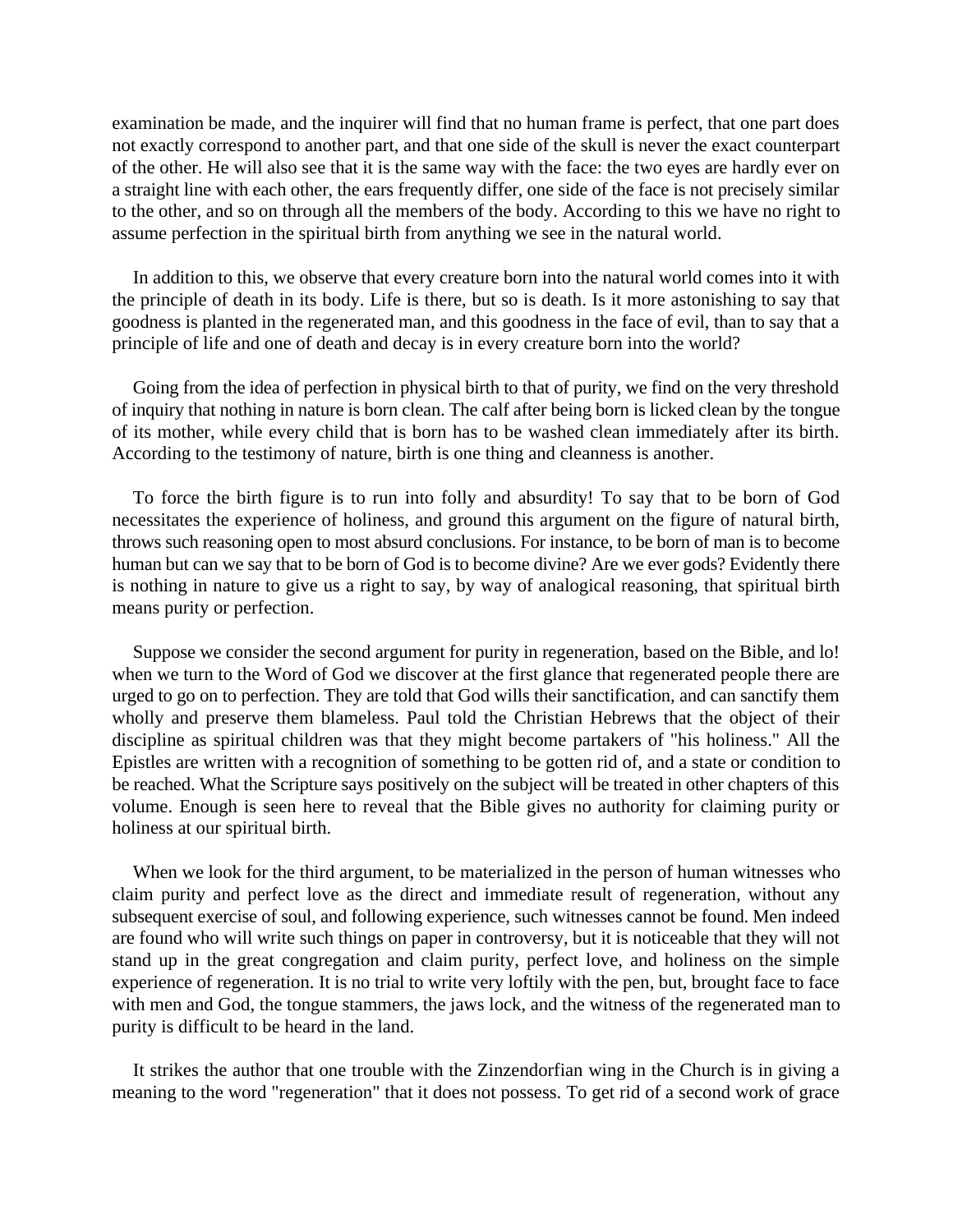examination be made, and the inquirer will find that no human frame is perfect, that one part does not exactly correspond to another part, and that one side of the skull is never the exact counterpart of the other. He will also see that it is the same way with the face: the two eyes are hardly ever on a straight line with each other, the ears frequently differ, one side of the face is not precisely similar to the other, and so on through all the members of the body. According to this we have no right to assume perfection in the spiritual birth from anything we see in the natural world.

In addition to this, we observe that every creature born into the natural world comes into it with the principle of death in its body. Life is there, but so is death. Is it more astonishing to say that goodness is planted in the regenerated man, and this goodness in the face of evil, than to say that a principle of life and one of death and decay is in every creature born into the world?

Going from the idea of perfection in physical birth to that of purity, we find on the very threshold of inquiry that nothing in nature is born clean. The calf after being born is licked clean by the tongue of its mother, while every child that is born has to be washed clean immediately after its birth. According to the testimony of nature, birth is one thing and cleanness is another.

To force the birth figure is to run into folly and absurdity! To say that to be born of God necessitates the experience of holiness, and ground this argument on the figure of natural birth, throws such reasoning open to most absurd conclusions. For instance, to be born of man is to become human but can we say that to be born of God is to become divine? Are we ever gods? Evidently there is nothing in nature to give us a right to say, by way of analogical reasoning, that spiritual birth means purity or perfection.

Suppose we consider the second argument for purity in regeneration, based on the Bible, and lo! when we turn to the Word of God we discover at the first glance that regenerated people there are urged to go on to perfection. They are told that God wills their sanctification, and can sanctify them wholly and preserve them blameless. Paul told the Christian Hebrews that the object of their discipline as spiritual children was that they might become partakers of "his holiness." All the Epistles are written with a recognition of something to be gotten rid of, and a state or condition to be reached. What the Scripture says positively on the subject will be treated in other chapters of this volume. Enough is seen here to reveal that the Bible gives no authority for claiming purity or holiness at our spiritual birth.

When we look for the third argument, to be materialized in the person of human witnesses who claim purity and perfect love as the direct and immediate result of regeneration, without any subsequent exercise of soul, and following experience, such witnesses cannot be found. Men indeed are found who will write such things on paper in controversy, but it is noticeable that they will not stand up in the great congregation and claim purity, perfect love, and holiness on the simple experience of regeneration. It is no trial to write very loftily with the pen, but, brought face to face with men and God, the tongue stammers, the jaws lock, and the witness of the regenerated man to purity is difficult to be heard in the land.

It strikes the author that one trouble with the Zinzendorfian wing in the Church is in giving a meaning to the word "regeneration" that it does not possess. To get rid of a second work of grace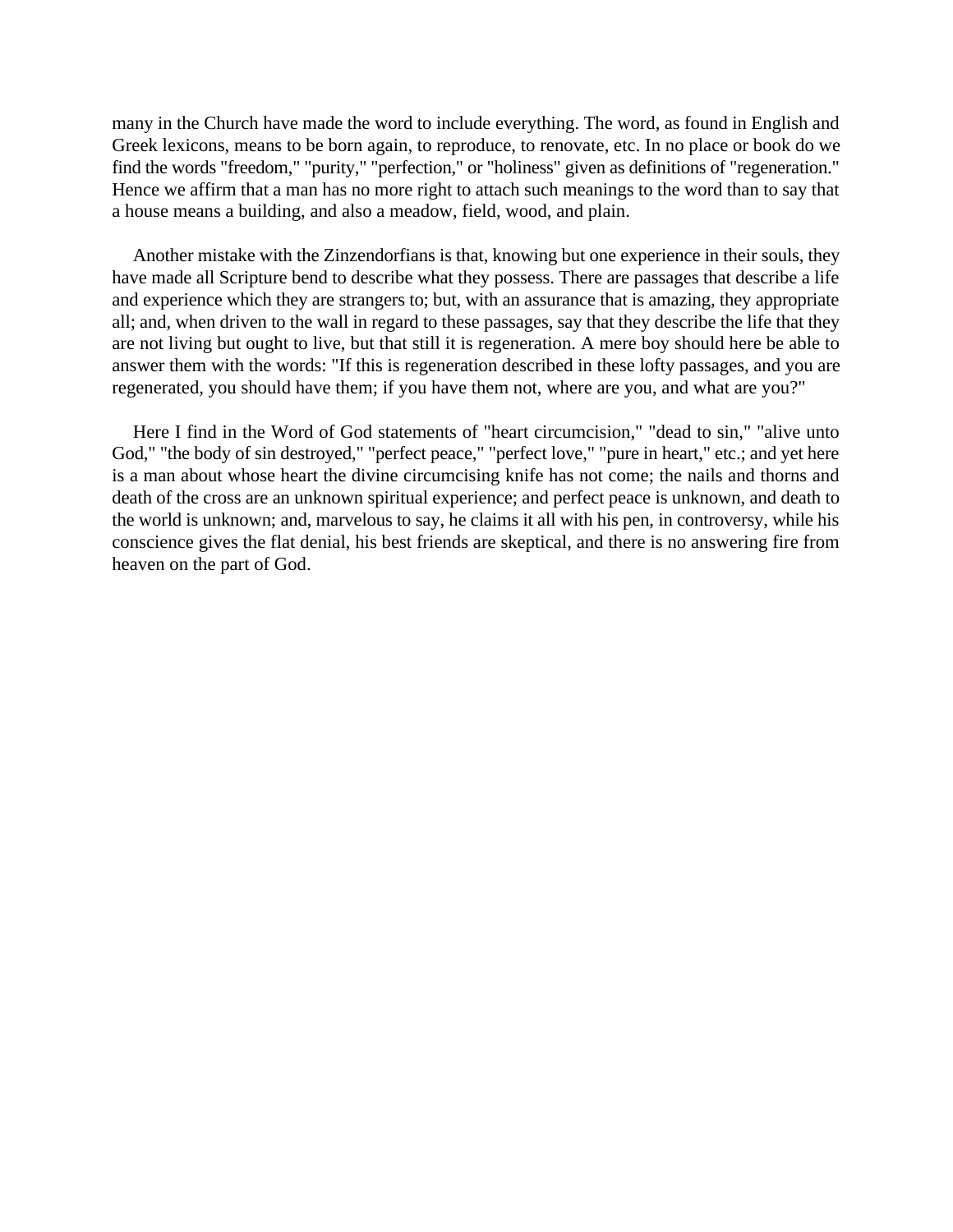many in the Church have made the word to include everything. The word, as found in English and Greek lexicons, means to be born again, to reproduce, to renovate, etc. In no place or book do we find the words "freedom," "purity," "perfection," or "holiness" given as definitions of "regeneration." Hence we affirm that a man has no more right to attach such meanings to the word than to say that a house means a building, and also a meadow, field, wood, and plain.

Another mistake with the Zinzendorfians is that, knowing but one experience in their souls, they have made all Scripture bend to describe what they possess. There are passages that describe a life and experience which they are strangers to; but, with an assurance that is amazing, they appropriate all; and, when driven to the wall in regard to these passages, say that they describe the life that they are not living but ought to live, but that still it is regeneration. A mere boy should here be able to answer them with the words: "If this is regeneration described in these lofty passages, and you are regenerated, you should have them; if you have them not, where are you, and what are you?"

Here I find in the Word of God statements of "heart circumcision," "dead to sin," "alive unto God," "the body of sin destroyed," "perfect peace," "perfect love," "pure in heart," etc.; and yet here is a man about whose heart the divine circumcising knife has not come; the nails and thorns and death of the cross are an unknown spiritual experience; and perfect peace is unknown, and death to the world is unknown; and, marvelous to say, he claims it all with his pen, in controversy, while his conscience gives the flat denial, his best friends are skeptical, and there is no answering fire from heaven on the part of God.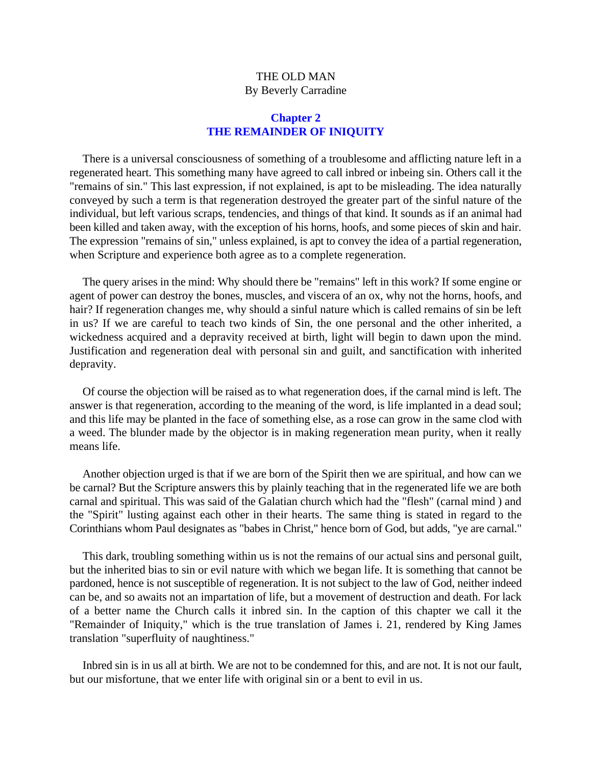THE OLD MAN
By Beverly Carradine

## Chapter 2
## THE REMAINDER OF INIQUITY

There is a universal consciousness of something of a troublesome and afflicting nature left in a regenerated heart. This something many have agreed to call inbred or inbeing sin. Others call it the "remains of sin." This last expression, if not explained, is apt to be misleading. The idea naturally conveyed by such a term is that regeneration destroyed the greater part of the sinful nature of the individual, but left various scraps, tendencies, and things of that kind. It sounds as if an animal had been killed and taken away, with the exception of his horns, hoofs, and some pieces of skin and hair. The expression "remains of sin," unless explained, is apt to convey the idea of a partial regeneration, when Scripture and experience both agree as to a complete regeneration.

The query arises in the mind: Why should there be "remains" left in this work? If some engine or agent of power can destroy the bones, muscles, and viscera of an ox, why not the horns, hoofs, and hair? If regeneration changes me, why should a sinful nature which is called remains of sin be left in us? If we are careful to teach two kinds of Sin, the one personal and the other inherited, a wickedness acquired and a depravity received at birth, light will begin to dawn upon the mind. Justification and regeneration deal with personal sin and guilt, and sanctification with inherited depravity.

Of course the objection will be raised as to what regeneration does, if the carnal mind is left. The answer is that regeneration, according to the meaning of the word, is life implanted in a dead soul; and this life may be planted in the face of something else, as a rose can grow in the same clod with a weed. The blunder made by the objector is in making regeneration mean purity, when it really means life.

Another objection urged is that if we are born of the Spirit then we are spiritual, and how can we be carnal? But the Scripture answers this by plainly teaching that in the regenerated life we are both carnal and spiritual. This was said of the Galatian church which had the "flesh" (carnal mind ) and the "Spirit" lusting against each other in their hearts. The same thing is stated in regard to the Corinthians whom Paul designates as "babes in Christ," hence born of God, but adds, "ye are carnal."

This dark, troubling something within us is not the remains of our actual sins and personal guilt, but the inherited bias to sin or evil nature with which we began life. It is something that cannot be pardoned, hence is not susceptible of regeneration. It is not subject to the law of God, neither indeed can be, and so awaits not an impartation of life, but a movement of destruction and death. For lack of a better name the Church calls it inbred sin. In the caption of this chapter we call it the "Remainder of Iniquity," which is the true translation of James i. 21, rendered by King James translation "superfluity of naughtiness."

Inbred sin is in us all at birth. We are not to be condemned for this, and are not. It is not our fault, but our misfortune, that we enter life with original sin or a bent to evil in us.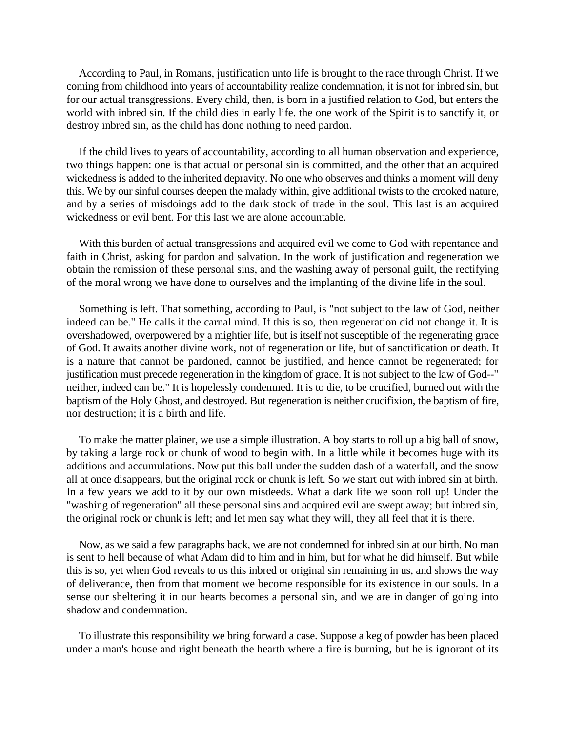According to Paul, in Romans, justification unto life is brought to the race through Christ. If we coming from childhood into years of accountability realize condemnation, it is not for inbred sin, but for our actual transgressions. Every child, then, is born in a justified relation to God, but enters the world with inbred sin. If the child dies in early life. the one work of the Spirit is to sanctify it, or destroy inbred sin, as the child has done nothing to need pardon.

If the child lives to years of accountability, according to all human observation and experience, two things happen: one is that actual or personal sin is committed, and the other that an acquired wickedness is added to the inherited depravity. No one who observes and thinks a moment will deny this. We by our sinful courses deepen the malady within, give additional twists to the crooked nature, and by a series of misdoings add to the dark stock of trade in the soul. This last is an acquired wickedness or evil bent. For this last we are alone accountable.

With this burden of actual transgressions and acquired evil we come to God with repentance and faith in Christ, asking for pardon and salvation. In the work of justification and regeneration we obtain the remission of these personal sins, and the washing away of personal guilt, the rectifying of the moral wrong we have done to ourselves and the implanting of the divine life in the soul.

Something is left. That something, according to Paul, is "not subject to the law of God, neither indeed can be." He calls it the carnal mind. If this is so, then regeneration did not change it. It is overshadowed, overpowered by a mightier life, but is itself not susceptible of the regenerating grace of God. It awaits another divine work, not of regeneration or life, but of sanctification or death. It is a nature that cannot be pardoned, cannot be justified, and hence cannot be regenerated; for justification must precede regeneration in the kingdom of grace. It is not subject to the law of God--" neither, indeed can be." It is hopelessly condemned. It is to die, to be crucified, burned out with the baptism of the Holy Ghost, and destroyed. But regeneration is neither crucifixion, the baptism of fire, nor destruction; it is a birth and life.

To make the matter plainer, we use a simple illustration. A boy starts to roll up a big ball of snow, by taking a large rock or chunk of wood to begin with. In a little while it becomes huge with its additions and accumulations. Now put this ball under the sudden dash of a waterfall, and the snow all at once disappears, but the original rock or chunk is left. So we start out with inbred sin at birth. In a few years we add to it by our own misdeeds. What a dark life we soon roll up! Under the "washing of regeneration" all these personal sins and acquired evil are swept away; but inbred sin, the original rock or chunk is left; and let men say what they will, they all feel that it is there.

Now, as we said a few paragraphs back, we are not condemned for inbred sin at our birth. No man is sent to hell because of what Adam did to him and in him, but for what he did himself. But while this is so, yet when God reveals to us this inbred or original sin remaining in us, and shows the way of deliverance, then from that moment we become responsible for its existence in our souls. In a sense our sheltering it in our hearts becomes a personal sin, and we are in danger of going into shadow and condemnation.

To illustrate this responsibility we bring forward a case. Suppose a keg of powder has been placed under a man's house and right beneath the hearth where a fire is burning, but he is ignorant of its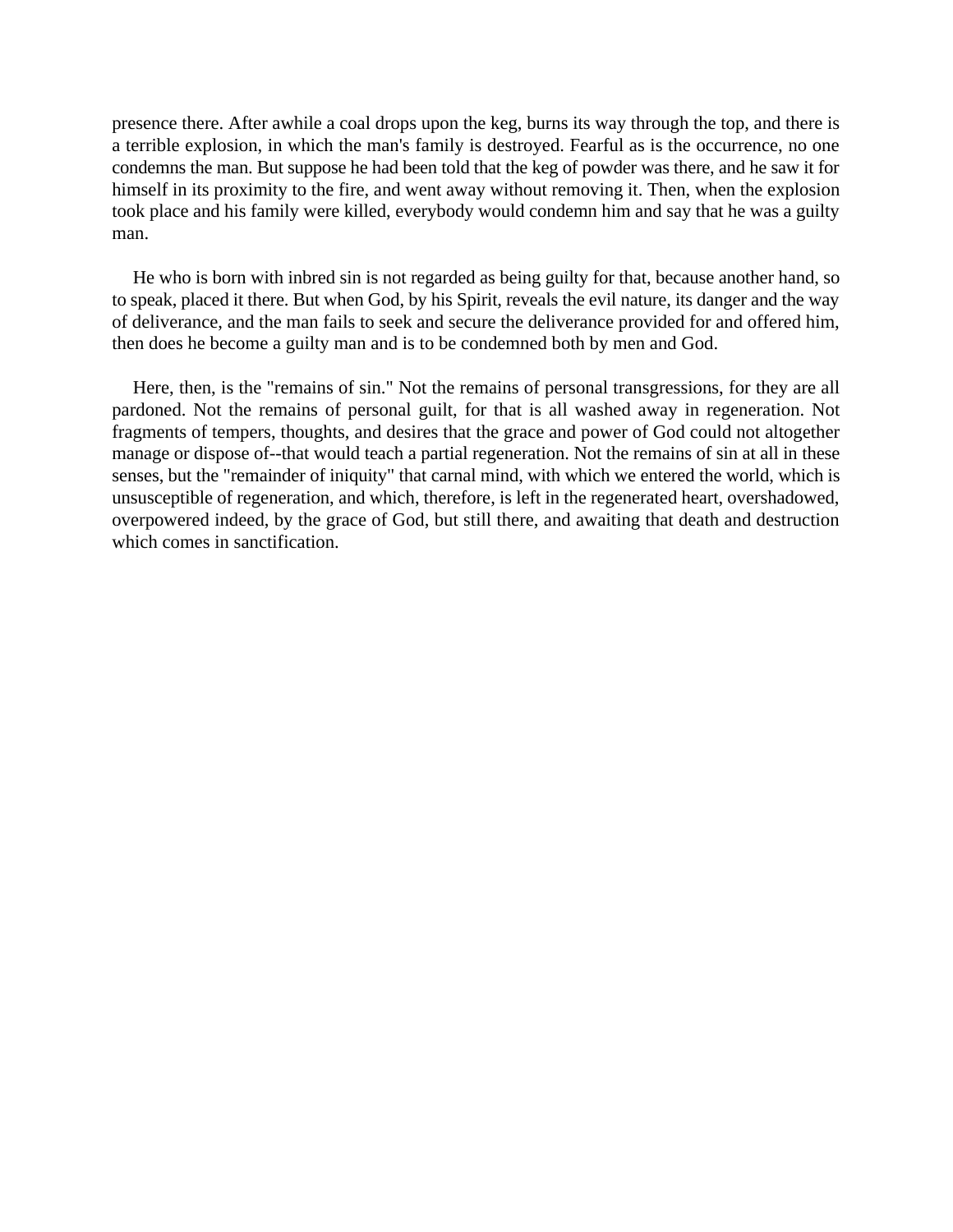presence there. After awhile a coal drops upon the keg, burns its way through the top, and there is a terrible explosion, in which the man's family is destroyed. Fearful as is the occurrence, no one condemns the man. But suppose he had been told that the keg of powder was there, and he saw it for himself in its proximity to the fire, and went away without removing it. Then, when the explosion took place and his family were killed, everybody would condemn him and say that he was a guilty man.

He who is born with inbred sin is not regarded as being guilty for that, because another hand, so to speak, placed it there. But when God, by his Spirit, reveals the evil nature, its danger and the way of deliverance, and the man fails to seek and secure the deliverance provided for and offered him, then does he become a guilty man and is to be condemned both by men and God.

Here, then, is the "remains of sin." Not the remains of personal transgressions, for they are all pardoned. Not the remains of personal guilt, for that is all washed away in regeneration. Not fragments of tempers, thoughts, and desires that the grace and power of God could not altogether manage or dispose of--that would teach a partial regeneration. Not the remains of sin at all in these senses, but the "remainder of iniquity" that carnal mind, with which we entered the world, which is unsusceptible of regeneration, and which, therefore, is left in the regenerated heart, overshadowed, overpowered indeed, by the grace of God, but still there, and awaiting that death and destruction which comes in sanctification.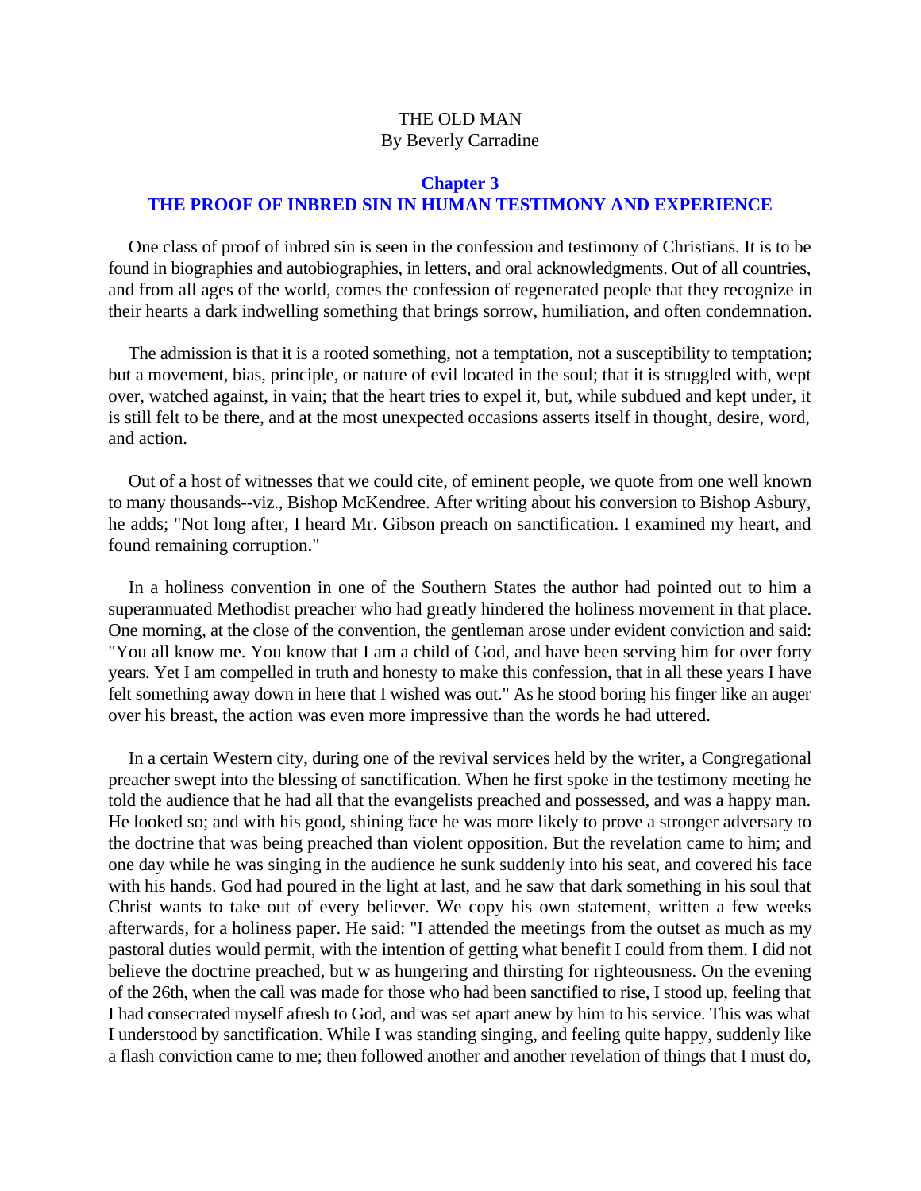THE OLD MAN
By Beverly Carradine

## Chapter 3
## THE PROOF OF INBRED SIN IN HUMAN TESTIMONY AND EXPERIENCE

One class of proof of inbred sin is seen in the confession and testimony of Christians. It is to be found in biographies and autobiographies, in letters, and oral acknowledgments. Out of all countries, and from all ages of the world, comes the confession of regenerated people that they recognize in their hearts a dark indwelling something that brings sorrow, humiliation, and often condemnation.

The admission is that it is a rooted something, not a temptation, not a susceptibility to temptation; but a movement, bias, principle, or nature of evil located in the soul; that it is struggled with, wept over, watched against, in vain; that the heart tries to expel it, but, while subdued and kept under, it is still felt to be there, and at the most unexpected occasions asserts itself in thought, desire, word, and action.

Out of a host of witnesses that we could cite, of eminent people, we quote from one well known to many thousands--viz., Bishop McKendree. After writing about his conversion to Bishop Asbury, he adds; "Not long after, I heard Mr. Gibson preach on sanctification. I examined my heart, and found remaining corruption."

In a holiness convention in one of the Southern States the author had pointed out to him a superannuated Methodist preacher who had greatly hindered the holiness movement in that place. One morning, at the close of the convention, the gentleman arose under evident conviction and said: "You all know me. You know that I am a child of God, and have been serving him for over forty years. Yet I am compelled in truth and honesty to make this confession, that in all these years I have felt something away down in here that I wished was out." As he stood boring his finger like an auger over his breast, the action was even more impressive than the words he had uttered.

In a certain Western city, during one of the revival services held by the writer, a Congregational preacher swept into the blessing of sanctification. When he first spoke in the testimony meeting he told the audience that he had all that the evangelists preached and possessed, and was a happy man. He looked so; and with his good, shining face he was more likely to prove a stronger adversary to the doctrine that was being preached than violent opposition. But the revelation came to him; and one day while he was singing in the audience he sunk suddenly into his seat, and covered his face with his hands. God had poured in the light at last, and he saw that dark something in his soul that Christ wants to take out of every believer. We copy his own statement, written a few weeks afterwards, for a holiness paper. He said: "I attended the meetings from the outset as much as my pastoral duties would permit, with the intention of getting what benefit I could from them. I did not believe the doctrine preached, but w as hungering and thirsting for righteousness. On the evening of the 26th, when the call was made for those who had been sanctified to rise, I stood up, feeling that I had consecrated myself afresh to God, and was set apart anew by him to his service. This was what I understood by sanctification. While I was standing singing, and feeling quite happy, suddenly like a flash conviction came to me; then followed another and another revelation of things that I must do,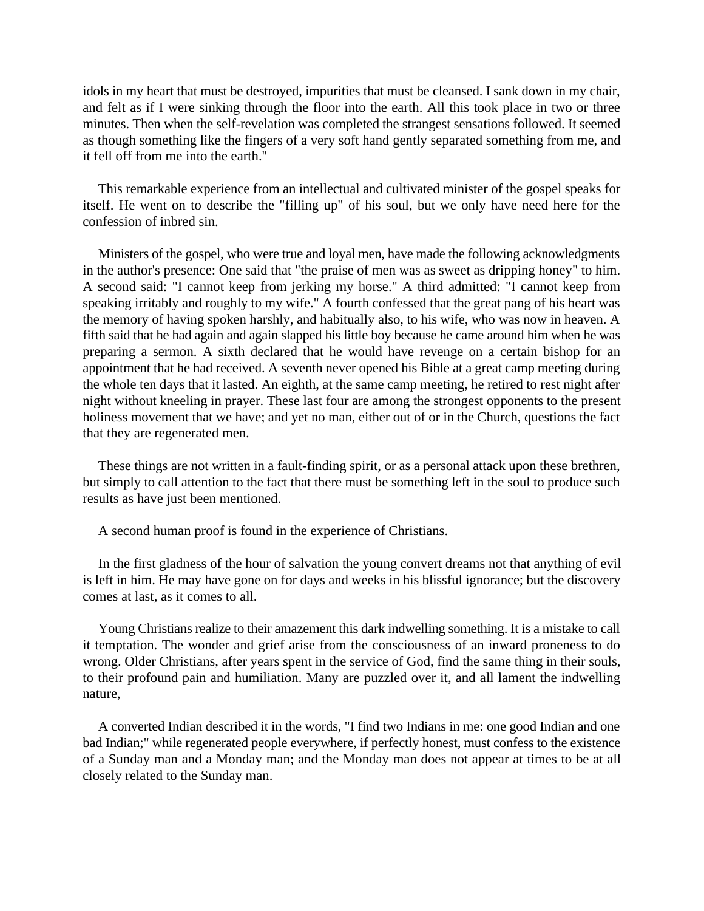idols in my heart that must be destroyed, impurities that must be cleansed. I sank down in my chair, and felt as if I were sinking through the floor into the earth. All this took place in two or three minutes. Then when the self-revelation was completed the strangest sensations followed. It seemed as though something like the fingers of a very soft hand gently separated something from me, and it fell off from me into the earth."

This remarkable experience from an intellectual and cultivated minister of the gospel speaks for itself. He went on to describe the "filling up" of his soul, but we only have need here for the confession of inbred sin.

Ministers of the gospel, who were true and loyal men, have made the following acknowledgments in the author's presence: One said that "the praise of men was as sweet as dripping honey" to him. A second said: "I cannot keep from jerking my horse." A third admitted: "I cannot keep from speaking irritably and roughly to my wife." A fourth confessed that the great pang of his heart was the memory of having spoken harshly, and habitually also, to his wife, who was now in heaven. A fifth said that he had again and again slapped his little boy because he came around him when he was preparing a sermon. A sixth declared that he would have revenge on a certain bishop for an appointment that he had received. A seventh never opened his Bible at a great camp meeting during the whole ten days that it lasted. An eighth, at the same camp meeting, he retired to rest night after night without kneeling in prayer. These last four are among the strongest opponents to the present holiness movement that we have; and yet no man, either out of or in the Church, questions the fact that they are regenerated men.

These things are not written in a fault-finding spirit, or as a personal attack upon these brethren, but simply to call attention to the fact that there must be something left in the soul to produce such results as have just been mentioned.

A second human proof is found in the experience of Christians.

In the first gladness of the hour of salvation the young convert dreams not that anything of evil is left in him. He may have gone on for days and weeks in his blissful ignorance; but the discovery comes at last, as it comes to all.

Young Christians realize to their amazement this dark indwelling something. It is a mistake to call it temptation. The wonder and grief arise from the consciousness of an inward proneness to do wrong. Older Christians, after years spent in the service of God, find the same thing in their souls, to their profound pain and humiliation. Many are puzzled over it, and all lament the indwelling nature,

A converted Indian described it in the words, "I find two Indians in me: one good Indian and one bad Indian;" while regenerated people everywhere, if perfectly honest, must confess to the existence of a Sunday man and a Monday man; and the Monday man does not appear at times to be at all closely related to the Sunday man.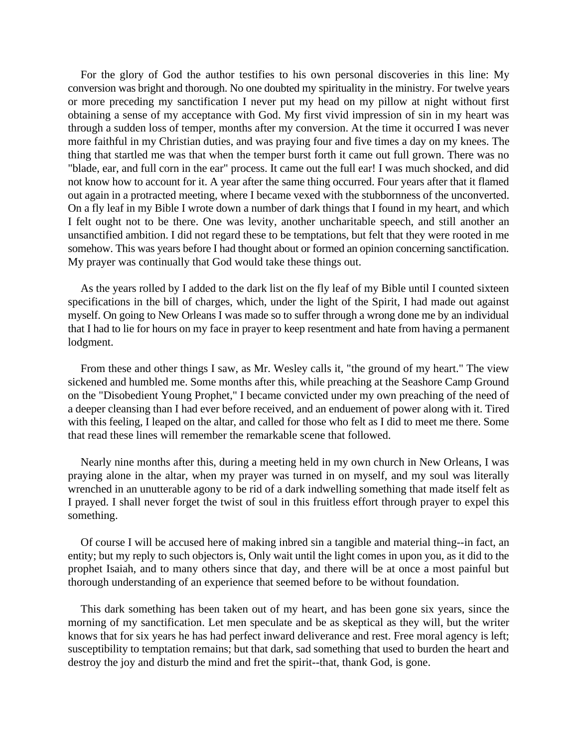For the glory of God the author testifies to his own personal discoveries in this line: My conversion was bright and thorough. No one doubted my spirituality in the ministry. For twelve years or more preceding my sanctification I never put my head on my pillow at night without first obtaining a sense of my acceptance with God. My first vivid impression of sin in my heart was through a sudden loss of temper, months after my conversion. At the time it occurred I was never more faithful in my Christian duties, and was praying four and five times a day on my knees. The thing that startled me was that when the temper burst forth it came out full grown. There was no "blade, ear, and full corn in the ear" process. It came out the full ear! I was much shocked, and did not know how to account for it. A year after the same thing occurred. Four years after that it flamed out again in a protracted meeting, where I became vexed with the stubbornness of the unconverted. On a fly leaf in my Bible I wrote down a number of dark things that I found in my heart, and which I felt ought not to be there. One was levity, another uncharitable speech, and still another an unsanctified ambition. I did not regard these to be temptations, but felt that they were rooted in me somehow. This was years before I had thought about or formed an opinion concerning sanctification. My prayer was continually that God would take these things out.

As the years rolled by I added to the dark list on the fly leaf of my Bible until I counted sixteen specifications in the bill of charges, which, under the light of the Spirit, I had made out against myself. On going to New Orleans I was made so to suffer through a wrong done me by an individual that I had to lie for hours on my face in prayer to keep resentment and hate from having a permanent lodgment.

From these and other things I saw, as Mr. Wesley calls it, "the ground of my heart." The view sickened and humbled me. Some months after this, while preaching at the Seashore Camp Ground on the "Disobedient Young Prophet," I became convicted under my own preaching of the need of a deeper cleansing than I had ever before received, and an enduement of power along with it. Tired with this feeling, I leaped on the altar, and called for those who felt as I did to meet me there. Some that read these lines will remember the remarkable scene that followed.

Nearly nine months after this, during a meeting held in my own church in New Orleans, I was praying alone in the altar, when my prayer was turned in on myself, and my soul was literally wrenched in an unutterable agony to be rid of a dark indwelling something that made itself felt as I prayed. I shall never forget the twist of soul in this fruitless effort through prayer to expel this something.

Of course I will be accused here of making inbred sin a tangible and material thing--in fact, an entity; but my reply to such objectors is, Only wait until the light comes in upon you, as it did to the prophet Isaiah, and to many others since that day, and there will be at once a most painful but thorough understanding of an experience that seemed before to be without foundation.

This dark something has been taken out of my heart, and has been gone six years, since the morning of my sanctification. Let men speculate and be as skeptical as they will, but the writer knows that for six years he has had perfect inward deliverance and rest. Free moral agency is left; susceptibility to temptation remains; but that dark, sad something that used to burden the heart and destroy the joy and disturb the mind and fret the spirit--that, thank God, is gone.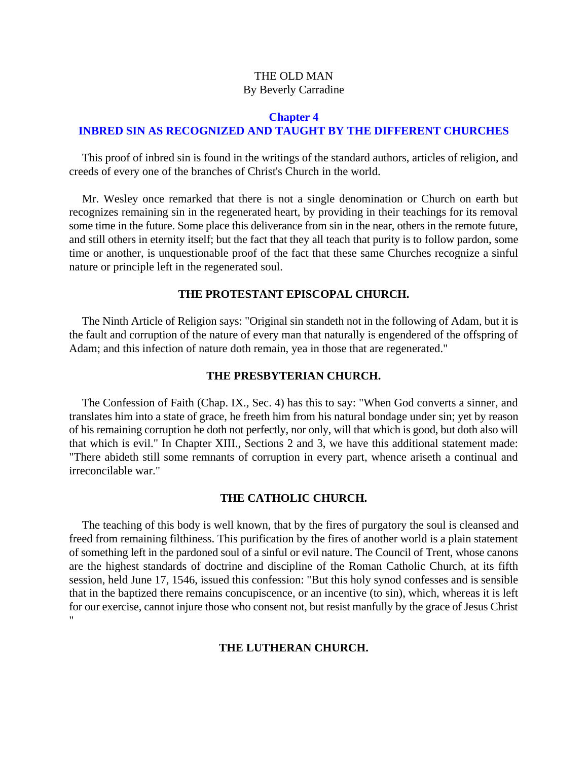THE OLD MAN
By Beverly Carradine

## Chapter 4
## INBRED SIN AS RECOGNIZED AND TAUGHT BY THE DIFFERENT CHURCHES

This proof of inbred sin is found in the writings of the standard authors, articles of religion, and creeds of every one of the branches of Christ's Church in the world.

Mr. Wesley once remarked that there is not a single denomination or Church on earth but recognizes remaining sin in the regenerated heart, by providing in their teachings for its removal some time in the future. Some place this deliverance from sin in the near, others in the remote future, and still others in eternity itself; but the fact that they all teach that purity is to follow pardon, some time or another, is unquestionable proof of the fact that these same Churches recognize a sinful nature or principle left in the regenerated soul.

### THE PROTESTANT EPISCOPAL CHURCH.

The Ninth Article of Religion says: "Original sin standeth not in the following of Adam, but it is the fault and corruption of the nature of every man that naturally is engendered of the offspring of Adam; and this infection of nature doth remain, yea in those that are regenerated."

### THE PRESBYTERIAN CHURCH.

The Confession of Faith (Chap. IX., Sec. 4) has this to say: "When God converts a sinner, and translates him into a state of grace, he freeth him from his natural bondage under sin; yet by reason of his remaining corruption he doth not perfectly, nor only, will that which is good, but doth also will that which is evil." In Chapter XIII., Sections 2 and 3, we have this additional statement made: "There abideth still some remnants of corruption in every part, whence ariseth a continual and irreconcilable war."

### THE CATHOLIC CHURCH.

The teaching of this body is well known, that by the fires of purgatory the soul is cleansed and freed from remaining filthiness. This purification by the fires of another world is a plain statement of something left in the pardoned soul of a sinful or evil nature. The Council of Trent, whose canons are the highest standards of doctrine and discipline of the Roman Catholic Church, at its fifth session, held June 17, 1546, issued this confession: "But this holy synod confesses and is sensible that in the baptized there remains concupiscence, or an incentive (to sin), which, whereas it is left for our exercise, cannot injure those who consent not, but resist manfully by the grace of Jesus Christ "

### THE LUTHERAN CHURCH.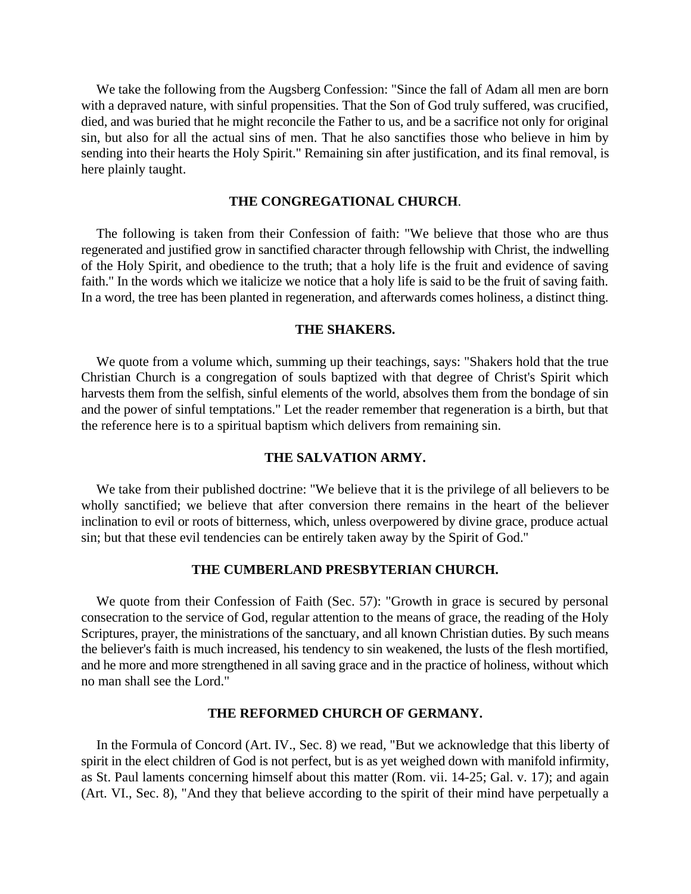We take the following from the Augsberg Confession: "Since the fall of Adam all men are born with a depraved nature, with sinful propensities. That the Son of God truly suffered, was crucified, died, and was buried that he might reconcile the Father to us, and be a sacrifice not only for original sin, but also for all the actual sins of men. That he also sanctifies those who believe in him by sending into their hearts the Holy Spirit." Remaining sin after justification, and its final removal, is here plainly taught.

### THE CONGREGATIONAL CHURCH.

The following is taken from their Confession of faith: "We believe that those who are thus regenerated and justified grow in sanctified character through fellowship with Christ, the indwelling of the Holy Spirit, and obedience to the truth; that a holy life is the fruit and evidence of saving faith." In the words which we italicize we notice that a holy life is said to be the fruit of saving faith. In a word, the tree has been planted in regeneration, and afterwards comes holiness, a distinct thing.

### THE SHAKERS.

We quote from a volume which, summing up their teachings, says: "Shakers hold that the true Christian Church is a congregation of souls baptized with that degree of Christ's Spirit which harvests them from the selfish, sinful elements of the world, absolves them from the bondage of sin and the power of sinful temptations." Let the reader remember that regeneration is a birth, but that the reference here is to a spiritual baptism which delivers from remaining sin.

### THE SALVATION ARMY.

We take from their published doctrine: "We believe that it is the privilege of all believers to be wholly sanctified; we believe that after conversion there remains in the heart of the believer inclination to evil or roots of bitterness, which, unless overpowered by divine grace, produce actual sin; but that these evil tendencies can be entirely taken away by the Spirit of God."

### THE CUMBERLAND PRESBYTERIAN CHURCH.

We quote from their Confession of Faith (Sec. 57): "Growth in grace is secured by personal consecration to the service of God, regular attention to the means of grace, the reading of the Holy Scriptures, prayer, the ministrations of the sanctuary, and all known Christian duties. By such means the believer's faith is much increased, his tendency to sin weakened, the lusts of the flesh mortified, and he more and more strengthened in all saving grace and in the practice of holiness, without which no man shall see the Lord."

### THE REFORMED CHURCH OF GERMANY.

In the Formula of Concord (Art. IV., Sec. 8) we read, "But we acknowledge that this liberty of spirit in the elect children of God is not perfect, but is as yet weighed down with manifold infirmity, as St. Paul laments concerning himself about this matter (Rom. vii. 14-25; Gal. v. 17); and again (Art. VI., Sec. 8), "And they that believe according to the spirit of their mind have perpetually a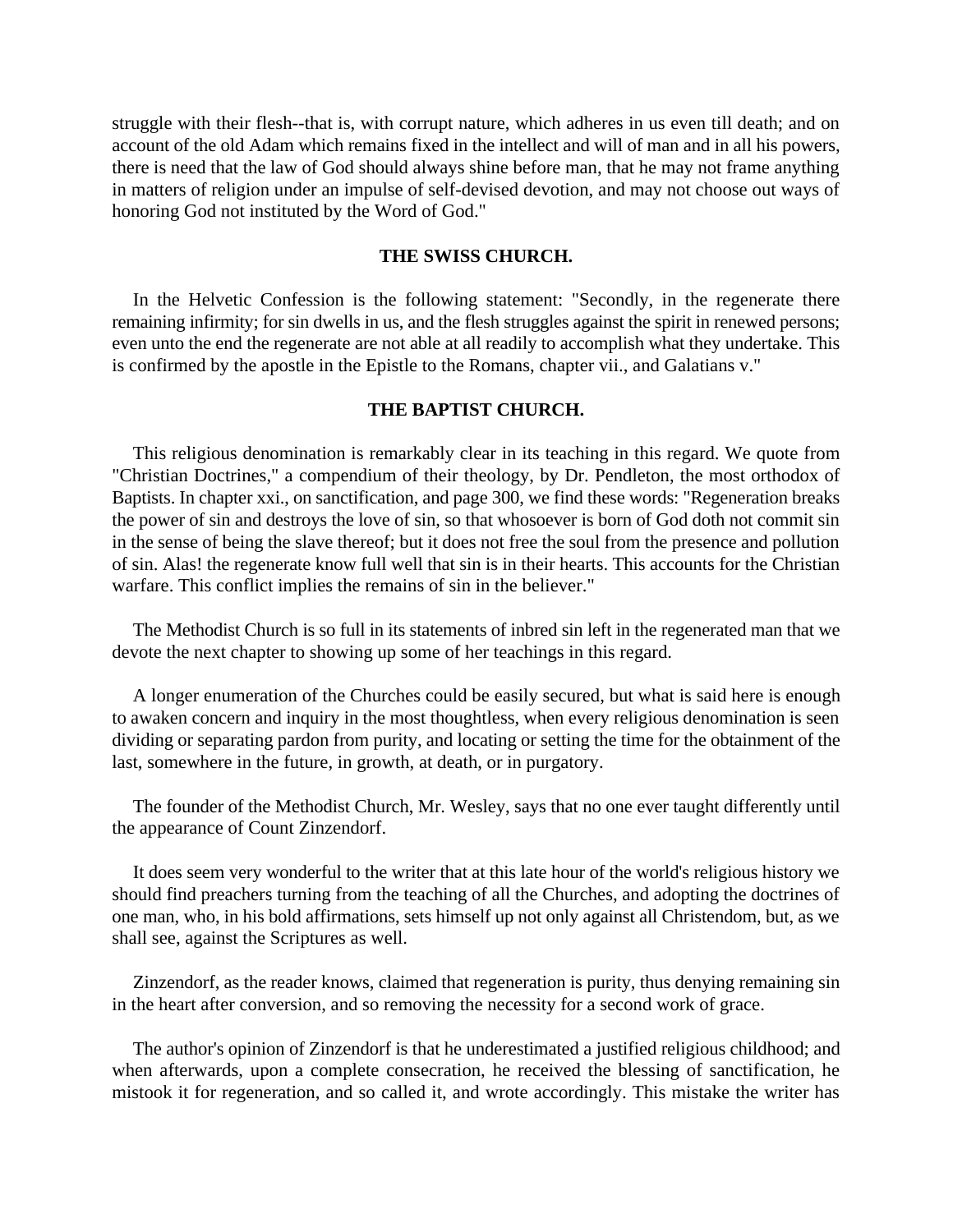struggle with their flesh--that is, with corrupt nature, which adheres in us even till death; and on account of the old Adam which remains fixed in the intellect and will of man and in all his powers, there is need that the law of God should always shine before man, that he may not frame anything in matters of religion under an impulse of self-devised devotion, and may not choose out ways of honoring God not instituted by the Word of God."

### THE SWISS CHURCH.

In the Helvetic Confession is the following statement: "Secondly, in the regenerate there remaining infirmity; for sin dwells in us, and the flesh struggles against the spirit in renewed persons; even unto the end the regenerate are not able at all readily to accomplish what they undertake. This is confirmed by the apostle in the Epistle to the Romans, chapter vii., and Galatians v."

### THE BAPTIST CHURCH.

This religious denomination is remarkably clear in its teaching in this regard. We quote from "Christian Doctrines," a compendium of their theology, by Dr. Pendleton, the most orthodox of Baptists. In chapter xxi., on sanctification, and page 300, we find these words: "Regeneration breaks the power of sin and destroys the love of sin, so that whosoever is born of God doth not commit sin in the sense of being the slave thereof; but it does not free the soul from the presence and pollution of sin. Alas! the regenerate know full well that sin is in their hearts. This accounts for the Christian warfare. This conflict implies the remains of sin in the believer."

The Methodist Church is so full in its statements of inbred sin left in the regenerated man that we devote the next chapter to showing up some of her teachings in this regard.

A longer enumeration of the Churches could be easily secured, but what is said here is enough to awaken concern and inquiry in the most thoughtless, when every religious denomination is seen dividing or separating pardon from purity, and locating or setting the time for the obtainment of the last, somewhere in the future, in growth, at death, or in purgatory.

The founder of the Methodist Church, Mr. Wesley, says that no one ever taught differently until the appearance of Count Zinzendorf.

It does seem very wonderful to the writer that at this late hour of the world's religious history we should find preachers turning from the teaching of all the Churches, and adopting the doctrines of one man, who, in his bold affirmations, sets himself up not only against all Christendom, but, as we shall see, against the Scriptures as well.

Zinzendorf, as the reader knows, claimed that regeneration is purity, thus denying remaining sin in the heart after conversion, and so removing the necessity for a second work of grace.

The author's opinion of Zinzendorf is that he underestimated a justified religious childhood; and when afterwards, upon a complete consecration, he received the blessing of sanctification, he mistook it for regeneration, and so called it, and wrote accordingly. This mistake the writer has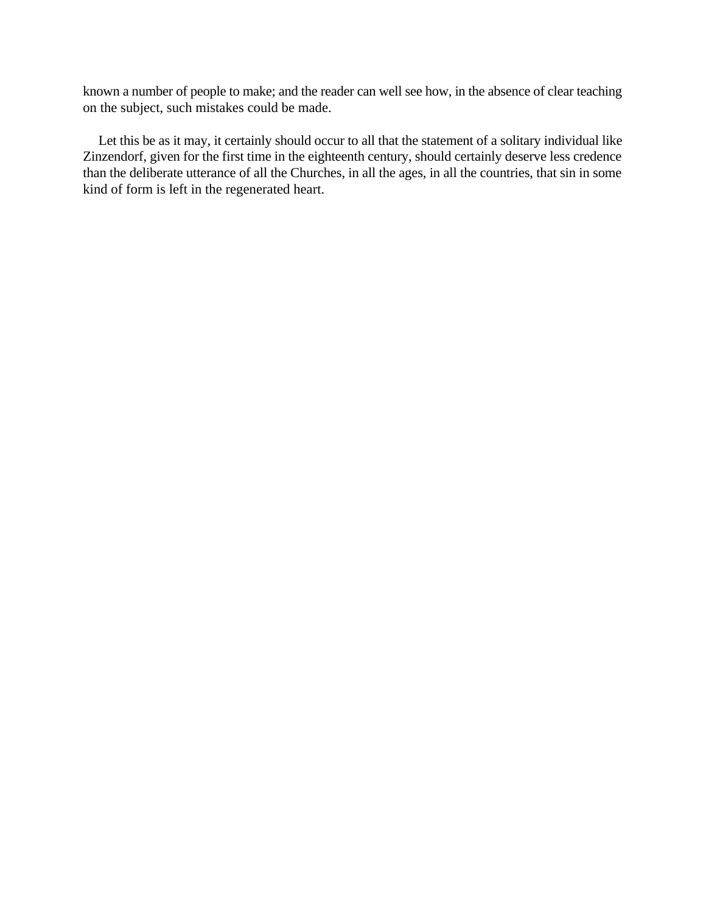known a number of people to make; and the reader can well see how, in the absence of clear teaching on the subject, such mistakes could be made.

Let this be as it may, it certainly should occur to all that the statement of a solitary individual like Zinzendorf, given for the first time in the eighteenth century, should certainly deserve less credence than the deliberate utterance of all the Churches, in all the ages, in all the countries, that sin in some kind of form is left in the regenerated heart.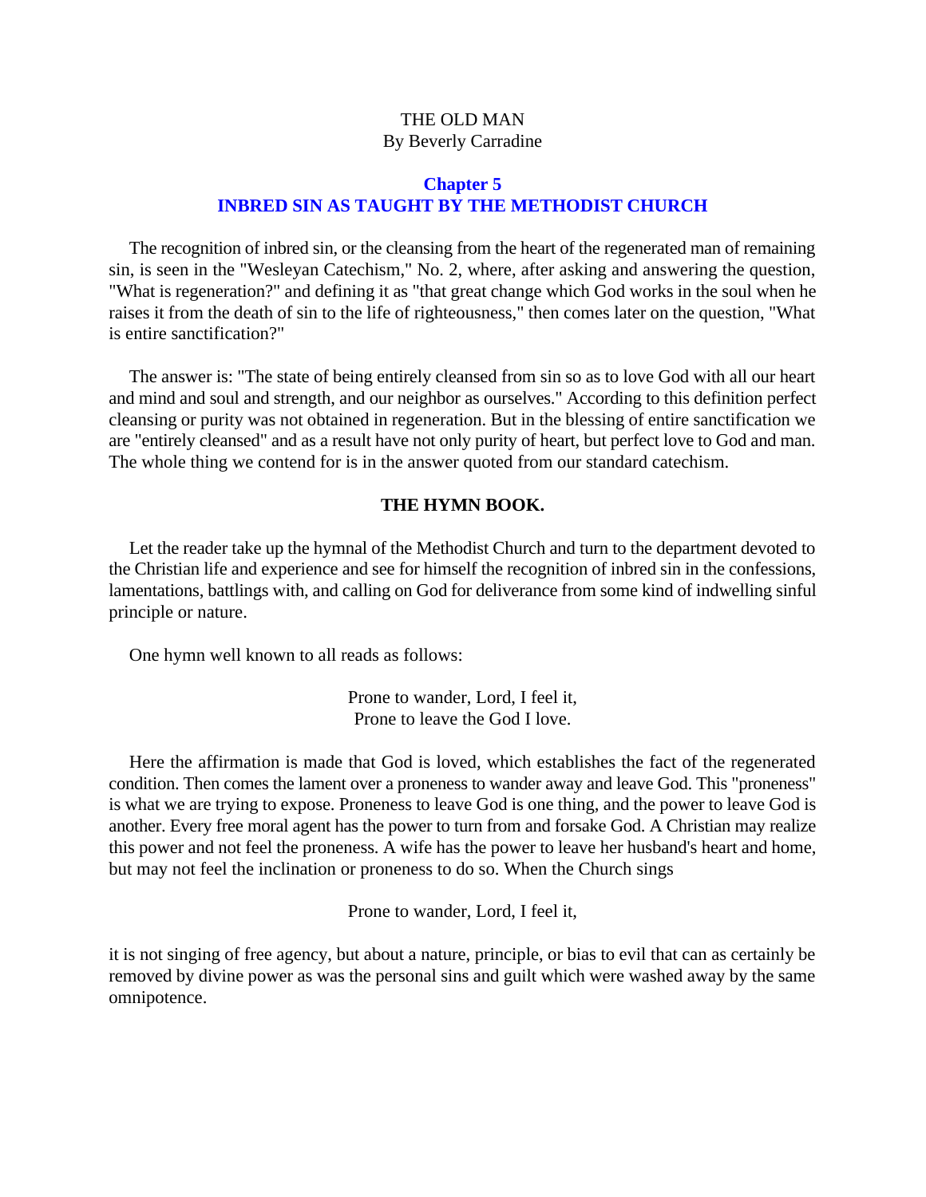THE OLD MAN
By Beverly Carradine

## Chapter 5
## INBRED SIN AS TAUGHT BY THE METHODIST CHURCH

The recognition of inbred sin, or the cleansing from the heart of the regenerated man of remaining sin, is seen in the "Wesleyan Catechism," No. 2, where, after asking and answering the question, "What is regeneration?" and defining it as "that great change which God works in the soul when he raises it from the death of sin to the life of righteousness," then comes later on the question, "What is entire sanctification?"

The answer is: "The state of being entirely cleansed from sin so as to love God with all our heart and mind and soul and strength, and our neighbor as ourselves." According to this definition perfect cleansing or purity was not obtained in regeneration. But in the blessing of entire sanctification we are "entirely cleansed" and as a result have not only purity of heart, but perfect love to God and man. The whole thing we contend for is in the answer quoted from our standard catechism.

### THE HYMN BOOK.

Let the reader take up the hymnal of the Methodist Church and turn to the department devoted to the Christian life and experience and see for himself the recognition of inbred sin in the confessions, lamentations, battlings with, and calling on God for deliverance from some kind of indwelling sinful principle or nature.

One hymn well known to all reads as follows:

> Prone to wander, Lord, I feel it,
> Prone to leave the God I love.

Here the affirmation is made that God is loved, which establishes the fact of the regenerated condition. Then comes the lament over a proneness to wander away and leave God. This "proneness" is what we are trying to expose. Proneness to leave God is one thing, and the power to leave God is another. Every free moral agent has the power to turn from and forsake God. A Christian may realize this power and not feel the proneness. A wife has the power to leave her husband's heart and home, but may not feel the inclination or proneness to do so. When the Church sings

> Prone to wander, Lord, I feel it,

it is not singing of free agency, but about a nature, principle, or bias to evil that can as certainly be removed by divine power as was the personal sins and guilt which were washed away by the same omnipotence.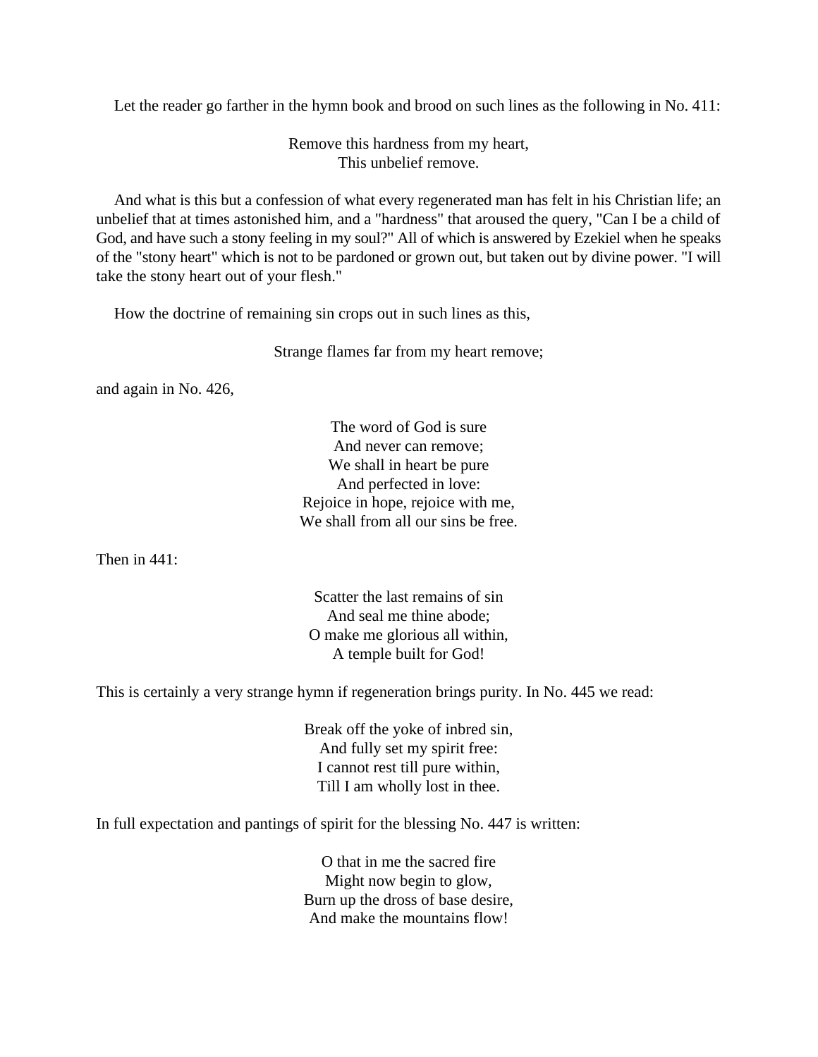Let the reader go farther in the hymn book and brood on such lines as the following in No. 411:

> Remove this hardness from my heart,  
> This unbelief remove.

And what is this but a confession of what every regenerated man has felt in his Christian life; an unbelief that at times astonished him, and a "hardness" that aroused the query, "Can I be a child of God, and have such a stony feeling in my soul?" All of which is answered by Ezekiel when he speaks of the "stony heart" which is not to be pardoned or grown out, but taken out by divine power. "I will take the stony heart out of your flesh."

How the doctrine of remaining sin crops out in such lines as this,

> Strange flames far from my heart remove;

and again in No. 426,

> The word of God is sure  
> And never can remove;  
> We shall in heart be pure  
> And perfected in love:  
> Rejoice in hope, rejoice with me,  
> We shall from all our sins be free.

Then in 441:

> Scatter the last remains of sin  
> And seal me thine abode;  
> O make me glorious all within,  
> A temple built for God!

This is certainly a very strange hymn if regeneration brings purity. In No. 445 we read:

> Break off the yoke of inbred sin,  
> And fully set my spirit free:  
> I cannot rest till pure within,  
> Till I am wholly lost in thee.

In full expectation and pantings of spirit for the blessing No. 447 is written:

> O that in me the sacred fire  
> Might now begin to glow,  
> Burn up the dross of base desire,  
> And make the mountains flow!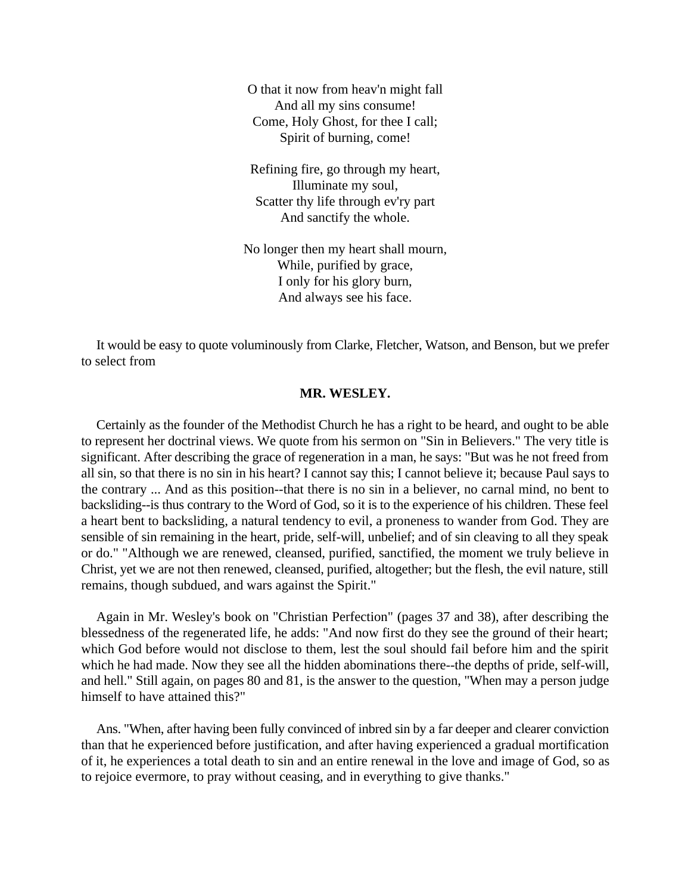O that it now from heav'n might fall  
And all my sins consume!  
Come, Holy Ghost, for thee I call;  
Spirit of burning, come!

Refining fire, go through my heart,  
Illuminate my soul,  
Scatter thy life through ev'ry part  
And sanctify the whole.

No longer then my heart shall mourn,  
While, purified by grace,  
I only for his glory burn,  
And always see his face.

It would be easy to quote voluminously from Clarke, Fletcher, Watson, and Benson, but we prefer to select from

**MR. WESLEY.**

Certainly as the founder of the Methodist Church he has a right to be heard, and ought to be able to represent her doctrinal views. We quote from his sermon on "Sin in Believers." The very title is significant. After describing the grace of regeneration in a man, he says: "But was he not freed from all sin, so that there is no sin in his heart? I cannot say this; I cannot believe it; because Paul says to the contrary ... And as this position--that there is no sin in a believer, no carnal mind, no bent to backsliding--is thus contrary to the Word of God, so it is to the experience of his children. These feel a heart bent to backsliding, a natural tendency to evil, a proneness to wander from God. They are sensible of sin remaining in the heart, pride, self-will, unbelief; and of sin cleaving to all they speak or do." "Although we are renewed, cleansed, purified, sanctified, the moment we truly believe in Christ, yet we are not then renewed, cleansed, purified, altogether; but the flesh, the evil nature, still remains, though subdued, and wars against the Spirit."

Again in Mr. Wesley's book on "Christian Perfection" (pages 37 and 38), after describing the blessedness of the regenerated life, he adds: "And now first do they see the ground of their heart; which God before would not disclose to them, lest the soul should fail before him and the spirit which he had made. Now they see all the hidden abominations there--the depths of pride, self-will, and hell." Still again, on pages 80 and 81, is the answer to the question, "When may a person judge himself to have attained this?"

Ans. "When, after having been fully convinced of inbred sin by a far deeper and clearer conviction than that he experienced before justification, and after having experienced a gradual mortification of it, he experiences a total death to sin and an entire renewal in the love and image of God, so as to rejoice evermore, to pray without ceasing, and in everything to give thanks."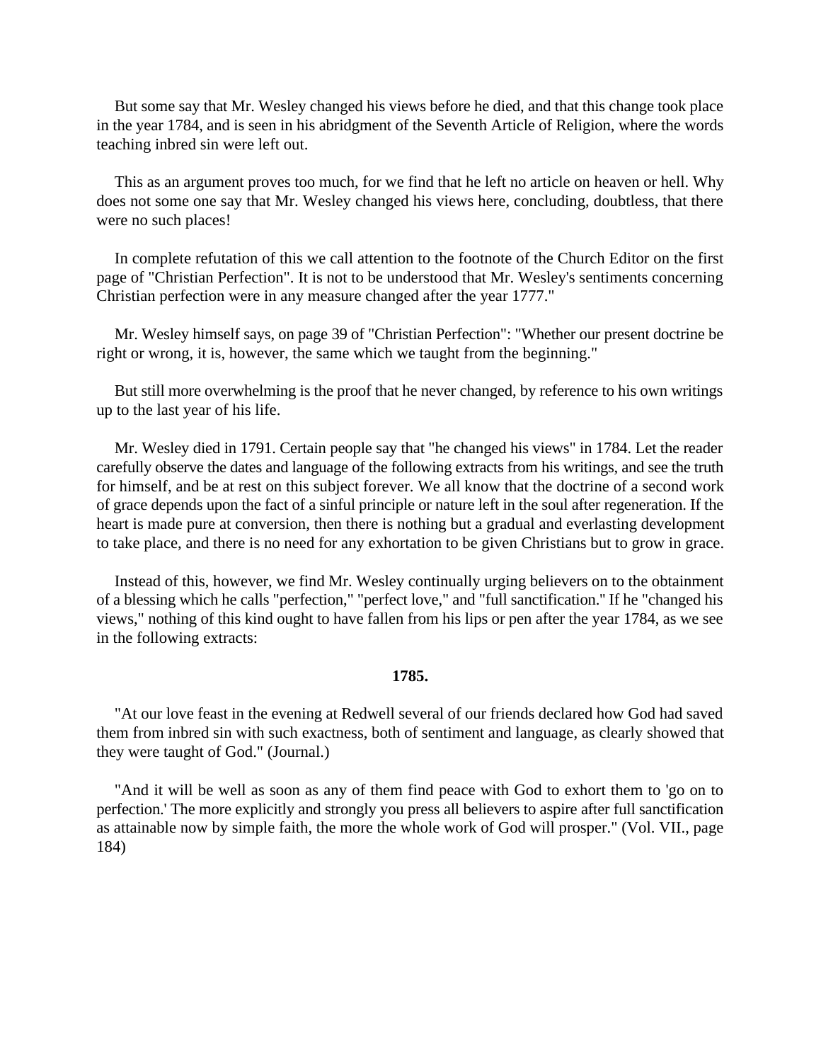But some say that Mr. Wesley changed his views before he died, and that this change took place in the year 1784, and is seen in his abridgment of the Seventh Article of Religion, where the words teaching inbred sin were left out.

This as an argument proves too much, for we find that he left no article on heaven or hell. Why does not some one say that Mr. Wesley changed his views here, concluding, doubtless, that there were no such places!

In complete refutation of this we call attention to the footnote of the Church Editor on the first page of "Christian Perfection". It is not to be understood that Mr. Wesley's sentiments concerning Christian perfection were in any measure changed after the year 1777."

Mr. Wesley himself says, on page 39 of "Christian Perfection": "Whether our present doctrine be right or wrong, it is, however, the same which we taught from the beginning."

But still more overwhelming is the proof that he never changed, by reference to his own writings up to the last year of his life.

Mr. Wesley died in 1791. Certain people say that "he changed his views" in 1784. Let the reader carefully observe the dates and language of the following extracts from his writings, and see the truth for himself, and be at rest on this subject forever. We all know that the doctrine of a second work of grace depends upon the fact of a sinful principle or nature left in the soul after regeneration. If the heart is made pure at conversion, then there is nothing but a gradual and everlasting development to take place, and there is no need for any exhortation to be given Christians but to grow in grace.

Instead of this, however, we find Mr. Wesley continually urging believers on to the obtainment of a blessing which he calls "perfection," "perfect love," and "full sanctification." If he "changed his views," nothing of this kind ought to have fallen from his lips or pen after the year 1784, as we see in the following extracts:

**1785.**

"At our love feast in the evening at Redwell several of our friends declared how God had saved them from inbred sin with such exactness, both of sentiment and language, as clearly showed that they were taught of God." (Journal.)

"And it will be well as soon as any of them find peace with God to exhort them to 'go on to perfection.' The more explicitly and strongly you press all believers to aspire after full sanctification as attainable now by simple faith, the more the whole work of God will prosper." (Vol. VII., page 184)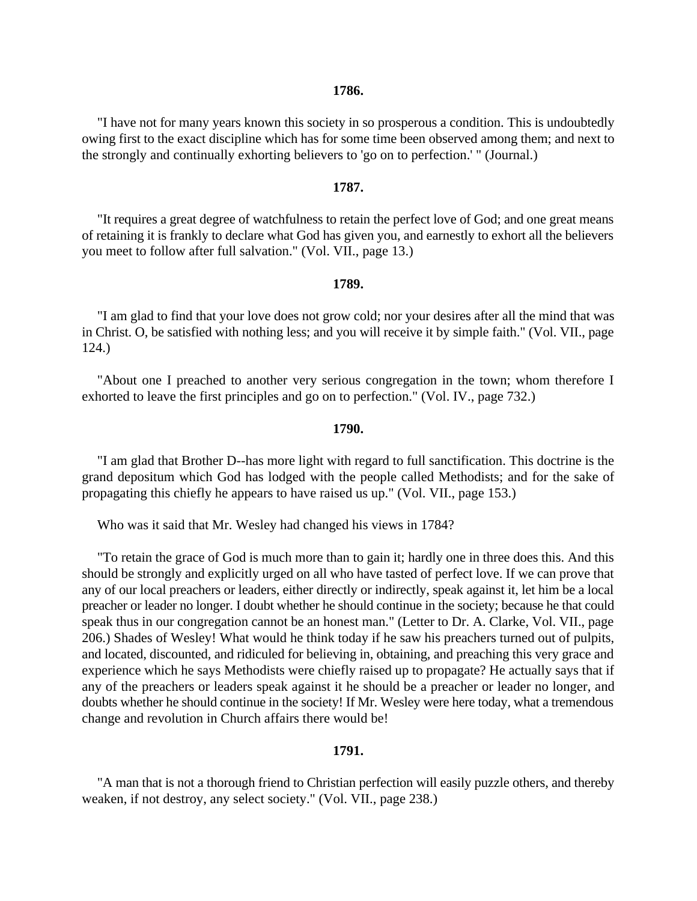**1786.**

"I have not for many years known this society in so prosperous a condition. This is undoubtedly owing first to the exact discipline which has for some time been observed among them; and next to the strongly and continually exhorting believers to 'go on to perfection.' " (Journal.)

**1787.**

"It requires a great degree of watchfulness to retain the perfect love of God; and one great means of retaining it is frankly to declare what God has given you, and earnestly to exhort all the believers you meet to follow after full salvation." (Vol. VII., page 13.)

**1789.**

"I am glad to find that your love does not grow cold; nor your desires after all the mind that was in Christ. O, be satisfied with nothing less; and you will receive it by simple faith." (Vol. VII., page 124.)

"About one I preached to another very serious congregation in the town; whom therefore I exhorted to leave the first principles and go on to perfection." (Vol. IV., page 732.)

**1790.**

"I am glad that Brother D--has more light with regard to full sanctification. This doctrine is the grand depositum which God has lodged with the people called Methodists; and for the sake of propagating this chiefly he appears to have raised us up." (Vol. VII., page 153.)

Who was it said that Mr. Wesley had changed his views in 1784?

"To retain the grace of God is much more than to gain it; hardly one in three does this. And this should be strongly and explicitly urged on all who have tasted of perfect love. If we can prove that any of our local preachers or leaders, either directly or indirectly, speak against it, let him be a local preacher or leader no longer. I doubt whether he should continue in the society; because he that could speak thus in our congregation cannot be an honest man." (Letter to Dr. A. Clarke, Vol. VII., page 206.) Shades of Wesley! What would he think today if he saw his preachers turned out of pulpits, and located, discounted, and ridiculed for believing in, obtaining, and preaching this very grace and experience which he says Methodists were chiefly raised up to propagate? He actually says that if any of the preachers or leaders speak against it he should be a preacher or leader no longer, and doubts whether he should continue in the society! If Mr. Wesley were here today, what a tremendous change and revolution in Church affairs there would be!

**1791.**

"A man that is not a thorough friend to Christian perfection will easily puzzle others, and thereby weaken, if not destroy, any select society." (Vol. VII., page 238.)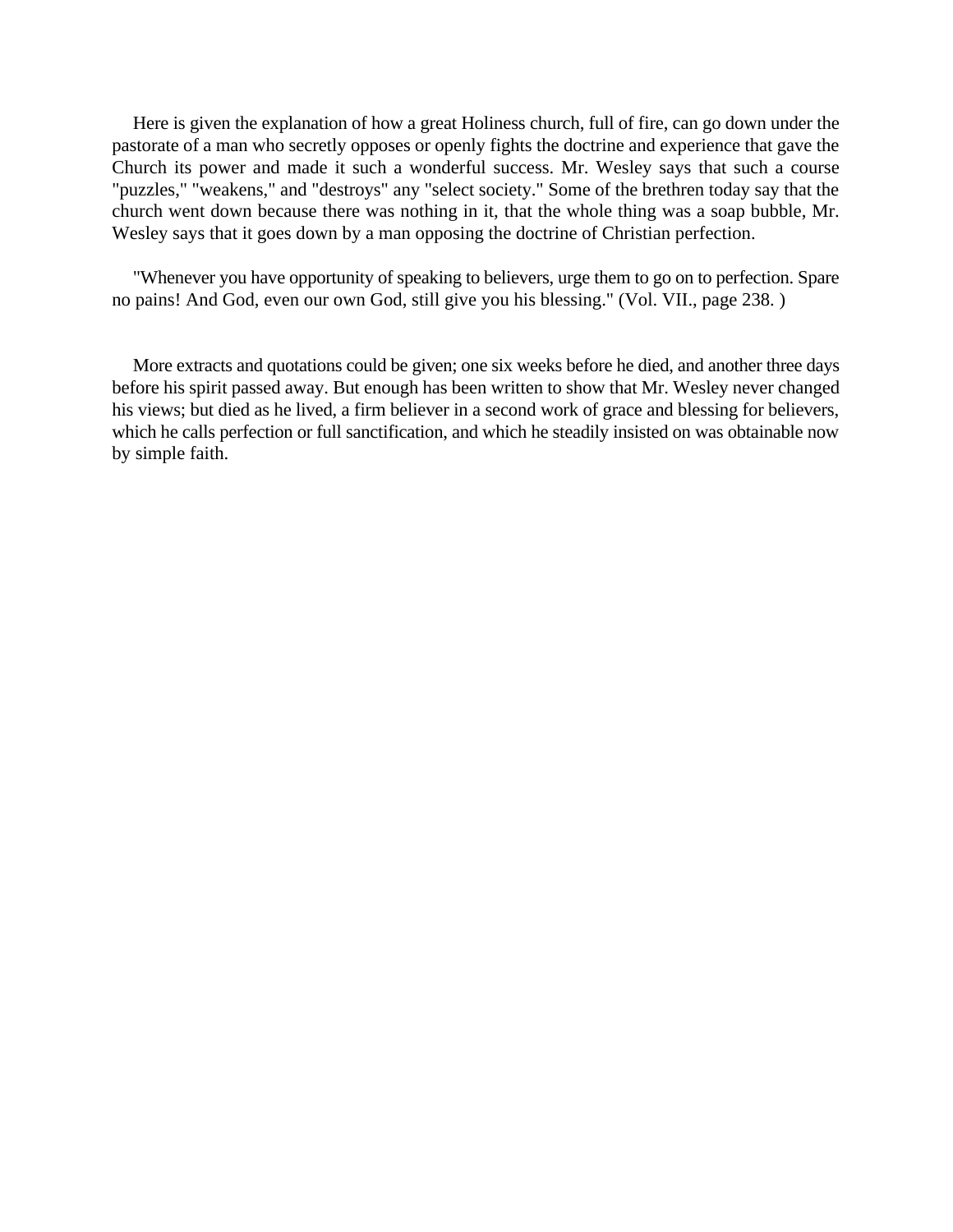Here is given the explanation of how a great Holiness church, full of fire, can go down under the pastorate of a man who secretly opposes or openly fights the doctrine and experience that gave the Church its power and made it such a wonderful success. Mr. Wesley says that such a course "puzzles," "weakens," and "destroys" any "select society." Some of the brethren today say that the church went down because there was nothing in it, that the whole thing was a soap bubble, Mr. Wesley says that it goes down by a man opposing the doctrine of Christian perfection.

"Whenever you have opportunity of speaking to believers, urge them to go on to perfection. Spare no pains! And God, even our own God, still give you his blessing." (Vol. VII., page 238. )

More extracts and quotations could be given; one six weeks before he died, and another three days before his spirit passed away. But enough has been written to show that Mr. Wesley never changed his views; but died as he lived, a firm believer in a second work of grace and blessing for believers, which he calls perfection or full sanctification, and which he steadily insisted on was obtainable now by simple faith.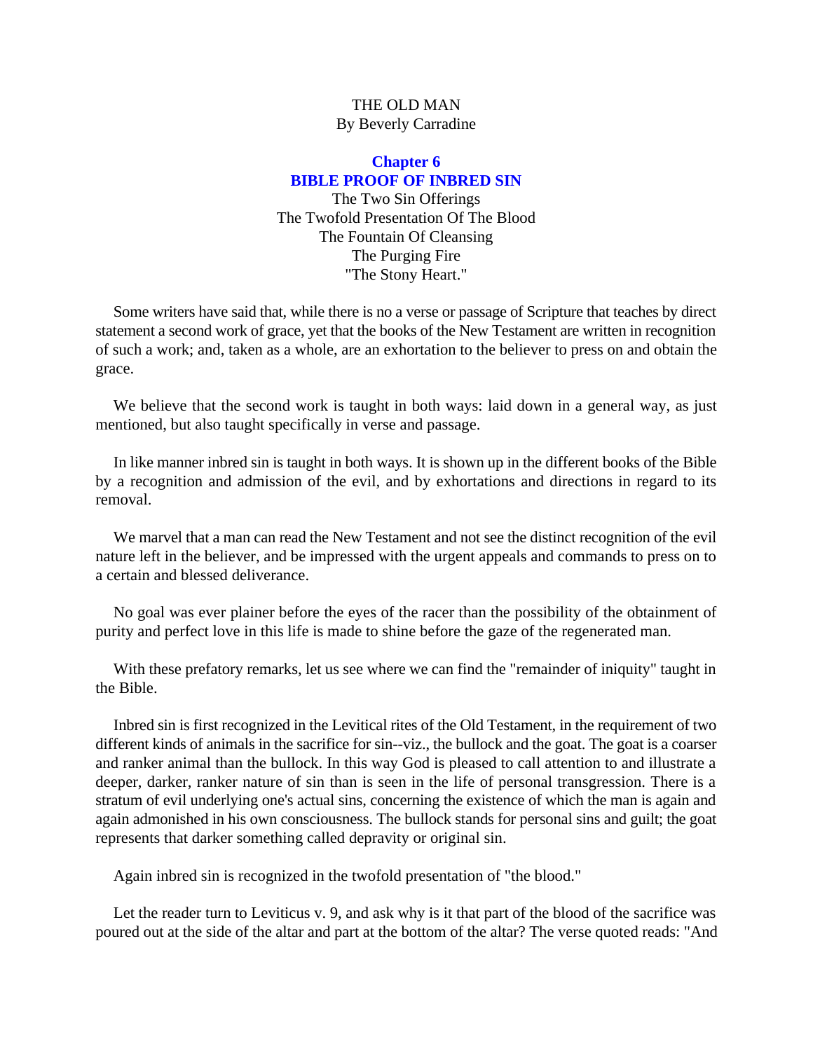THE OLD MAN
By Beverly Carradine

## Chapter 6
## BIBLE PROOF OF INBRED SIN

The Two Sin Offerings
The Twofold Presentation Of The Blood
The Fountain Of Cleansing
The Purging Fire
"The Stony Heart."

Some writers have said that, while there is no a verse or passage of Scripture that teaches by direct statement a second work of grace, yet that the books of the New Testament are written in recognition of such a work; and, taken as a whole, are an exhortation to the believer to press on and obtain the grace.

We believe that the second work is taught in both ways: laid down in a general way, as just mentioned, but also taught specifically in verse and passage.

In like manner inbred sin is taught in both ways. It is shown up in the different books of the Bible by a recognition and admission of the evil, and by exhortations and directions in regard to its removal.

We marvel that a man can read the New Testament and not see the distinct recognition of the evil nature left in the believer, and be impressed with the urgent appeals and commands to press on to a certain and blessed deliverance.

No goal was ever plainer before the eyes of the racer than the possibility of the obtainment of purity and perfect love in this life is made to shine before the gaze of the regenerated man.

With these prefatory remarks, let us see where we can find the "remainder of iniquity" taught in the Bible.

Inbred sin is first recognized in the Levitical rites of the Old Testament, in the requirement of two different kinds of animals in the sacrifice for sin--viz., the bullock and the goat. The goat is a coarser and ranker animal than the bullock. In this way God is pleased to call attention to and illustrate a deeper, darker, ranker nature of sin than is seen in the life of personal transgression. There is a stratum of evil underlying one's actual sins, concerning the existence of which the man is again and again admonished in his own consciousness. The bullock stands for personal sins and guilt; the goat represents that darker something called depravity or original sin.

Again inbred sin is recognized in the twofold presentation of "the blood."

Let the reader turn to Leviticus v. 9, and ask why is it that part of the blood of the sacrifice was poured out at the side of the altar and part at the bottom of the altar? The verse quoted reads: "And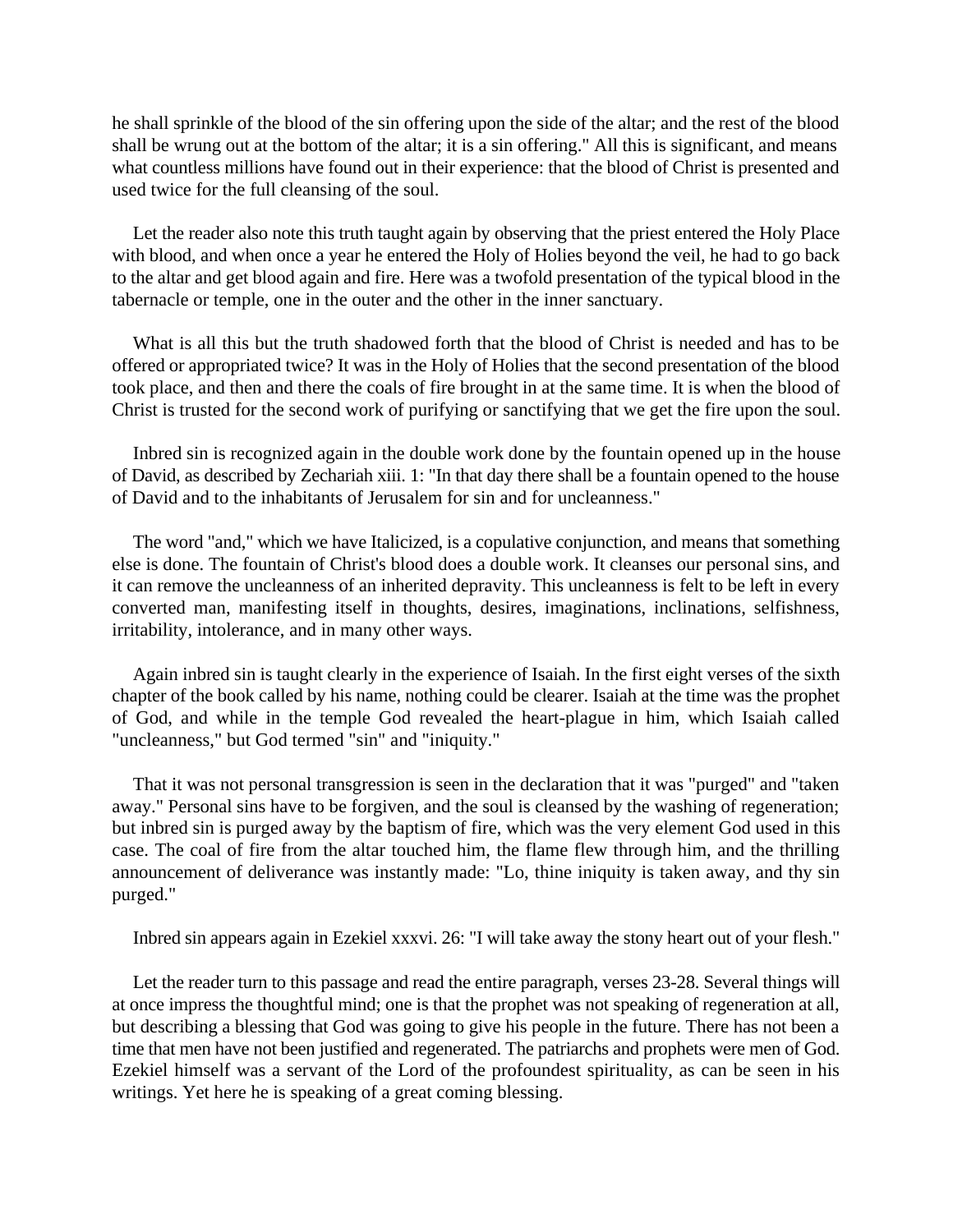he shall sprinkle of the blood of the sin offering upon the side of the altar; and the rest of the blood shall be wrung out at the bottom of the altar; it is a sin offering." All this is significant, and means what countless millions have found out in their experience: that the blood of Christ is presented and used twice for the full cleansing of the soul.

Let the reader also note this truth taught again by observing that the priest entered the Holy Place with blood, and when once a year he entered the Holy of Holies beyond the veil, he had to go back to the altar and get blood again and fire. Here was a twofold presentation of the typical blood in the tabernacle or temple, one in the outer and the other in the inner sanctuary.

What is all this but the truth shadowed forth that the blood of Christ is needed and has to be offered or appropriated twice? It was in the Holy of Holies that the second presentation of the blood took place, and then and there the coals of fire brought in at the same time. It is when the blood of Christ is trusted for the second work of purifying or sanctifying that we get the fire upon the soul.

Inbred sin is recognized again in the double work done by the fountain opened up in the house of David, as described by Zechariah xiii. 1: "In that day there shall be a fountain opened to the house of David and to the inhabitants of Jerusalem for sin and for uncleanness."

The word "and," which we have Italicized, is a copulative conjunction, and means that something else is done. The fountain of Christ's blood does a double work. It cleanses our personal sins, and it can remove the uncleanness of an inherited depravity. This uncleanness is felt to be left in every converted man, manifesting itself in thoughts, desires, imaginations, inclinations, selfishness, irritability, intolerance, and in many other ways.

Again inbred sin is taught clearly in the experience of Isaiah. In the first eight verses of the sixth chapter of the book called by his name, nothing could be clearer. Isaiah at the time was the prophet of God, and while in the temple God revealed the heart-plague in him, which Isaiah called "uncleanness," but God termed "sin" and "iniquity."

That it was not personal transgression is seen in the declaration that it was "purged" and "taken away." Personal sins have to be forgiven, and the soul is cleansed by the washing of regeneration; but inbred sin is purged away by the baptism of fire, which was the very element God used in this case. The coal of fire from the altar touched him, the flame flew through him, and the thrilling announcement of deliverance was instantly made: "Lo, thine iniquity is taken away, and thy sin purged."

Inbred sin appears again in Ezekiel xxxvi. 26: "I will take away the stony heart out of your flesh."

Let the reader turn to this passage and read the entire paragraph, verses 23-28. Several things will at once impress the thoughtful mind; one is that the prophet was not speaking of regeneration at all, but describing a blessing that God was going to give his people in the future. There has not been a time that men have not been justified and regenerated. The patriarchs and prophets were men of God. Ezekiel himself was a servant of the Lord of the profoundest spirituality, as can be seen in his writings. Yet here he is speaking of a great coming blessing.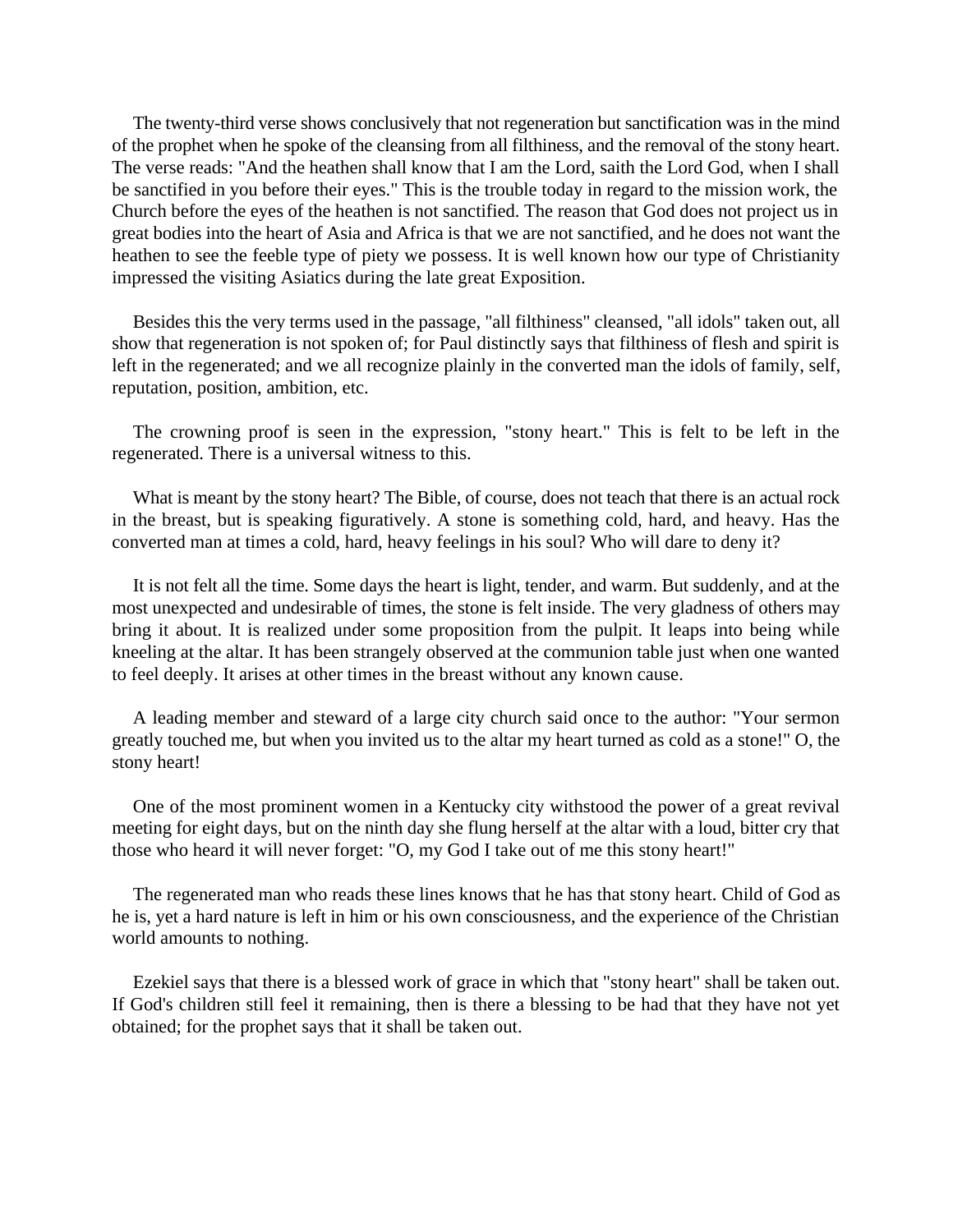The twenty-third verse shows conclusively that not regeneration but sanctification was in the mind of the prophet when he spoke of the cleansing from all filthiness, and the removal of the stony heart. The verse reads: "And the heathen shall know that I am the Lord, saith the Lord God, when I shall be sanctified in you before their eyes." This is the trouble today in regard to the mission work, the Church before the eyes of the heathen is not sanctified. The reason that God does not project us in great bodies into the heart of Asia and Africa is that we are not sanctified, and he does not want the heathen to see the feeble type of piety we possess. It is well known how our type of Christianity impressed the visiting Asiatics during the late great Exposition.

Besides this the very terms used in the passage, "all filthiness" cleansed, "all idols" taken out, all show that regeneration is not spoken of; for Paul distinctly says that filthiness of flesh and spirit is left in the regenerated; and we all recognize plainly in the converted man the idols of family, self, reputation, position, ambition, etc.

The crowning proof is seen in the expression, "stony heart." This is felt to be left in the regenerated. There is a universal witness to this.

What is meant by the stony heart? The Bible, of course, does not teach that there is an actual rock in the breast, but is speaking figuratively. A stone is something cold, hard, and heavy. Has the converted man at times a cold, hard, heavy feelings in his soul? Who will dare to deny it?

It is not felt all the time. Some days the heart is light, tender, and warm. But suddenly, and at the most unexpected and undesirable of times, the stone is felt inside. The very gladness of others may bring it about. It is realized under some proposition from the pulpit. It leaps into being while kneeling at the altar. It has been strangely observed at the communion table just when one wanted to feel deeply. It arises at other times in the breast without any known cause.

A leading member and steward of a large city church said once to the author: "Your sermon greatly touched me, but when you invited us to the altar my heart turned as cold as a stone!" O, the stony heart!

One of the most prominent women in a Kentucky city withstood the power of a great revival meeting for eight days, but on the ninth day she flung herself at the altar with a loud, bitter cry that those who heard it will never forget: "O, my God I take out of me this stony heart!"

The regenerated man who reads these lines knows that he has that stony heart. Child of God as he is, yet a hard nature is left in him or his own consciousness, and the experience of the Christian world amounts to nothing.

Ezekiel says that there is a blessed work of grace in which that "stony heart" shall be taken out. If God's children still feel it remaining, then is there a blessing to be had that they have not yet obtained; for the prophet says that it shall be taken out.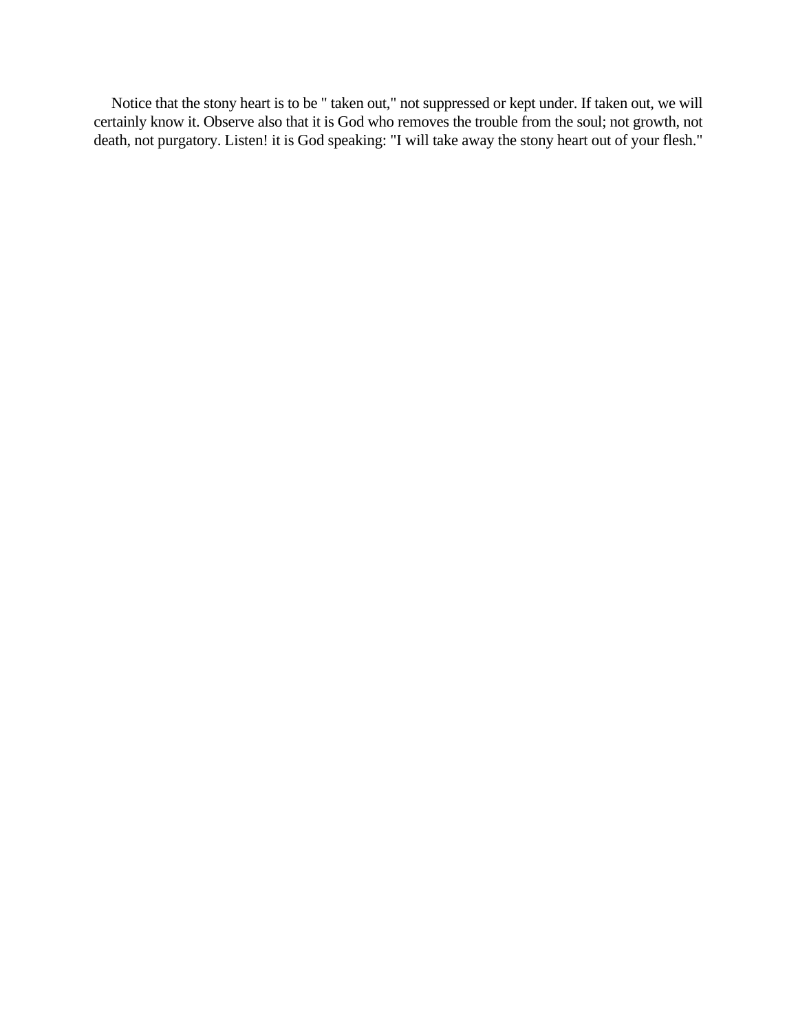Notice that the stony heart is to be " taken out," not suppressed or kept under. If taken out, we will certainly know it. Observe also that it is God who removes the trouble from the soul; not growth, not death, not purgatory. Listen! it is God speaking: "I will take away the stony heart out of your flesh."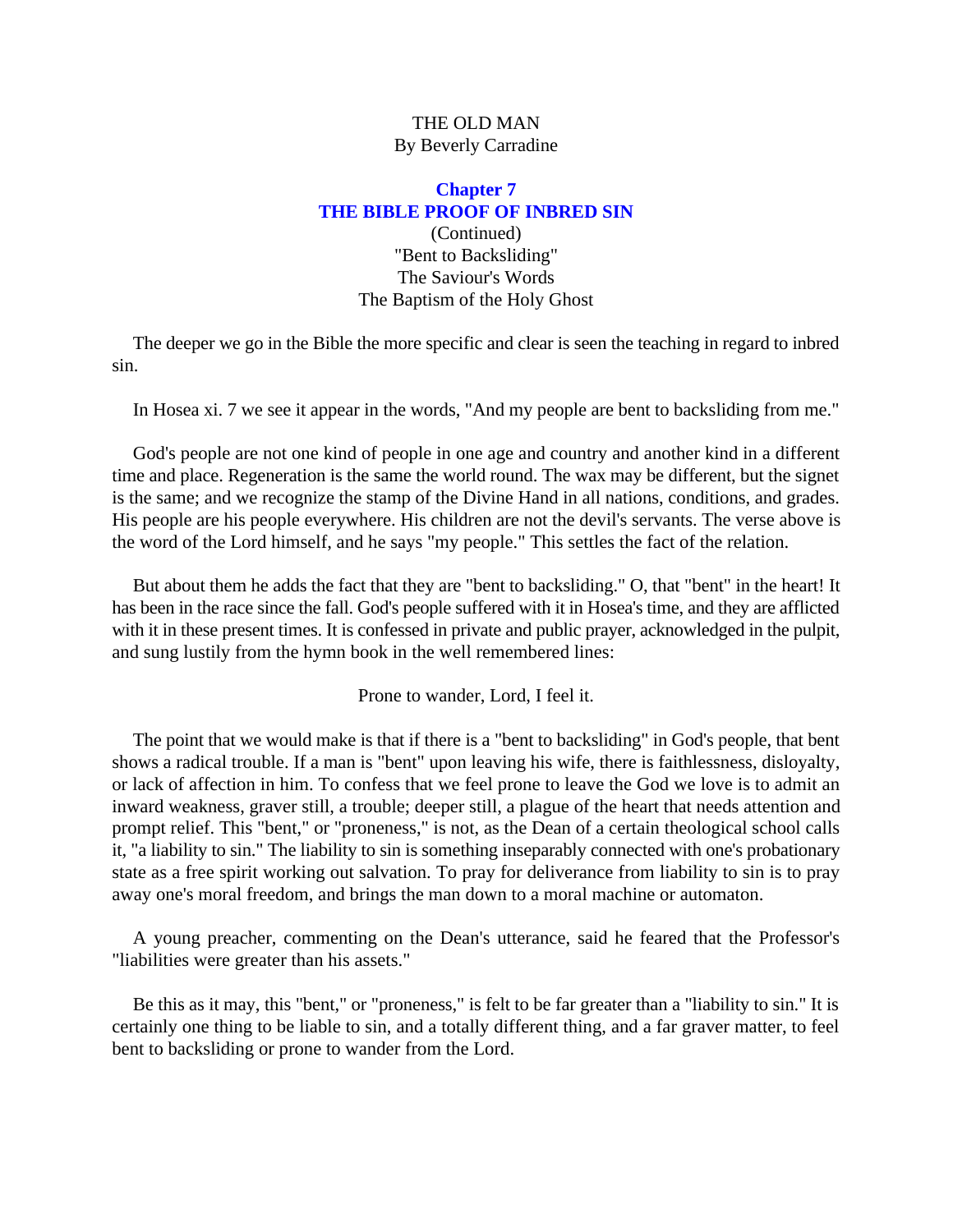THE OLD MAN
By Beverly Carradine

## Chapter 7
## THE BIBLE PROOF OF INBRED SIN

(Continued)
"Bent to Backsliding"
The Saviour's Words
The Baptism of the Holy Ghost

The deeper we go in the Bible the more specific and clear is seen the teaching in regard to inbred sin.

In Hosea xi. 7 we see it appear in the words, "And my people are bent to backsliding from me."

God's people are not one kind of people in one age and country and another kind in a different time and place. Regeneration is the same the world round. The wax may be different, but the signet is the same; and we recognize the stamp of the Divine Hand in all nations, conditions, and grades. His people are his people everywhere. His children are not the devil's servants. The verse above is the word of the Lord himself, and he says "my people." This settles the fact of the relation.

But about them he adds the fact that they are "bent to backsliding." O, that "bent" in the heart! It has been in the race since the fall. God's people suffered with it in Hosea's time, and they are afflicted with it in these present times. It is confessed in private and public prayer, acknowledged in the pulpit, and sung lustily from the hymn book in the well remembered lines:

Prone to wander, Lord, I feel it.

The point that we would make is that if there is a "bent to backsliding" in God's people, that bent shows a radical trouble. If a man is "bent" upon leaving his wife, there is faithlessness, disloyalty, or lack of affection in him. To confess that we feel prone to leave the God we love is to admit an inward weakness, graver still, a trouble; deeper still, a plague of the heart that needs attention and prompt relief. This "bent," or "proneness," is not, as the Dean of a certain theological school calls it, "a liability to sin." The liability to sin is something inseparably connected with one's probationary state as a free spirit working out salvation. To pray for deliverance from liability to sin is to pray away one's moral freedom, and brings the man down to a moral machine or automaton.

A young preacher, commenting on the Dean's utterance, said he feared that the Professor's "liabilities were greater than his assets."

Be this as it may, this "bent," or "proneness," is felt to be far greater than a "liability to sin." It is certainly one thing to be liable to sin, and a totally different thing, and a far graver matter, to feel bent to backsliding or prone to wander from the Lord.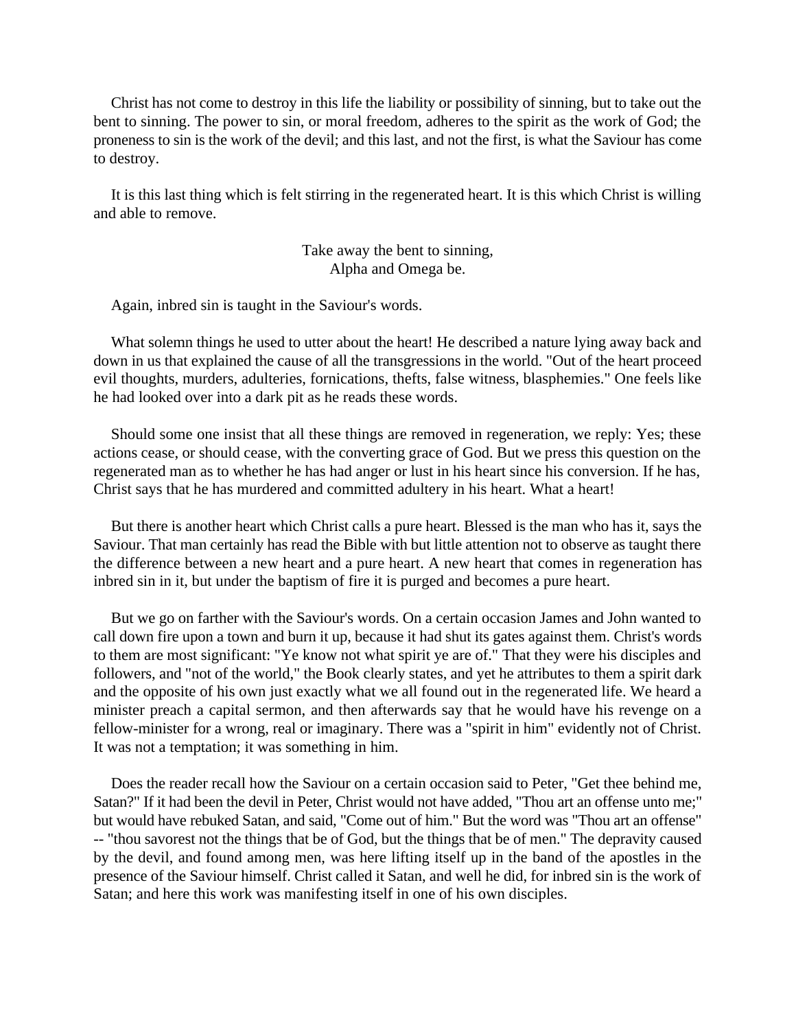Christ has not come to destroy in this life the liability or possibility of sinning, but to take out the bent to sinning. The power to sin, or moral freedom, adheres to the spirit as the work of God; the proneness to sin is the work of the devil; and this last, and not the first, is what the Saviour has come to destroy.

It is this last thing which is felt stirring in the regenerated heart. It is this which Christ is willing and able to remove.

> Take away the bent to sinning,  
> Alpha and Omega be.

Again, inbred sin is taught in the Saviour's words.

What solemn things he used to utter about the heart! He described a nature lying away back and down in us that explained the cause of all the transgressions in the world. "Out of the heart proceed evil thoughts, murders, adulteries, fornications, thefts, false witness, blasphemies." One feels like he had looked over into a dark pit as he reads these words.

Should some one insist that all these things are removed in regeneration, we reply: Yes; these actions cease, or should cease, with the converting grace of God. But we press this question on the regenerated man as to whether he has had anger or lust in his heart since his conversion. If he has, Christ says that he has murdered and committed adultery in his heart. What a heart!

But there is another heart which Christ calls a pure heart. Blessed is the man who has it, says the Saviour. That man certainly has read the Bible with but little attention not to observe as taught there the difference between a new heart and a pure heart. A new heart that comes in regeneration has inbred sin in it, but under the baptism of fire it is purged and becomes a pure heart.

But we go on farther with the Saviour's words. On a certain occasion James and John wanted to call down fire upon a town and burn it up, because it had shut its gates against them. Christ's words to them are most significant: "Ye know not what spirit ye are of." That they were his disciples and followers, and "not of the world," the Book clearly states, and yet he attributes to them a spirit dark and the opposite of his own just exactly what we all found out in the regenerated life. We heard a minister preach a capital sermon, and then afterwards say that he would have his revenge on a fellow-minister for a wrong, real or imaginary. There was a "spirit in him" evidently not of Christ. It was not a temptation; it was something in him.

Does the reader recall how the Saviour on a certain occasion said to Peter, "Get thee behind me, Satan?" If it had been the devil in Peter, Christ would not have added, "Thou art an offense unto me;" but would have rebuked Satan, and said, "Come out of him." But the word was "Thou art an offense" -- "thou savorest not the things that be of God, but the things that be of men." The depravity caused by the devil, and found among men, was here lifting itself up in the band of the apostles in the presence of the Saviour himself. Christ called it Satan, and well he did, for inbred sin is the work of Satan; and here this work was manifesting itself in one of his own disciples.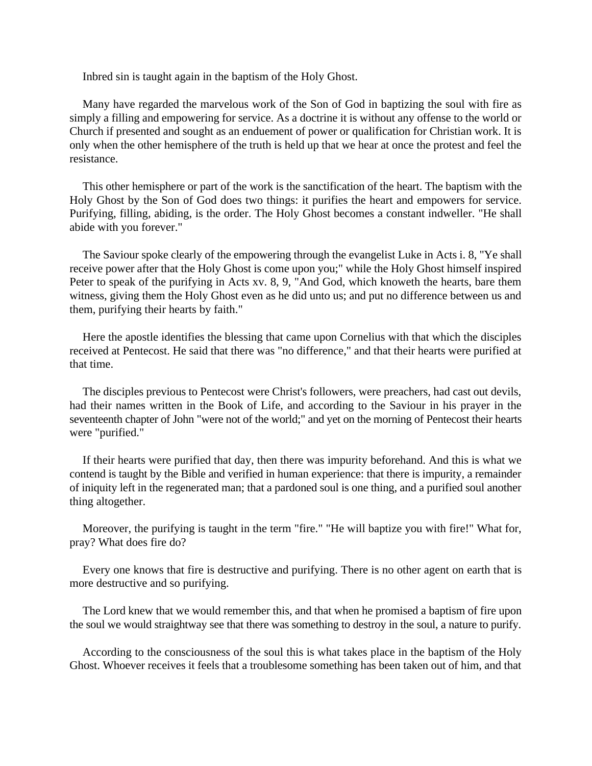Inbred sin is taught again in the baptism of the Holy Ghost.

Many have regarded the marvelous work of the Son of God in baptizing the soul with fire as simply a filling and empowering for service. As a doctrine it is without any offense to the world or Church if presented and sought as an enduement of power or qualification for Christian work. It is only when the other hemisphere of the truth is held up that we hear at once the protest and feel the resistance.

This other hemisphere or part of the work is the sanctification of the heart. The baptism with the Holy Ghost by the Son of God does two things: it purifies the heart and empowers for service. Purifying, filling, abiding, is the order. The Holy Ghost becomes a constant indweller. "He shall abide with you forever."

The Saviour spoke clearly of the empowering through the evangelist Luke in Acts i. 8, "Ye shall receive power after that the Holy Ghost is come upon you;" while the Holy Ghost himself inspired Peter to speak of the purifying in Acts xv. 8, 9, "And God, which knoweth the hearts, bare them witness, giving them the Holy Ghost even as he did unto us; and put no difference between us and them, purifying their hearts by faith."

Here the apostle identifies the blessing that came upon Cornelius with that which the disciples received at Pentecost. He said that there was "no difference," and that their hearts were purified at that time.

The disciples previous to Pentecost were Christ's followers, were preachers, had cast out devils, had their names written in the Book of Life, and according to the Saviour in his prayer in the seventeenth chapter of John "were not of the world;" and yet on the morning of Pentecost their hearts were "purified."

If their hearts were purified that day, then there was impurity beforehand. And this is what we contend is taught by the Bible and verified in human experience: that there is impurity, a remainder of iniquity left in the regenerated man; that a pardoned soul is one thing, and a purified soul another thing altogether.

Moreover, the purifying is taught in the term "fire." "He will baptize you with fire!" What for, pray? What does fire do?

Every one knows that fire is destructive and purifying. There is no other agent on earth that is more destructive and so purifying.

The Lord knew that we would remember this, and that when he promised a baptism of fire upon the soul we would straightway see that there was something to destroy in the soul, a nature to purify.

According to the consciousness of the soul this is what takes place in the baptism of the Holy Ghost. Whoever receives it feels that a troublesome something has been taken out of him, and that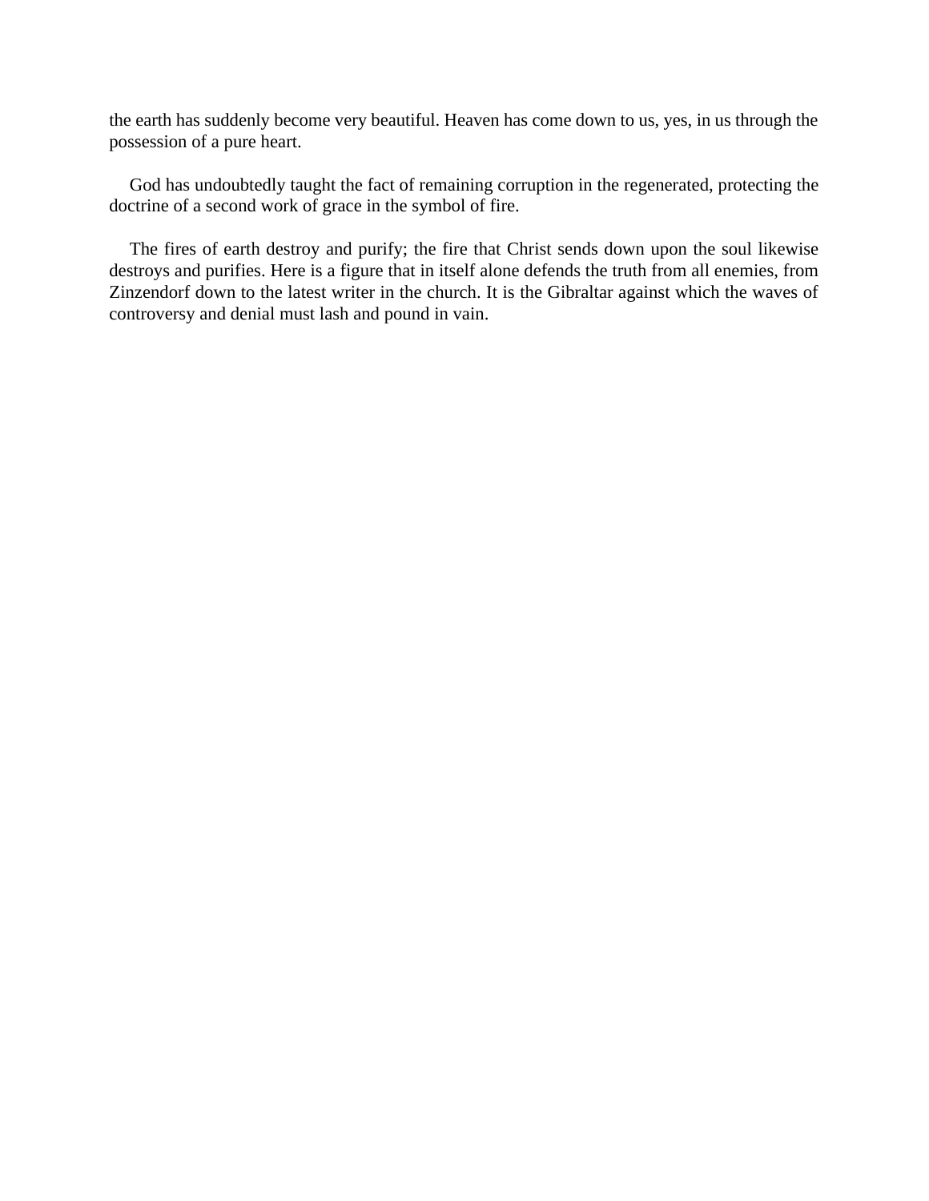the earth has suddenly become very beautiful. Heaven has come down to us, yes, in us through the possession of a pure heart.

God has undoubtedly taught the fact of remaining corruption in the regenerated, protecting the doctrine of a second work of grace in the symbol of fire.

The fires of earth destroy and purify; the fire that Christ sends down upon the soul likewise destroys and purifies. Here is a figure that in itself alone defends the truth from all enemies, from Zinzendorf down to the latest writer in the church. It is the Gibraltar against which the waves of controversy and denial must lash and pound in vain.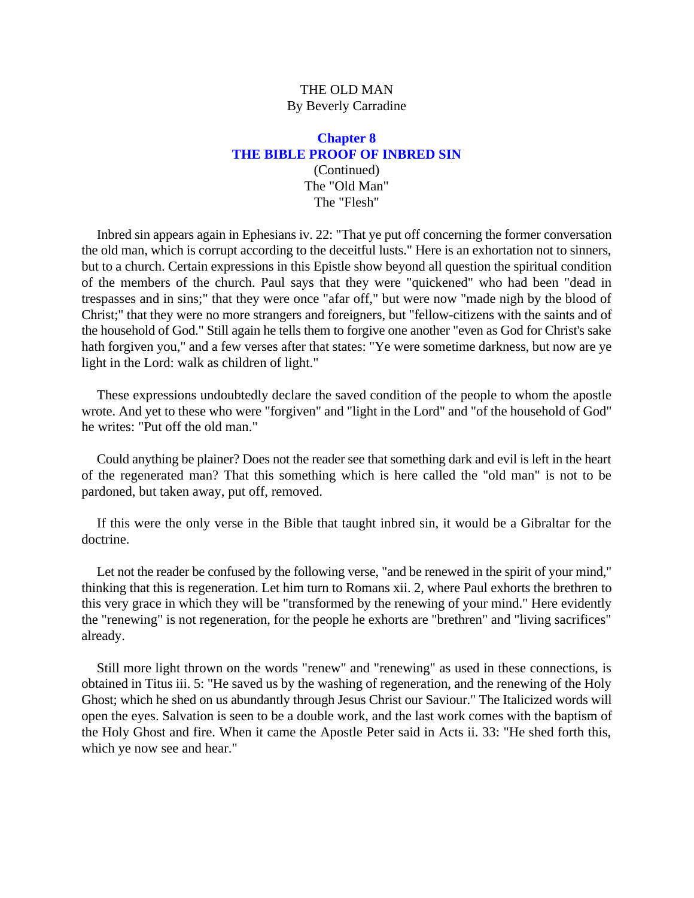THE OLD MAN
By Beverly Carradine

## Chapter 8
## THE BIBLE PROOF OF INBRED SIN

(Continued)
The "Old Man"
The "Flesh"

Inbred sin appears again in Ephesians iv. 22: "That ye put off concerning the former conversation the old man, which is corrupt according to the deceitful lusts." Here is an exhortation not to sinners, but to a church. Certain expressions in this Epistle show beyond all question the spiritual condition of the members of the church. Paul says that they were "quickened" who had been "dead in trespasses and in sins;" that they were once "afar off," but were now "made nigh by the blood of Christ;" that they were no more strangers and foreigners, but "fellow-citizens with the saints and of the household of God." Still again he tells them to forgive one another "even as God for Christ's sake hath forgiven you," and a few verses after that states: "Ye were sometime darkness, but now are ye light in the Lord: walk as children of light."

These expressions undoubtedly declare the saved condition of the people to whom the apostle wrote. And yet to these who were "forgiven" and "light in the Lord" and "of the household of God" he writes: "Put off the old man."

Could anything be plainer? Does not the reader see that something dark and evil is left in the heart of the regenerated man? That this something which is here called the "old man" is not to be pardoned, but taken away, put off, removed.

If this were the only verse in the Bible that taught inbred sin, it would be a Gibraltar for the doctrine.

Let not the reader be confused by the following verse, "and be renewed in the spirit of your mind," thinking that this is regeneration. Let him turn to Romans xii. 2, where Paul exhorts the brethren to this very grace in which they will be "transformed by the renewing of your mind." Here evidently the "renewing" is not regeneration, for the people he exhorts are "brethren" and "living sacrifices" already.

Still more light thrown on the words "renew" and "renewing" as used in these connections, is obtained in Titus iii. 5: "He saved us by the washing of regeneration, and the renewing of the Holy Ghost; which he shed on us abundantly through Jesus Christ our Saviour." The Italicized words will open the eyes. Salvation is seen to be a double work, and the last work comes with the baptism of the Holy Ghost and fire. When it came the Apostle Peter said in Acts ii. 33: "He shed forth this, which ye now see and hear."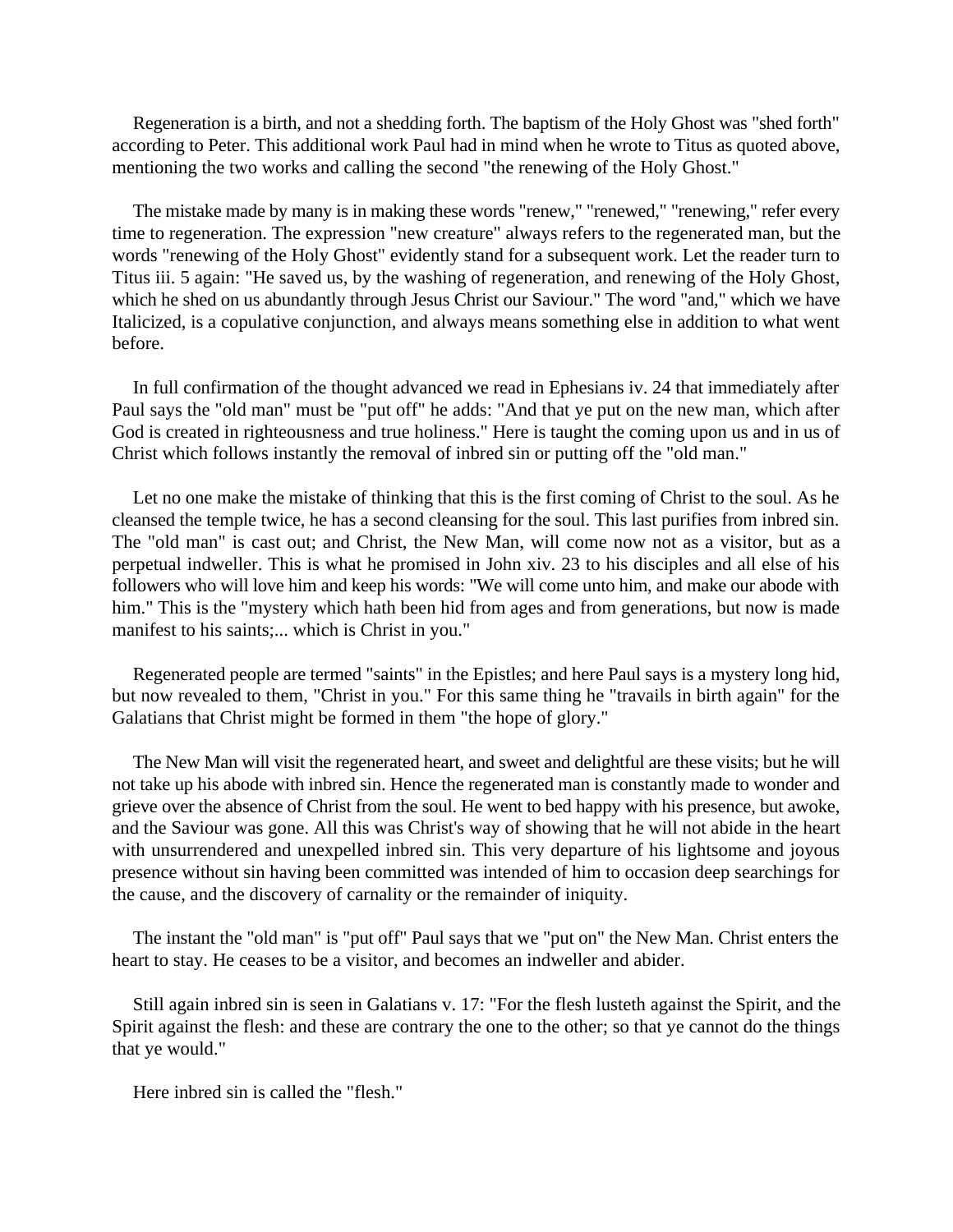Regeneration is a birth, and not a shedding forth. The baptism of the Holy Ghost was "shed forth" according to Peter. This additional work Paul had in mind when he wrote to Titus as quoted above, mentioning the two works and calling the second "the renewing of the Holy Ghost."

The mistake made by many is in making these words "renew," "renewed," "renewing," refer every time to regeneration. The expression "new creature" always refers to the regenerated man, but the words "renewing of the Holy Ghost" evidently stand for a subsequent work. Let the reader turn to Titus iii. 5 again: "He saved us, by the washing of regeneration, and renewing of the Holy Ghost, which he shed on us abundantly through Jesus Christ our Saviour." The word "and," which we have Italicized, is a copulative conjunction, and always means something else in addition to what went before.

In full confirmation of the thought advanced we read in Ephesians iv. 24 that immediately after Paul says the "old man" must be "put off" he adds: "And that ye put on the new man, which after God is created in righteousness and true holiness." Here is taught the coming upon us and in us of Christ which follows instantly the removal of inbred sin or putting off the "old man."

Let no one make the mistake of thinking that this is the first coming of Christ to the soul. As he cleansed the temple twice, he has a second cleansing for the soul. This last purifies from inbred sin. The "old man" is cast out; and Christ, the New Man, will come now not as a visitor, but as a perpetual indweller. This is what he promised in John xiv. 23 to his disciples and all else of his followers who will love him and keep his words: "We will come unto him, and make our abode with him." This is the "mystery which hath been hid from ages and from generations, but now is made manifest to his saints;... which is Christ in you."

Regenerated people are termed "saints" in the Epistles; and here Paul says is a mystery long hid, but now revealed to them, "Christ in you." For this same thing he "travails in birth again" for the Galatians that Christ might be formed in them "the hope of glory."

The New Man will visit the regenerated heart, and sweet and delightful are these visits; but he will not take up his abode with inbred sin. Hence the regenerated man is constantly made to wonder and grieve over the absence of Christ from the soul. He went to bed happy with his presence, but awoke, and the Saviour was gone. All this was Christ's way of showing that he will not abide in the heart with unsurrendered and unexpelled inbred sin. This very departure of his lightsome and joyous presence without sin having been committed was intended of him to occasion deep searchings for the cause, and the discovery of carnality or the remainder of iniquity.

The instant the "old man" is "put off" Paul says that we "put on" the New Man. Christ enters the heart to stay. He ceases to be a visitor, and becomes an indweller and abider.

Still again inbred sin is seen in Galatians v. 17: "For the flesh lusteth against the Spirit, and the Spirit against the flesh: and these are contrary the one to the other; so that ye cannot do the things that ye would."

Here inbred sin is called the "flesh."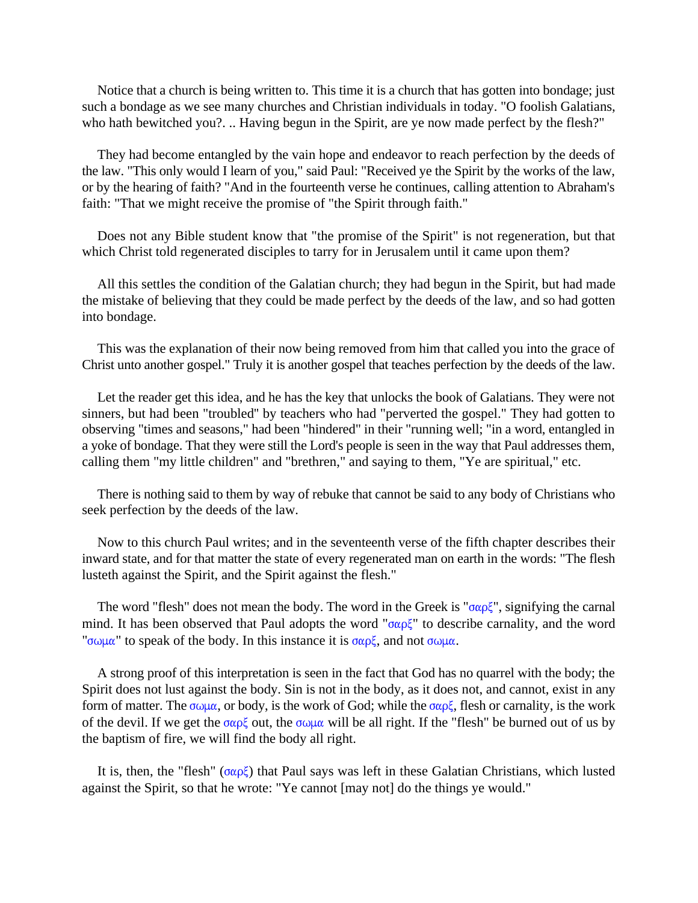Notice that a church is being written to. This time it is a church that has gotten into bondage; just such a bondage as we see many churches and Christian individuals in today. "O foolish Galatians, who hath bewitched you?. .. Having begun in the Spirit, are ye now made perfect by the flesh?"

They had become entangled by the vain hope and endeavor to reach perfection by the deeds of the law. "This only would I learn of you," said Paul: "Received ye the Spirit by the works of the law, or by the hearing of faith? "And in the fourteenth verse he continues, calling attention to Abraham's faith: "That we might receive the promise of "the Spirit through faith."

Does not any Bible student know that "the promise of the Spirit" is not regeneration, but that which Christ told regenerated disciples to tarry for in Jerusalem until it came upon them?

All this settles the condition of the Galatian church; they had begun in the Spirit, but had made the mistake of believing that they could be made perfect by the deeds of the law, and so had gotten into bondage.

This was the explanation of their now being removed from him that called you into the grace of Christ unto another gospel." Truly it is another gospel that teaches perfection by the deeds of the law.

Let the reader get this idea, and he has the key that unlocks the book of Galatians. They were not sinners, but had been "troubled" by teachers who had "perverted the gospel." They had gotten to observing "times and seasons," had been "hindered" in their "running well; "in a word, entangled in a yoke of bondage. That they were still the Lord's people is seen in the way that Paul addresses them, calling them "my little children" and "brethren," and saying to them, "Ye are spiritual," etc.

There is nothing said to them by way of rebuke that cannot be said to any body of Christians who seek perfection by the deeds of the law.

Now to this church Paul writes; and in the seventeenth verse of the fifth chapter describes their inward state, and for that matter the state of every regenerated man on earth in the words: "The flesh lusteth against the Spirit, and the Spirit against the flesh."

The word "flesh" does not mean the body. The word in the Greek is "σαρξ", signifying the carnal mind. It has been observed that Paul adopts the word "σαρξ" to describe carnality, and the word "σωμα" to speak of the body. In this instance it is σαρξ, and not σωμα.

A strong proof of this interpretation is seen in the fact that God has no quarrel with the body; the Spirit does not lust against the body. Sin is not in the body, as it does not, and cannot, exist in any form of matter. The σωμα, or body, is the work of God; while the σαρξ, flesh or carnality, is the work of the devil. If we get the σαρξ out, the σωμα will be all right. If the "flesh" be burned out of us by the baptism of fire, we will find the body all right.

It is, then, the "flesh" (σαρξ) that Paul says was left in these Galatian Christians, which lusted against the Spirit, so that he wrote: "Ye cannot [may not] do the things ye would."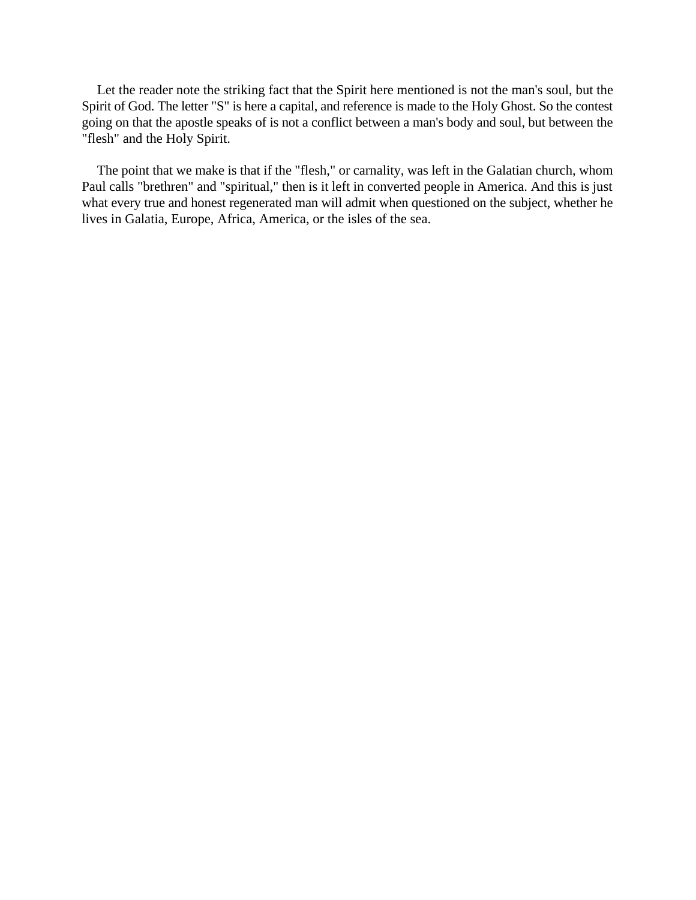Let the reader note the striking fact that the Spirit here mentioned is not the man's soul, but the Spirit of God. The letter "S" is here a capital, and reference is made to the Holy Ghost. So the contest going on that the apostle speaks of is not a conflict between a man's body and soul, but between the "flesh" and the Holy Spirit.

The point that we make is that if the "flesh," or carnality, was left in the Galatian church, whom Paul calls "brethren" and "spiritual," then is it left in converted people in America. And this is just what every true and honest regenerated man will admit when questioned on the subject, whether he lives in Galatia, Europe, Africa, America, or the isles of the sea.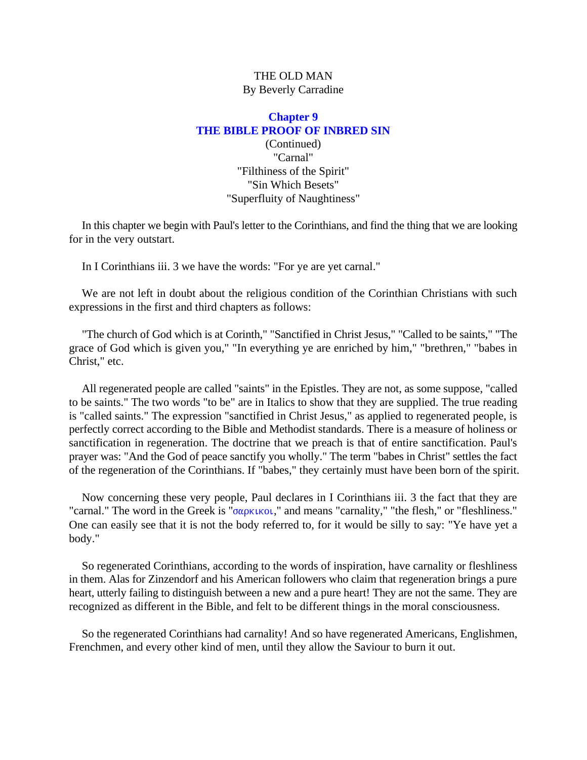THE OLD MAN
By Beverly Carradine

## Chapter 9
## THE BIBLE PROOF OF INBRED SIN

(Continued)
"Carnal"
"Filthiness of the Spirit"
"Sin Which Besets"
"Superfluity of Naughtiness"

In this chapter we begin with Paul's letter to the Corinthians, and find the thing that we are looking for in the very outstart.

In I Corinthians iii. 3 we have the words: "For ye are yet carnal."

We are not left in doubt about the religious condition of the Corinthian Christians with such expressions in the first and third chapters as follows:

"The church of God which is at Corinth," "Sanctified in Christ Jesus," "Called to be saints," "The grace of God which is given you," "In everything ye are enriched by him," "brethren," "babes in Christ," etc.

All regenerated people are called "saints" in the Epistles. They are not, as some suppose, "called to be saints." The two words "to be" are in Italics to show that they are supplied. The true reading is "called saints." The expression "sanctified in Christ Jesus," as applied to regenerated people, is perfectly correct according to the Bible and Methodist standards. There is a measure of holiness or sanctification in regeneration. The doctrine that we preach is that of entire sanctification. Paul's prayer was: "And the God of peace sanctify you wholly." The term "babes in Christ" settles the fact of the regeneration of the Corinthians. If "babes," they certainly must have been born of the spirit.

Now concerning these very people, Paul declares in I Corinthians iii. 3 the fact that they are "carnal." The word in the Greek is "σαρκικοι," and means "carnality," "the flesh," or "fleshliness." One can easily see that it is not the body referred to, for it would be silly to say: "Ye have yet a body."

So regenerated Corinthians, according to the words of inspiration, have carnality or fleshliness in them. Alas for Zinzendorf and his American followers who claim that regeneration brings a pure heart, utterly failing to distinguish between a new and a pure heart! They are not the same. They are recognized as different in the Bible, and felt to be different things in the moral consciousness.

So the regenerated Corinthians had carnality! And so have regenerated Americans, Englishmen, Frenchmen, and every other kind of men, until they allow the Saviour to burn it out.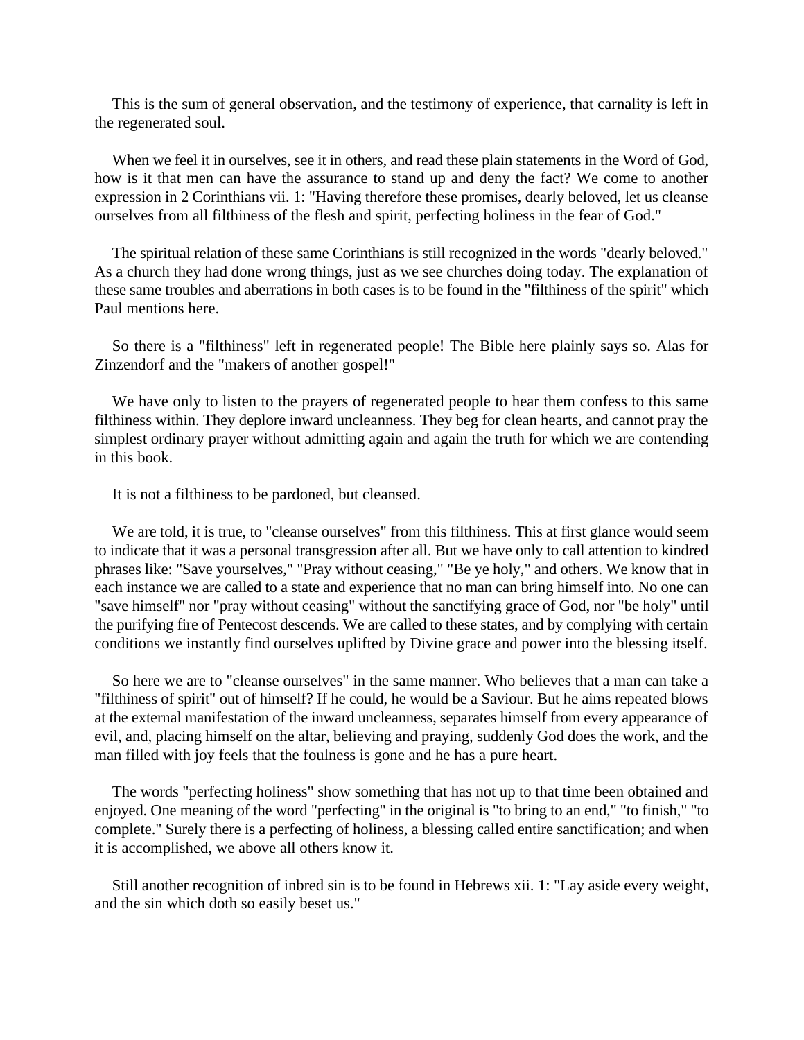This is the sum of general observation, and the testimony of experience, that carnality is left in the regenerated soul.

When we feel it in ourselves, see it in others, and read these plain statements in the Word of God, how is it that men can have the assurance to stand up and deny the fact? We come to another expression in 2 Corinthians vii. 1: "Having therefore these promises, dearly beloved, let us cleanse ourselves from all filthiness of the flesh and spirit, perfecting holiness in the fear of God."

The spiritual relation of these same Corinthians is still recognized in the words "dearly beloved." As a church they had done wrong things, just as we see churches doing today. The explanation of these same troubles and aberrations in both cases is to be found in the "filthiness of the spirit" which Paul mentions here.

So there is a "filthiness" left in regenerated people! The Bible here plainly says so. Alas for Zinzendorf and the "makers of another gospel!"

We have only to listen to the prayers of regenerated people to hear them confess to this same filthiness within. They deplore inward uncleanness. They beg for clean hearts, and cannot pray the simplest ordinary prayer without admitting again and again the truth for which we are contending in this book.

It is not a filthiness to be pardoned, but cleansed.

We are told, it is true, to "cleanse ourselves" from this filthiness. This at first glance would seem to indicate that it was a personal transgression after all. But we have only to call attention to kindred phrases like: "Save yourselves," "Pray without ceasing," "Be ye holy," and others. We know that in each instance we are called to a state and experience that no man can bring himself into. No one can "save himself" nor "pray without ceasing" without the sanctifying grace of God, nor "be holy" until the purifying fire of Pentecost descends. We are called to these states, and by complying with certain conditions we instantly find ourselves uplifted by Divine grace and power into the blessing itself.

So here we are to "cleanse ourselves" in the same manner. Who believes that a man can take a "filthiness of spirit" out of himself? If he could, he would be a Saviour. But he aims repeated blows at the external manifestation of the inward uncleanness, separates himself from every appearance of evil, and, placing himself on the altar, believing and praying, suddenly God does the work, and the man filled with joy feels that the foulness is gone and he has a pure heart.

The words "perfecting holiness" show something that has not up to that time been obtained and enjoyed. One meaning of the word "perfecting" in the original is "to bring to an end," "to finish," "to complete." Surely there is a perfecting of holiness, a blessing called entire sanctification; and when it is accomplished, we above all others know it.

Still another recognition of inbred sin is to be found in Hebrews xii. 1: "Lay aside every weight, and the sin which doth so easily beset us."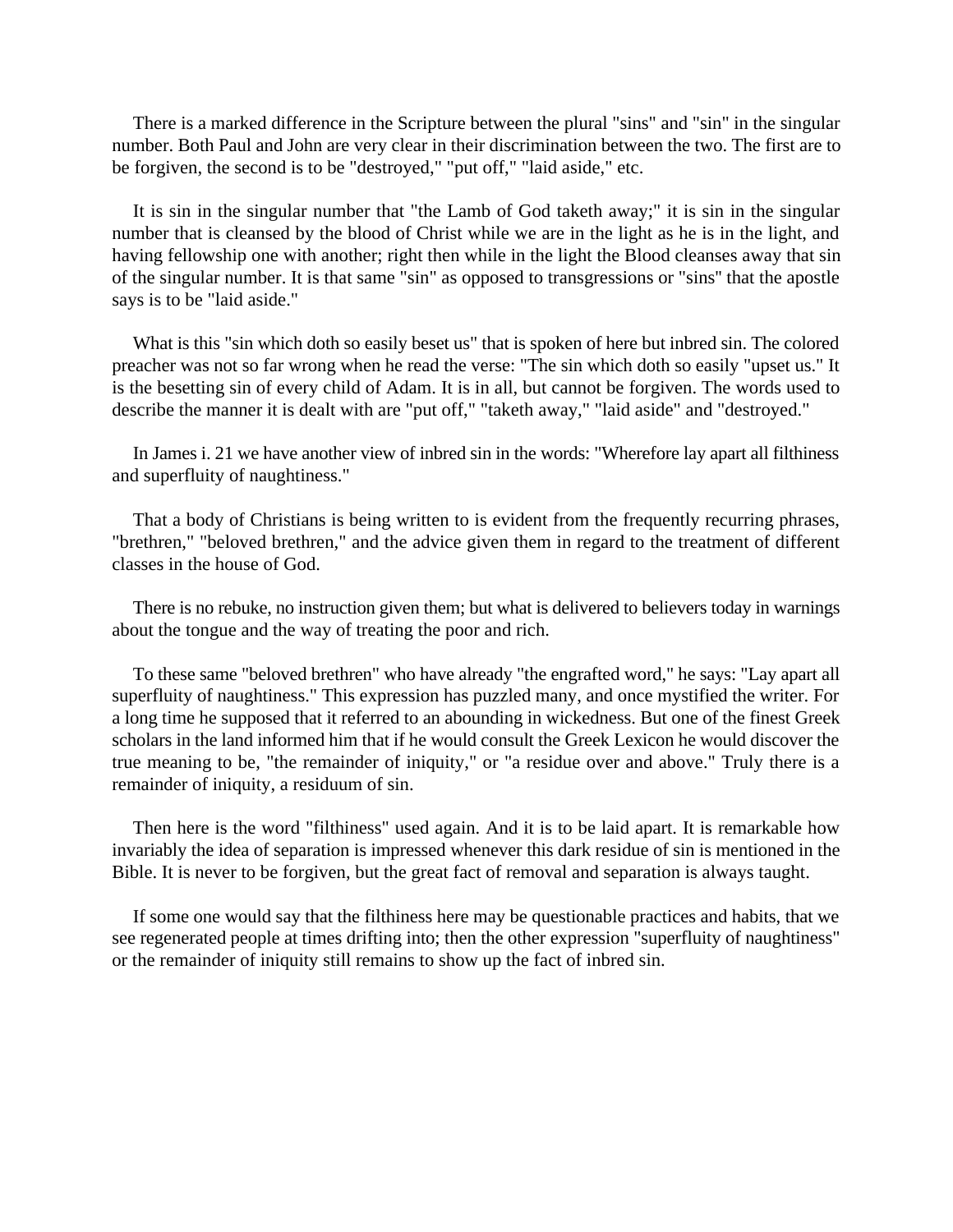There is a marked difference in the Scripture between the plural "sins" and "sin" in the singular number. Both Paul and John are very clear in their discrimination between the two. The first are to be forgiven, the second is to be "destroyed," "put off," "laid aside," etc.

It is sin in the singular number that "the Lamb of God taketh away;" it is sin in the singular number that is cleansed by the blood of Christ while we are in the light as he is in the light, and having fellowship one with another; right then while in the light the Blood cleanses away that sin of the singular number. It is that same "sin" as opposed to transgressions or "sins" that the apostle says is to be "laid aside."

What is this "sin which doth so easily beset us" that is spoken of here but inbred sin. The colored preacher was not so far wrong when he read the verse: "The sin which doth so easily "upset us." It is the besetting sin of every child of Adam. It is in all, but cannot be forgiven. The words used to describe the manner it is dealt with are "put off," "taketh away," "laid aside" and "destroyed."

In James i. 21 we have another view of inbred sin in the words: "Wherefore lay apart all filthiness and superfluity of naughtiness."

That a body of Christians is being written to is evident from the frequently recurring phrases, "brethren," "beloved brethren," and the advice given them in regard to the treatment of different classes in the house of God.

There is no rebuke, no instruction given them; but what is delivered to believers today in warnings about the tongue and the way of treating the poor and rich.

To these same "beloved brethren" who have already "the engrafted word," he says: "Lay apart all superfluity of naughtiness." This expression has puzzled many, and once mystified the writer. For a long time he supposed that it referred to an abounding in wickedness. But one of the finest Greek scholars in the land informed him that if he would consult the Greek Lexicon he would discover the true meaning to be, "the remainder of iniquity," or "a residue over and above." Truly there is a remainder of iniquity, a residuum of sin.

Then here is the word "filthiness" used again. And it is to be laid apart. It is remarkable how invariably the idea of separation is impressed whenever this dark residue of sin is mentioned in the Bible. It is never to be forgiven, but the great fact of removal and separation is always taught.

If some one would say that the filthiness here may be questionable practices and habits, that we see regenerated people at times drifting into; then the other expression "superfluity of naughtiness" or the remainder of iniquity still remains to show up the fact of inbred sin.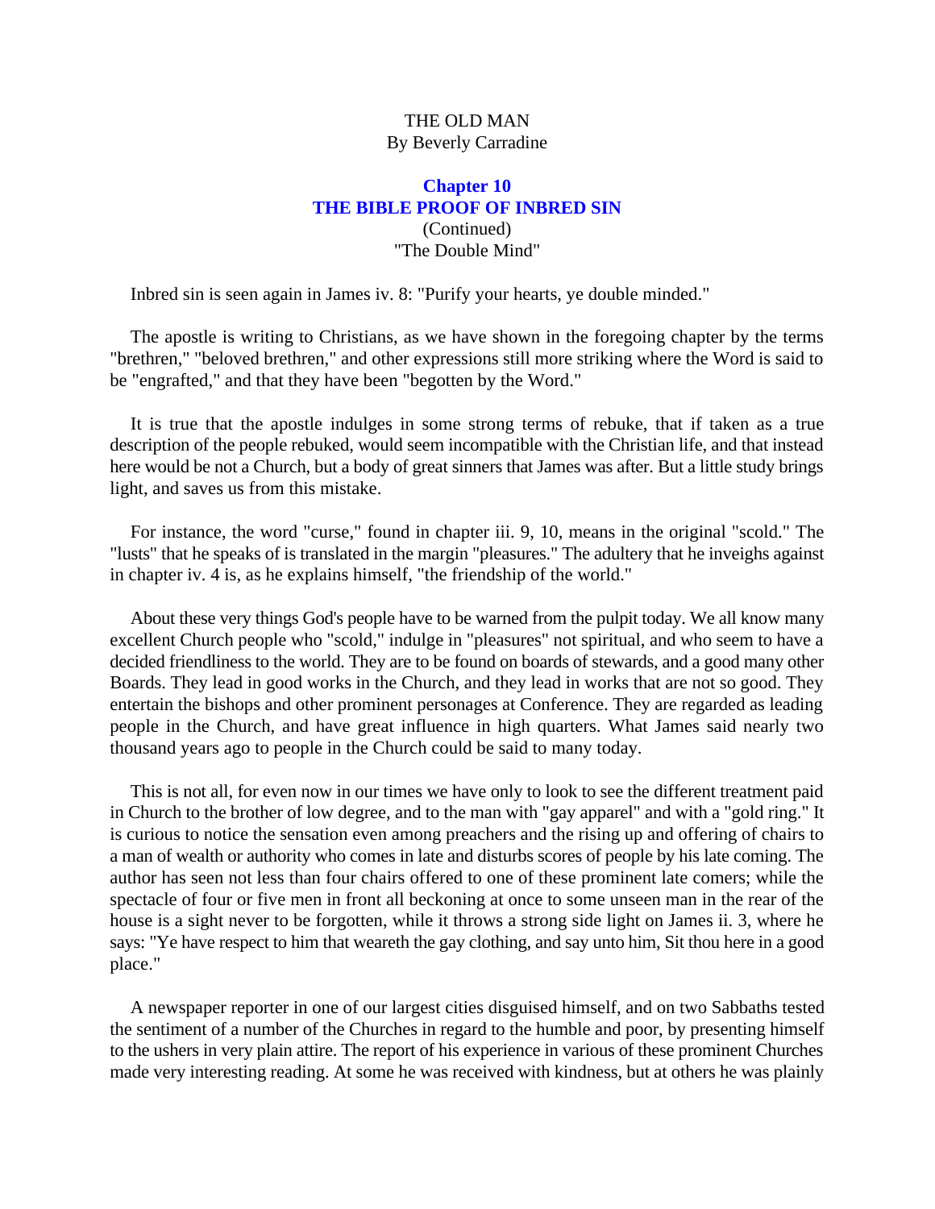THE OLD MAN
By Beverly Carradine

## Chapter 10
## THE BIBLE PROOF OF INBRED SIN

(Continued)
"The Double Mind"

Inbred sin is seen again in James iv. 8: "Purify your hearts, ye double minded."

The apostle is writing to Christians, as we have shown in the foregoing chapter by the terms "brethren," "beloved brethren," and other expressions still more striking where the Word is said to be "engrafted," and that they have been "begotten by the Word."

It is true that the apostle indulges in some strong terms of rebuke, that if taken as a true description of the people rebuked, would seem incompatible with the Christian life, and that instead here would be not a Church, but a body of great sinners that James was after. But a little study brings light, and saves us from this mistake.

For instance, the word "curse," found in chapter iii. 9, 10, means in the original "scold." The "lusts" that he speaks of is translated in the margin "pleasures." The adultery that he inveighs against in chapter iv. 4 is, as he explains himself, "the friendship of the world."

About these very things God's people have to be warned from the pulpit today. We all know many excellent Church people who "scold," indulge in "pleasures" not spiritual, and who seem to have a decided friendliness to the world. They are to be found on boards of stewards, and a good many other Boards. They lead in good works in the Church, and they lead in works that are not so good. They entertain the bishops and other prominent personages at Conference. They are regarded as leading people in the Church, and have great influence in high quarters. What James said nearly two thousand years ago to people in the Church could be said to many today.

This is not all, for even now in our times we have only to look to see the different treatment paid in Church to the brother of low degree, and to the man with "gay apparel" and with a "gold ring." It is curious to notice the sensation even among preachers and the rising up and offering of chairs to a man of wealth or authority who comes in late and disturbs scores of people by his late coming. The author has seen not less than four chairs offered to one of these prominent late comers; while the spectacle of four or five men in front all beckoning at once to some unseen man in the rear of the house is a sight never to be forgotten, while it throws a strong side light on James ii. 3, where he says: "Ye have respect to him that weareth the gay clothing, and say unto him, Sit thou here in a good place."

A newspaper reporter in one of our largest cities disguised himself, and on two Sabbaths tested the sentiment of a number of the Churches in regard to the humble and poor, by presenting himself to the ushers in very plain attire. The report of his experience in various of these prominent Churches made very interesting reading. At some he was received with kindness, but at others he was plainly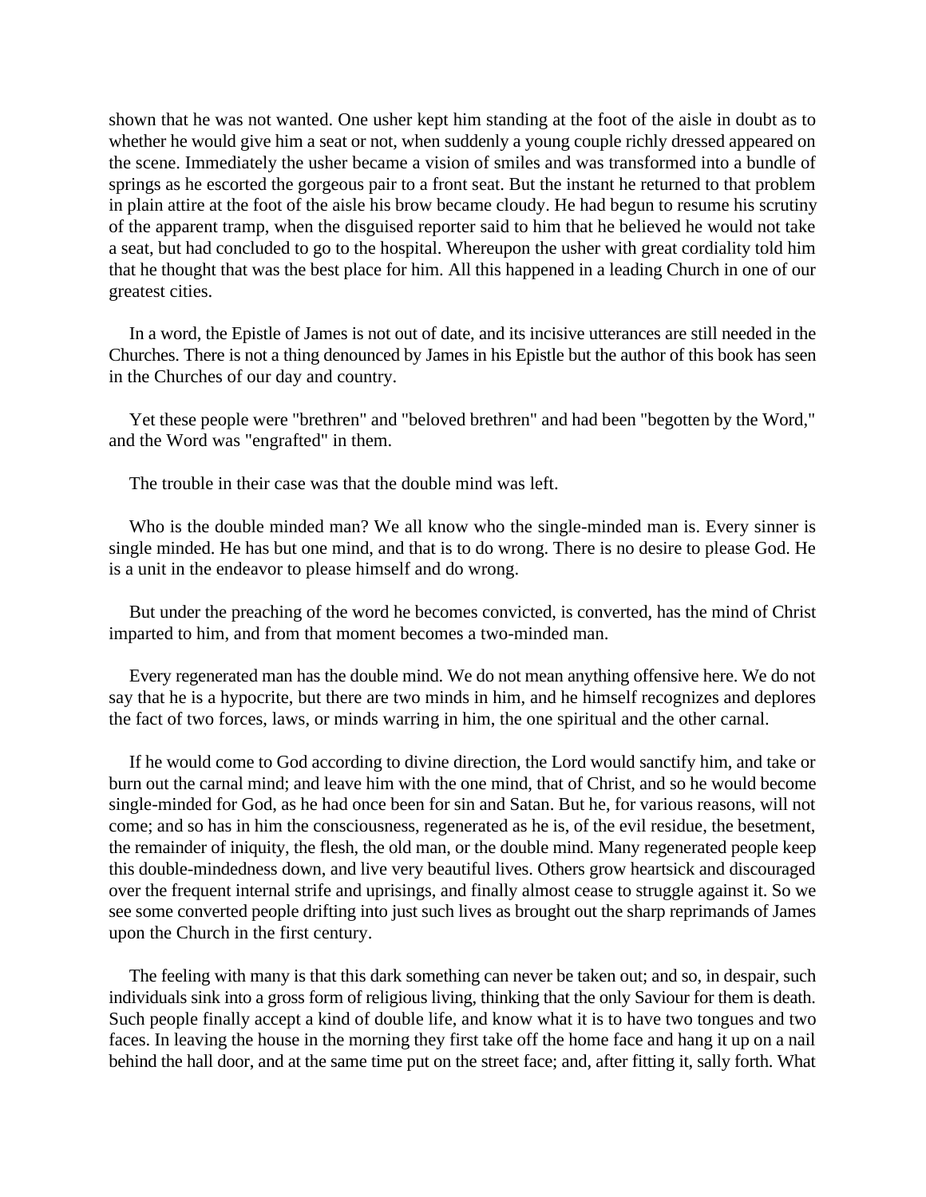shown that he was not wanted. One usher kept him standing at the foot of the aisle in doubt as to whether he would give him a seat or not, when suddenly a young couple richly dressed appeared on the scene. Immediately the usher became a vision of smiles and was transformed into a bundle of springs as he escorted the gorgeous pair to a front seat. But the instant he returned to that problem in plain attire at the foot of the aisle his brow became cloudy. He had begun to resume his scrutiny of the apparent tramp, when the disguised reporter said to him that he believed he would not take a seat, but had concluded to go to the hospital. Whereupon the usher with great cordiality told him that he thought that was the best place for him. All this happened in a leading Church in one of our greatest cities.

In a word, the Epistle of James is not out of date, and its incisive utterances are still needed in the Churches. There is not a thing denounced by James in his Epistle but the author of this book has seen in the Churches of our day and country.

Yet these people were "brethren" and "beloved brethren" and had been "begotten by the Word," and the Word was "engrafted" in them.

The trouble in their case was that the double mind was left.

Who is the double minded man? We all know who the single-minded man is. Every sinner is single minded. He has but one mind, and that is to do wrong. There is no desire to please God. He is a unit in the endeavor to please himself and do wrong.

But under the preaching of the word he becomes convicted, is converted, has the mind of Christ imparted to him, and from that moment becomes a two-minded man.

Every regenerated man has the double mind. We do not mean anything offensive here. We do not say that he is a hypocrite, but there are two minds in him, and he himself recognizes and deplores the fact of two forces, laws, or minds warring in him, the one spiritual and the other carnal.

If he would come to God according to divine direction, the Lord would sanctify him, and take or burn out the carnal mind; and leave him with the one mind, that of Christ, and so he would become single-minded for God, as he had once been for sin and Satan. But he, for various reasons, will not come; and so has in him the consciousness, regenerated as he is, of the evil residue, the besetment, the remainder of iniquity, the flesh, the old man, or the double mind. Many regenerated people keep this double-mindedness down, and live very beautiful lives. Others grow heartsick and discouraged over the frequent internal strife and uprisings, and finally almost cease to struggle against it. So we see some converted people drifting into just such lives as brought out the sharp reprimands of James upon the Church in the first century.

The feeling with many is that this dark something can never be taken out; and so, in despair, such individuals sink into a gross form of religious living, thinking that the only Saviour for them is death. Such people finally accept a kind of double life, and know what it is to have two tongues and two faces. In leaving the house in the morning they first take off the home face and hang it up on a nail behind the hall door, and at the same time put on the street face; and, after fitting it, sally forth. What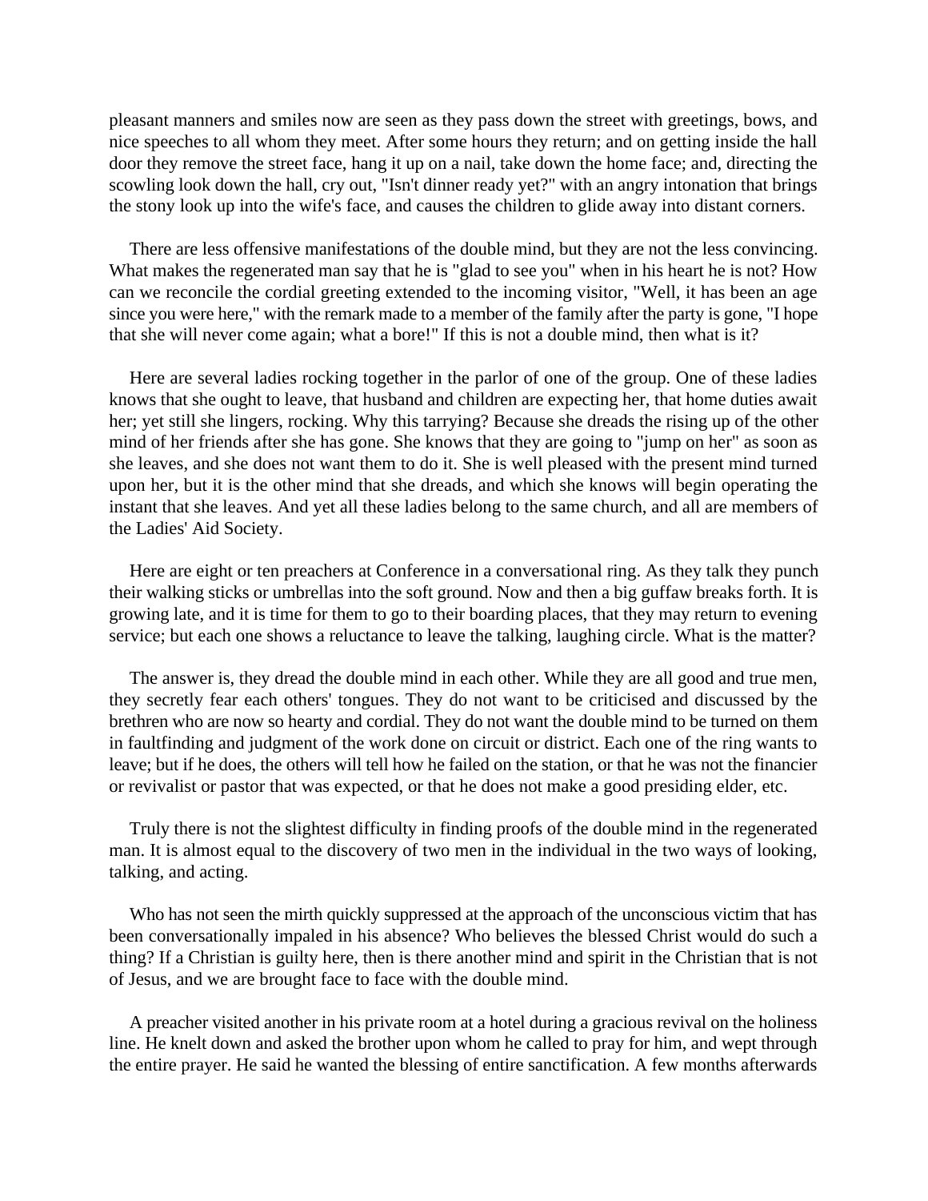pleasant manners and smiles now are seen as they pass down the street with greetings, bows, and nice speeches to all whom they meet. After some hours they return; and on getting inside the hall door they remove the street face, hang it up on a nail, take down the home face; and, directing the scowling look down the hall, cry out, "Isn't dinner ready yet?" with an angry intonation that brings the stony look up into the wife's face, and causes the children to glide away into distant corners.

There are less offensive manifestations of the double mind, but they are not the less convincing. What makes the regenerated man say that he is "glad to see you" when in his heart he is not? How can we reconcile the cordial greeting extended to the incoming visitor, "Well, it has been an age since you were here," with the remark made to a member of the family after the party is gone, "I hope that she will never come again; what a bore!" If this is not a double mind, then what is it?

Here are several ladies rocking together in the parlor of one of the group. One of these ladies knows that she ought to leave, that husband and children are expecting her, that home duties await her; yet still she lingers, rocking. Why this tarrying? Because she dreads the rising up of the other mind of her friends after she has gone. She knows that they are going to "jump on her" as soon as she leaves, and she does not want them to do it. She is well pleased with the present mind turned upon her, but it is the other mind that she dreads, and which she knows will begin operating the instant that she leaves. And yet all these ladies belong to the same church, and all are members of the Ladies' Aid Society.

Here are eight or ten preachers at Conference in a conversational ring. As they talk they punch their walking sticks or umbrellas into the soft ground. Now and then a big guffaw breaks forth. It is growing late, and it is time for them to go to their boarding places, that they may return to evening service; but each one shows a reluctance to leave the talking, laughing circle. What is the matter?

The answer is, they dread the double mind in each other. While they are all good and true men, they secretly fear each others' tongues. They do not want to be criticised and discussed by the brethren who are now so hearty and cordial. They do not want the double mind to be turned on them in faultfinding and judgment of the work done on circuit or district. Each one of the ring wants to leave; but if he does, the others will tell how he failed on the station, or that he was not the financier or revivalist or pastor that was expected, or that he does not make a good presiding elder, etc.

Truly there is not the slightest difficulty in finding proofs of the double mind in the regenerated man. It is almost equal to the discovery of two men in the individual in the two ways of looking, talking, and acting.

Who has not seen the mirth quickly suppressed at the approach of the unconscious victim that has been conversationally impaled in his absence? Who believes the blessed Christ would do such a thing? If a Christian is guilty here, then is there another mind and spirit in the Christian that is not of Jesus, and we are brought face to face with the double mind.

A preacher visited another in his private room at a hotel during a gracious revival on the holiness line. He knelt down and asked the brother upon whom he called to pray for him, and wept through the entire prayer. He said he wanted the blessing of entire sanctification. A few months afterwards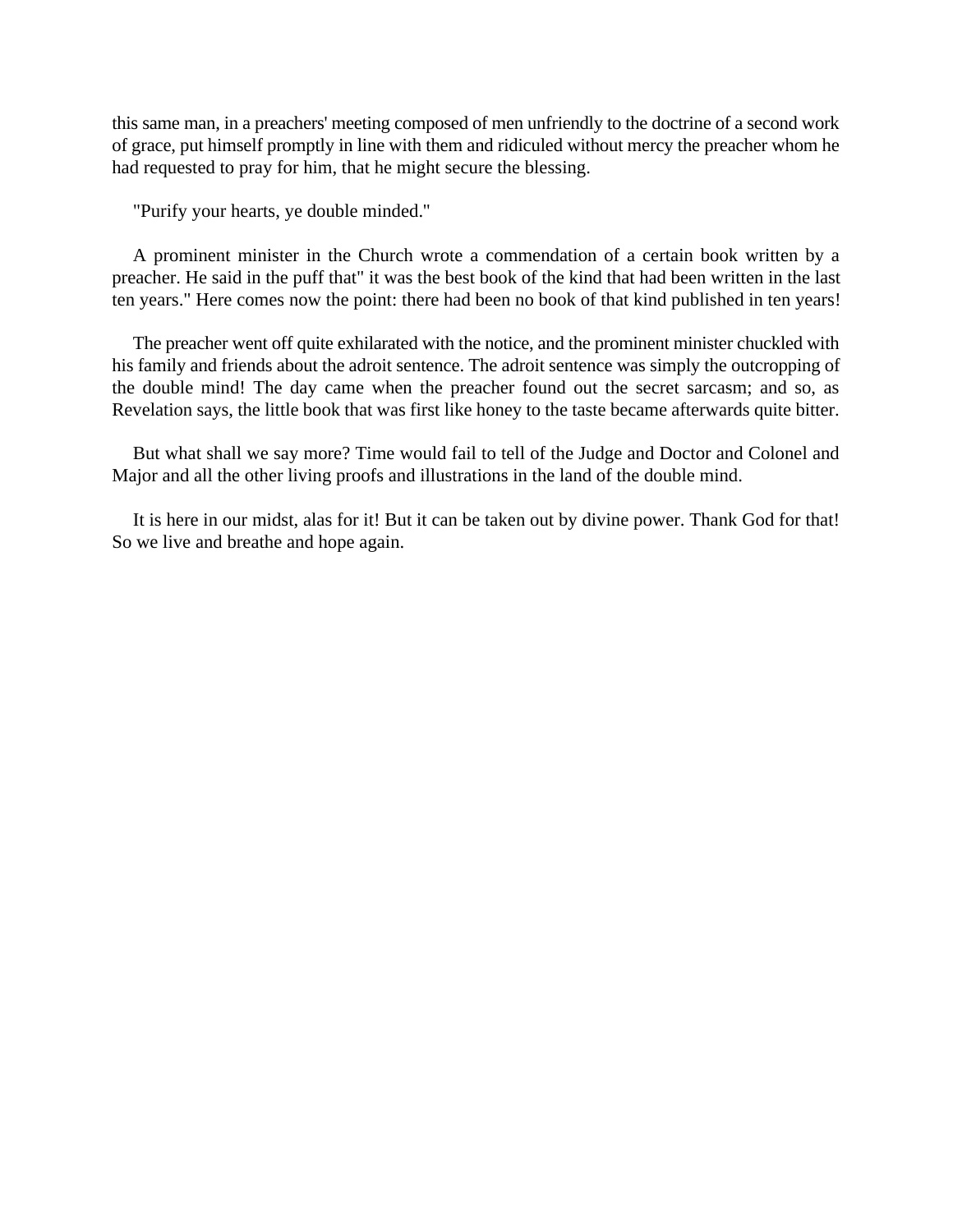this same man, in a preachers' meeting composed of men unfriendly to the doctrine of a second work of grace, put himself promptly in line with them and ridiculed without mercy the preacher whom he had requested to pray for him, that he might secure the blessing.

"Purify your hearts, ye double minded."

A prominent minister in the Church wrote a commendation of a certain book written by a preacher. He said in the puff that" it was the best book of the kind that had been written in the last ten years." Here comes now the point: there had been no book of that kind published in ten years!

The preacher went off quite exhilarated with the notice, and the prominent minister chuckled with his family and friends about the adroit sentence. The adroit sentence was simply the outcropping of the double mind! The day came when the preacher found out the secret sarcasm; and so, as Revelation says, the little book that was first like honey to the taste became afterwards quite bitter.

But what shall we say more? Time would fail to tell of the Judge and Doctor and Colonel and Major and all the other living proofs and illustrations in the land of the double mind.

It is here in our midst, alas for it! But it can be taken out by divine power. Thank God for that! So we live and breathe and hope again.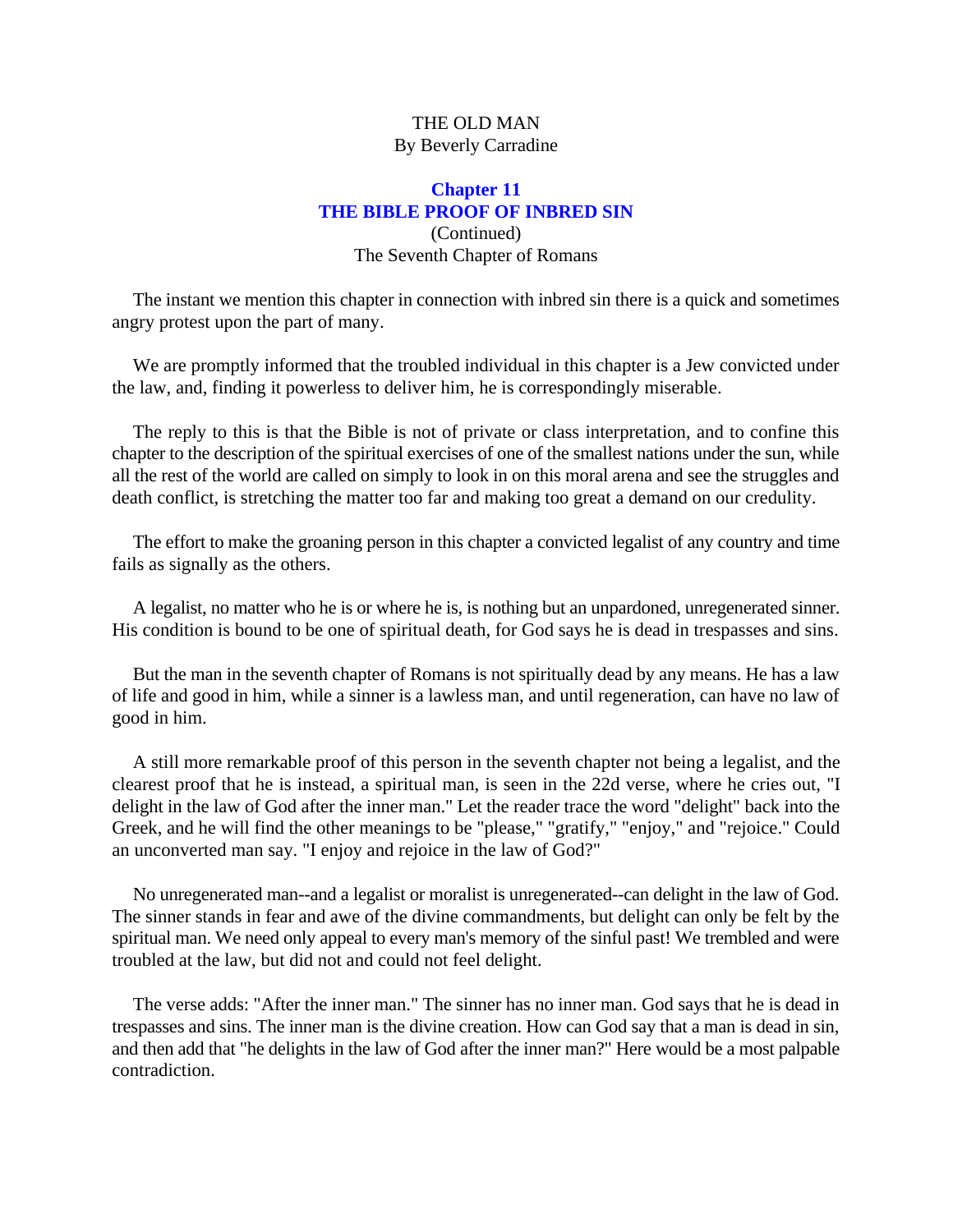THE OLD MAN
By Beverly Carradine

## Chapter 11
## THE BIBLE PROOF OF INBRED SIN

(Continued)
The Seventh Chapter of Romans

The instant we mention this chapter in connection with inbred sin there is a quick and sometimes angry protest upon the part of many.

We are promptly informed that the troubled individual in this chapter is a Jew convicted under the law, and, finding it powerless to deliver him, he is correspondingly miserable.

The reply to this is that the Bible is not of private or class interpretation, and to confine this chapter to the description of the spiritual exercises of one of the smallest nations under the sun, while all the rest of the world are called on simply to look in on this moral arena and see the struggles and death conflict, is stretching the matter too far and making too great a demand on our credulity.

The effort to make the groaning person in this chapter a convicted legalist of any country and time fails as signally as the others.

A legalist, no matter who he is or where he is, is nothing but an unpardoned, unregenerated sinner. His condition is bound to be one of spiritual death, for God says he is dead in trespasses and sins.

But the man in the seventh chapter of Romans is not spiritually dead by any means. He has a law of life and good in him, while a sinner is a lawless man, and until regeneration, can have no law of good in him.

A still more remarkable proof of this person in the seventh chapter not being a legalist, and the clearest proof that he is instead, a spiritual man, is seen in the 22d verse, where he cries out, "I delight in the law of God after the inner man." Let the reader trace the word "delight" back into the Greek, and he will find the other meanings to be "please," "gratify," "enjoy," and "rejoice." Could an unconverted man say. "I enjoy and rejoice in the law of God?"

No unregenerated man--and a legalist or moralist is unregenerated--can delight in the law of God. The sinner stands in fear and awe of the divine commandments, but delight can only be felt by the spiritual man. We need only appeal to every man's memory of the sinful past! We trembled and were troubled at the law, but did not and could not feel delight.

The verse adds: "After the inner man." The sinner has no inner man. God says that he is dead in trespasses and sins. The inner man is the divine creation. How can God say that a man is dead in sin, and then add that "he delights in the law of God after the inner man?" Here would be a most palpable contradiction.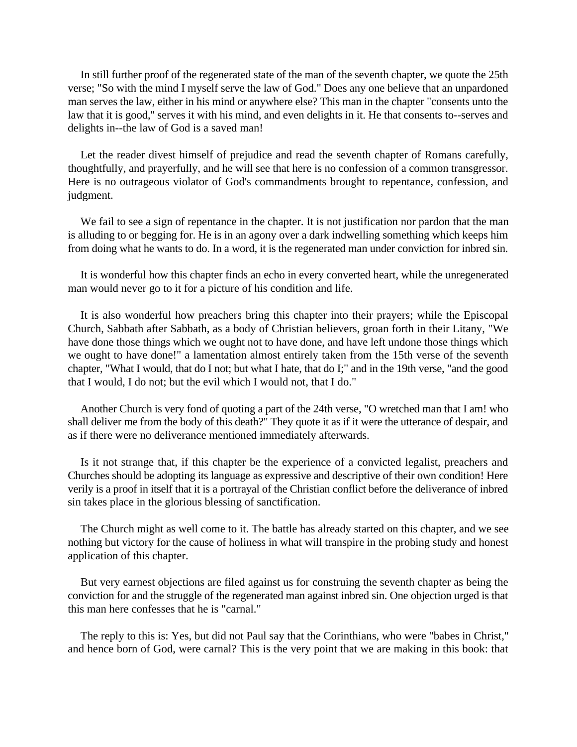In still further proof of the regenerated state of the man of the seventh chapter, we quote the 25th verse; "So with the mind I myself serve the law of God." Does any one believe that an unpardoned man serves the law, either in his mind or anywhere else? This man in the chapter "consents unto the law that it is good," serves it with his mind, and even delights in it. He that consents to--serves and delights in--the law of God is a saved man!

Let the reader divest himself of prejudice and read the seventh chapter of Romans carefully, thoughtfully, and prayerfully, and he will see that here is no confession of a common transgressor. Here is no outrageous violator of God's commandments brought to repentance, confession, and judgment.

We fail to see a sign of repentance in the chapter. It is not justification nor pardon that the man is alluding to or begging for. He is in an agony over a dark indwelling something which keeps him from doing what he wants to do. In a word, it is the regenerated man under conviction for inbred sin.

It is wonderful how this chapter finds an echo in every converted heart, while the unregenerated man would never go to it for a picture of his condition and life.

It is also wonderful how preachers bring this chapter into their prayers; while the Episcopal Church, Sabbath after Sabbath, as a body of Christian believers, groan forth in their Litany, "We have done those things which we ought not to have done, and have left undone those things which we ought to have done!" a lamentation almost entirely taken from the 15th verse of the seventh chapter, "What I would, that do I not; but what I hate, that do I;" and in the 19th verse, "and the good that I would, I do not; but the evil which I would not, that I do."

Another Church is very fond of quoting a part of the 24th verse, "O wretched man that I am! who shall deliver me from the body of this death?" They quote it as if it were the utterance of despair, and as if there were no deliverance mentioned immediately afterwards.

Is it not strange that, if this chapter be the experience of a convicted legalist, preachers and Churches should be adopting its language as expressive and descriptive of their own condition! Here verily is a proof in itself that it is a portrayal of the Christian conflict before the deliverance of inbred sin takes place in the glorious blessing of sanctification.

The Church might as well come to it. The battle has already started on this chapter, and we see nothing but victory for the cause of holiness in what will transpire in the probing study and honest application of this chapter.

But very earnest objections are filed against us for construing the seventh chapter as being the conviction for and the struggle of the regenerated man against inbred sin. One objection urged is that this man here confesses that he is "carnal."

The reply to this is: Yes, but did not Paul say that the Corinthians, who were "babes in Christ," and hence born of God, were carnal? This is the very point that we are making in this book: that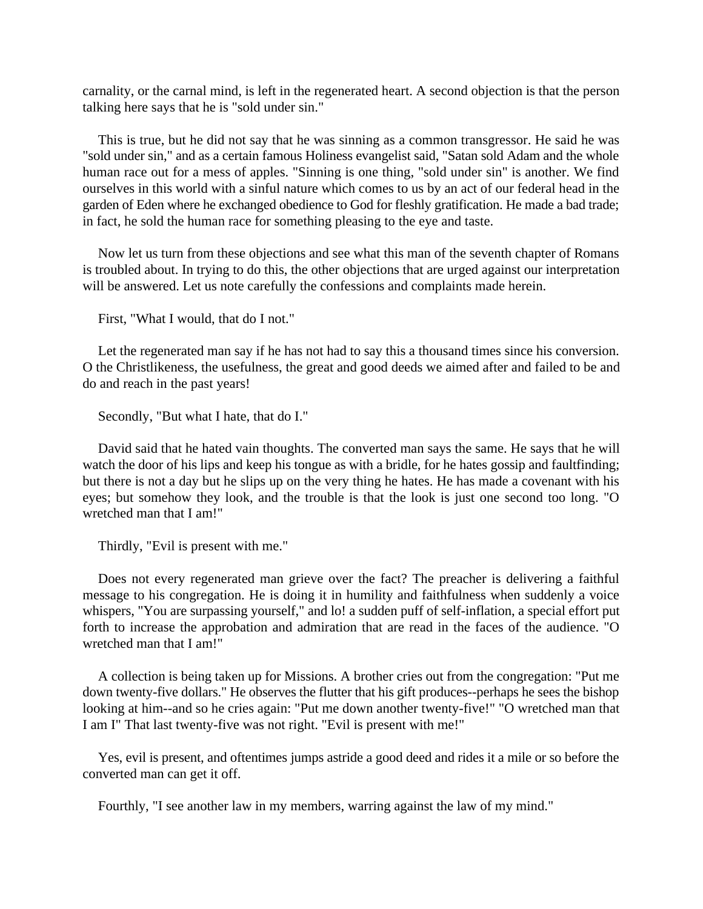carnality, or the carnal mind, is left in the regenerated heart. A second objection is that the person talking here says that he is "sold under sin."

This is true, but he did not say that he was sinning as a common transgressor. He said he was "sold under sin," and as a certain famous Holiness evangelist said, "Satan sold Adam and the whole human race out for a mess of apples. "Sinning is one thing, "sold under sin" is another. We find ourselves in this world with a sinful nature which comes to us by an act of our federal head in the garden of Eden where he exchanged obedience to God for fleshly gratification. He made a bad trade; in fact, he sold the human race for something pleasing to the eye and taste.

Now let us turn from these objections and see what this man of the seventh chapter of Romans is troubled about. In trying to do this, the other objections that are urged against our interpretation will be answered. Let us note carefully the confessions and complaints made herein.

First, "What I would, that do I not."

Let the regenerated man say if he has not had to say this a thousand times since his conversion. O the Christlikeness, the usefulness, the great and good deeds we aimed after and failed to be and do and reach in the past years!

Secondly, "But what I hate, that do I."

David said that he hated vain thoughts. The converted man says the same. He says that he will watch the door of his lips and keep his tongue as with a bridle, for he hates gossip and faultfinding; but there is not a day but he slips up on the very thing he hates. He has made a covenant with his eyes; but somehow they look, and the trouble is that the look is just one second too long. "O wretched man that I am!"

Thirdly, "Evil is present with me."

Does not every regenerated man grieve over the fact? The preacher is delivering a faithful message to his congregation. He is doing it in humility and faithfulness when suddenly a voice whispers, "You are surpassing yourself," and lo! a sudden puff of self-inflation, a special effort put forth to increase the approbation and admiration that are read in the faces of the audience. "O wretched man that I am!"

A collection is being taken up for Missions. A brother cries out from the congregation: "Put me down twenty-five dollars." He observes the flutter that his gift produces--perhaps he sees the bishop looking at him--and so he cries again: "Put me down another twenty-five!" "O wretched man that I am I" That last twenty-five was not right. "Evil is present with me!"

Yes, evil is present, and oftentimes jumps astride a good deed and rides it a mile or so before the converted man can get it off.

Fourthly, "I see another law in my members, warring against the law of my mind."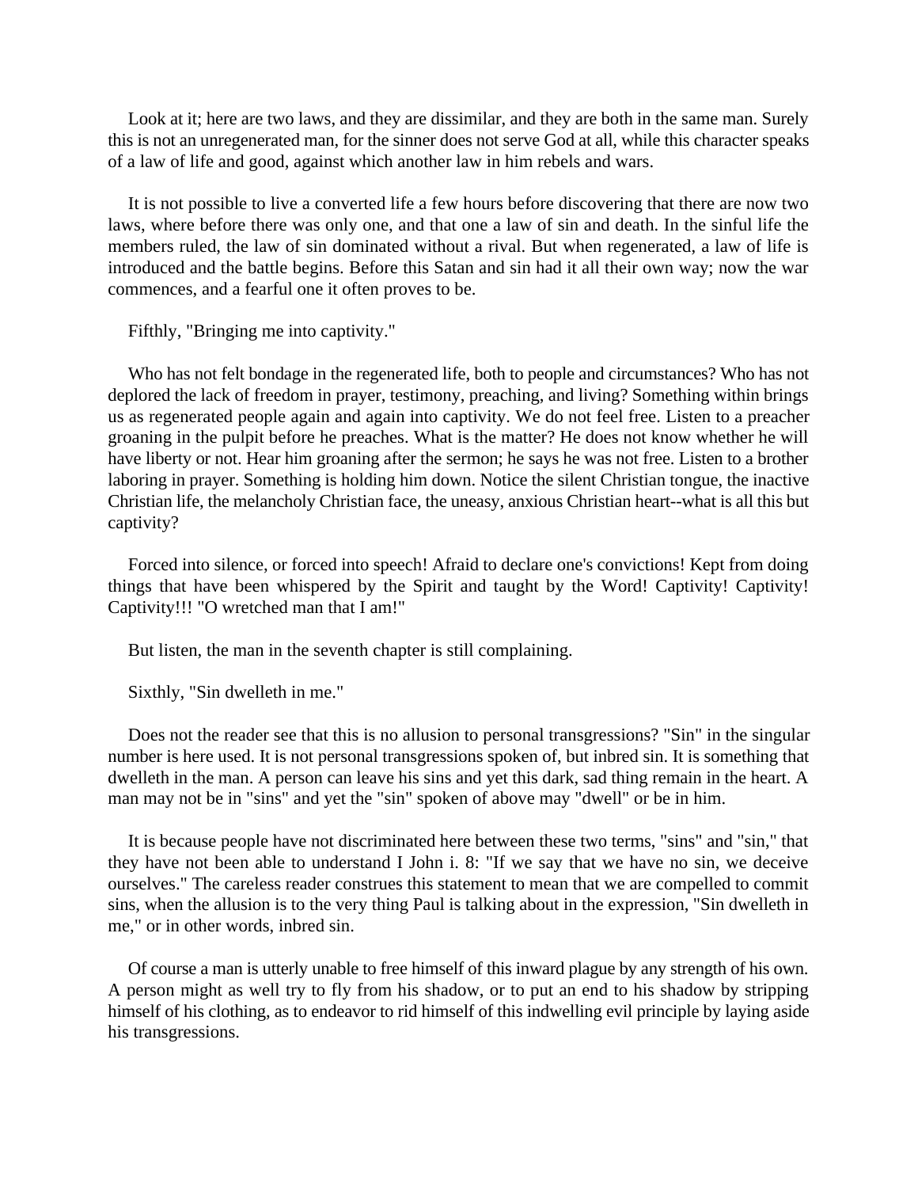Look at it; here are two laws, and they are dissimilar, and they are both in the same man. Surely this is not an unregenerated man, for the sinner does not serve God at all, while this character speaks of a law of life and good, against which another law in him rebels and wars.

It is not possible to live a converted life a few hours before discovering that there are now two laws, where before there was only one, and that one a law of sin and death. In the sinful life the members ruled, the law of sin dominated without a rival. But when regenerated, a law of life is introduced and the battle begins. Before this Satan and sin had it all their own way; now the war commences, and a fearful one it often proves to be.

Fifthly, "Bringing me into captivity."

Who has not felt bondage in the regenerated life, both to people and circumstances? Who has not deplored the lack of freedom in prayer, testimony, preaching, and living? Something within brings us as regenerated people again and again into captivity. We do not feel free. Listen to a preacher groaning in the pulpit before he preaches. What is the matter? He does not know whether he will have liberty or not. Hear him groaning after the sermon; he says he was not free. Listen to a brother laboring in prayer. Something is holding him down. Notice the silent Christian tongue, the inactive Christian life, the melancholy Christian face, the uneasy, anxious Christian heart--what is all this but captivity?

Forced into silence, or forced into speech! Afraid to declare one's convictions! Kept from doing things that have been whispered by the Spirit and taught by the Word! Captivity! Captivity! Captivity!!! "O wretched man that I am!"

But listen, the man in the seventh chapter is still complaining.

Sixthly, "Sin dwelleth in me."

Does not the reader see that this is no allusion to personal transgressions? "Sin" in the singular number is here used. It is not personal transgressions spoken of, but inbred sin. It is something that dwelleth in the man. A person can leave his sins and yet this dark, sad thing remain in the heart. A man may not be in "sins" and yet the "sin" spoken of above may "dwell" or be in him.

It is because people have not discriminated here between these two terms, "sins" and "sin," that they have not been able to understand I John i. 8: "If we say that we have no sin, we deceive ourselves." The careless reader construes this statement to mean that we are compelled to commit sins, when the allusion is to the very thing Paul is talking about in the expression, "Sin dwelleth in me," or in other words, inbred sin.

Of course a man is utterly unable to free himself of this inward plague by any strength of his own. A person might as well try to fly from his shadow, or to put an end to his shadow by stripping himself of his clothing, as to endeavor to rid himself of this indwelling evil principle by laying aside his transgressions.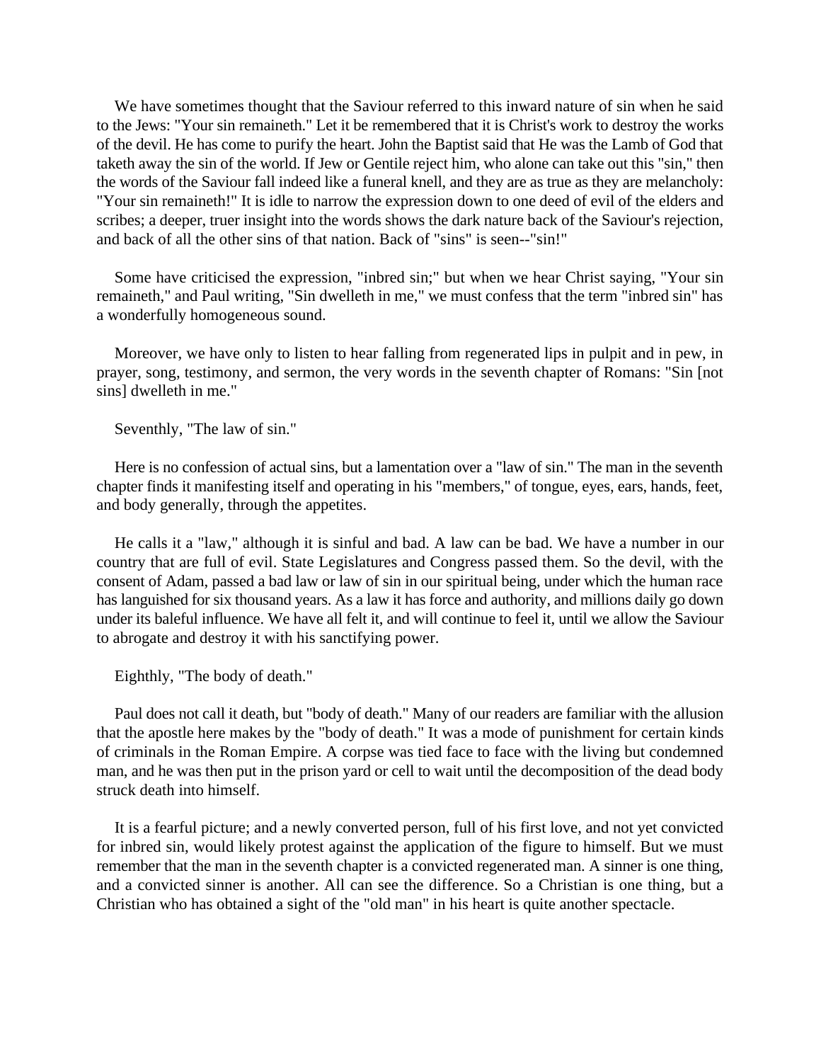We have sometimes thought that the Saviour referred to this inward nature of sin when he said to the Jews: "Your sin remaineth." Let it be remembered that it is Christ's work to destroy the works of the devil. He has come to purify the heart. John the Baptist said that He was the Lamb of God that taketh away the sin of the world. If Jew or Gentile reject him, who alone can take out this "sin," then the words of the Saviour fall indeed like a funeral knell, and they are as true as they are melancholy: "Your sin remaineth!" It is idle to narrow the expression down to one deed of evil of the elders and scribes; a deeper, truer insight into the words shows the dark nature back of the Saviour's rejection, and back of all the other sins of that nation. Back of "sins" is seen--"sin!"

Some have criticised the expression, "inbred sin;" but when we hear Christ saying, "Your sin remaineth," and Paul writing, "Sin dwelleth in me," we must confess that the term "inbred sin" has a wonderfully homogeneous sound.

Moreover, we have only to listen to hear falling from regenerated lips in pulpit and in pew, in prayer, song, testimony, and sermon, the very words in the seventh chapter of Romans: "Sin [not sins] dwelleth in me."

Seventhly, "The law of sin."

Here is no confession of actual sins, but a lamentation over a "law of sin." The man in the seventh chapter finds it manifesting itself and operating in his "members," of tongue, eyes, ears, hands, feet, and body generally, through the appetites.

He calls it a "law," although it is sinful and bad. A law can be bad. We have a number in our country that are full of evil. State Legislatures and Congress passed them. So the devil, with the consent of Adam, passed a bad law or law of sin in our spiritual being, under which the human race has languished for six thousand years. As a law it has force and authority, and millions daily go down under its baleful influence. We have all felt it, and will continue to feel it, until we allow the Saviour to abrogate and destroy it with his sanctifying power.

Eighthly, "The body of death."

Paul does not call it death, but "body of death." Many of our readers are familiar with the allusion that the apostle here makes by the "body of death." It was a mode of punishment for certain kinds of criminals in the Roman Empire. A corpse was tied face to face with the living but condemned man, and he was then put in the prison yard or cell to wait until the decomposition of the dead body struck death into himself.

It is a fearful picture; and a newly converted person, full of his first love, and not yet convicted for inbred sin, would likely protest against the application of the figure to himself. But we must remember that the man in the seventh chapter is a convicted regenerated man. A sinner is one thing, and a convicted sinner is another. All can see the difference. So a Christian is one thing, but a Christian who has obtained a sight of the "old man" in his heart is quite another spectacle.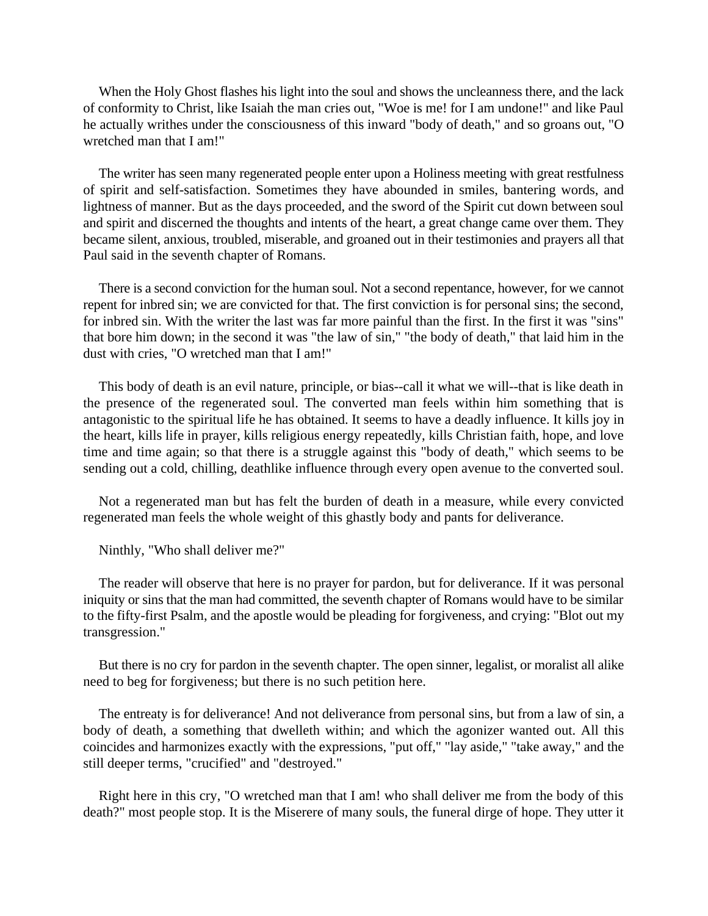When the Holy Ghost flashes his light into the soul and shows the uncleanness there, and the lack of conformity to Christ, like Isaiah the man cries out, "Woe is me! for I am undone!" and like Paul he actually writhes under the consciousness of this inward "body of death," and so groans out, "O wretched man that I am!"

The writer has seen many regenerated people enter upon a Holiness meeting with great restfulness of spirit and self-satisfaction. Sometimes they have abounded in smiles, bantering words, and lightness of manner. But as the days proceeded, and the sword of the Spirit cut down between soul and spirit and discerned the thoughts and intents of the heart, a great change came over them. They became silent, anxious, troubled, miserable, and groaned out in their testimonies and prayers all that Paul said in the seventh chapter of Romans.

There is a second conviction for the human soul. Not a second repentance, however, for we cannot repent for inbred sin; we are convicted for that. The first conviction is for personal sins; the second, for inbred sin. With the writer the last was far more painful than the first. In the first it was "sins" that bore him down; in the second it was "the law of sin," "the body of death," that laid him in the dust with cries, "O wretched man that I am!"

This body of death is an evil nature, principle, or bias--call it what we will--that is like death in the presence of the regenerated soul. The converted man feels within him something that is antagonistic to the spiritual life he has obtained. It seems to have a deadly influence. It kills joy in the heart, kills life in prayer, kills religious energy repeatedly, kills Christian faith, hope, and love time and time again; so that there is a struggle against this "body of death," which seems to be sending out a cold, chilling, deathlike influence through every open avenue to the converted soul.

Not a regenerated man but has felt the burden of death in a measure, while every convicted regenerated man feels the whole weight of this ghastly body and pants for deliverance.

Ninthly, "Who shall deliver me?"

The reader will observe that here is no prayer for pardon, but for deliverance. If it was personal iniquity or sins that the man had committed, the seventh chapter of Romans would have to be similar to the fifty-first Psalm, and the apostle would be pleading for forgiveness, and crying: "Blot out my transgression."

But there is no cry for pardon in the seventh chapter. The open sinner, legalist, or moralist all alike need to beg for forgiveness; but there is no such petition here.

The entreaty is for deliverance! And not deliverance from personal sins, but from a law of sin, a body of death, a something that dwelleth within; and which the agonizer wanted out. All this coincides and harmonizes exactly with the expressions, "put off," "lay aside," "take away," and the still deeper terms, "crucified" and "destroyed."

Right here in this cry, "O wretched man that I am! who shall deliver me from the body of this death?" most people stop. It is the Miserere of many souls, the funeral dirge of hope. They utter it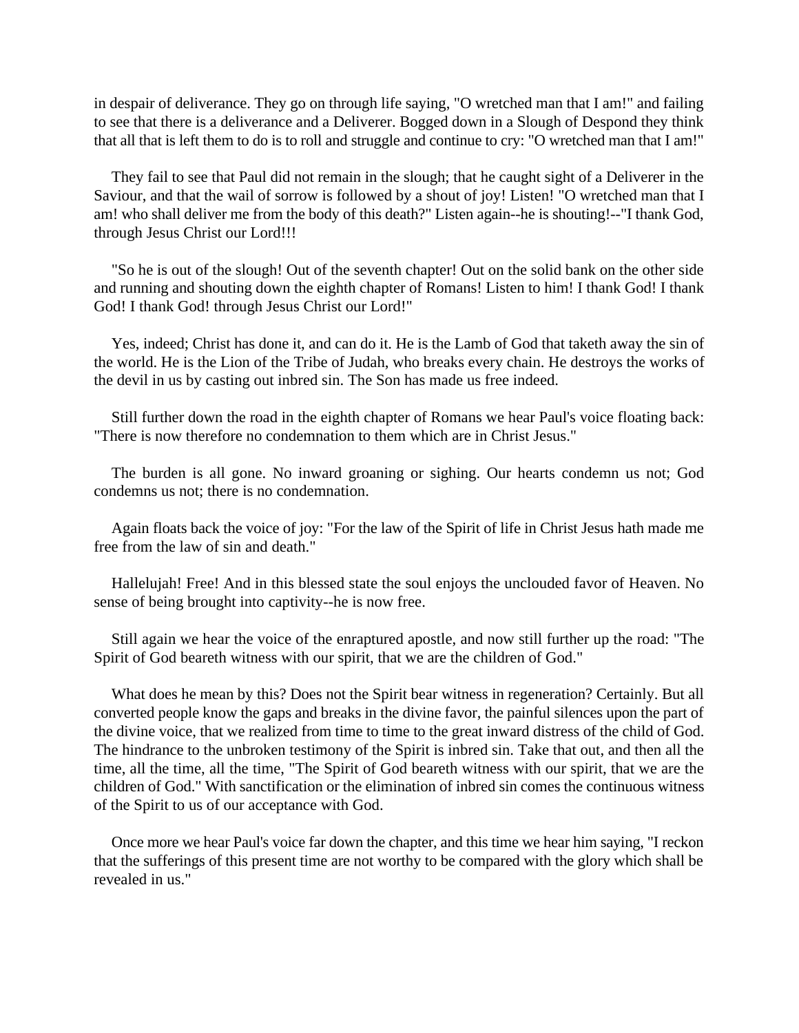in despair of deliverance. They go on through life saying, "O wretched man that I am!" and failing to see that there is a deliverance and a Deliverer. Bogged down in a Slough of Despond they think that all that is left them to do is to roll and struggle and continue to cry: "O wretched man that I am!"

They fail to see that Paul did not remain in the slough; that he caught sight of a Deliverer in the Saviour, and that the wail of sorrow is followed by a shout of joy! Listen! "O wretched man that I am! who shall deliver me from the body of this death?" Listen again--he is shouting!--"I thank God, through Jesus Christ our Lord!!!

"So he is out of the slough! Out of the seventh chapter! Out on the solid bank on the other side and running and shouting down the eighth chapter of Romans! Listen to him! I thank God! I thank God! I thank God! through Jesus Christ our Lord!"

Yes, indeed; Christ has done it, and can do it. He is the Lamb of God that taketh away the sin of the world. He is the Lion of the Tribe of Judah, who breaks every chain. He destroys the works of the devil in us by casting out inbred sin. The Son has made us free indeed.

Still further down the road in the eighth chapter of Romans we hear Paul's voice floating back: "There is now therefore no condemnation to them which are in Christ Jesus."

The burden is all gone. No inward groaning or sighing. Our hearts condemn us not; God condemns us not; there is no condemnation.

Again floats back the voice of joy: "For the law of the Spirit of life in Christ Jesus hath made me free from the law of sin and death."

Hallelujah! Free! And in this blessed state the soul enjoys the unclouded favor of Heaven. No sense of being brought into captivity--he is now free.

Still again we hear the voice of the enraptured apostle, and now still further up the road: "The Spirit of God beareth witness with our spirit, that we are the children of God."

What does he mean by this? Does not the Spirit bear witness in regeneration? Certainly. But all converted people know the gaps and breaks in the divine favor, the painful silences upon the part of the divine voice, that we realized from time to time to the great inward distress of the child of God. The hindrance to the unbroken testimony of the Spirit is inbred sin. Take that out, and then all the time, all the time, all the time, "The Spirit of God beareth witness with our spirit, that we are the children of God." With sanctification or the elimination of inbred sin comes the continuous witness of the Spirit to us of our acceptance with God.

Once more we hear Paul's voice far down the chapter, and this time we hear him saying, "I reckon that the sufferings of this present time are not worthy to be compared with the glory which shall be revealed in us."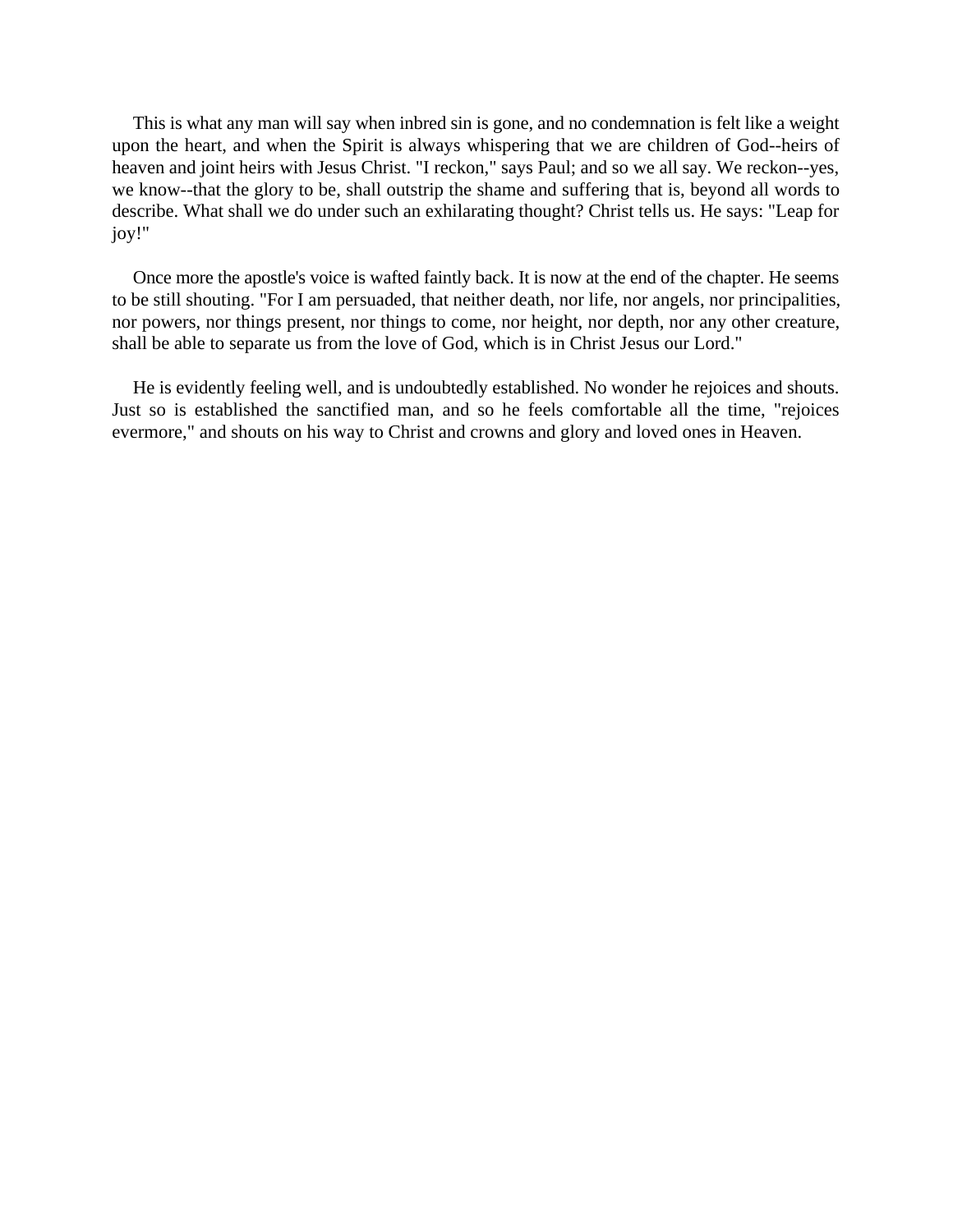This is what any man will say when inbred sin is gone, and no condemnation is felt like a weight upon the heart, and when the Spirit is always whispering that we are children of God--heirs of heaven and joint heirs with Jesus Christ. "I reckon," says Paul; and so we all say. We reckon--yes, we know--that the glory to be, shall outstrip the shame and suffering that is, beyond all words to describe. What shall we do under such an exhilarating thought? Christ tells us. He says: "Leap for joy!"

Once more the apostle's voice is wafted faintly back. It is now at the end of the chapter. He seems to be still shouting. "For I am persuaded, that neither death, nor life, nor angels, nor principalities, nor powers, nor things present, nor things to come, nor height, nor depth, nor any other creature, shall be able to separate us from the love of God, which is in Christ Jesus our Lord."

He is evidently feeling well, and is undoubtedly established. No wonder he rejoices and shouts. Just so is established the sanctified man, and so he feels comfortable all the time, "rejoices evermore," and shouts on his way to Christ and crowns and glory and loved ones in Heaven.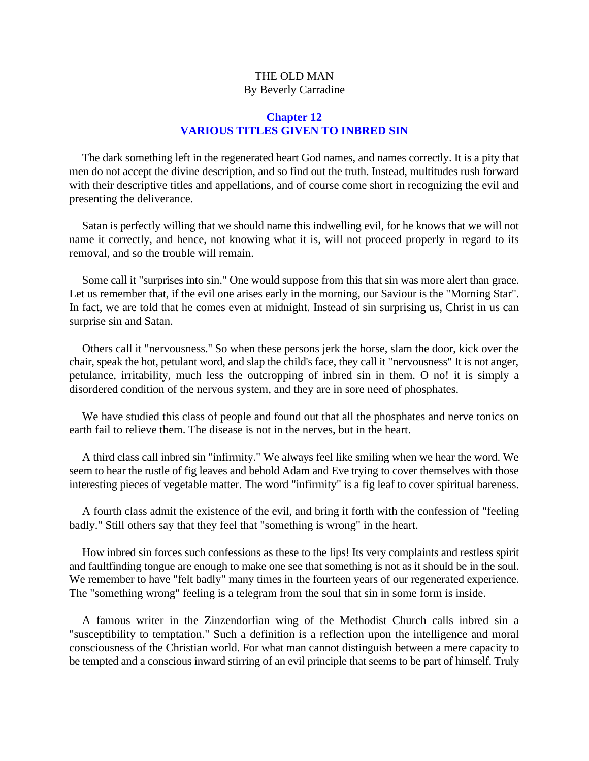THE OLD MAN
By Beverly Carradine

## Chapter 12
## VARIOUS TITLES GIVEN TO INBRED SIN

The dark something left in the regenerated heart God names, and names correctly. It is a pity that men do not accept the divine description, and so find out the truth. Instead, multitudes rush forward with their descriptive titles and appellations, and of course come short in recognizing the evil and presenting the deliverance.

Satan is perfectly willing that we should name this indwelling evil, for he knows that we will not name it correctly, and hence, not knowing what it is, will not proceed properly in regard to its removal, and so the trouble will remain.

Some call it "surprises into sin." One would suppose from this that sin was more alert than grace. Let us remember that, if the evil one arises early in the morning, our Saviour is the "Morning Star". In fact, we are told that he comes even at midnight. Instead of sin surprising us, Christ in us can surprise sin and Satan.

Others call it "nervousness." So when these persons jerk the horse, slam the door, kick over the chair, speak the hot, petulant word, and slap the child's face, they call it "nervousness" It is not anger, petulance, irritability, much less the outcropping of inbred sin in them. O no! it is simply a disordered condition of the nervous system, and they are in sore need of phosphates.

We have studied this class of people and found out that all the phosphates and nerve tonics on earth fail to relieve them. The disease is not in the nerves, but in the heart.

A third class call inbred sin "infirmity." We always feel like smiling when we hear the word. We seem to hear the rustle of fig leaves and behold Adam and Eve trying to cover themselves with those interesting pieces of vegetable matter. The word "infirmity" is a fig leaf to cover spiritual bareness.

A fourth class admit the existence of the evil, and bring it forth with the confession of "feeling badly." Still others say that they feel that "something is wrong" in the heart.

How inbred sin forces such confessions as these to the lips! Its very complaints and restless spirit and faultfinding tongue are enough to make one see that something is not as it should be in the soul. We remember to have "felt badly" many times in the fourteen years of our regenerated experience. The "something wrong" feeling is a telegram from the soul that sin in some form is inside.

A famous writer in the Zinzendorfian wing of the Methodist Church calls inbred sin a "susceptibility to temptation." Such a definition is a reflection upon the intelligence and moral consciousness of the Christian world. For what man cannot distinguish between a mere capacity to be tempted and a conscious inward stirring of an evil principle that seems to be part of himself. Truly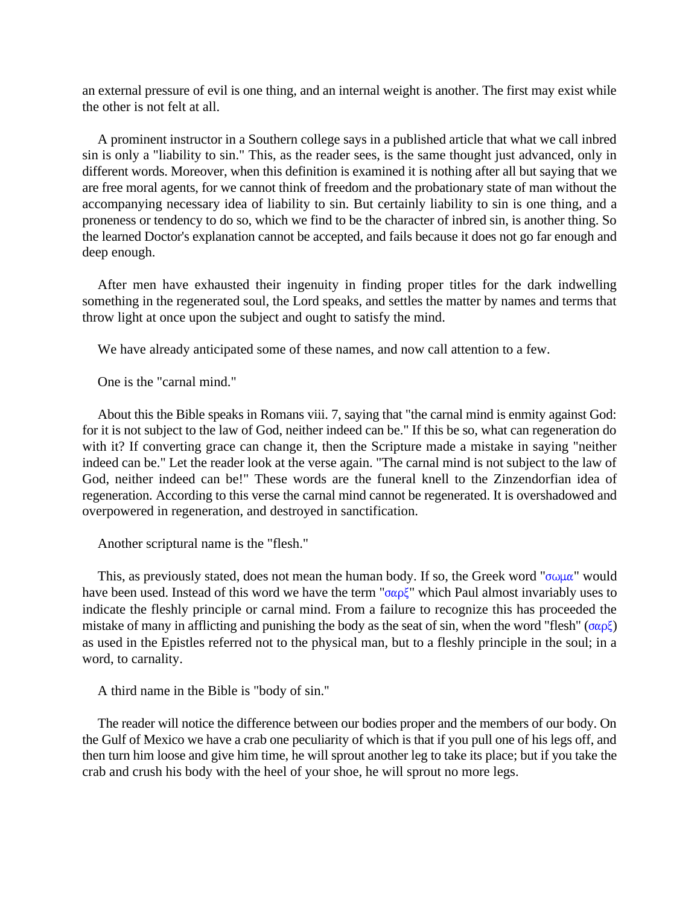an external pressure of evil is one thing, and an internal weight is another. The first may exist while the other is not felt at all.

A prominent instructor in a Southern college says in a published article that what we call inbred sin is only a "liability to sin." This, as the reader sees, is the same thought just advanced, only in different words. Moreover, when this definition is examined it is nothing after all but saying that we are free moral agents, for we cannot think of freedom and the probationary state of man without the accompanying necessary idea of liability to sin. But certainly liability to sin is one thing, and a proneness or tendency to do so, which we find to be the character of inbred sin, is another thing. So the learned Doctor's explanation cannot be accepted, and fails because it does not go far enough and deep enough.

After men have exhausted their ingenuity in finding proper titles for the dark indwelling something in the regenerated soul, the Lord speaks, and settles the matter by names and terms that throw light at once upon the subject and ought to satisfy the mind.

We have already anticipated some of these names, and now call attention to a few.

One is the "carnal mind."

About this the Bible speaks in Romans viii. 7, saying that "the carnal mind is enmity against God: for it is not subject to the law of God, neither indeed can be." If this be so, what can regeneration do with it? If converting grace can change it, then the Scripture made a mistake in saying "neither indeed can be." Let the reader look at the verse again. "The carnal mind is not subject to the law of God, neither indeed can be!" These words are the funeral knell to the Zinzendorfian idea of regeneration. According to this verse the carnal mind cannot be regenerated. It is overshadowed and overpowered in regeneration, and destroyed in sanctification.

Another scriptural name is the "flesh."

This, as previously stated, does not mean the human body. If so, the Greek word "σωμα" would have been used. Instead of this word we have the term "σαρξ" which Paul almost invariably uses to indicate the fleshly principle or carnal mind. From a failure to recognize this has proceeded the mistake of many in afflicting and punishing the body as the seat of sin, when the word "flesh" (σαρξ) as used in the Epistles referred not to the physical man, but to a fleshly principle in the soul; in a word, to carnality.

A third name in the Bible is "body of sin."

The reader will notice the difference between our bodies proper and the members of our body. On the Gulf of Mexico we have a crab one peculiarity of which is that if you pull one of his legs off, and then turn him loose and give him time, he will sprout another leg to take its place; but if you take the crab and crush his body with the heel of your shoe, he will sprout no more legs.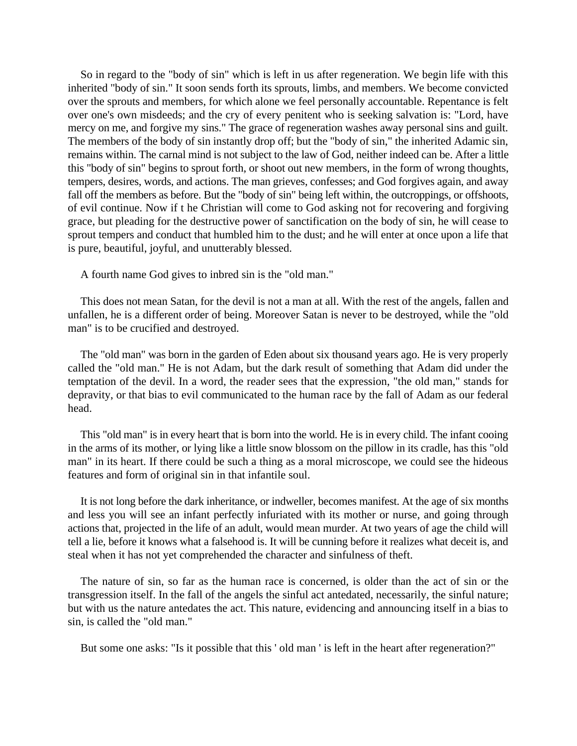So in regard to the "body of sin" which is left in us after regeneration. We begin life with this inherited "body of sin." It soon sends forth its sprouts, limbs, and members. We become convicted over the sprouts and members, for which alone we feel personally accountable. Repentance is felt over one's own misdeeds; and the cry of every penitent who is seeking salvation is: "Lord, have mercy on me, and forgive my sins." The grace of regeneration washes away personal sins and guilt. The members of the body of sin instantly drop off; but the "body of sin," the inherited Adamic sin, remains within. The carnal mind is not subject to the law of God, neither indeed can be. After a little this "body of sin" begins to sprout forth, or shoot out new members, in the form of wrong thoughts, tempers, desires, words, and actions. The man grieves, confesses; and God forgives again, and away fall off the members as before. But the "body of sin" being left within, the outcroppings, or offshoots, of evil continue. Now if t he Christian will come to God asking not for recovering and forgiving grace, but pleading for the destructive power of sanctification on the body of sin, he will cease to sprout tempers and conduct that humbled him to the dust; and he will enter at once upon a life that is pure, beautiful, joyful, and unutterably blessed.

A fourth name God gives to inbred sin is the "old man."

This does not mean Satan, for the devil is not a man at all. With the rest of the angels, fallen and unfallen, he is a different order of being. Moreover Satan is never to be destroyed, while the "old man" is to be crucified and destroyed.

The "old man" was born in the garden of Eden about six thousand years ago. He is very properly called the "old man." He is not Adam, but the dark result of something that Adam did under the temptation of the devil. In a word, the reader sees that the expression, "the old man," stands for depravity, or that bias to evil communicated to the human race by the fall of Adam as our federal head.

This "old man" is in every heart that is born into the world. He is in every child. The infant cooing in the arms of its mother, or lying like a little snow blossom on the pillow in its cradle, has this "old man" in its heart. If there could be such a thing as a moral microscope, we could see the hideous features and form of original sin in that infantile soul.

It is not long before the dark inheritance, or indweller, becomes manifest. At the age of six months and less you will see an infant perfectly infuriated with its mother or nurse, and going through actions that, projected in the life of an adult, would mean murder. At two years of age the child will tell a lie, before it knows what a falsehood is. It will be cunning before it realizes what deceit is, and steal when it has not yet comprehended the character and sinfulness of theft.

The nature of sin, so far as the human race is concerned, is older than the act of sin or the transgression itself. In the fall of the angels the sinful act antedated, necessarily, the sinful nature; but with us the nature antedates the act. This nature, evidencing and announcing itself in a bias to sin, is called the "old man."

But some one asks: "Is it possible that this ' old man ' is left in the heart after regeneration?"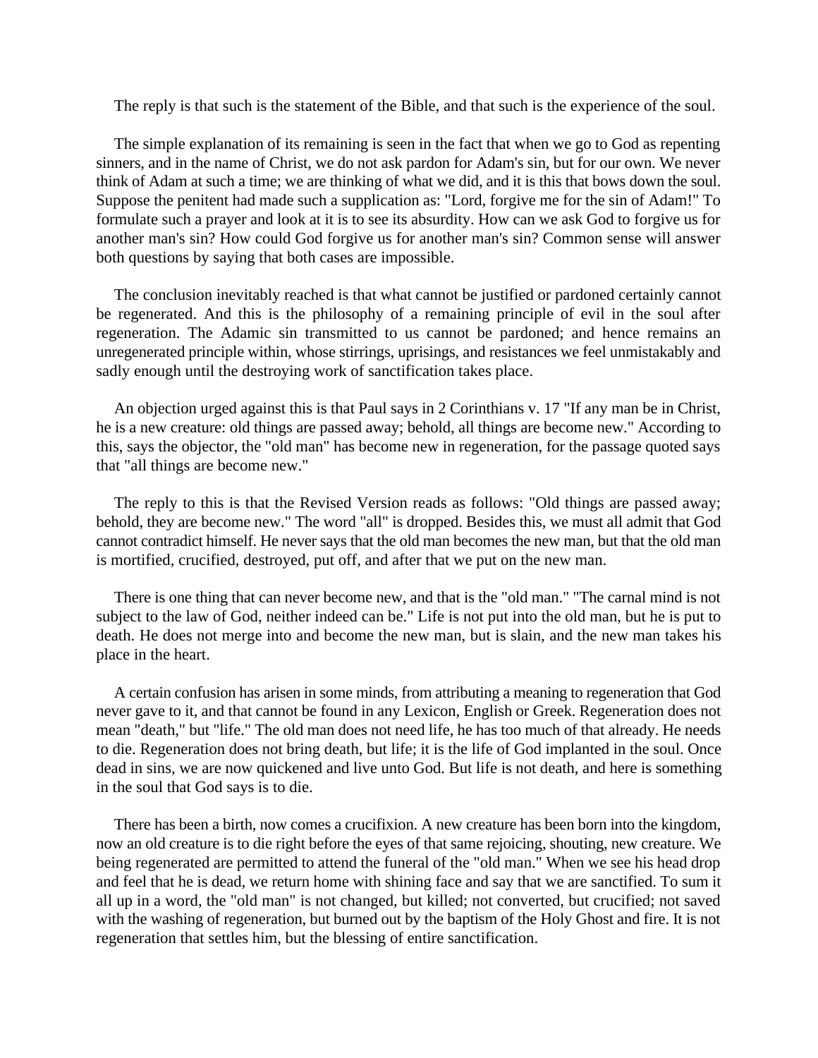The reply is that such is the statement of the Bible, and that such is the experience of the soul.

The simple explanation of its remaining is seen in the fact that when we go to God as repenting sinners, and in the name of Christ, we do not ask pardon for Adam's sin, but for our own. We never think of Adam at such a time; we are thinking of what we did, and it is this that bows down the soul. Suppose the penitent had made such a supplication as: "Lord, forgive me for the sin of Adam!" To formulate such a prayer and look at it is to see its absurdity. How can we ask God to forgive us for another man's sin? How could God forgive us for another man's sin? Common sense will answer both questions by saying that both cases are impossible.

The conclusion inevitably reached is that what cannot be justified or pardoned certainly cannot be regenerated. And this is the philosophy of a remaining principle of evil in the soul after regeneration. The Adamic sin transmitted to us cannot be pardoned; and hence remains an unregenerated principle within, whose stirrings, uprisings, and resistances we feel unmistakably and sadly enough until the destroying work of sanctification takes place.

An objection urged against this is that Paul says in 2 Corinthians v. 17 "If any man be in Christ, he is a new creature: old things are passed away; behold, all things are become new." According to this, says the objector, the "old man" has become new in regeneration, for the passage quoted says that "all things are become new."

The reply to this is that the Revised Version reads as follows: "Old things are passed away; behold, they are become new." The word "all" is dropped. Besides this, we must all admit that God cannot contradict himself. He never says that the old man becomes the new man, but that the old man is mortified, crucified, destroyed, put off, and after that we put on the new man.

There is one thing that can never become new, and that is the "old man." "The carnal mind is not subject to the law of God, neither indeed can be." Life is not put into the old man, but he is put to death. He does not merge into and become the new man, but is slain, and the new man takes his place in the heart.

A certain confusion has arisen in some minds, from attributing a meaning to regeneration that God never gave to it, and that cannot be found in any Lexicon, English or Greek. Regeneration does not mean "death," but "life." The old man does not need life, he has too much of that already. He needs to die. Regeneration does not bring death, but life; it is the life of God implanted in the soul. Once dead in sins, we are now quickened and live unto God. But life is not death, and here is something in the soul that God says is to die.

There has been a birth, now comes a crucifixion. A new creature has been born into the kingdom, now an old creature is to die right before the eyes of that same rejoicing, shouting, new creature. We being regenerated are permitted to attend the funeral of the "old man." When we see his head drop and feel that he is dead, we return home with shining face and say that we are sanctified. To sum it all up in a word, the "old man" is not changed, but killed; not converted, but crucified; not saved with the washing of regeneration, but burned out by the baptism of the Holy Ghost and fire. It is not regeneration that settles him, but the blessing of entire sanctification.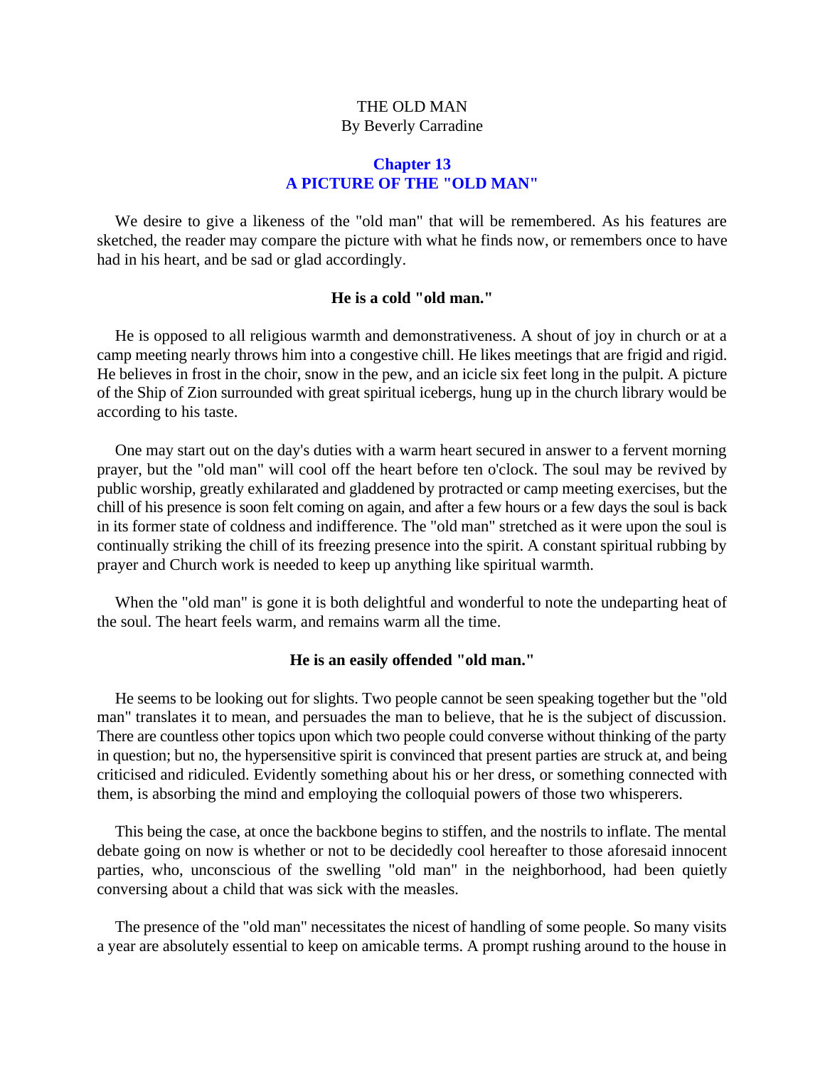THE OLD MAN
By Beverly Carradine

## Chapter 13
## A PICTURE OF THE "OLD MAN"

We desire to give a likeness of the "old man" that will be remembered. As his features are sketched, the reader may compare the picture with what he finds now, or remembers once to have had in his heart, and be sad or glad accordingly.

### He is a cold "old man."

He is opposed to all religious warmth and demonstrativeness. A shout of joy in church or at a camp meeting nearly throws him into a congestive chill. He likes meetings that are frigid and rigid. He believes in frost in the choir, snow in the pew, and an icicle six feet long in the pulpit. A picture of the Ship of Zion surrounded with great spiritual icebergs, hung up in the church library would be according to his taste.

One may start out on the day's duties with a warm heart secured in answer to a fervent morning prayer, but the "old man" will cool off the heart before ten o'clock. The soul may be revived by public worship, greatly exhilarated and gladdened by protracted or camp meeting exercises, but the chill of his presence is soon felt coming on again, and after a few hours or a few days the soul is back in its former state of coldness and indifference. The "old man" stretched as it were upon the soul is continually striking the chill of its freezing presence into the spirit. A constant spiritual rubbing by prayer and Church work is needed to keep up anything like spiritual warmth.

When the "old man" is gone it is both delightful and wonderful to note the undeparting heat of the soul. The heart feels warm, and remains warm all the time.

### He is an easily offended "old man."

He seems to be looking out for slights. Two people cannot be seen speaking together but the "old man" translates it to mean, and persuades the man to believe, that he is the subject of discussion. There are countless other topics upon which two people could converse without thinking of the party in question; but no, the hypersensitive spirit is convinced that present parties are struck at, and being criticised and ridiculed. Evidently something about his or her dress, or something connected with them, is absorbing the mind and employing the colloquial powers of those two whisperers.

This being the case, at once the backbone begins to stiffen, and the nostrils to inflate. The mental debate going on now is whether or not to be decidedly cool hereafter to those aforesaid innocent parties, who, unconscious of the swelling "old man" in the neighborhood, had been quietly conversing about a child that was sick with the measles.

The presence of the "old man" necessitates the nicest of handling of some people. So many visits a year are absolutely essential to keep on amicable terms. A prompt rushing around to the house in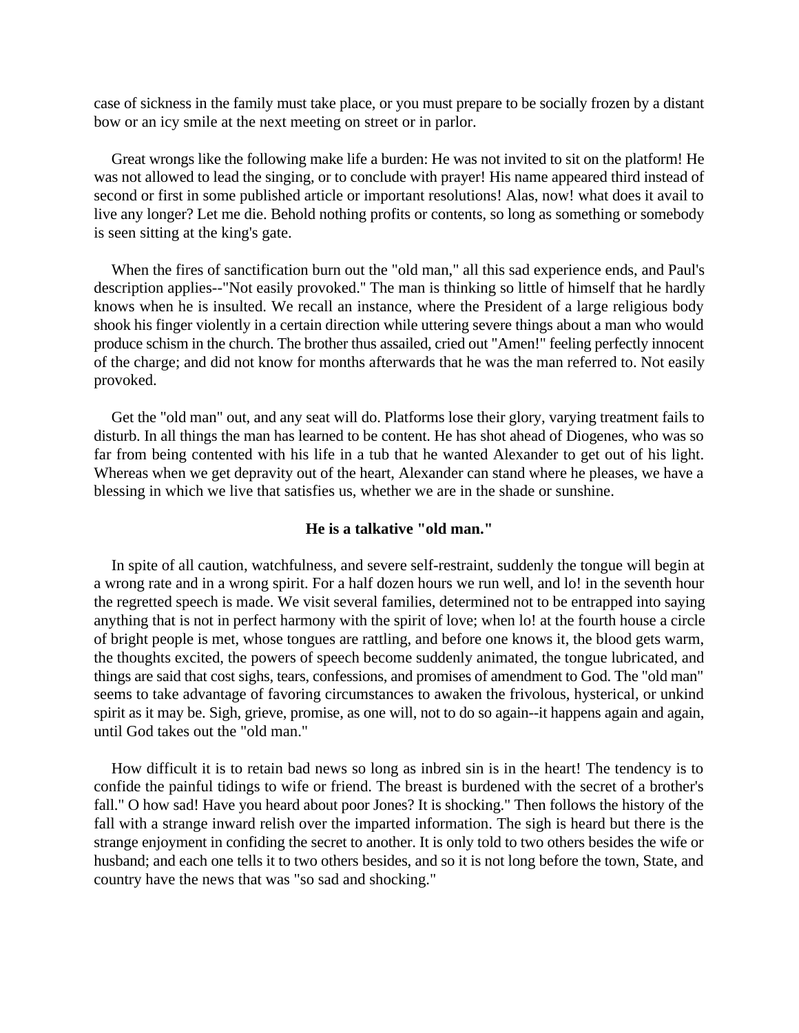case of sickness in the family must take place, or you must prepare to be socially frozen by a distant bow or an icy smile at the next meeting on street or in parlor.

Great wrongs like the following make life a burden: He was not invited to sit on the platform! He was not allowed to lead the singing, or to conclude with prayer! His name appeared third instead of second or first in some published article or important resolutions! Alas, now! what does it avail to live any longer? Let me die. Behold nothing profits or contents, so long as something or somebody is seen sitting at the king's gate.

When the fires of sanctification burn out the "old man," all this sad experience ends, and Paul's description applies--"Not easily provoked." The man is thinking so little of himself that he hardly knows when he is insulted. We recall an instance, where the President of a large religious body shook his finger violently in a certain direction while uttering severe things about a man who would produce schism in the church. The brother thus assailed, cried out "Amen!" feeling perfectly innocent of the charge; and did not know for months afterwards that he was the man referred to. Not easily provoked.

Get the "old man" out, and any seat will do. Platforms lose their glory, varying treatment fails to disturb. In all things the man has learned to be content. He has shot ahead of Diogenes, who was so far from being contented with his life in a tub that he wanted Alexander to get out of his light. Whereas when we get depravity out of the heart, Alexander can stand where he pleases, we have a blessing in which we live that satisfies us, whether we are in the shade or sunshine.

### He is a talkative "old man."

In spite of all caution, watchfulness, and severe self-restraint, suddenly the tongue will begin at a wrong rate and in a wrong spirit. For a half dozen hours we run well, and lo! in the seventh hour the regretted speech is made. We visit several families, determined not to be entrapped into saying anything that is not in perfect harmony with the spirit of love; when lo! at the fourth house a circle of bright people is met, whose tongues are rattling, and before one knows it, the blood gets warm, the thoughts excited, the powers of speech become suddenly animated, the tongue lubricated, and things are said that cost sighs, tears, confessions, and promises of amendment to God. The "old man" seems to take advantage of favoring circumstances to awaken the frivolous, hysterical, or unkind spirit as it may be. Sigh, grieve, promise, as one will, not to do so again--it happens again and again, until God takes out the "old man."

How difficult it is to retain bad news so long as inbred sin is in the heart! The tendency is to confide the painful tidings to wife or friend. The breast is burdened with the secret of a brother's fall." O how sad! Have you heard about poor Jones? It is shocking." Then follows the history of the fall with a strange inward relish over the imparted information. The sigh is heard but there is the strange enjoyment in confiding the secret to another. It is only told to two others besides the wife or husband; and each one tells it to two others besides, and so it is not long before the town, State, and country have the news that was "so sad and shocking."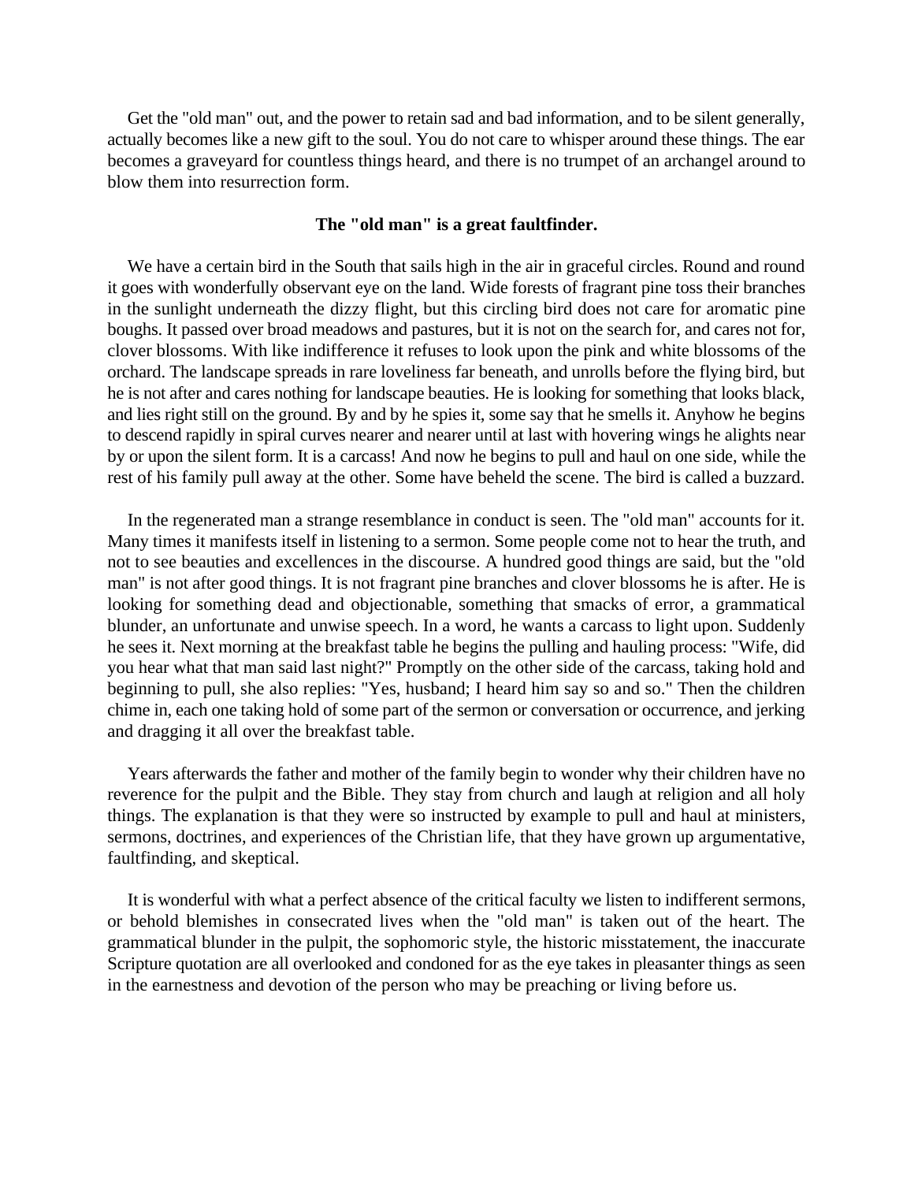Get the "old man" out, and the power to retain sad and bad information, and to be silent generally, actually becomes like a new gift to the soul. You do not care to whisper around these things. The ear becomes a graveyard for countless things heard, and there is no trumpet of an archangel around to blow them into resurrection form.

**The "old man" is a great faultfinder.**

We have a certain bird in the South that sails high in the air in graceful circles. Round and round it goes with wonderfully observant eye on the land. Wide forests of fragrant pine toss their branches in the sunlight underneath the dizzy flight, but this circling bird does not care for aromatic pine boughs. It passed over broad meadows and pastures, but it is not on the search for, and cares not for, clover blossoms. With like indifference it refuses to look upon the pink and white blossoms of the orchard. The landscape spreads in rare loveliness far beneath, and unrolls before the flying bird, but he is not after and cares nothing for landscape beauties. He is looking for something that looks black, and lies right still on the ground. By and by he spies it, some say that he smells it. Anyhow he begins to descend rapidly in spiral curves nearer and nearer until at last with hovering wings he alights near by or upon the silent form. It is a carcass! And now he begins to pull and haul on one side, while the rest of his family pull away at the other. Some have beheld the scene. The bird is called a buzzard.

In the regenerated man a strange resemblance in conduct is seen. The "old man" accounts for it. Many times it manifests itself in listening to a sermon. Some people come not to hear the truth, and not to see beauties and excellences in the discourse. A hundred good things are said, but the "old man" is not after good things. It is not fragrant pine branches and clover blossoms he is after. He is looking for something dead and objectionable, something that smacks of error, a grammatical blunder, an unfortunate and unwise speech. In a word, he wants a carcass to light upon. Suddenly he sees it. Next morning at the breakfast table he begins the pulling and hauling process: "Wife, did you hear what that man said last night?" Promptly on the other side of the carcass, taking hold and beginning to pull, she also replies: "Yes, husband; I heard him say so and so." Then the children chime in, each one taking hold of some part of the sermon or conversation or occurrence, and jerking and dragging it all over the breakfast table.

Years afterwards the father and mother of the family begin to wonder why their children have no reverence for the pulpit and the Bible. They stay from church and laugh at religion and all holy things. The explanation is that they were so instructed by example to pull and haul at ministers, sermons, doctrines, and experiences of the Christian life, that they have grown up argumentative, faultfinding, and skeptical.

It is wonderful with what a perfect absence of the critical faculty we listen to indifferent sermons, or behold blemishes in consecrated lives when the "old man" is taken out of the heart. The grammatical blunder in the pulpit, the sophomoric style, the historic misstatement, the inaccurate Scripture quotation are all overlooked and condoned for as the eye takes in pleasanter things as seen in the earnestness and devotion of the person who may be preaching or living before us.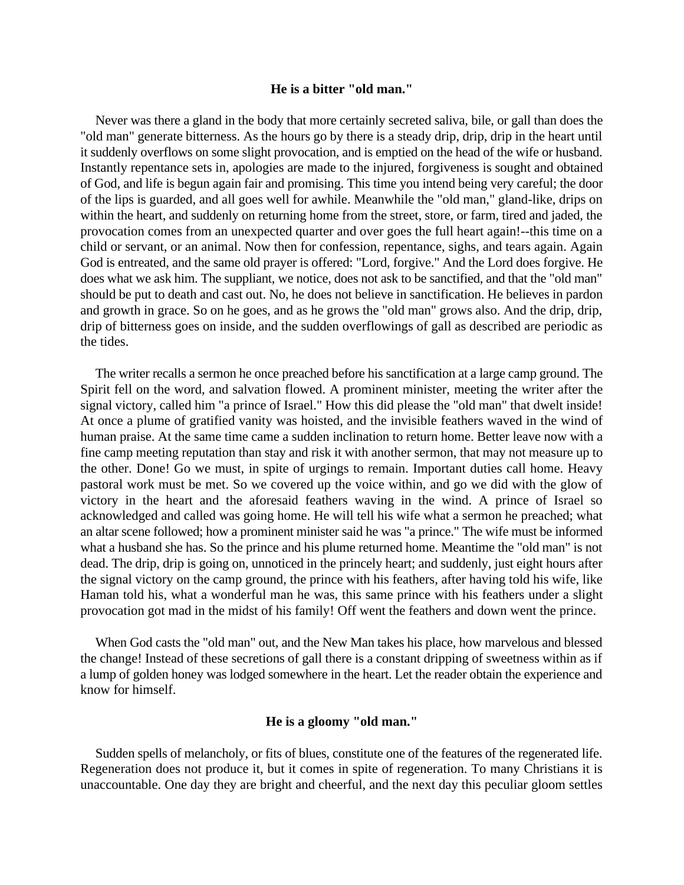### He is a bitter "old man."

Never was there a gland in the body that more certainly secreted saliva, bile, or gall than does the "old man" generate bitterness. As the hours go by there is a steady drip, drip, drip in the heart until it suddenly overflows on some slight provocation, and is emptied on the head of the wife or husband. Instantly repentance sets in, apologies are made to the injured, forgiveness is sought and obtained of God, and life is begun again fair and promising. This time you intend being very careful; the door of the lips is guarded, and all goes well for awhile. Meanwhile the "old man," gland-like, drips on within the heart, and suddenly on returning home from the street, store, or farm, tired and jaded, the provocation comes from an unexpected quarter and over goes the full heart again!--this time on a child or servant, or an animal. Now then for confession, repentance, sighs, and tears again. Again God is entreated, and the same old prayer is offered: "Lord, forgive." And the Lord does forgive. He does what we ask him. The suppliant, we notice, does not ask to be sanctified, and that the "old man" should be put to death and cast out. No, he does not believe in sanctification. He believes in pardon and growth in grace. So on he goes, and as he grows the "old man" grows also. And the drip, drip, drip of bitterness goes on inside, and the sudden overflowings of gall as described are periodic as the tides.

The writer recalls a sermon he once preached before his sanctification at a large camp ground. The Spirit fell on the word, and salvation flowed. A prominent minister, meeting the writer after the signal victory, called him "a prince of Israel." How this did please the "old man" that dwelt inside! At once a plume of gratified vanity was hoisted, and the invisible feathers waved in the wind of human praise. At the same time came a sudden inclination to return home. Better leave now with a fine camp meeting reputation than stay and risk it with another sermon, that may not measure up to the other. Done! Go we must, in spite of urgings to remain. Important duties call home. Heavy pastoral work must be met. So we covered up the voice within, and go we did with the glow of victory in the heart and the aforesaid feathers waving in the wind. A prince of Israel so acknowledged and called was going home. He will tell his wife what a sermon he preached; what an altar scene followed; how a prominent minister said he was "a prince." The wife must be informed what a husband she has. So the prince and his plume returned home. Meantime the "old man" is not dead. The drip, drip is going on, unnoticed in the princely heart; and suddenly, just eight hours after the signal victory on the camp ground, the prince with his feathers, after having told his wife, like Haman told his, what a wonderful man he was, this same prince with his feathers under a slight provocation got mad in the midst of his family! Off went the feathers and down went the prince.

When God casts the "old man" out, and the New Man takes his place, how marvelous and blessed the change! Instead of these secretions of gall there is a constant dripping of sweetness within as if a lump of golden honey was lodged somewhere in the heart. Let the reader obtain the experience and know for himself.

### He is a gloomy "old man."

Sudden spells of melancholy, or fits of blues, constitute one of the features of the regenerated life. Regeneration does not produce it, but it comes in spite of regeneration. To many Christians it is unaccountable. One day they are bright and cheerful, and the next day this peculiar gloom settles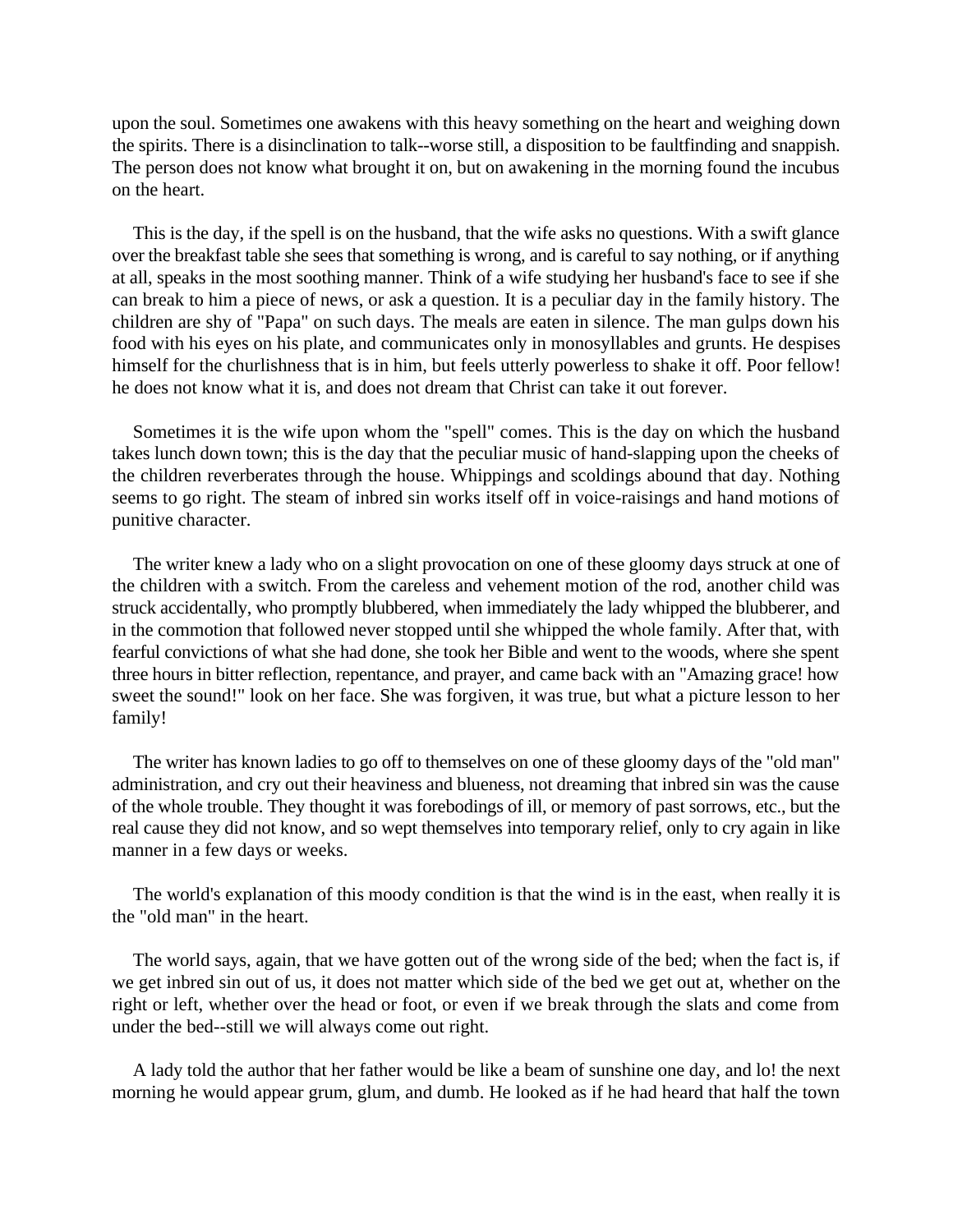upon the soul. Sometimes one awakens with this heavy something on the heart and weighing down the spirits. There is a disinclination to talk--worse still, a disposition to be faultfinding and snappish. The person does not know what brought it on, but on awakening in the morning found the incubus on the heart.

This is the day, if the spell is on the husband, that the wife asks no questions. With a swift glance over the breakfast table she sees that something is wrong, and is careful to say nothing, or if anything at all, speaks in the most soothing manner. Think of a wife studying her husband's face to see if she can break to him a piece of news, or ask a question. It is a peculiar day in the family history. The children are shy of "Papa" on such days. The meals are eaten in silence. The man gulps down his food with his eyes on his plate, and communicates only in monosyllables and grunts. He despises himself for the churlishness that is in him, but feels utterly powerless to shake it off. Poor fellow! he does not know what it is, and does not dream that Christ can take it out forever.

Sometimes it is the wife upon whom the "spell" comes. This is the day on which the husband takes lunch down town; this is the day that the peculiar music of hand-slapping upon the cheeks of the children reverberates through the house. Whippings and scoldings abound that day. Nothing seems to go right. The steam of inbred sin works itself off in voice-raisings and hand motions of punitive character.

The writer knew a lady who on a slight provocation on one of these gloomy days struck at one of the children with a switch. From the careless and vehement motion of the rod, another child was struck accidentally, who promptly blubbered, when immediately the lady whipped the blubberer, and in the commotion that followed never stopped until she whipped the whole family. After that, with fearful convictions of what she had done, she took her Bible and went to the woods, where she spent three hours in bitter reflection, repentance, and prayer, and came back with an "Amazing grace! how sweet the sound!" look on her face. She was forgiven, it was true, but what a picture lesson to her family!

The writer has known ladies to go off to themselves on one of these gloomy days of the "old man" administration, and cry out their heaviness and blueness, not dreaming that inbred sin was the cause of the whole trouble. They thought it was forebodings of ill, or memory of past sorrows, etc., but the real cause they did not know, and so wept themselves into temporary relief, only to cry again in like manner in a few days or weeks.

The world's explanation of this moody condition is that the wind is in the east, when really it is the "old man" in the heart.

The world says, again, that we have gotten out of the wrong side of the bed; when the fact is, if we get inbred sin out of us, it does not matter which side of the bed we get out at, whether on the right or left, whether over the head or foot, or even if we break through the slats and come from under the bed--still we will always come out right.

A lady told the author that her father would be like a beam of sunshine one day, and lo! the next morning he would appear grum, glum, and dumb. He looked as if he had heard that half the town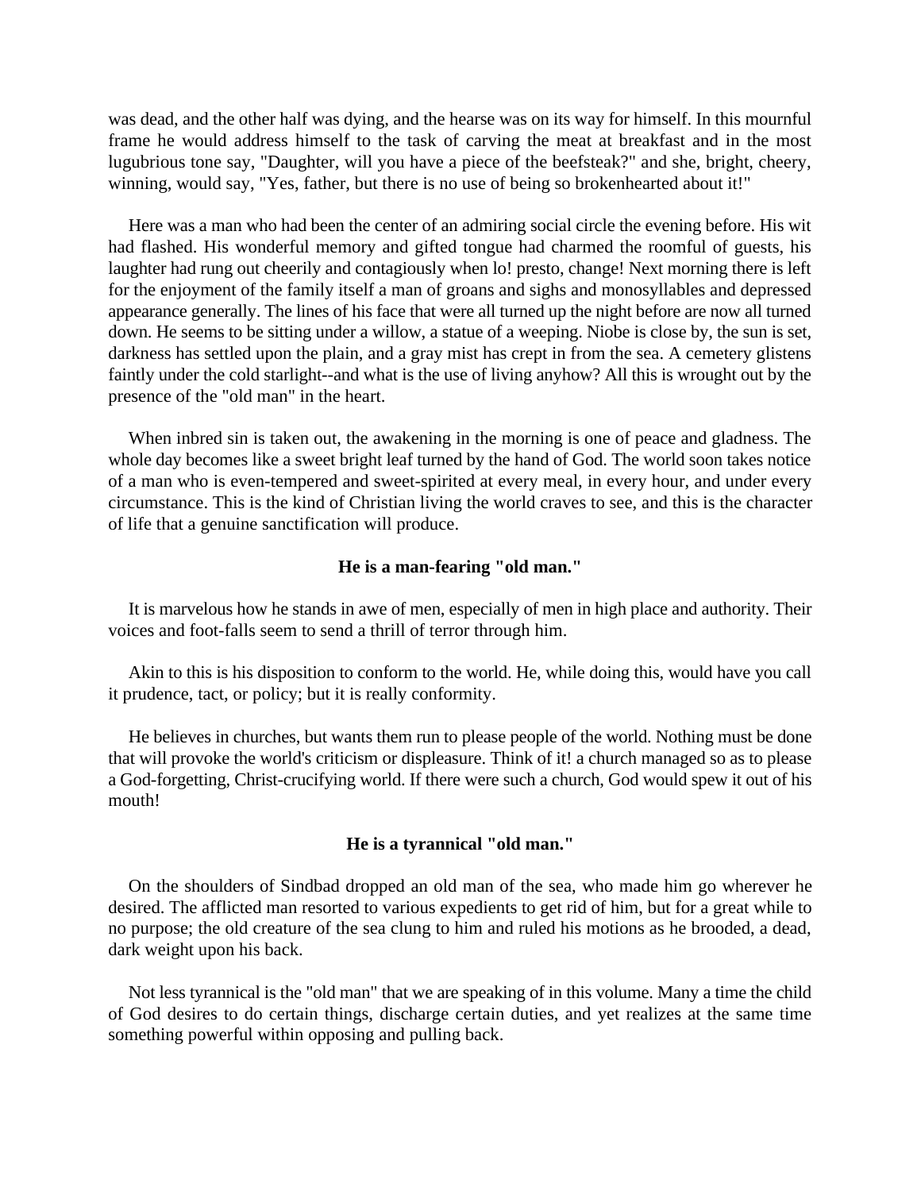was dead, and the other half was dying, and the hearse was on its way for himself. In this mournful frame he would address himself to the task of carving the meat at breakfast and in the most lugubrious tone say, "Daughter, will you have a piece of the beefsteak?" and she, bright, cheery, winning, would say, "Yes, father, but there is no use of being so brokenhearted about it!"

Here was a man who had been the center of an admiring social circle the evening before. His wit had flashed. His wonderful memory and gifted tongue had charmed the roomful of guests, his laughter had rung out cheerily and contagiously when lo! presto, change! Next morning there is left for the enjoyment of the family itself a man of groans and sighs and monosyllables and depressed appearance generally. The lines of his face that were all turned up the night before are now all turned down. He seems to be sitting under a willow, a statue of a weeping. Niobe is close by, the sun is set, darkness has settled upon the plain, and a gray mist has crept in from the sea. A cemetery glistens faintly under the cold starlight--and what is the use of living anyhow? All this is wrought out by the presence of the "old man" in the heart.

When inbred sin is taken out, the awakening in the morning is one of peace and gladness. The whole day becomes like a sweet bright leaf turned by the hand of God. The world soon takes notice of a man who is even-tempered and sweet-spirited at every meal, in every hour, and under every circumstance. This is the kind of Christian living the world craves to see, and this is the character of life that a genuine sanctification will produce.

**He is a man-fearing "old man."**

It is marvelous how he stands in awe of men, especially of men in high place and authority. Their voices and foot-falls seem to send a thrill of terror through him.

Akin to this is his disposition to conform to the world. He, while doing this, would have you call it prudence, tact, or policy; but it is really conformity.

He believes in churches, but wants them run to please people of the world. Nothing must be done that will provoke the world's criticism or displeasure. Think of it! a church managed so as to please a God-forgetting, Christ-crucifying world. If there were such a church, God would spew it out of his mouth!

**He is a tyrannical "old man."**

On the shoulders of Sindbad dropped an old man of the sea, who made him go wherever he desired. The afflicted man resorted to various expedients to get rid of him, but for a great while to no purpose; the old creature of the sea clung to him and ruled his motions as he brooded, a dead, dark weight upon his back.

Not less tyrannical is the "old man" that we are speaking of in this volume. Many a time the child of God desires to do certain things, discharge certain duties, and yet realizes at the same time something powerful within opposing and pulling back.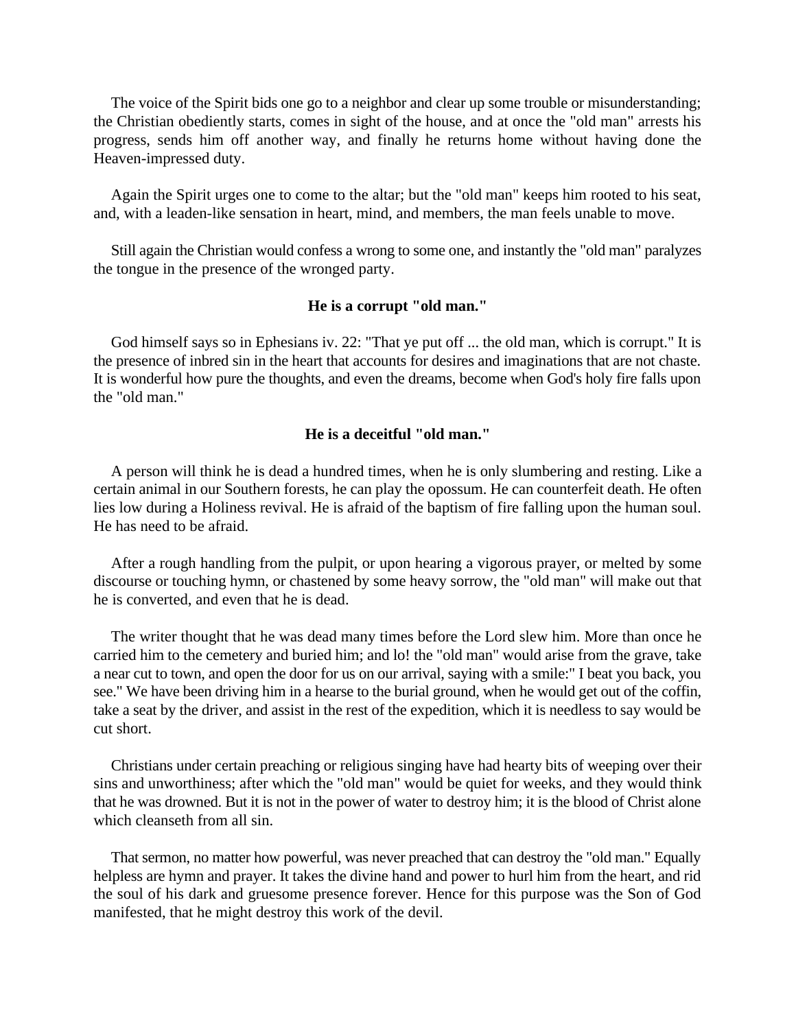The voice of the Spirit bids one go to a neighbor and clear up some trouble or misunderstanding; the Christian obediently starts, comes in sight of the house, and at once the "old man" arrests his progress, sends him off another way, and finally he returns home without having done the Heaven-impressed duty.

Again the Spirit urges one to come to the altar; but the "old man" keeps him rooted to his seat, and, with a leaden-like sensation in heart, mind, and members, the man feels unable to move.

Still again the Christian would confess a wrong to some one, and instantly the "old man" paralyzes the tongue in the presence of the wronged party.

**He is a corrupt "old man."**

God himself says so in Ephesians iv. 22: "That ye put off ... the old man, which is corrupt." It is the presence of inbred sin in the heart that accounts for desires and imaginations that are not chaste. It is wonderful how pure the thoughts, and even the dreams, become when God's holy fire falls upon the "old man."

**He is a deceitful "old man."**

A person will think he is dead a hundred times, when he is only slumbering and resting. Like a certain animal in our Southern forests, he can play the opossum. He can counterfeit death. He often lies low during a Holiness revival. He is afraid of the baptism of fire falling upon the human soul. He has need to be afraid.

After a rough handling from the pulpit, or upon hearing a vigorous prayer, or melted by some discourse or touching hymn, or chastened by some heavy sorrow, the "old man" will make out that he is converted, and even that he is dead.

The writer thought that he was dead many times before the Lord slew him. More than once he carried him to the cemetery and buried him; and lo! the "old man" would arise from the grave, take a near cut to town, and open the door for us on our arrival, saying with a smile:" I beat you back, you see." We have been driving him in a hearse to the burial ground, when he would get out of the coffin, take a seat by the driver, and assist in the rest of the expedition, which it is needless to say would be cut short.

Christians under certain preaching or religious singing have had hearty bits of weeping over their sins and unworthiness; after which the "old man" would be quiet for weeks, and they would think that he was drowned. But it is not in the power of water to destroy him; it is the blood of Christ alone which cleanseth from all sin.

That sermon, no matter how powerful, was never preached that can destroy the "old man." Equally helpless are hymn and prayer. It takes the divine hand and power to hurl him from the heart, and rid the soul of his dark and gruesome presence forever. Hence for this purpose was the Son of God manifested, that he might destroy this work of the devil.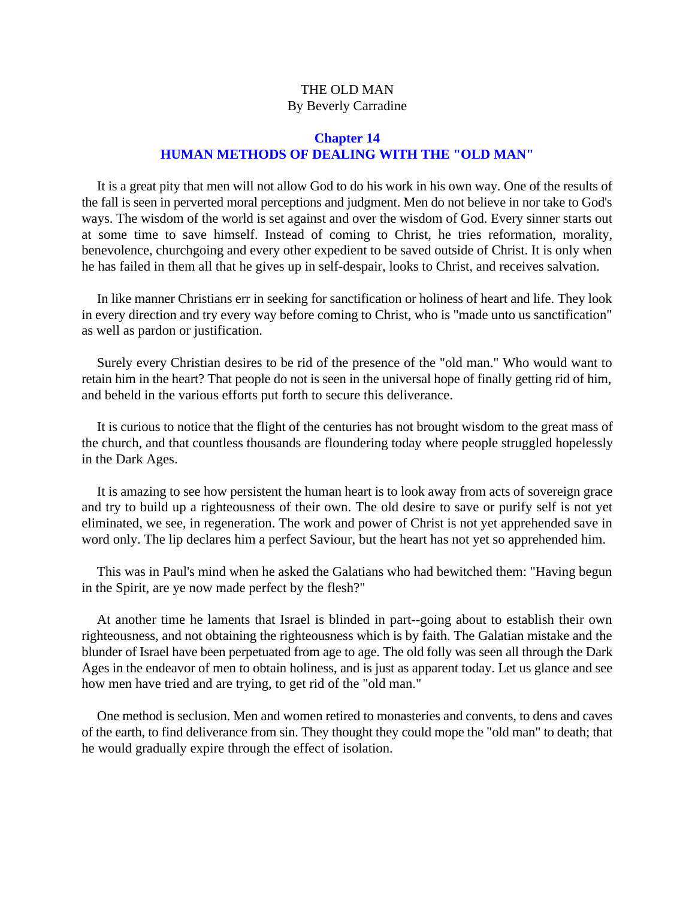THE OLD MAN
By Beverly Carradine

## Chapter 14
## HUMAN METHODS OF DEALING WITH THE "OLD MAN"

It is a great pity that men will not allow God to do his work in his own way. One of the results of the fall is seen in perverted moral perceptions and judgment. Men do not believe in nor take to God's ways. The wisdom of the world is set against and over the wisdom of God. Every sinner starts out at some time to save himself. Instead of coming to Christ, he tries reformation, morality, benevolence, churchgoing and every other expedient to be saved outside of Christ. It is only when he has failed in them all that he gives up in self-despair, looks to Christ, and receives salvation.

In like manner Christians err in seeking for sanctification or holiness of heart and life. They look in every direction and try every way before coming to Christ, who is "made unto us sanctification" as well as pardon or justification.

Surely every Christian desires to be rid of the presence of the "old man." Who would want to retain him in the heart? That people do not is seen in the universal hope of finally getting rid of him, and beheld in the various efforts put forth to secure this deliverance.

It is curious to notice that the flight of the centuries has not brought wisdom to the great mass of the church, and that countless thousands are floundering today where people struggled hopelessly in the Dark Ages.

It is amazing to see how persistent the human heart is to look away from acts of sovereign grace and try to build up a righteousness of their own. The old desire to save or purify self is not yet eliminated, we see, in regeneration. The work and power of Christ is not yet apprehended save in word only. The lip declares him a perfect Saviour, but the heart has not yet so apprehended him.

This was in Paul's mind when he asked the Galatians who had bewitched them: "Having begun in the Spirit, are ye now made perfect by the flesh?"

At another time he laments that Israel is blinded in part--going about to establish their own righteousness, and not obtaining the righteousness which is by faith. The Galatian mistake and the blunder of Israel have been perpetuated from age to age. The old folly was seen all through the Dark Ages in the endeavor of men to obtain holiness, and is just as apparent today. Let us glance and see how men have tried and are trying, to get rid of the "old man."

One method is seclusion. Men and women retired to monasteries and convents, to dens and caves of the earth, to find deliverance from sin. They thought they could mope the "old man" to death; that he would gradually expire through the effect of isolation.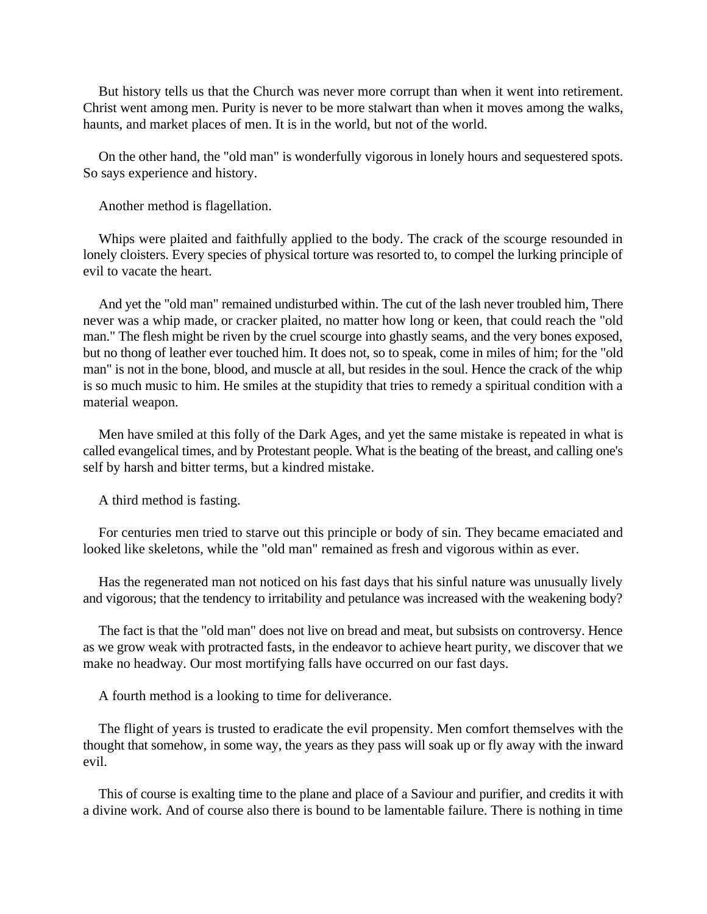But history tells us that the Church was never more corrupt than when it went into retirement. Christ went among men. Purity is never to be more stalwart than when it moves among the walks, haunts, and market places of men. It is in the world, but not of the world.

On the other hand, the "old man" is wonderfully vigorous in lonely hours and sequestered spots. So says experience and history.

Another method is flagellation.

Whips were plaited and faithfully applied to the body. The crack of the scourge resounded in lonely cloisters. Every species of physical torture was resorted to, to compel the lurking principle of evil to vacate the heart.

And yet the "old man" remained undisturbed within. The cut of the lash never troubled him, There never was a whip made, or cracker plaited, no matter how long or keen, that could reach the "old man." The flesh might be riven by the cruel scourge into ghastly seams, and the very bones exposed, but no thong of leather ever touched him. It does not, so to speak, come in miles of him; for the "old man" is not in the bone, blood, and muscle at all, but resides in the soul. Hence the crack of the whip is so much music to him. He smiles at the stupidity that tries to remedy a spiritual condition with a material weapon.

Men have smiled at this folly of the Dark Ages, and yet the same mistake is repeated in what is called evangelical times, and by Protestant people. What is the beating of the breast, and calling one's self by harsh and bitter terms, but a kindred mistake.

A third method is fasting.

For centuries men tried to starve out this principle or body of sin. They became emaciated and looked like skeletons, while the "old man" remained as fresh and vigorous within as ever.

Has the regenerated man not noticed on his fast days that his sinful nature was unusually lively and vigorous; that the tendency to irritability and petulance was increased with the weakening body?

The fact is that the "old man" does not live on bread and meat, but subsists on controversy. Hence as we grow weak with protracted fasts, in the endeavor to achieve heart purity, we discover that we make no headway. Our most mortifying falls have occurred on our fast days.

A fourth method is a looking to time for deliverance.

The flight of years is trusted to eradicate the evil propensity. Men comfort themselves with the thought that somehow, in some way, the years as they pass will soak up or fly away with the inward evil.

This of course is exalting time to the plane and place of a Saviour and purifier, and credits it with a divine work. And of course also there is bound to be lamentable failure. There is nothing in time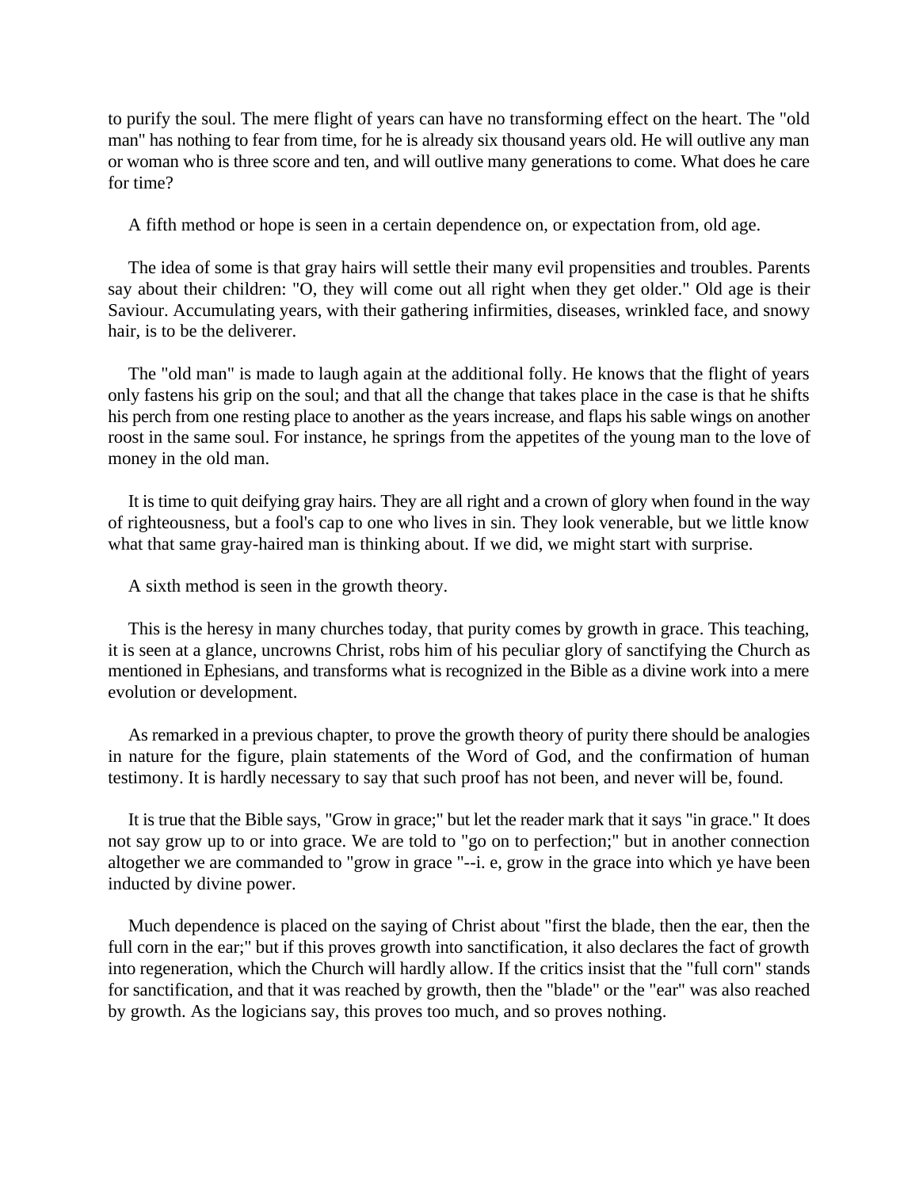to purify the soul. The mere flight of years can have no transforming effect on the heart. The "old man" has nothing to fear from time, for he is already six thousand years old. He will outlive any man or woman who is three score and ten, and will outlive many generations to come. What does he care for time?

A fifth method or hope is seen in a certain dependence on, or expectation from, old age.

The idea of some is that gray hairs will settle their many evil propensities and troubles. Parents say about their children: "O, they will come out all right when they get older." Old age is their Saviour. Accumulating years, with their gathering infirmities, diseases, wrinkled face, and snowy hair, is to be the deliverer.

The "old man" is made to laugh again at the additional folly. He knows that the flight of years only fastens his grip on the soul; and that all the change that takes place in the case is that he shifts his perch from one resting place to another as the years increase, and flaps his sable wings on another roost in the same soul. For instance, he springs from the appetites of the young man to the love of money in the old man.

It is time to quit deifying gray hairs. They are all right and a crown of glory when found in the way of righteousness, but a fool's cap to one who lives in sin. They look venerable, but we little know what that same gray-haired man is thinking about. If we did, we might start with surprise.

A sixth method is seen in the growth theory.

This is the heresy in many churches today, that purity comes by growth in grace. This teaching, it is seen at a glance, uncrowns Christ, robs him of his peculiar glory of sanctifying the Church as mentioned in Ephesians, and transforms what is recognized in the Bible as a divine work into a mere evolution or development.

As remarked in a previous chapter, to prove the growth theory of purity there should be analogies in nature for the figure, plain statements of the Word of God, and the confirmation of human testimony. It is hardly necessary to say that such proof has not been, and never will be, found.

It is true that the Bible says, "Grow in grace;" but let the reader mark that it says "in grace." It does not say grow up to or into grace. We are told to "go on to perfection;" but in another connection altogether we are commanded to "grow in grace "--i. e, grow in the grace into which ye have been inducted by divine power.

Much dependence is placed on the saying of Christ about "first the blade, then the ear, then the full corn in the ear;" but if this proves growth into sanctification, it also declares the fact of growth into regeneration, which the Church will hardly allow. If the critics insist that the "full corn" stands for sanctification, and that it was reached by growth, then the "blade" or the "ear" was also reached by growth. As the logicians say, this proves too much, and so proves nothing.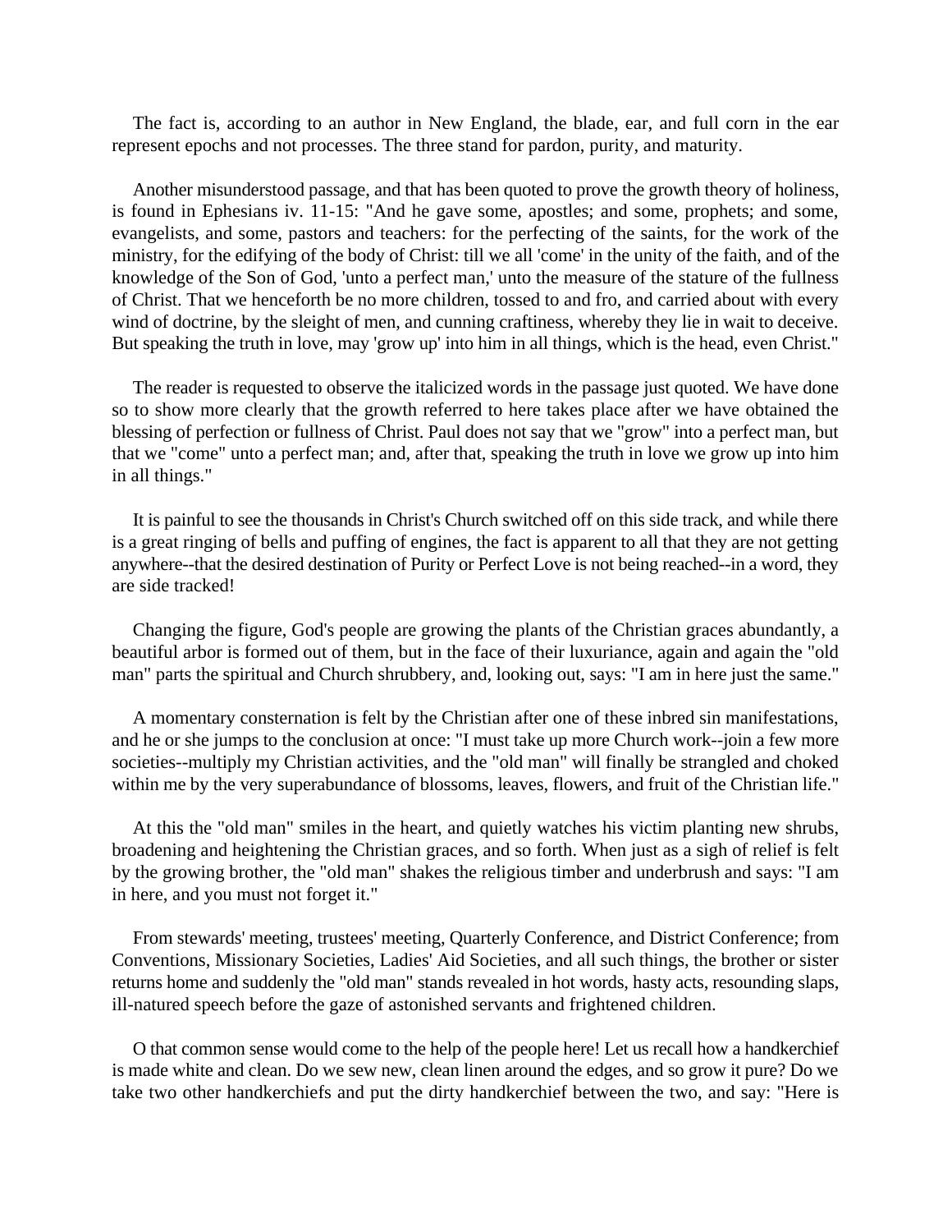The fact is, according to an author in New England, the blade, ear, and full corn in the ear represent epochs and not processes. The three stand for pardon, purity, and maturity.

Another misunderstood passage, and that has been quoted to prove the growth theory of holiness, is found in Ephesians iv. 11-15: "And he gave some, apostles; and some, prophets; and some, evangelists, and some, pastors and teachers: for the perfecting of the saints, for the work of the ministry, for the edifying of the body of Christ: till we all 'come' in the unity of the faith, and of the knowledge of the Son of God, 'unto a perfect man,' unto the measure of the stature of the fullness of Christ. That we henceforth be no more children, tossed to and fro, and carried about with every wind of doctrine, by the sleight of men, and cunning craftiness, whereby they lie in wait to deceive. But speaking the truth in love, may 'grow up' into him in all things, which is the head, even Christ."

The reader is requested to observe the italicized words in the passage just quoted. We have done so to show more clearly that the growth referred to here takes place after we have obtained the blessing of perfection or fullness of Christ. Paul does not say that we "grow" into a perfect man, but that we "come" unto a perfect man; and, after that, speaking the truth in love we grow up into him in all things."

It is painful to see the thousands in Christ's Church switched off on this side track, and while there is a great ringing of bells and puffing of engines, the fact is apparent to all that they are not getting anywhere--that the desired destination of Purity or Perfect Love is not being reached--in a word, they are side tracked!

Changing the figure, God's people are growing the plants of the Christian graces abundantly, a beautiful arbor is formed out of them, but in the face of their luxuriance, again and again the "old man" parts the spiritual and Church shrubbery, and, looking out, says: "I am in here just the same."

A momentary consternation is felt by the Christian after one of these inbred sin manifestations, and he or she jumps to the conclusion at once: "I must take up more Church work--join a few more societies--multiply my Christian activities, and the "old man" will finally be strangled and choked within me by the very superabundance of blossoms, leaves, flowers, and fruit of the Christian life."

At this the "old man" smiles in the heart, and quietly watches his victim planting new shrubs, broadening and heightening the Christian graces, and so forth. When just as a sigh of relief is felt by the growing brother, the "old man" shakes the religious timber and underbrush and says: "I am in here, and you must not forget it."

From stewards' meeting, trustees' meeting, Quarterly Conference, and District Conference; from Conventions, Missionary Societies, Ladies' Aid Societies, and all such things, the brother or sister returns home and suddenly the "old man" stands revealed in hot words, hasty acts, resounding slaps, ill-natured speech before the gaze of astonished servants and frightened children.

O that common sense would come to the help of the people here! Let us recall how a handkerchief is made white and clean. Do we sew new, clean linen around the edges, and so grow it pure? Do we take two other handkerchiefs and put the dirty handkerchief between the two, and say: "Here is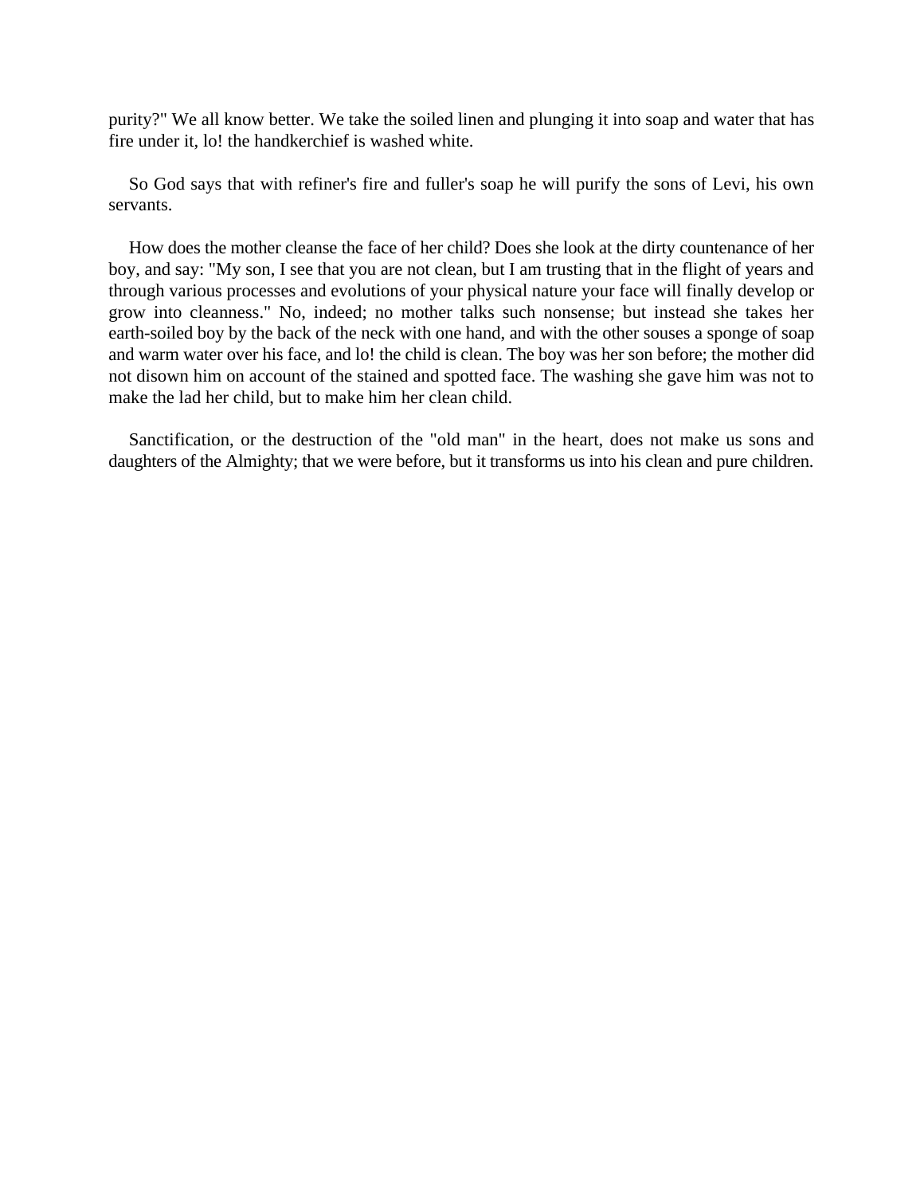purity?" We all know better. We take the soiled linen and plunging it into soap and water that has fire under it, lo! the handkerchief is washed white.

So God says that with refiner's fire and fuller's soap he will purify the sons of Levi, his own servants.

How does the mother cleanse the face of her child? Does she look at the dirty countenance of her boy, and say: "My son, I see that you are not clean, but I am trusting that in the flight of years and through various processes and evolutions of your physical nature your face will finally develop or grow into cleanness." No, indeed; no mother talks such nonsense; but instead she takes her earth-soiled boy by the back of the neck with one hand, and with the other souses a sponge of soap and warm water over his face, and lo! the child is clean. The boy was her son before; the mother did not disown him on account of the stained and spotted face. The washing she gave him was not to make the lad her child, but to make him her clean child.

Sanctification, or the destruction of the "old man" in the heart, does not make us sons and daughters of the Almighty; that we were before, but it transforms us into his clean and pure children.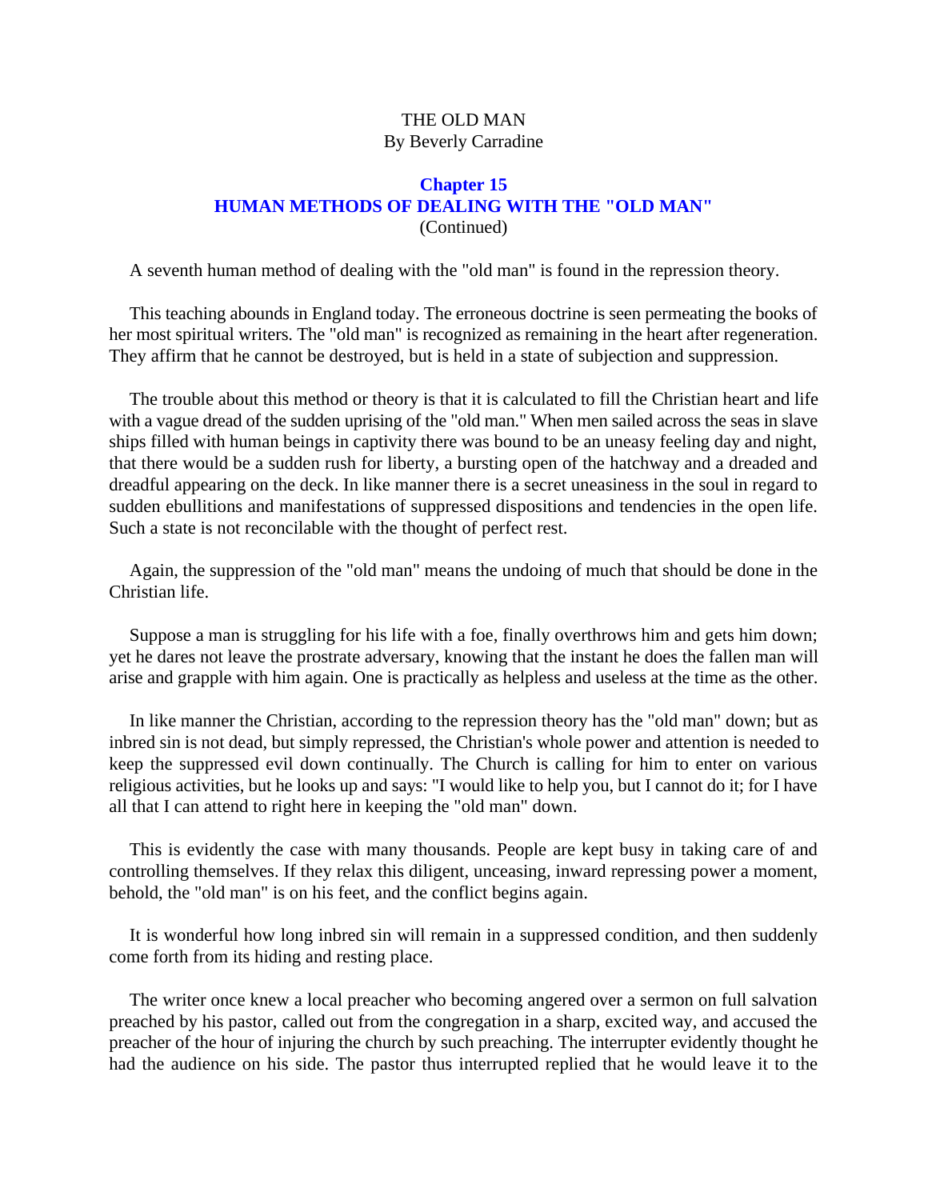THE OLD MAN
By Beverly Carradine

## Chapter 15
## HUMAN METHODS OF DEALING WITH THE "OLD MAN"
(Continued)

A seventh human method of dealing with the "old man" is found in the repression theory.

This teaching abounds in England today. The erroneous doctrine is seen permeating the books of her most spiritual writers. The "old man" is recognized as remaining in the heart after regeneration. They affirm that he cannot be destroyed, but is held in a state of subjection and suppression.

The trouble about this method or theory is that it is calculated to fill the Christian heart and life with a vague dread of the sudden uprising of the "old man." When men sailed across the seas in slave ships filled with human beings in captivity there was bound to be an uneasy feeling day and night, that there would be a sudden rush for liberty, a bursting open of the hatchway and a dreaded and dreadful appearing on the deck. In like manner there is a secret uneasiness in the soul in regard to sudden ebullitions and manifestations of suppressed dispositions and tendencies in the open life. Such a state is not reconcilable with the thought of perfect rest.

Again, the suppression of the "old man" means the undoing of much that should be done in the Christian life.

Suppose a man is struggling for his life with a foe, finally overthrows him and gets him down; yet he dares not leave the prostrate adversary, knowing that the instant he does the fallen man will arise and grapple with him again. One is practically as helpless and useless at the time as the other.

In like manner the Christian, according to the repression theory has the "old man" down; but as inbred sin is not dead, but simply repressed, the Christian's whole power and attention is needed to keep the suppressed evil down continually. The Church is calling for him to enter on various religious activities, but he looks up and says: "I would like to help you, but I cannot do it; for I have all that I can attend to right here in keeping the "old man" down.

This is evidently the case with many thousands. People are kept busy in taking care of and controlling themselves. If they relax this diligent, unceasing, inward repressing power a moment, behold, the "old man" is on his feet, and the conflict begins again.

It is wonderful how long inbred sin will remain in a suppressed condition, and then suddenly come forth from its hiding and resting place.

The writer once knew a local preacher who becoming angered over a sermon on full salvation preached by his pastor, called out from the congregation in a sharp, excited way, and accused the preacher of the hour of injuring the church by such preaching. The interrupter evidently thought he had the audience on his side. The pastor thus interrupted replied that he would leave it to the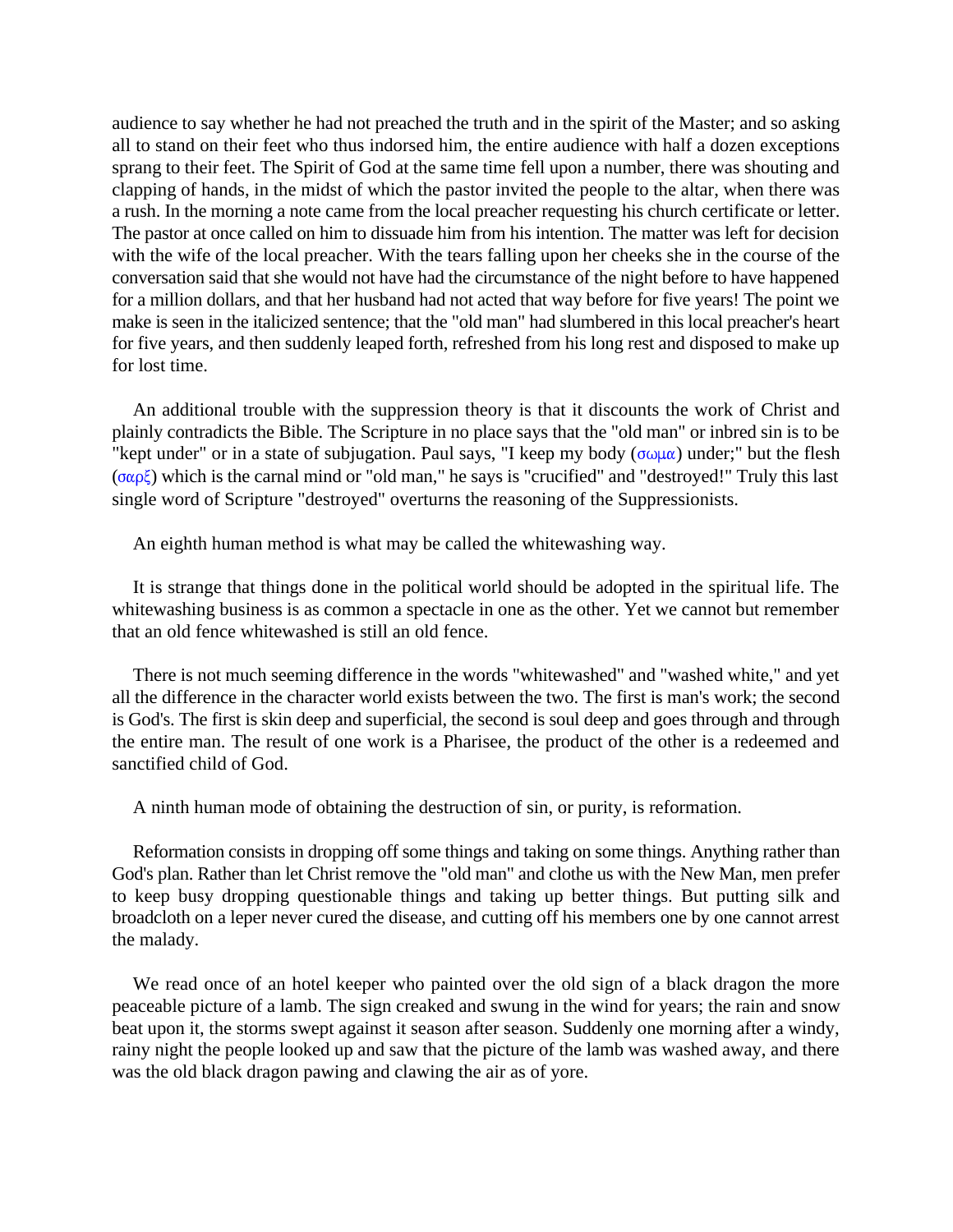audience to say whether he had not preached the truth and in the spirit of the Master; and so asking all to stand on their feet who thus indorsed him, the entire audience with half a dozen exceptions sprang to their feet. The Spirit of God at the same time fell upon a number, there was shouting and clapping of hands, in the midst of which the pastor invited the people to the altar, when there was a rush. In the morning a note came from the local preacher requesting his church certificate or letter. The pastor at once called on him to dissuade him from his intention. The matter was left for decision with the wife of the local preacher. With the tears falling upon her cheeks she in the course of the conversation said that she would not have had the circumstance of the night before to have happened for a million dollars, and that her husband had not acted that way before for five years! The point we make is seen in the italicized sentence; that the "old man" had slumbered in this local preacher's heart for five years, and then suddenly leaped forth, refreshed from his long rest and disposed to make up for lost time.

An additional trouble with the suppression theory is that it discounts the work of Christ and plainly contradicts the Bible. The Scripture in no place says that the "old man" or inbred sin is to be "kept under" or in a state of subjugation. Paul says, "I keep my body (σωμα) under;" but the flesh (σαρξ) which is the carnal mind or "old man," he says is "crucified" and "destroyed!" Truly this last single word of Scripture "destroyed" overturns the reasoning of the Suppressionists.

An eighth human method is what may be called the whitewashing way.

It is strange that things done in the political world should be adopted in the spiritual life. The whitewashing business is as common a spectacle in one as the other. Yet we cannot but remember that an old fence whitewashed is still an old fence.

There is not much seeming difference in the words "whitewashed" and "washed white," and yet all the difference in the character world exists between the two. The first is man's work; the second is God's. The first is skin deep and superficial, the second is soul deep and goes through and through the entire man. The result of one work is a Pharisee, the product of the other is a redeemed and sanctified child of God.

A ninth human mode of obtaining the destruction of sin, or purity, is reformation.

Reformation consists in dropping off some things and taking on some things. Anything rather than God's plan. Rather than let Christ remove the "old man" and clothe us with the New Man, men prefer to keep busy dropping questionable things and taking up better things. But putting silk and broadcloth on a leper never cured the disease, and cutting off his members one by one cannot arrest the malady.

We read once of an hotel keeper who painted over the old sign of a black dragon the more peaceable picture of a lamb. The sign creaked and swung in the wind for years; the rain and snow beat upon it, the storms swept against it season after season. Suddenly one morning after a windy, rainy night the people looked up and saw that the picture of the lamb was washed away, and there was the old black dragon pawing and clawing the air as of yore.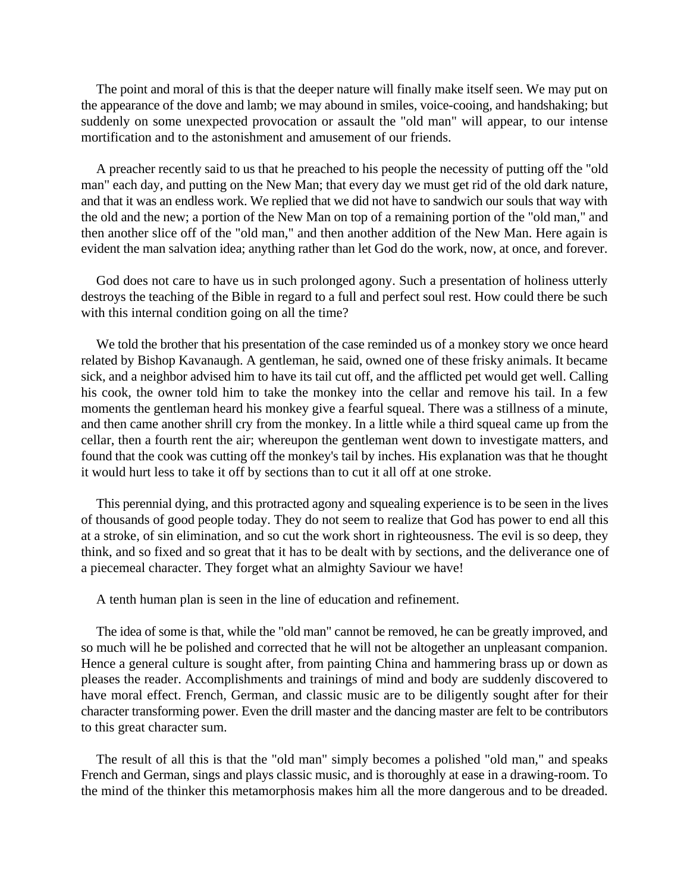The point and moral of this is that the deeper nature will finally make itself seen. We may put on the appearance of the dove and lamb; we may abound in smiles, voice-cooing, and handshaking; but suddenly on some unexpected provocation or assault the "old man" will appear, to our intense mortification and to the astonishment and amusement of our friends.

A preacher recently said to us that he preached to his people the necessity of putting off the "old man" each day, and putting on the New Man; that every day we must get rid of the old dark nature, and that it was an endless work. We replied that we did not have to sandwich our souls that way with the old and the new; a portion of the New Man on top of a remaining portion of the "old man," and then another slice off of the "old man," and then another addition of the New Man. Here again is evident the man salvation idea; anything rather than let God do the work, now, at once, and forever.

God does not care to have us in such prolonged agony. Such a presentation of holiness utterly destroys the teaching of the Bible in regard to a full and perfect soul rest. How could there be such with this internal condition going on all the time?

We told the brother that his presentation of the case reminded us of a monkey story we once heard related by Bishop Kavanaugh. A gentleman, he said, owned one of these frisky animals. It became sick, and a neighbor advised him to have its tail cut off, and the afflicted pet would get well. Calling his cook, the owner told him to take the monkey into the cellar and remove his tail. In a few moments the gentleman heard his monkey give a fearful squeal. There was a stillness of a minute, and then came another shrill cry from the monkey. In a little while a third squeal came up from the cellar, then a fourth rent the air; whereupon the gentleman went down to investigate matters, and found that the cook was cutting off the monkey's tail by inches. His explanation was that he thought it would hurt less to take it off by sections than to cut it all off at one stroke.

This perennial dying, and this protracted agony and squealing experience is to be seen in the lives of thousands of good people today. They do not seem to realize that God has power to end all this at a stroke, of sin elimination, and so cut the work short in righteousness. The evil is so deep, they think, and so fixed and so great that it has to be dealt with by sections, and the deliverance one of a piecemeal character. They forget what an almighty Saviour we have!

A tenth human plan is seen in the line of education and refinement.

The idea of some is that, while the "old man" cannot be removed, he can be greatly improved, and so much will he be polished and corrected that he will not be altogether an unpleasant companion. Hence a general culture is sought after, from painting China and hammering brass up or down as pleases the reader. Accomplishments and trainings of mind and body are suddenly discovered to have moral effect. French, German, and classic music are to be diligently sought after for their character transforming power. Even the drill master and the dancing master are felt to be contributors to this great character sum.

The result of all this is that the "old man" simply becomes a polished "old man," and speaks French and German, sings and plays classic music, and is thoroughly at ease in a drawing-room. To the mind of the thinker this metamorphosis makes him all the more dangerous and to be dreaded.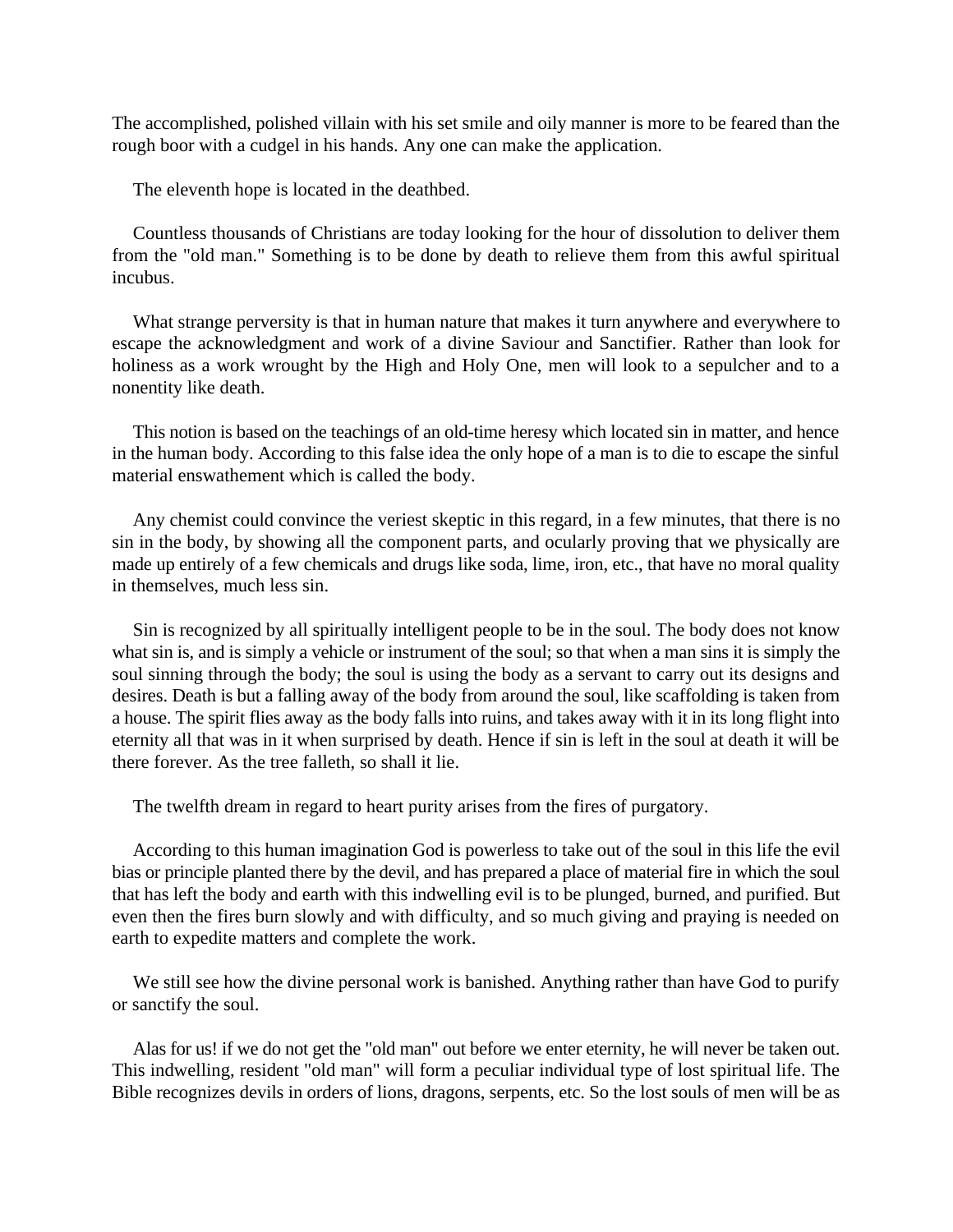The accomplished, polished villain with his set smile and oily manner is more to be feared than the rough boor with a cudgel in his hands. Any one can make the application.

The eleventh hope is located in the deathbed.

Countless thousands of Christians are today looking for the hour of dissolution to deliver them from the "old man." Something is to be done by death to relieve them from this awful spiritual incubus.

What strange perversity is that in human nature that makes it turn anywhere and everywhere to escape the acknowledgment and work of a divine Saviour and Sanctifier. Rather than look for holiness as a work wrought by the High and Holy One, men will look to a sepulcher and to a nonentity like death.

This notion is based on the teachings of an old-time heresy which located sin in matter, and hence in the human body. According to this false idea the only hope of a man is to die to escape the sinful material enswathement which is called the body.

Any chemist could convince the veriest skeptic in this regard, in a few minutes, that there is no sin in the body, by showing all the component parts, and ocularly proving that we physically are made up entirely of a few chemicals and drugs like soda, lime, iron, etc., that have no moral quality in themselves, much less sin.

Sin is recognized by all spiritually intelligent people to be in the soul. The body does not know what sin is, and is simply a vehicle or instrument of the soul; so that when a man sins it is simply the soul sinning through the body; the soul is using the body as a servant to carry out its designs and desires. Death is but a falling away of the body from around the soul, like scaffolding is taken from a house. The spirit flies away as the body falls into ruins, and takes away with it in its long flight into eternity all that was in it when surprised by death. Hence if sin is left in the soul at death it will be there forever. As the tree falleth, so shall it lie.

The twelfth dream in regard to heart purity arises from the fires of purgatory.

According to this human imagination God is powerless to take out of the soul in this life the evil bias or principle planted there by the devil, and has prepared a place of material fire in which the soul that has left the body and earth with this indwelling evil is to be plunged, burned, and purified. But even then the fires burn slowly and with difficulty, and so much giving and praying is needed on earth to expedite matters and complete the work.

We still see how the divine personal work is banished. Anything rather than have God to purify or sanctify the soul.

Alas for us! if we do not get the "old man" out before we enter eternity, he will never be taken out. This indwelling, resident "old man" will form a peculiar individual type of lost spiritual life. The Bible recognizes devils in orders of lions, dragons, serpents, etc. So the lost souls of men will be as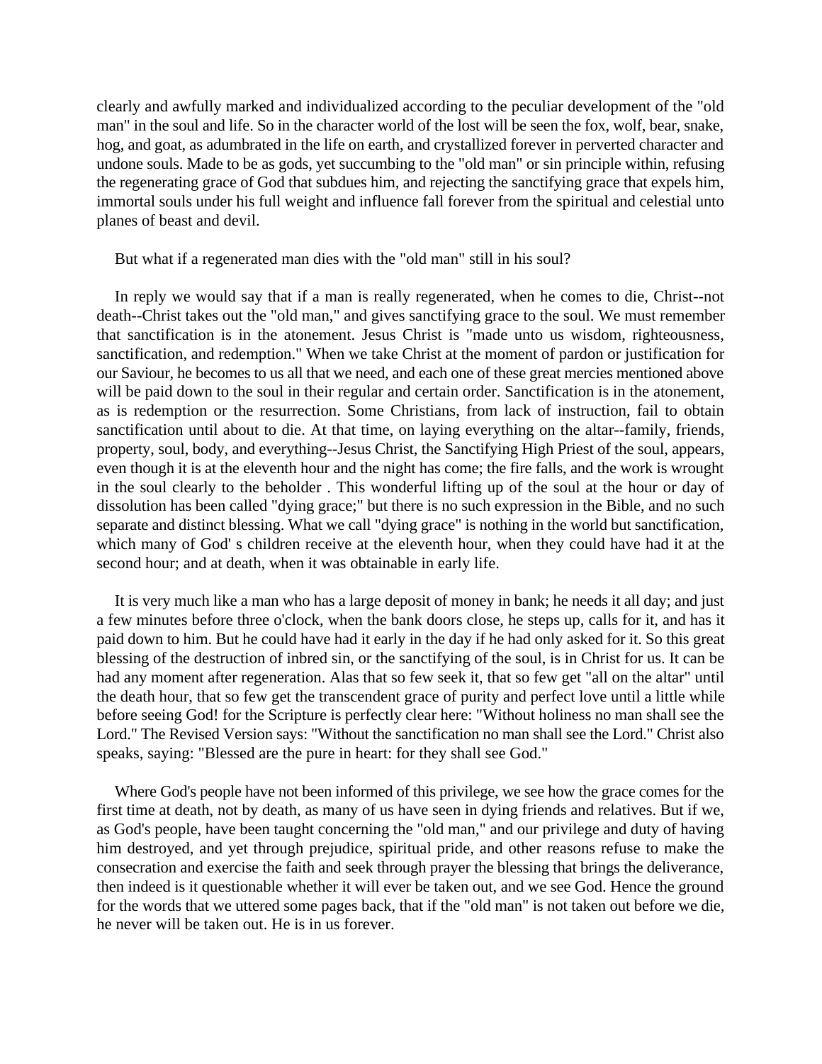clearly and awfully marked and individualized according to the peculiar development of the "old man" in the soul and life. So in the character world of the lost will be seen the fox, wolf, bear, snake, hog, and goat, as adumbrated in the life on earth, and crystallized forever in perverted character and undone souls. Made to be as gods, yet succumbing to the "old man" or sin principle within, refusing the regenerating grace of God that subdues him, and rejecting the sanctifying grace that expels him, immortal souls under his full weight and influence fall forever from the spiritual and celestial unto planes of beast and devil.

But what if a regenerated man dies with the "old man" still in his soul?

In reply we would say that if a man is really regenerated, when he comes to die, Christ--not death--Christ takes out the "old man," and gives sanctifying grace to the soul. We must remember that sanctification is in the atonement. Jesus Christ is "made unto us wisdom, righteousness, sanctification, and redemption." When we take Christ at the moment of pardon or justification for our Saviour, he becomes to us all that we need, and each one of these great mercies mentioned above will be paid down to the soul in their regular and certain order. Sanctification is in the atonement, as is redemption or the resurrection. Some Christians, from lack of instruction, fail to obtain sanctification until about to die. At that time, on laying everything on the altar--family, friends, property, soul, body, and everything--Jesus Christ, the Sanctifying High Priest of the soul, appears, even though it is at the eleventh hour and the night has come; the fire falls, and the work is wrought in the soul clearly to the beholder . This wonderful lifting up of the soul at the hour or day of dissolution has been called "dying grace;" but there is no such expression in the Bible, and no such separate and distinct blessing. What we call "dying grace" is nothing in the world but sanctification, which many of God' s children receive at the eleventh hour, when they could have had it at the second hour; and at death, when it was obtainable in early life.

It is very much like a man who has a large deposit of money in bank; he needs it all day; and just a few minutes before three o'clock, when the bank doors close, he steps up, calls for it, and has it paid down to him. But he could have had it early in the day if he had only asked for it. So this great blessing of the destruction of inbred sin, or the sanctifying of the soul, is in Christ for us. It can be had any moment after regeneration. Alas that so few seek it, that so few get "all on the altar" until the death hour, that so few get the transcendent grace of purity and perfect love until a little while before seeing God! for the Scripture is perfectly clear here: "Without holiness no man shall see the Lord." The Revised Version says: "Without the sanctification no man shall see the Lord." Christ also speaks, saying: "Blessed are the pure in heart: for they shall see God."

Where God's people have not been informed of this privilege, we see how the grace comes for the first time at death, not by death, as many of us have seen in dying friends and relatives. But if we, as God's people, have been taught concerning the "old man," and our privilege and duty of having him destroyed, and yet through prejudice, spiritual pride, and other reasons refuse to make the consecration and exercise the faith and seek through prayer the blessing that brings the deliverance, then indeed is it questionable whether it will ever be taken out, and we see God. Hence the ground for the words that we uttered some pages back, that if the "old man" is not taken out before we die, he never will be taken out. He is in us forever.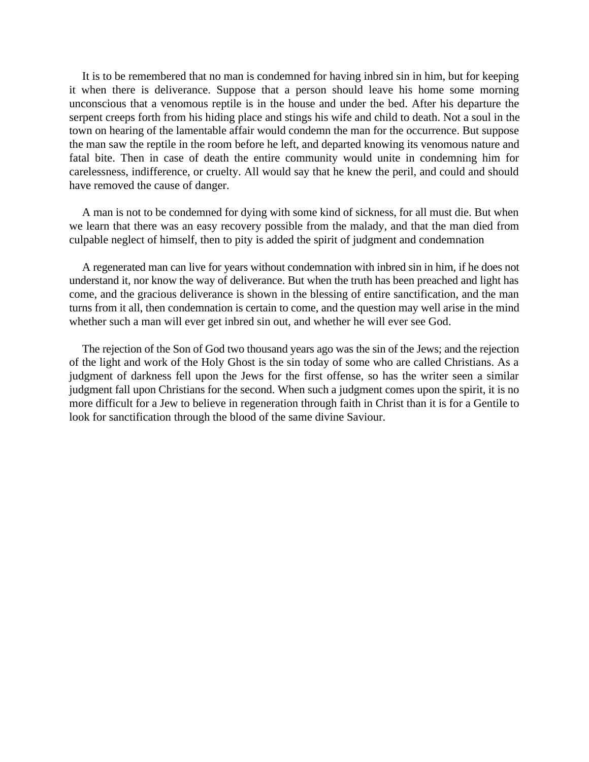It is to be remembered that no man is condemned for having inbred sin in him, but for keeping it when there is deliverance. Suppose that a person should leave his home some morning unconscious that a venomous reptile is in the house and under the bed. After his departure the serpent creeps forth from his hiding place and stings his wife and child to death. Not a soul in the town on hearing of the lamentable affair would condemn the man for the occurrence. But suppose the man saw the reptile in the room before he left, and departed knowing its venomous nature and fatal bite. Then in case of death the entire community would unite in condemning him for carelessness, indifference, or cruelty. All would say that he knew the peril, and could and should have removed the cause of danger.

A man is not to be condemned for dying with some kind of sickness, for all must die. But when we learn that there was an easy recovery possible from the malady, and that the man died from culpable neglect of himself, then to pity is added the spirit of judgment and condemnation

A regenerated man can live for years without condemnation with inbred sin in him, if he does not understand it, nor know the way of deliverance. But when the truth has been preached and light has come, and the gracious deliverance is shown in the blessing of entire sanctification, and the man turns from it all, then condemnation is certain to come, and the question may well arise in the mind whether such a man will ever get inbred sin out, and whether he will ever see God.

The rejection of the Son of God two thousand years ago was the sin of the Jews; and the rejection of the light and work of the Holy Ghost is the sin today of some who are called Christians. As a judgment of darkness fell upon the Jews for the first offense, so has the writer seen a similar judgment fall upon Christians for the second. When such a judgment comes upon the spirit, it is no more difficult for a Jew to believe in regeneration through faith in Christ than it is for a Gentile to look for sanctification through the blood of the same divine Saviour.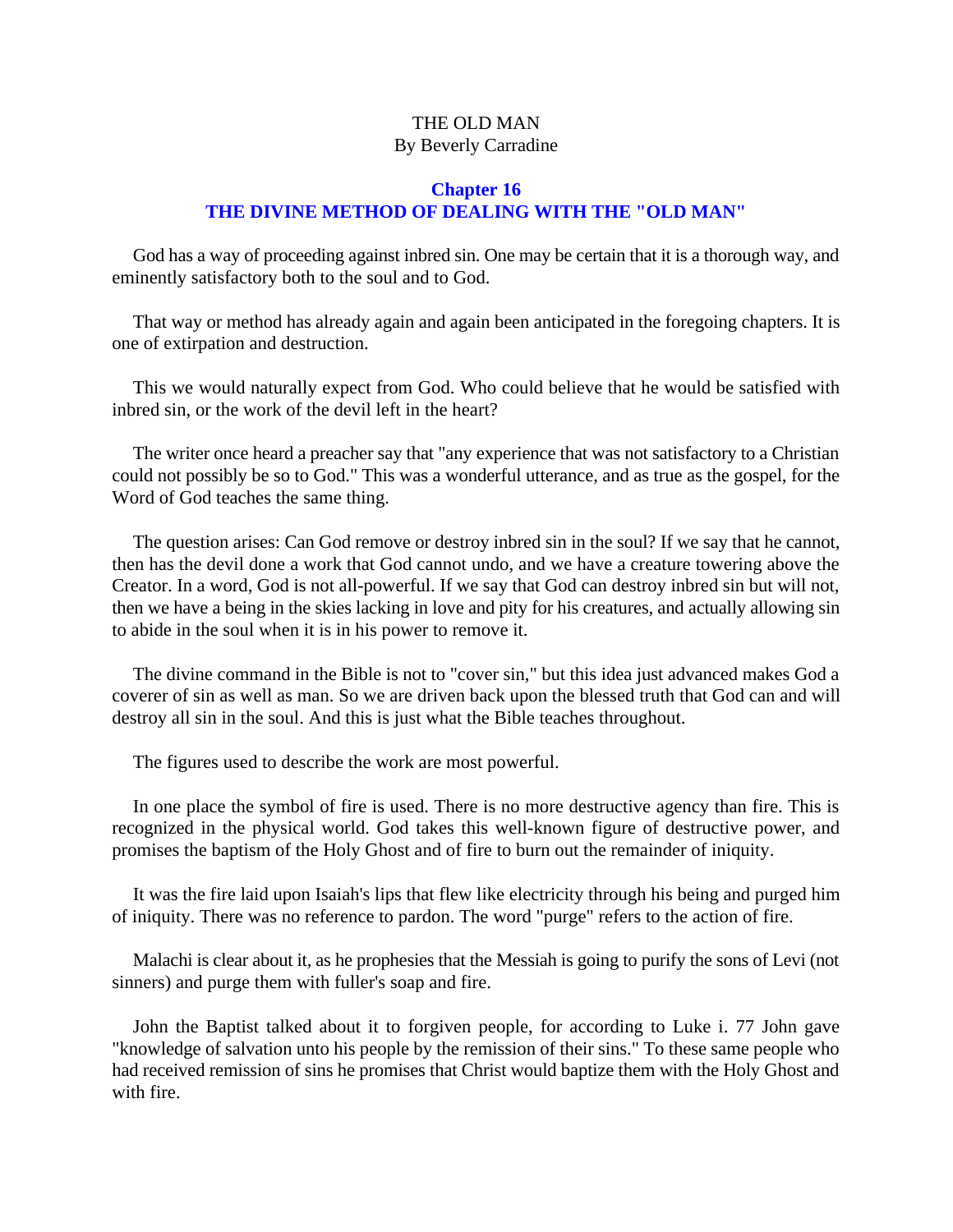THE OLD MAN
By Beverly Carradine

## Chapter 16
## THE DIVINE METHOD OF DEALING WITH THE "OLD MAN"

God has a way of proceeding against inbred sin. One may be certain that it is a thorough way, and eminently satisfactory both to the soul and to God.

That way or method has already again and again been anticipated in the foregoing chapters. It is one of extirpation and destruction.

This we would naturally expect from God. Who could believe that he would be satisfied with inbred sin, or the work of the devil left in the heart?

The writer once heard a preacher say that "any experience that was not satisfactory to a Christian could not possibly be so to God." This was a wonderful utterance, and as true as the gospel, for the Word of God teaches the same thing.

The question arises: Can God remove or destroy inbred sin in the soul? If we say that he cannot, then has the devil done a work that God cannot undo, and we have a creature towering above the Creator. In a word, God is not all-powerful. If we say that God can destroy inbred sin but will not, then we have a being in the skies lacking in love and pity for his creatures, and actually allowing sin to abide in the soul when it is in his power to remove it.

The divine command in the Bible is not to "cover sin," but this idea just advanced makes God a coverer of sin as well as man. So we are driven back upon the blessed truth that God can and will destroy all sin in the soul. And this is just what the Bible teaches throughout.

The figures used to describe the work are most powerful.

In one place the symbol of fire is used. There is no more destructive agency than fire. This is recognized in the physical world. God takes this well-known figure of destructive power, and promises the baptism of the Holy Ghost and of fire to burn out the remainder of iniquity.

It was the fire laid upon Isaiah's lips that flew like electricity through his being and purged him of iniquity. There was no reference to pardon. The word "purge" refers to the action of fire.

Malachi is clear about it, as he prophesies that the Messiah is going to purify the sons of Levi (not sinners) and purge them with fuller's soap and fire.

John the Baptist talked about it to forgiven people, for according to Luke i. 77 John gave "knowledge of salvation unto his people by the remission of their sins." To these same people who had received remission of sins he promises that Christ would baptize them with the Holy Ghost and with fire.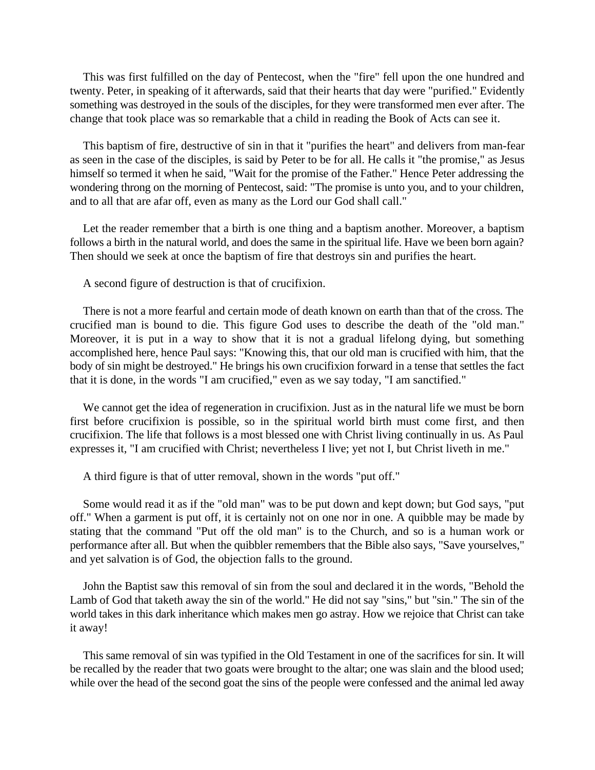This was first fulfilled on the day of Pentecost, when the "fire" fell upon the one hundred and twenty. Peter, in speaking of it afterwards, said that their hearts that day were "purified." Evidently something was destroyed in the souls of the disciples, for they were transformed men ever after. The change that took place was so remarkable that a child in reading the Book of Acts can see it.

This baptism of fire, destructive of sin in that it "purifies the heart" and delivers from man-fear as seen in the case of the disciples, is said by Peter to be for all. He calls it "the promise," as Jesus himself so termed it when he said, "Wait for the promise of the Father." Hence Peter addressing the wondering throng on the morning of Pentecost, said: "The promise is unto you, and to your children, and to all that are afar off, even as many as the Lord our God shall call."

Let the reader remember that a birth is one thing and a baptism another. Moreover, a baptism follows a birth in the natural world, and does the same in the spiritual life. Have we been born again? Then should we seek at once the baptism of fire that destroys sin and purifies the heart.

A second figure of destruction is that of crucifixion.

There is not a more fearful and certain mode of death known on earth than that of the cross. The crucified man is bound to die. This figure God uses to describe the death of the "old man." Moreover, it is put in a way to show that it is not a gradual lifelong dying, but something accomplished here, hence Paul says: "Knowing this, that our old man is crucified with him, that the body of sin might be destroyed." He brings his own crucifixion forward in a tense that settles the fact that it is done, in the words "I am crucified," even as we say today, "I am sanctified."

We cannot get the idea of regeneration in crucifixion. Just as in the natural life we must be born first before crucifixion is possible, so in the spiritual world birth must come first, and then crucifixion. The life that follows is a most blessed one with Christ living continually in us. As Paul expresses it, "I am crucified with Christ; nevertheless I live; yet not I, but Christ liveth in me."

A third figure is that of utter removal, shown in the words "put off."

Some would read it as if the "old man" was to be put down and kept down; but God says, "put off." When a garment is put off, it is certainly not on one nor in one. A quibble may be made by stating that the command "Put off the old man" is to the Church, and so is a human work or performance after all. But when the quibbler remembers that the Bible also says, "Save yourselves," and yet salvation is of God, the objection falls to the ground.

John the Baptist saw this removal of sin from the soul and declared it in the words, "Behold the Lamb of God that taketh away the sin of the world." He did not say "sins," but "sin." The sin of the world takes in this dark inheritance which makes men go astray. How we rejoice that Christ can take it away!

This same removal of sin was typified in the Old Testament in one of the sacrifices for sin. It will be recalled by the reader that two goats were brought to the altar; one was slain and the blood used; while over the head of the second goat the sins of the people were confessed and the animal led away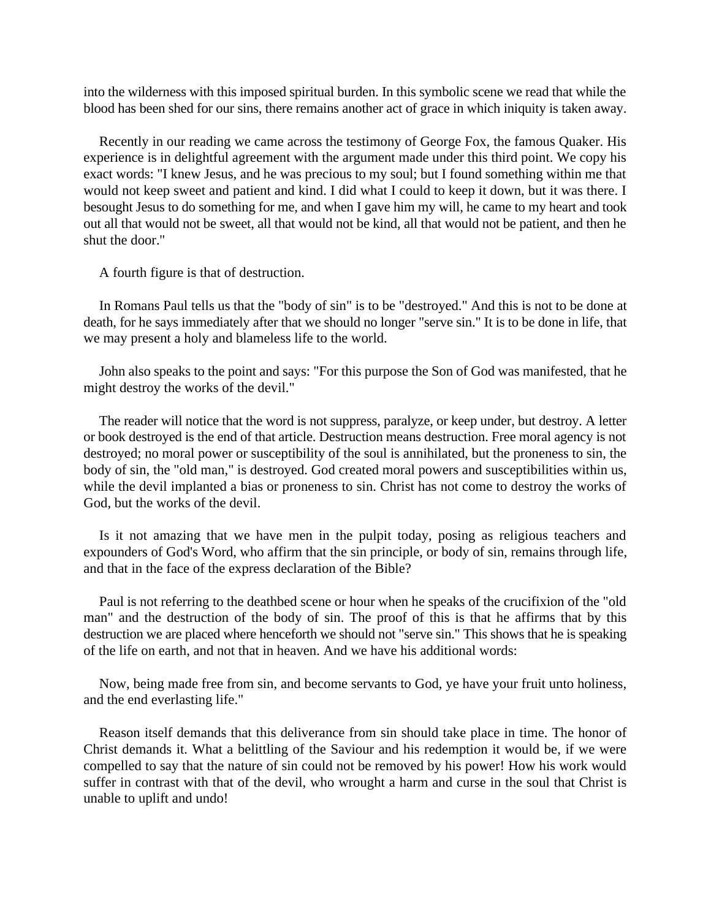into the wilderness with this imposed spiritual burden. In this symbolic scene we read that while the blood has been shed for our sins, there remains another act of grace in which iniquity is taken away.

Recently in our reading we came across the testimony of George Fox, the famous Quaker. His experience is in delightful agreement with the argument made under this third point. We copy his exact words: "I knew Jesus, and he was precious to my soul; but I found something within me that would not keep sweet and patient and kind. I did what I could to keep it down, but it was there. I besought Jesus to do something for me, and when I gave him my will, he came to my heart and took out all that would not be sweet, all that would not be kind, all that would not be patient, and then he shut the door."

A fourth figure is that of destruction.

In Romans Paul tells us that the "body of sin" is to be "destroyed." And this is not to be done at death, for he says immediately after that we should no longer "serve sin." It is to be done in life, that we may present a holy and blameless life to the world.

John also speaks to the point and says: "For this purpose the Son of God was manifested, that he might destroy the works of the devil."

The reader will notice that the word is not suppress, paralyze, or keep under, but destroy. A letter or book destroyed is the end of that article. Destruction means destruction. Free moral agency is not destroyed; no moral power or susceptibility of the soul is annihilated, but the proneness to sin, the body of sin, the "old man," is destroyed. God created moral powers and susceptibilities within us, while the devil implanted a bias or proneness to sin. Christ has not come to destroy the works of God, but the works of the devil.

Is it not amazing that we have men in the pulpit today, posing as religious teachers and expounders of God's Word, who affirm that the sin principle, or body of sin, remains through life, and that in the face of the express declaration of the Bible?

Paul is not referring to the deathbed scene or hour when he speaks of the crucifixion of the "old man" and the destruction of the body of sin. The proof of this is that he affirms that by this destruction we are placed where henceforth we should not "serve sin." This shows that he is speaking of the life on earth, and not that in heaven. And we have his additional words:

Now, being made free from sin, and become servants to God, ye have your fruit unto holiness, and the end everlasting life."

Reason itself demands that this deliverance from sin should take place in time. The honor of Christ demands it. What a belittling of the Saviour and his redemption it would be, if we were compelled to say that the nature of sin could not be removed by his power! How his work would suffer in contrast with that of the devil, who wrought a harm and curse in the soul that Christ is unable to uplift and undo!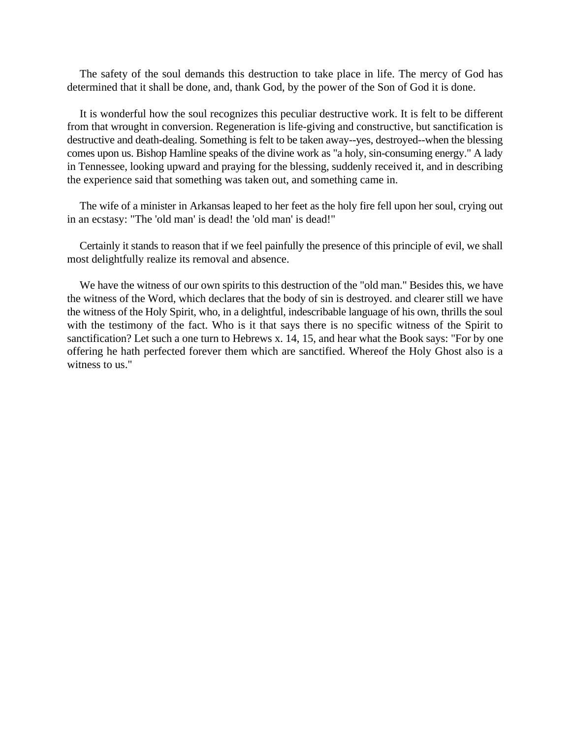The safety of the soul demands this destruction to take place in life. The mercy of God has determined that it shall be done, and, thank God, by the power of the Son of God it is done.

It is wonderful how the soul recognizes this peculiar destructive work. It is felt to be different from that wrought in conversion. Regeneration is life-giving and constructive, but sanctification is destructive and death-dealing. Something is felt to be taken away--yes, destroyed--when the blessing comes upon us. Bishop Hamline speaks of the divine work as "a holy, sin-consuming energy." A lady in Tennessee, looking upward and praying for the blessing, suddenly received it, and in describing the experience said that something was taken out, and something came in.

The wife of a minister in Arkansas leaped to her feet as the holy fire fell upon her soul, crying out in an ecstasy: "The 'old man' is dead! the 'old man' is dead!"

Certainly it stands to reason that if we feel painfully the presence of this principle of evil, we shall most delightfully realize its removal and absence.

We have the witness of our own spirits to this destruction of the "old man." Besides this, we have the witness of the Word, which declares that the body of sin is destroyed. and clearer still we have the witness of the Holy Spirit, who, in a delightful, indescribable language of his own, thrills the soul with the testimony of the fact. Who is it that says there is no specific witness of the Spirit to sanctification? Let such a one turn to Hebrews x. 14, 15, and hear what the Book says: "For by one offering he hath perfected forever them which are sanctified. Whereof the Holy Ghost also is a witness to us."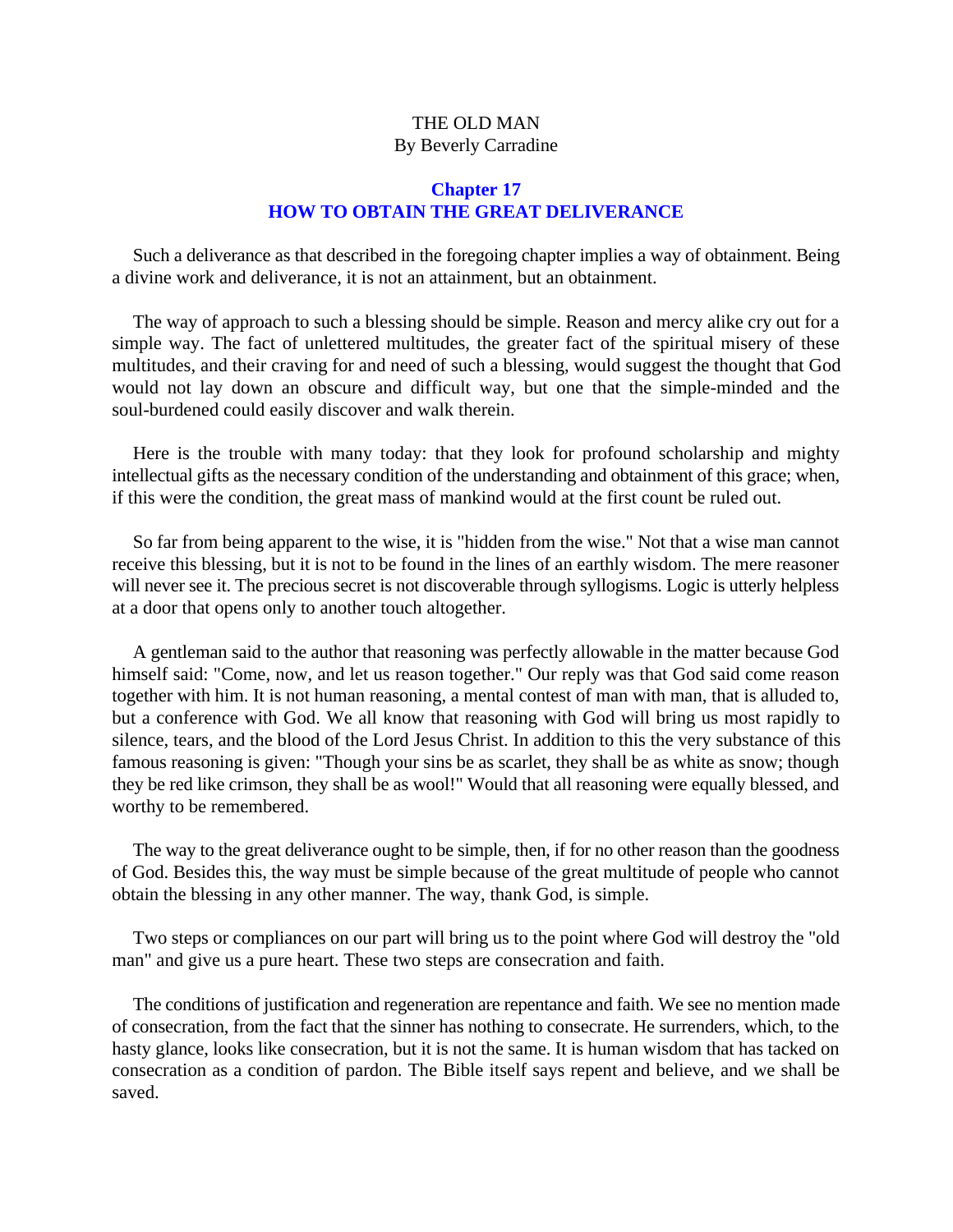THE OLD MAN
By Beverly Carradine

## Chapter 17
## HOW TO OBTAIN THE GREAT DELIVERANCE

Such a deliverance as that described in the foregoing chapter implies a way of obtainment. Being a divine work and deliverance, it is not an attainment, but an obtainment.

The way of approach to such a blessing should be simple. Reason and mercy alike cry out for a simple way. The fact of unlettered multitudes, the greater fact of the spiritual misery of these multitudes, and their craving for and need of such a blessing, would suggest the thought that God would not lay down an obscure and difficult way, but one that the simple-minded and the soul-burdened could easily discover and walk therein.

Here is the trouble with many today: that they look for profound scholarship and mighty intellectual gifts as the necessary condition of the understanding and obtainment of this grace; when, if this were the condition, the great mass of mankind would at the first count be ruled out.

So far from being apparent to the wise, it is "hidden from the wise." Not that a wise man cannot receive this blessing, but it is not to be found in the lines of an earthly wisdom. The mere reasoner will never see it. The precious secret is not discoverable through syllogisms. Logic is utterly helpless at a door that opens only to another touch altogether.

A gentleman said to the author that reasoning was perfectly allowable in the matter because God himself said: "Come, now, and let us reason together." Our reply was that God said come reason together with him. It is not human reasoning, a mental contest of man with man, that is alluded to, but a conference with God. We all know that reasoning with God will bring us most rapidly to silence, tears, and the blood of the Lord Jesus Christ. In addition to this the very substance of this famous reasoning is given: "Though your sins be as scarlet, they shall be as white as snow; though they be red like crimson, they shall be as wool!" Would that all reasoning were equally blessed, and worthy to be remembered.

The way to the great deliverance ought to be simple, then, if for no other reason than the goodness of God. Besides this, the way must be simple because of the great multitude of people who cannot obtain the blessing in any other manner. The way, thank God, is simple.

Two steps or compliances on our part will bring us to the point where God will destroy the "old man" and give us a pure heart. These two steps are consecration and faith.

The conditions of justification and regeneration are repentance and faith. We see no mention made of consecration, from the fact that the sinner has nothing to consecrate. He surrenders, which, to the hasty glance, looks like consecration, but it is not the same. It is human wisdom that has tacked on consecration as a condition of pardon. The Bible itself says repent and believe, and we shall be saved.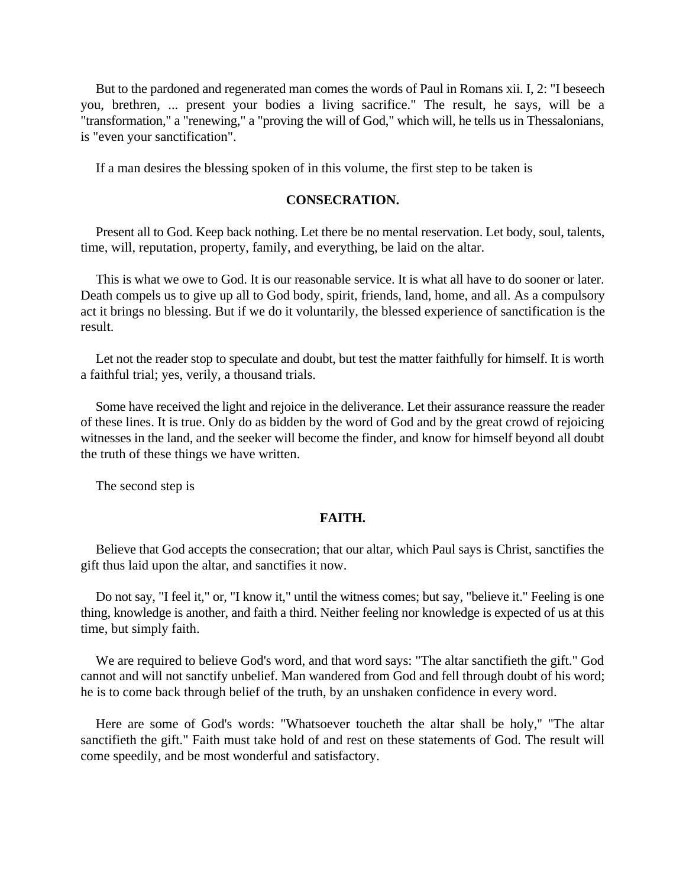But to the pardoned and regenerated man comes the words of Paul in Romans xii. I, 2: "I beseech you, brethren, ... present your bodies a living sacrifice." The result, he says, will be a "transformation," a "renewing," a "proving the will of God," which will, he tells us in Thessalonians, is "even your sanctification".

If a man desires the blessing spoken of in this volume, the first step to be taken is

### CONSECRATION.

Present all to God. Keep back nothing. Let there be no mental reservation. Let body, soul, talents, time, will, reputation, property, family, and everything, be laid on the altar.

This is what we owe to God. It is our reasonable service. It is what all have to do sooner or later. Death compels us to give up all to God body, spirit, friends, land, home, and all. As a compulsory act it brings no blessing. But if we do it voluntarily, the blessed experience of sanctification is the result.

Let not the reader stop to speculate and doubt, but test the matter faithfully for himself. It is worth a faithful trial; yes, verily, a thousand trials.

Some have received the light and rejoice in the deliverance. Let their assurance reassure the reader of these lines. It is true. Only do as bidden by the word of God and by the great crowd of rejoicing witnesses in the land, and the seeker will become the finder, and know for himself beyond all doubt the truth of these things we have written.

The second step is

### FAITH.

Believe that God accepts the consecration; that our altar, which Paul says is Christ, sanctifies the gift thus laid upon the altar, and sanctifies it now.

Do not say, "I feel it," or, "I know it," until the witness comes; but say, "believe it." Feeling is one thing, knowledge is another, and faith a third. Neither feeling nor knowledge is expected of us at this time, but simply faith.

We are required to believe God's word, and that word says: "The altar sanctifieth the gift." God cannot and will not sanctify unbelief. Man wandered from God and fell through doubt of his word; he is to come back through belief of the truth, by an unshaken confidence in every word.

Here are some of God's words: "Whatsoever toucheth the altar shall be holy," "The altar sanctifieth the gift." Faith must take hold of and rest on these statements of God. The result will come speedily, and be most wonderful and satisfactory.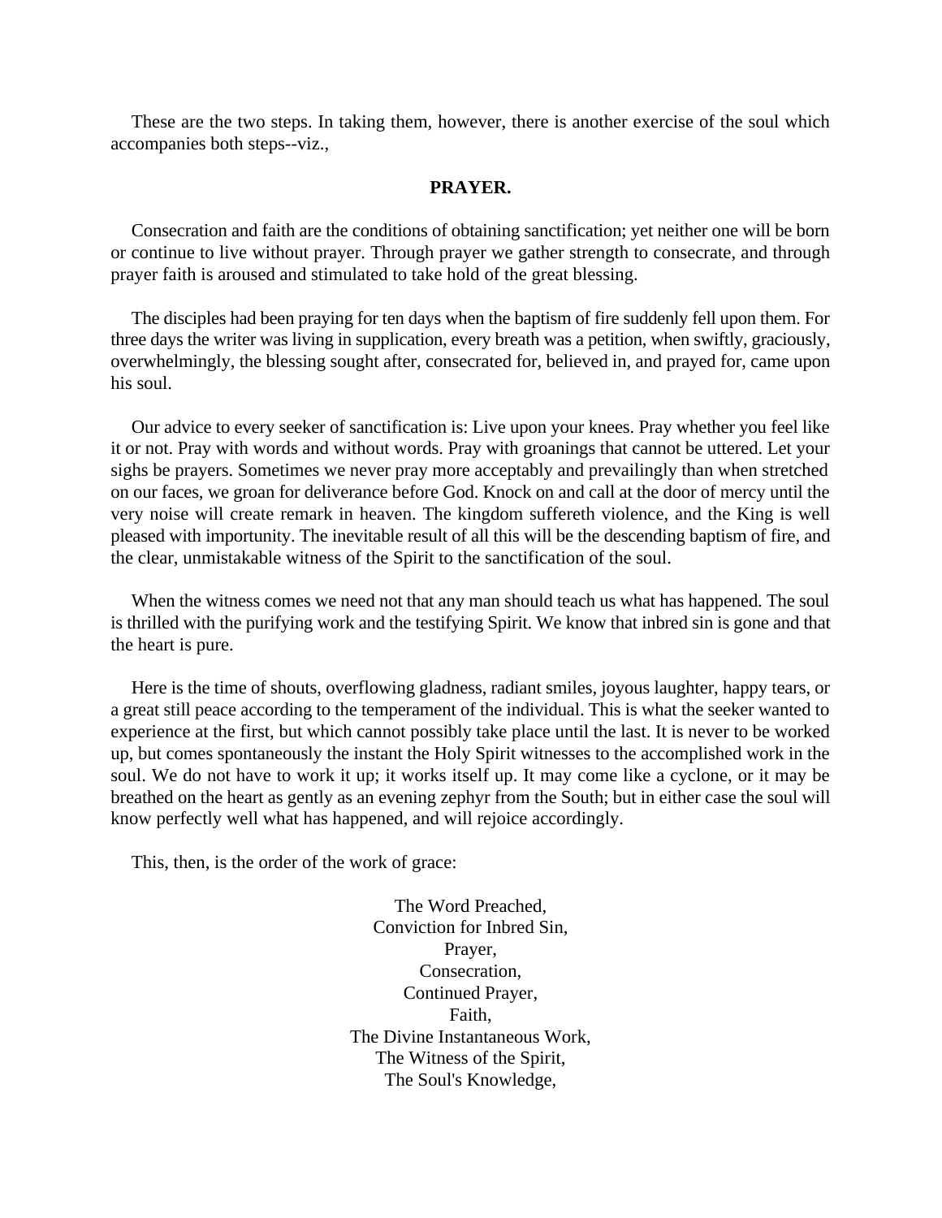These are the two steps. In taking them, however, there is another exercise of the soul which accompanies both steps--viz.,

**PRAYER.**

Consecration and faith are the conditions of obtaining sanctification; yet neither one will be born or continue to live without prayer. Through prayer we gather strength to consecrate, and through prayer faith is aroused and stimulated to take hold of the great blessing.

The disciples had been praying for ten days when the baptism of fire suddenly fell upon them. For three days the writer was living in supplication, every breath was a petition, when swiftly, graciously, overwhelmingly, the blessing sought after, consecrated for, believed in, and prayed for, came upon his soul.

Our advice to every seeker of sanctification is: Live upon your knees. Pray whether you feel like it or not. Pray with words and without words. Pray with groanings that cannot be uttered. Let your sighs be prayers. Sometimes we never pray more acceptably and prevailingly than when stretched on our faces, we groan for deliverance before God. Knock on and call at the door of mercy until the very noise will create remark in heaven. The kingdom suffereth violence, and the King is well pleased with importunity. The inevitable result of all this will be the descending baptism of fire, and the clear, unmistakable witness of the Spirit to the sanctification of the soul.

When the witness comes we need not that any man should teach us what has happened. The soul is thrilled with the purifying work and the testifying Spirit. We know that inbred sin is gone and that the heart is pure.

Here is the time of shouts, overflowing gladness, radiant smiles, joyous laughter, happy tears, or a great still peace according to the temperament of the individual. This is what the seeker wanted to experience at the first, but which cannot possibly take place until the last. It is never to be worked up, but comes spontaneously the instant the Holy Spirit witnesses to the accomplished work in the soul. We do not have to work it up; it works itself up. It may come like a cyclone, or it may be breathed on the heart as gently as an evening zephyr from the South; but in either case the soul will know perfectly well what has happened, and will rejoice accordingly.

This, then, is the order of the work of grace:

The Word Preached,
Conviction for Inbred Sin,
Prayer,
Consecration,
Continued Prayer,
Faith,
The Divine Instantaneous Work,
The Witness of the Spirit,
The Soul's Knowledge,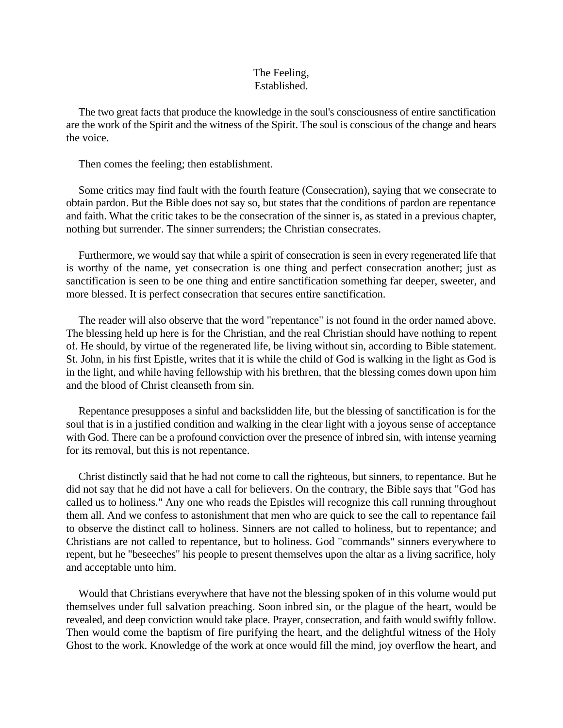The Feeling,
Established.

The two great facts that produce the knowledge in the soul's consciousness of entire sanctification are the work of the Spirit and the witness of the Spirit. The soul is conscious of the change and hears the voice.

Then comes the feeling; then establishment.

Some critics may find fault with the fourth feature (Consecration), saying that we consecrate to obtain pardon. But the Bible does not say so, but states that the conditions of pardon are repentance and faith. What the critic takes to be the consecration of the sinner is, as stated in a previous chapter, nothing but surrender. The sinner surrenders; the Christian consecrates.

Furthermore, we would say that while a spirit of consecration is seen in every regenerated life that is worthy of the name, yet consecration is one thing and perfect consecration another; just as sanctification is seen to be one thing and entire sanctification something far deeper, sweeter, and more blessed. It is perfect consecration that secures entire sanctification.

The reader will also observe that the word "repentance" is not found in the order named above. The blessing held up here is for the Christian, and the real Christian should have nothing to repent of. He should, by virtue of the regenerated life, be living without sin, according to Bible statement. St. John, in his first Epistle, writes that it is while the child of God is walking in the light as God is in the light, and while having fellowship with his brethren, that the blessing comes down upon him and the blood of Christ cleanseth from sin.

Repentance presupposes a sinful and backslidden life, but the blessing of sanctification is for the soul that is in a justified condition and walking in the clear light with a joyous sense of acceptance with God. There can be a profound conviction over the presence of inbred sin, with intense yearning for its removal, but this is not repentance.

Christ distinctly said that he had not come to call the righteous, but sinners, to repentance. But he did not say that he did not have a call for believers. On the contrary, the Bible says that "God has called us to holiness." Any one who reads the Epistles will recognize this call running throughout them all. And we confess to astonishment that men who are quick to see the call to repentance fail to observe the distinct call to holiness. Sinners are not called to holiness, but to repentance; and Christians are not called to repentance, but to holiness. God "commands" sinners everywhere to repent, but he "beseeches" his people to present themselves upon the altar as a living sacrifice, holy and acceptable unto him.

Would that Christians everywhere that have not the blessing spoken of in this volume would put themselves under full salvation preaching. Soon inbred sin, or the plague of the heart, would be revealed, and deep conviction would take place. Prayer, consecration, and faith would swiftly follow. Then would come the baptism of fire purifying the heart, and the delightful witness of the Holy Ghost to the work. Knowledge of the work at once would fill the mind, joy overflow the heart, and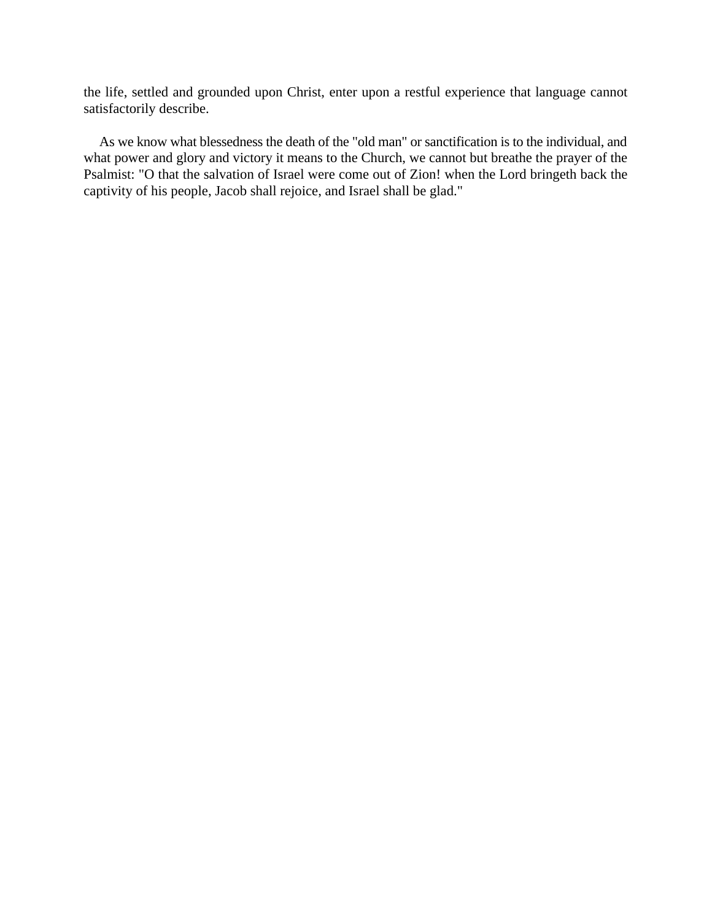the life, settled and grounded upon Christ, enter upon a restful experience that language cannot satisfactorily describe.

As we know what blessedness the death of the "old man" or sanctification is to the individual, and what power and glory and victory it means to the Church, we cannot but breathe the prayer of the Psalmist: "O that the salvation of Israel were come out of Zion! when the Lord bringeth back the captivity of his people, Jacob shall rejoice, and Israel shall be glad."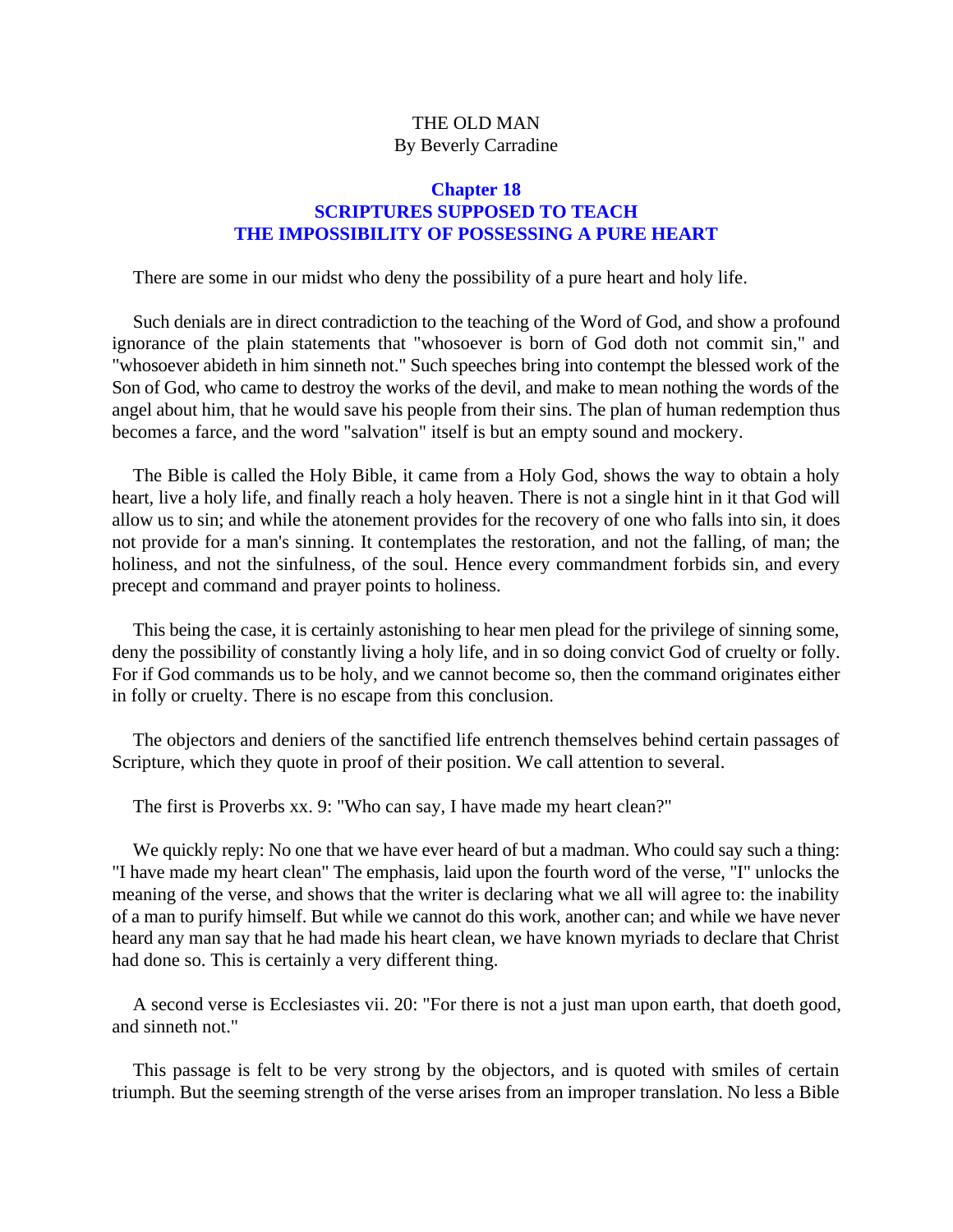THE OLD MAN
By Beverly Carradine

## Chapter 18
## SCRIPTURES SUPPOSED TO TEACH THE IMPOSSIBILITY OF POSSESSING A PURE HEART

There are some in our midst who deny the possibility of a pure heart and holy life.

Such denials are in direct contradiction to the teaching of the Word of God, and show a profound ignorance of the plain statements that "whosoever is born of God doth not commit sin," and "whosoever abideth in him sinneth not." Such speeches bring into contempt the blessed work of the Son of God, who came to destroy the works of the devil, and make to mean nothing the words of the angel about him, that he would save his people from their sins. The plan of human redemption thus becomes a farce, and the word "salvation" itself is but an empty sound and mockery.

The Bible is called the Holy Bible, it came from a Holy God, shows the way to obtain a holy heart, live a holy life, and finally reach a holy heaven. There is not a single hint in it that God will allow us to sin; and while the atonement provides for the recovery of one who falls into sin, it does not provide for a man's sinning. It contemplates the restoration, and not the falling, of man; the holiness, and not the sinfulness, of the soul. Hence every commandment forbids sin, and every precept and command and prayer points to holiness.

This being the case, it is certainly astonishing to hear men plead for the privilege of sinning some, deny the possibility of constantly living a holy life, and in so doing convict God of cruelty or folly. For if God commands us to be holy, and we cannot become so, then the command originates either in folly or cruelty. There is no escape from this conclusion.

The objectors and deniers of the sanctified life entrench themselves behind certain passages of Scripture, which they quote in proof of their position. We call attention to several.

The first is Proverbs xx. 9: "Who can say, I have made my heart clean?"

We quickly reply: No one that we have ever heard of but a madman. Who could say such a thing: "I have made my heart clean" The emphasis, laid upon the fourth word of the verse, "I" unlocks the meaning of the verse, and shows that the writer is declaring what we all will agree to: the inability of a man to purify himself. But while we cannot do this work, another can; and while we have never heard any man say that he had made his heart clean, we have known myriads to declare that Christ had done so. This is certainly a very different thing.

A second verse is Ecclesiastes vii. 20: "For there is not a just man upon earth, that doeth good, and sinneth not."

This passage is felt to be very strong by the objectors, and is quoted with smiles of certain triumph. But the seeming strength of the verse arises from an improper translation. No less a Bible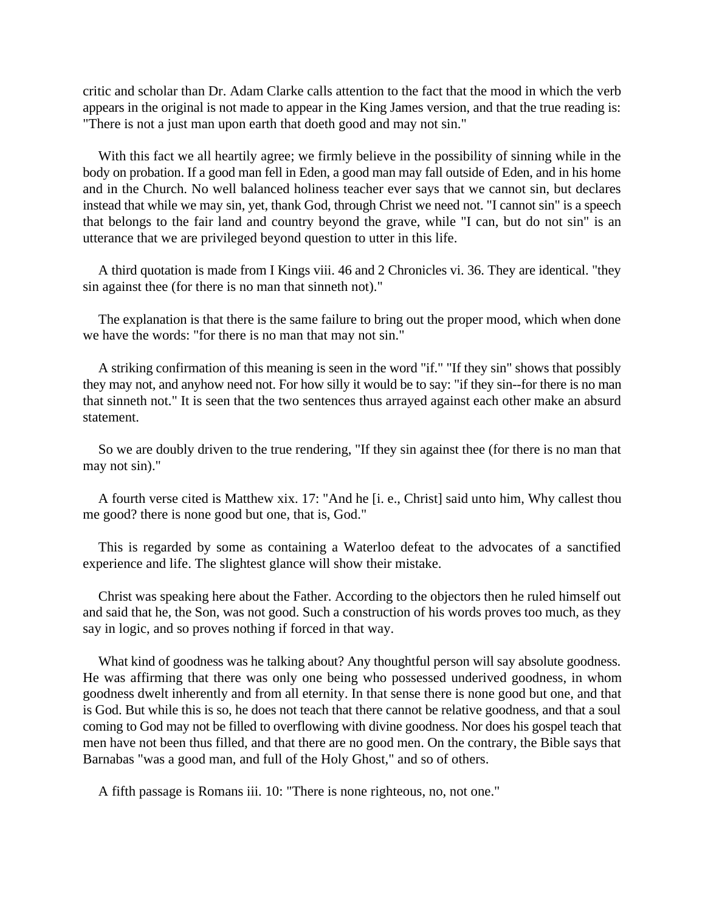critic and scholar than Dr. Adam Clarke calls attention to the fact that the mood in which the verb appears in the original is not made to appear in the King James version, and that the true reading is: "There is not a just man upon earth that doeth good and may not sin."

With this fact we all heartily agree; we firmly believe in the possibility of sinning while in the body on probation. If a good man fell in Eden, a good man may fall outside of Eden, and in his home and in the Church. No well balanced holiness teacher ever says that we cannot sin, but declares instead that while we may sin, yet, thank God, through Christ we need not. "I cannot sin" is a speech that belongs to the fair land and country beyond the grave, while "I can, but do not sin" is an utterance that we are privileged beyond question to utter in this life.

A third quotation is made from I Kings viii. 46 and 2 Chronicles vi. 36. They are identical. "they sin against thee (for there is no man that sinneth not)."

The explanation is that there is the same failure to bring out the proper mood, which when done we have the words: "for there is no man that may not sin."

A striking confirmation of this meaning is seen in the word "if." "If they sin" shows that possibly they may not, and anyhow need not. For how silly it would be to say: "if they sin--for there is no man that sinneth not." It is seen that the two sentences thus arrayed against each other make an absurd statement.

So we are doubly driven to the true rendering, "If they sin against thee (for there is no man that may not sin)."

A fourth verse cited is Matthew xix. 17: "And he [i. e., Christ] said unto him, Why callest thou me good? there is none good but one, that is, God."

This is regarded by some as containing a Waterloo defeat to the advocates of a sanctified experience and life. The slightest glance will show their mistake.

Christ was speaking here about the Father. According to the objectors then he ruled himself out and said that he, the Son, was not good. Such a construction of his words proves too much, as they say in logic, and so proves nothing if forced in that way.

What kind of goodness was he talking about? Any thoughtful person will say absolute goodness. He was affirming that there was only one being who possessed underived goodness, in whom goodness dwelt inherently and from all eternity. In that sense there is none good but one, and that is God. But while this is so, he does not teach that there cannot be relative goodness, and that a soul coming to God may not be filled to overflowing with divine goodness. Nor does his gospel teach that men have not been thus filled, and that there are no good men. On the contrary, the Bible says that Barnabas "was a good man, and full of the Holy Ghost," and so of others.

A fifth passage is Romans iii. 10: "There is none righteous, no, not one."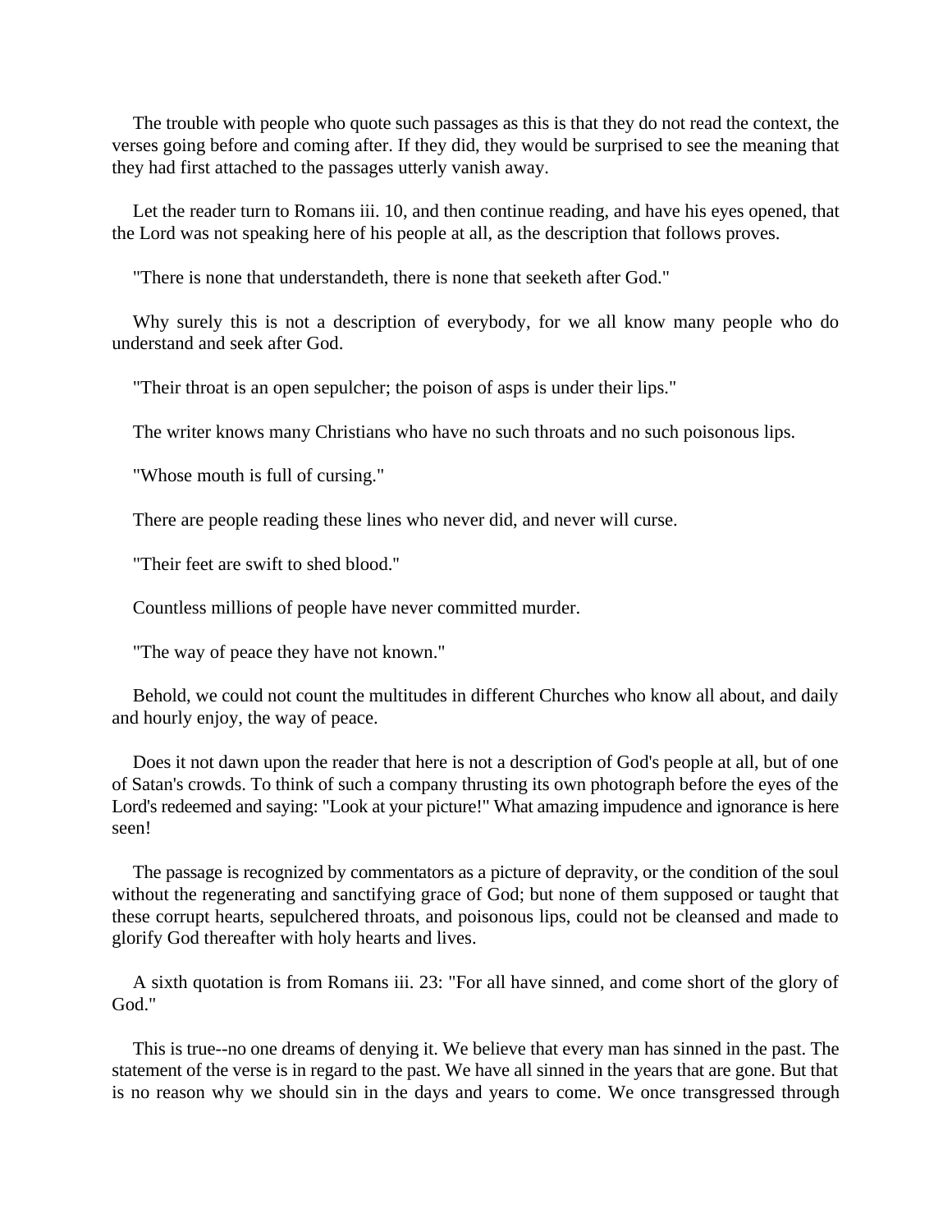The trouble with people who quote such passages as this is that they do not read the context, the verses going before and coming after. If they did, they would be surprised to see the meaning that they had first attached to the passages utterly vanish away.

Let the reader turn to Romans iii. 10, and then continue reading, and have his eyes opened, that the Lord was not speaking here of his people at all, as the description that follows proves.

"There is none that understandeth, there is none that seeketh after God."

Why surely this is not a description of everybody, for we all know many people who do understand and seek after God.

"Their throat is an open sepulcher; the poison of asps is under their lips."

The writer knows many Christians who have no such throats and no such poisonous lips.

"Whose mouth is full of cursing."

There are people reading these lines who never did, and never will curse.

"Their feet are swift to shed blood."

Countless millions of people have never committed murder.

"The way of peace they have not known."

Behold, we could not count the multitudes in different Churches who know all about, and daily and hourly enjoy, the way of peace.

Does it not dawn upon the reader that here is not a description of God's people at all, but of one of Satan's crowds. To think of such a company thrusting its own photograph before the eyes of the Lord's redeemed and saying: "Look at your picture!" What amazing impudence and ignorance is here seen!

The passage is recognized by commentators as a picture of depravity, or the condition of the soul without the regenerating and sanctifying grace of God; but none of them supposed or taught that these corrupt hearts, sepulchered throats, and poisonous lips, could not be cleansed and made to glorify God thereafter with holy hearts and lives.

A sixth quotation is from Romans iii. 23: "For all have sinned, and come short of the glory of God."

This is true--no one dreams of denying it. We believe that every man has sinned in the past. The statement of the verse is in regard to the past. We have all sinned in the years that are gone. But that is no reason why we should sin in the days and years to come. We once transgressed through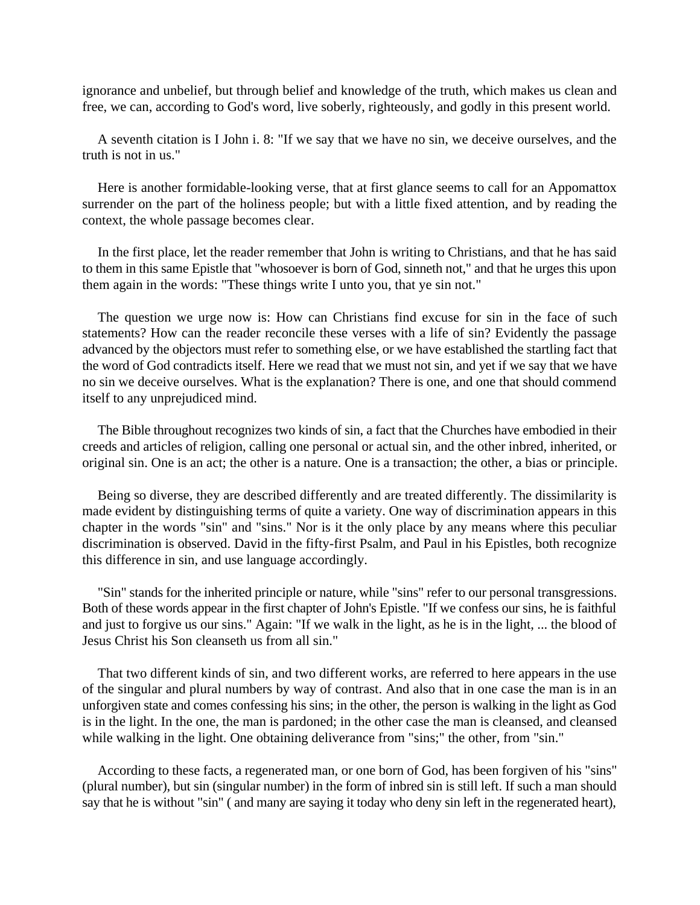ignorance and unbelief, but through belief and knowledge of the truth, which makes us clean and free, we can, according to God's word, live soberly, righteously, and godly in this present world.

A seventh citation is I John i. 8: "If we say that we have no sin, we deceive ourselves, and the truth is not in us."

Here is another formidable-looking verse, that at first glance seems to call for an Appomattox surrender on the part of the holiness people; but with a little fixed attention, and by reading the context, the whole passage becomes clear.

In the first place, let the reader remember that John is writing to Christians, and that he has said to them in this same Epistle that "whosoever is born of God, sinneth not," and that he urges this upon them again in the words: "These things write I unto you, that ye sin not."

The question we urge now is: How can Christians find excuse for sin in the face of such statements? How can the reader reconcile these verses with a life of sin? Evidently the passage advanced by the objectors must refer to something else, or we have established the startling fact that the word of God contradicts itself. Here we read that we must not sin, and yet if we say that we have no sin we deceive ourselves. What is the explanation? There is one, and one that should commend itself to any unprejudiced mind.

The Bible throughout recognizes two kinds of sin, a fact that the Churches have embodied in their creeds and articles of religion, calling one personal or actual sin, and the other inbred, inherited, or original sin. One is an act; the other is a nature. One is a transaction; the other, a bias or principle.

Being so diverse, they are described differently and are treated differently. The dissimilarity is made evident by distinguishing terms of quite a variety. One way of discrimination appears in this chapter in the words "sin" and "sins." Nor is it the only place by any means where this peculiar discrimination is observed. David in the fifty-first Psalm, and Paul in his Epistles, both recognize this difference in sin, and use language accordingly.

"Sin" stands for the inherited principle or nature, while "sins" refer to our personal transgressions. Both of these words appear in the first chapter of John's Epistle. "If we confess our sins, he is faithful and just to forgive us our sins." Again: "If we walk in the light, as he is in the light, ... the blood of Jesus Christ his Son cleanseth us from all sin."

That two different kinds of sin, and two different works, are referred to here appears in the use of the singular and plural numbers by way of contrast. And also that in one case the man is in an unforgiven state and comes confessing his sins; in the other, the person is walking in the light as God is in the light. In the one, the man is pardoned; in the other case the man is cleansed, and cleansed while walking in the light. One obtaining deliverance from "sins;" the other, from "sin."

According to these facts, a regenerated man, or one born of God, has been forgiven of his "sins" (plural number), but sin (singular number) in the form of inbred sin is still left. If such a man should say that he is without "sin" ( and many are saying it today who deny sin left in the regenerated heart),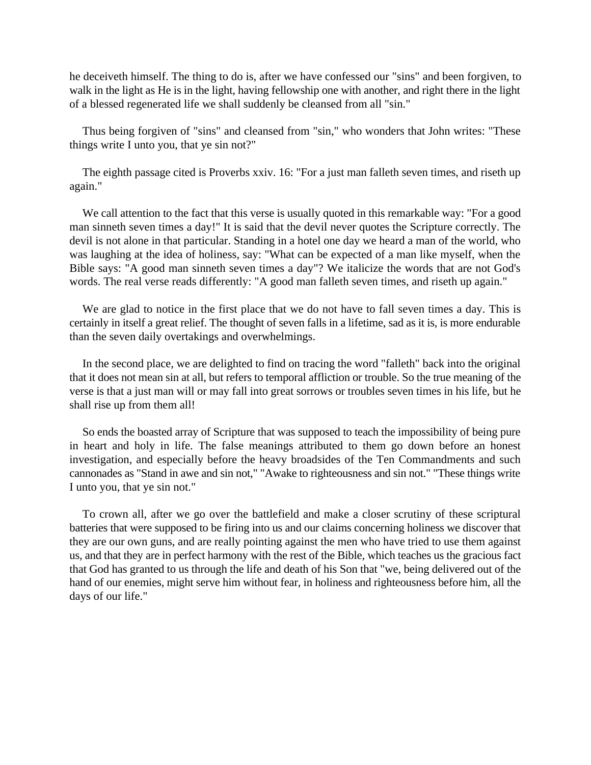he deceiveth himself. The thing to do is, after we have confessed our "sins" and been forgiven, to walk in the light as He is in the light, having fellowship one with another, and right there in the light of a blessed regenerated life we shall suddenly be cleansed from all "sin."

Thus being forgiven of "sins" and cleansed from "sin," who wonders that John writes: "These things write I unto you, that ye sin not?"

The eighth passage cited is Proverbs xxiv. 16: "For a just man falleth seven times, and riseth up again."

We call attention to the fact that this verse is usually quoted in this remarkable way: "For a good man sinneth seven times a day!" It is said that the devil never quotes the Scripture correctly. The devil is not alone in that particular. Standing in a hotel one day we heard a man of the world, who was laughing at the idea of holiness, say: "What can be expected of a man like myself, when the Bible says: "A good man sinneth seven times a day"? We italicize the words that are not God's words. The real verse reads differently: "A good man falleth seven times, and riseth up again."

We are glad to notice in the first place that we do not have to fall seven times a day. This is certainly in itself a great relief. The thought of seven falls in a lifetime, sad as it is, is more endurable than the seven daily overtakings and overwhelmings.

In the second place, we are delighted to find on tracing the word "falleth" back into the original that it does not mean sin at all, but refers to temporal affliction or trouble. So the true meaning of the verse is that a just man will or may fall into great sorrows or troubles seven times in his life, but he shall rise up from them all!

So ends the boasted array of Scripture that was supposed to teach the impossibility of being pure in heart and holy in life. The false meanings attributed to them go down before an honest investigation, and especially before the heavy broadsides of the Ten Commandments and such cannonades as "Stand in awe and sin not," "Awake to righteousness and sin not." "These things write I unto you, that ye sin not."

To crown all, after we go over the battlefield and make a closer scrutiny of these scriptural batteries that were supposed to be firing into us and our claims concerning holiness we discover that they are our own guns, and are really pointing against the men who have tried to use them against us, and that they are in perfect harmony with the rest of the Bible, which teaches us the gracious fact that God has granted to us through the life and death of his Son that "we, being delivered out of the hand of our enemies, might serve him without fear, in holiness and righteousness before him, all the days of our life."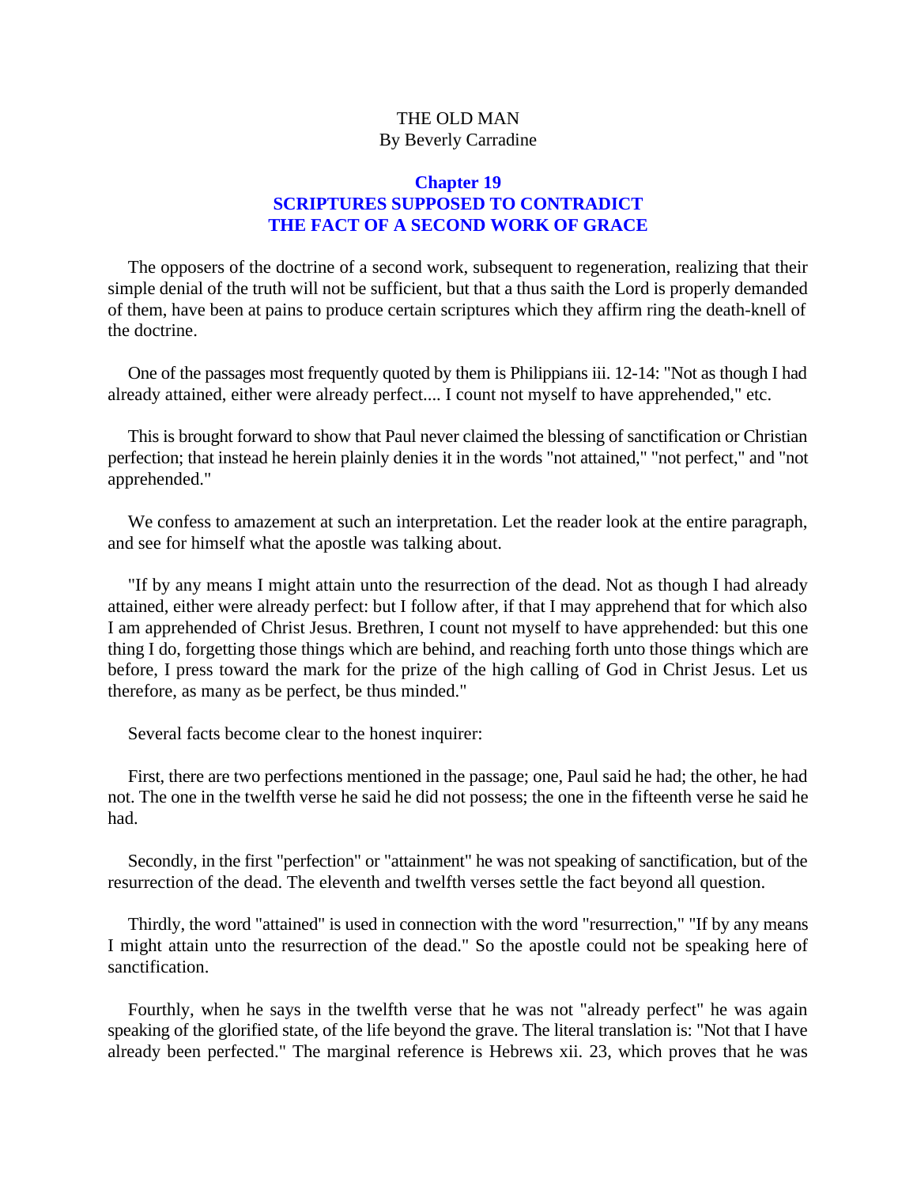THE OLD MAN
By Beverly Carradine

## Chapter 19
## SCRIPTURES SUPPOSED TO CONTRADICT THE FACT OF A SECOND WORK OF GRACE

The opposers of the doctrine of a second work, subsequent to regeneration, realizing that their simple denial of the truth will not be sufficient, but that a thus saith the Lord is properly demanded of them, have been at pains to produce certain scriptures which they affirm ring the death-knell of the doctrine.

One of the passages most frequently quoted by them is Philippians iii. 12-14: "Not as though I had already attained, either were already perfect.... I count not myself to have apprehended," etc.

This is brought forward to show that Paul never claimed the blessing of sanctification or Christian perfection; that instead he herein plainly denies it in the words "not attained," "not perfect," and "not apprehended."

We confess to amazement at such an interpretation. Let the reader look at the entire paragraph, and see for himself what the apostle was talking about.

"If by any means I might attain unto the resurrection of the dead. Not as though I had already attained, either were already perfect: but I follow after, if that I may apprehend that for which also I am apprehended of Christ Jesus. Brethren, I count not myself to have apprehended: but this one thing I do, forgetting those things which are behind, and reaching forth unto those things which are before, I press toward the mark for the prize of the high calling of God in Christ Jesus. Let us therefore, as many as be perfect, be thus minded."

Several facts become clear to the honest inquirer:

First, there are two perfections mentioned in the passage; one, Paul said he had; the other, he had not. The one in the twelfth verse he said he did not possess; the one in the fifteenth verse he said he had.

Secondly, in the first "perfection" or "attainment" he was not speaking of sanctification, but of the resurrection of the dead. The eleventh and twelfth verses settle the fact beyond all question.

Thirdly, the word "attained" is used in connection with the word "resurrection," "If by any means I might attain unto the resurrection of the dead." So the apostle could not be speaking here of sanctification.

Fourthly, when he says in the twelfth verse that he was not "already perfect" he was again speaking of the glorified state, of the life beyond the grave. The literal translation is: "Not that I have already been perfected." The marginal reference is Hebrews xii. 23, which proves that he was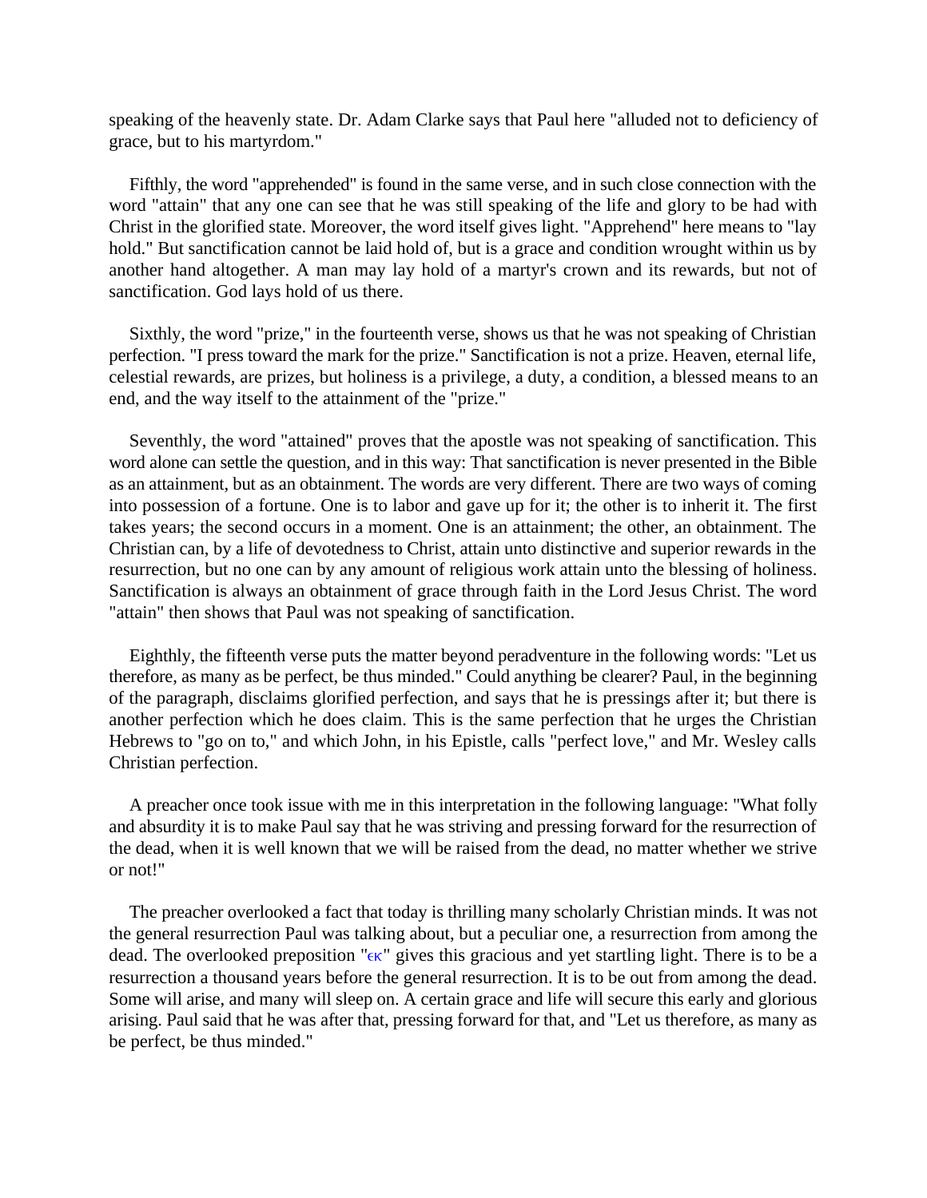speaking of the heavenly state. Dr. Adam Clarke says that Paul here "alluded not to deficiency of grace, but to his martyrdom."

Fifthly, the word "apprehended" is found in the same verse, and in such close connection with the word "attain" that any one can see that he was still speaking of the life and glory to be had with Christ in the glorified state. Moreover, the word itself gives light. "Apprehend" here means to "lay hold." But sanctification cannot be laid hold of, but is a grace and condition wrought within us by another hand altogether. A man may lay hold of a martyr's crown and its rewards, but not of sanctification. God lays hold of us there.

Sixthly, the word "prize," in the fourteenth verse, shows us that he was not speaking of Christian perfection. "I press toward the mark for the prize." Sanctification is not a prize. Heaven, eternal life, celestial rewards, are prizes, but holiness is a privilege, a duty, a condition, a blessed means to an end, and the way itself to the attainment of the "prize."

Seventhly, the word "attained" proves that the apostle was not speaking of sanctification. This word alone can settle the question, and in this way: That sanctification is never presented in the Bible as an attainment, but as an obtainment. The words are very different. There are two ways of coming into possession of a fortune. One is to labor and gave up for it; the other is to inherit it. The first takes years; the second occurs in a moment. One is an attainment; the other, an obtainment. The Christian can, by a life of devotedness to Christ, attain unto distinctive and superior rewards in the resurrection, but no one can by any amount of religious work attain unto the blessing of holiness. Sanctification is always an obtainment of grace through faith in the Lord Jesus Christ. The word "attain" then shows that Paul was not speaking of sanctification.

Eighthly, the fifteenth verse puts the matter beyond peradventure in the following words: "Let us therefore, as many as be perfect, be thus minded." Could anything be clearer? Paul, in the beginning of the paragraph, disclaims glorified perfection, and says that he is pressings after it; but there is another perfection which he does claim. This is the same perfection that he urges the Christian Hebrews to "go on to," and which John, in his Epistle, calls "perfect love," and Mr. Wesley calls Christian perfection.

A preacher once took issue with me in this interpretation in the following language: "What folly and absurdity it is to make Paul say that he was striving and pressing forward for the resurrection of the dead, when it is well known that we will be raised from the dead, no matter whether we strive or not!"

The preacher overlooked a fact that today is thrilling many scholarly Christian minds. It was not the general resurrection Paul was talking about, but a peculiar one, a resurrection from among the dead. The overlooked preposition "ἐκ" gives this gracious and yet startling light. There is to be a resurrection a thousand years before the general resurrection. It is to be out from among the dead. Some will arise, and many will sleep on. A certain grace and life will secure this early and glorious arising. Paul said that he was after that, pressing forward for that, and "Let us therefore, as many as be perfect, be thus minded."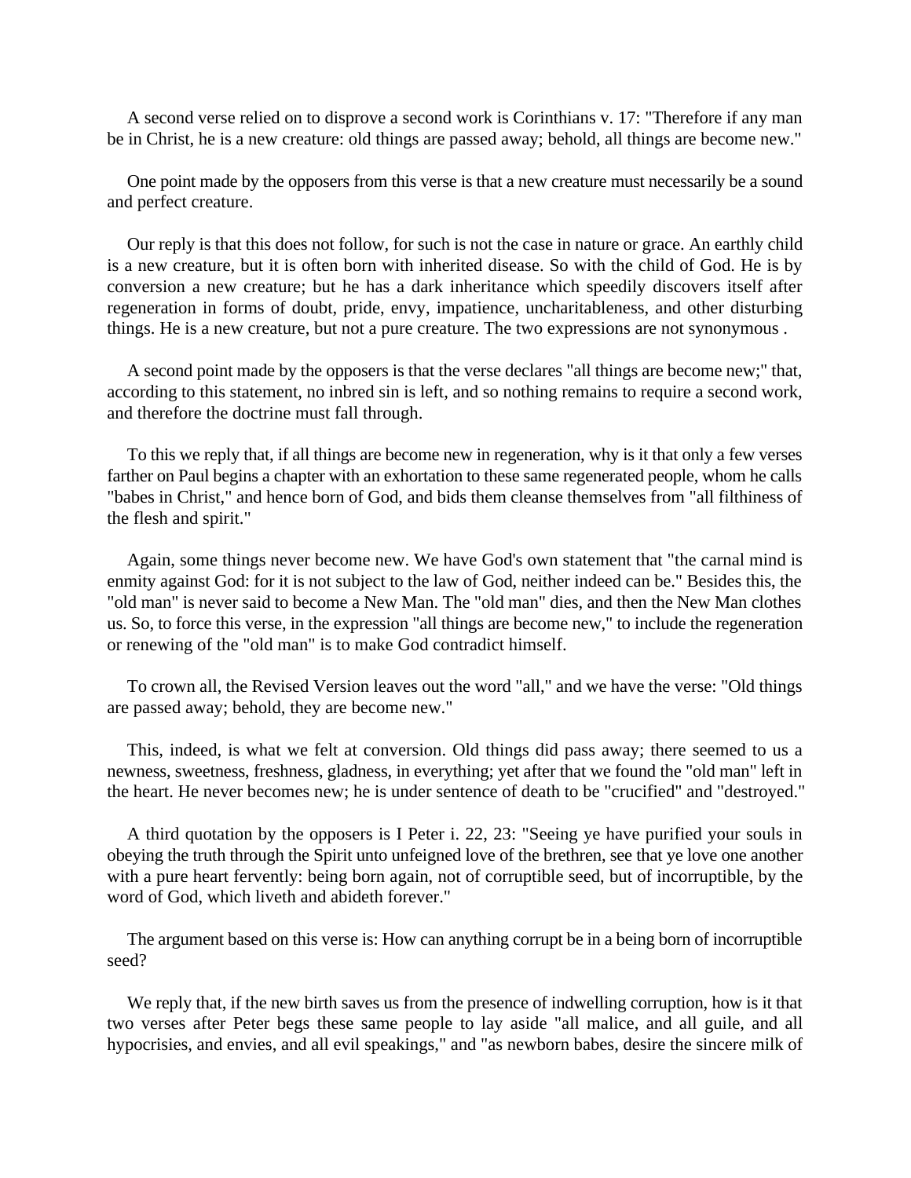A second verse relied on to disprove a second work is Corinthians v. 17: "Therefore if any man be in Christ, he is a new creature: old things are passed away; behold, all things are become new."

One point made by the opposers from this verse is that a new creature must necessarily be a sound and perfect creature.

Our reply is that this does not follow, for such is not the case in nature or grace. An earthly child is a new creature, but it is often born with inherited disease. So with the child of God. He is by conversion a new creature; but he has a dark inheritance which speedily discovers itself after regeneration in forms of doubt, pride, envy, impatience, uncharitableness, and other disturbing things. He is a new creature, but not a pure creature. The two expressions are not synonymous .

A second point made by the opposers is that the verse declares "all things are become new;" that, according to this statement, no inbred sin is left, and so nothing remains to require a second work, and therefore the doctrine must fall through.

To this we reply that, if all things are become new in regeneration, why is it that only a few verses farther on Paul begins a chapter with an exhortation to these same regenerated people, whom he calls "babes in Christ," and hence born of God, and bids them cleanse themselves from "all filthiness of the flesh and spirit."

Again, some things never become new. We have God's own statement that "the carnal mind is enmity against God: for it is not subject to the law of God, neither indeed can be." Besides this, the "old man" is never said to become a New Man. The "old man" dies, and then the New Man clothes us. So, to force this verse, in the expression "all things are become new," to include the regeneration or renewing of the "old man" is to make God contradict himself.

To crown all, the Revised Version leaves out the word "all," and we have the verse: "Old things are passed away; behold, they are become new."

This, indeed, is what we felt at conversion. Old things did pass away; there seemed to us a newness, sweetness, freshness, gladness, in everything; yet after that we found the "old man" left in the heart. He never becomes new; he is under sentence of death to be "crucified" and "destroyed."

A third quotation by the opposers is I Peter i. 22, 23: "Seeing ye have purified your souls in obeying the truth through the Spirit unto unfeigned love of the brethren, see that ye love one another with a pure heart fervently: being born again, not of corruptible seed, but of incorruptible, by the word of God, which liveth and abideth forever."

The argument based on this verse is: How can anything corrupt be in a being born of incorruptible seed?

We reply that, if the new birth saves us from the presence of indwelling corruption, how is it that two verses after Peter begs these same people to lay aside "all malice, and all guile, and all hypocrisies, and envies, and all evil speakings," and "as newborn babes, desire the sincere milk of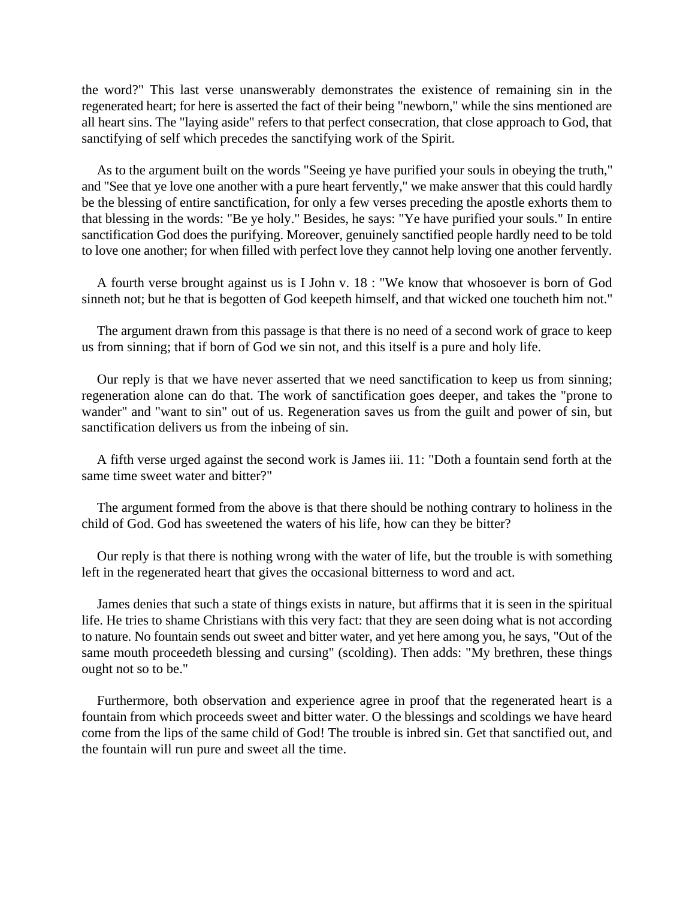the word?" This last verse unanswerably demonstrates the existence of remaining sin in the regenerated heart; for here is asserted the fact of their being "newborn," while the sins mentioned are all heart sins. The "laying aside" refers to that perfect consecration, that close approach to God, that sanctifying of self which precedes the sanctifying work of the Spirit.

As to the argument built on the words "Seeing ye have purified your souls in obeying the truth," and "See that ye love one another with a pure heart fervently," we make answer that this could hardly be the blessing of entire sanctification, for only a few verses preceding the apostle exhorts them to that blessing in the words: "Be ye holy." Besides, he says: "Ye have purified your souls." In entire sanctification God does the purifying. Moreover, genuinely sanctified people hardly need to be told to love one another; for when filled with perfect love they cannot help loving one another fervently.

A fourth verse brought against us is I John v. 18 : "We know that whosoever is born of God sinneth not; but he that is begotten of God keepeth himself, and that wicked one toucheth him not."

The argument drawn from this passage is that there is no need of a second work of grace to keep us from sinning; that if born of God we sin not, and this itself is a pure and holy life.

Our reply is that we have never asserted that we need sanctification to keep us from sinning; regeneration alone can do that. The work of sanctification goes deeper, and takes the "prone to wander" and "want to sin" out of us. Regeneration saves us from the guilt and power of sin, but sanctification delivers us from the inbeing of sin.

A fifth verse urged against the second work is James iii. 11: "Doth a fountain send forth at the same time sweet water and bitter?"

The argument formed from the above is that there should be nothing contrary to holiness in the child of God. God has sweetened the waters of his life, how can they be bitter?

Our reply is that there is nothing wrong with the water of life, but the trouble is with something left in the regenerated heart that gives the occasional bitterness to word and act.

James denies that such a state of things exists in nature, but affirms that it is seen in the spiritual life. He tries to shame Christians with this very fact: that they are seen doing what is not according to nature. No fountain sends out sweet and bitter water, and yet here among you, he says, "Out of the same mouth proceedeth blessing and cursing" (scolding). Then adds: "My brethren, these things ought not so to be."

Furthermore, both observation and experience agree in proof that the regenerated heart is a fountain from which proceeds sweet and bitter water. O the blessings and scoldings we have heard come from the lips of the same child of God! The trouble is inbred sin. Get that sanctified out, and the fountain will run pure and sweet all the time.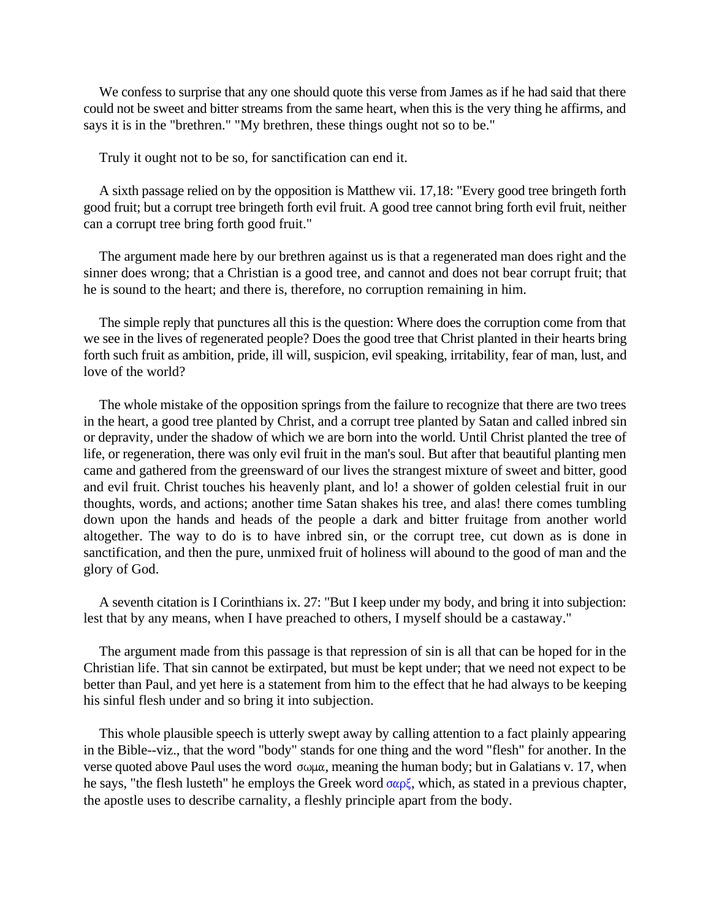We confess to surprise that any one should quote this verse from James as if he had said that there could not be sweet and bitter streams from the same heart, when this is the very thing he affirms, and says it is in the "brethren." "My brethren, these things ought not so to be."

Truly it ought not to be so, for sanctification can end it.

A sixth passage relied on by the opposition is Matthew vii. 17,18: "Every good tree bringeth forth good fruit; but a corrupt tree bringeth forth evil fruit. A good tree cannot bring forth evil fruit, neither can a corrupt tree bring forth good fruit."

The argument made here by our brethren against us is that a regenerated man does right and the sinner does wrong; that a Christian is a good tree, and cannot and does not bear corrupt fruit; that he is sound to the heart; and there is, therefore, no corruption remaining in him.

The simple reply that punctures all this is the question: Where does the corruption come from that we see in the lives of regenerated people? Does the good tree that Christ planted in their hearts bring forth such fruit as ambition, pride, ill will, suspicion, evil speaking, irritability, fear of man, lust, and love of the world?

The whole mistake of the opposition springs from the failure to recognize that there are two trees in the heart, a good tree planted by Christ, and a corrupt tree planted by Satan and called inbred sin or depravity, under the shadow of which we are born into the world. Until Christ planted the tree of life, or regeneration, there was only evil fruit in the man's soul. But after that beautiful planting men came and gathered from the greensward of our lives the strangest mixture of sweet and bitter, good and evil fruit. Christ touches his heavenly plant, and lo! a shower of golden celestial fruit in our thoughts, words, and actions; another time Satan shakes his tree, and alas! there comes tumbling down upon the hands and heads of the people a dark and bitter fruitage from another world altogether. The way to do is to have inbred sin, or the corrupt tree, cut down as is done in sanctification, and then the pure, unmixed fruit of holiness will abound to the good of man and the glory of God.

A seventh citation is I Corinthians ix. 27: "But I keep under my body, and bring it into subjection: lest that by any means, when I have preached to others, I myself should be a castaway."

The argument made from this passage is that repression of sin is all that can be hoped for in the Christian life. That sin cannot be extirpated, but must be kept under; that we need not expect to be better than Paul, and yet here is a statement from him to the effect that he had always to be keeping his sinful flesh under and so bring it into subjection.

This whole plausible speech is utterly swept away by calling attention to a fact plainly appearing in the Bible--viz., that the word "body" stands for one thing and the word "flesh" for another. In the verse quoted above Paul uses the word σωμα, meaning the human body; but in Galatians v. 17, when he says, "the flesh lusteth" he employs the Greek word σαρξ, which, as stated in a previous chapter, the apostle uses to describe carnality, a fleshly principle apart from the body.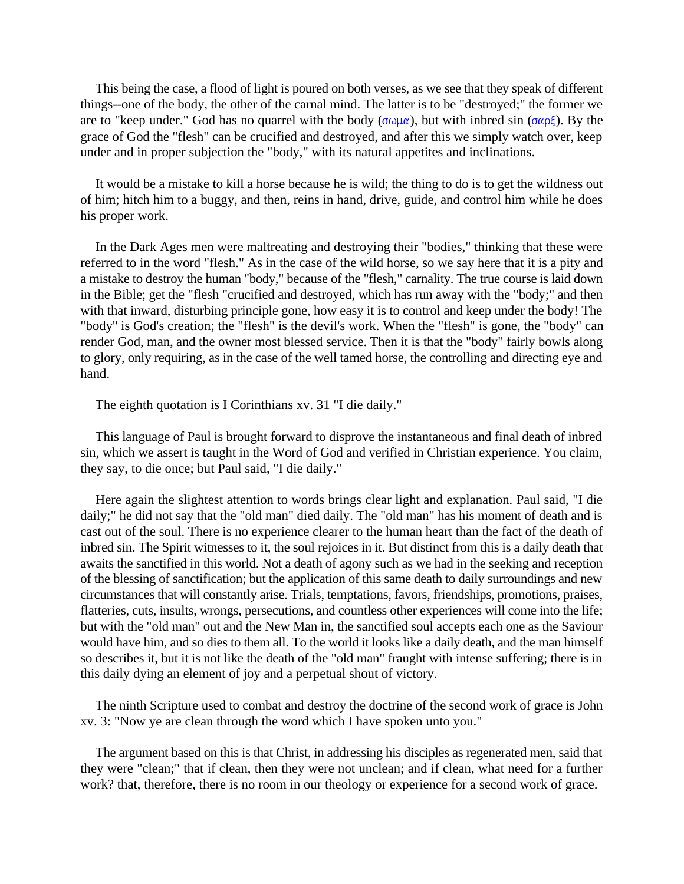This being the case, a flood of light is poured on both verses, as we see that they speak of different things--one of the body, the other of the carnal mind. The latter is to be "destroyed;" the former we are to "keep under." God has no quarrel with the body (σωμα), but with inbred sin (σαρξ). By the grace of God the "flesh" can be crucified and destroyed, and after this we simply watch over, keep under and in proper subjection the "body," with its natural appetites and inclinations.

It would be a mistake to kill a horse because he is wild; the thing to do is to get the wildness out of him; hitch him to a buggy, and then, reins in hand, drive, guide, and control him while he does his proper work.

In the Dark Ages men were maltreating and destroying their "bodies," thinking that these were referred to in the word "flesh." As in the case of the wild horse, so we say here that it is a pity and a mistake to destroy the human "body," because of the "flesh," carnality. The true course is laid down in the Bible; get the "flesh "crucified and destroyed, which has run away with the "body;" and then with that inward, disturbing principle gone, how easy it is to control and keep under the body! The "body" is God's creation; the "flesh" is the devil's work. When the "flesh" is gone, the "body" can render God, man, and the owner most blessed service. Then it is that the "body" fairly bowls along to glory, only requiring, as in the case of the well tamed horse, the controlling and directing eye and hand.

The eighth quotation is I Corinthians xv. 31 "I die daily."

This language of Paul is brought forward to disprove the instantaneous and final death of inbred sin, which we assert is taught in the Word of God and verified in Christian experience. You claim, they say, to die once; but Paul said, "I die daily."

Here again the slightest attention to words brings clear light and explanation. Paul said, "I die daily;" he did not say that the "old man" died daily. The "old man" has his moment of death and is cast out of the soul. There is no experience clearer to the human heart than the fact of the death of inbred sin. The Spirit witnesses to it, the soul rejoices in it. But distinct from this is a daily death that awaits the sanctified in this world. Not a death of agony such as we had in the seeking and reception of the blessing of sanctification; but the application of this same death to daily surroundings and new circumstances that will constantly arise. Trials, temptations, favors, friendships, promotions, praises, flatteries, cuts, insults, wrongs, persecutions, and countless other experiences will come into the life; but with the "old man" out and the New Man in, the sanctified soul accepts each one as the Saviour would have him, and so dies to them all. To the world it looks like a daily death, and the man himself so describes it, but it is not like the death of the "old man" fraught with intense suffering; there is in this daily dying an element of joy and a perpetual shout of victory.

The ninth Scripture used to combat and destroy the doctrine of the second work of grace is John xv. 3: "Now ye are clean through the word which I have spoken unto you."

The argument based on this is that Christ, in addressing his disciples as regenerated men, said that they were "clean;" that if clean, then they were not unclean; and if clean, what need for a further work? that, therefore, there is no room in our theology or experience for a second work of grace.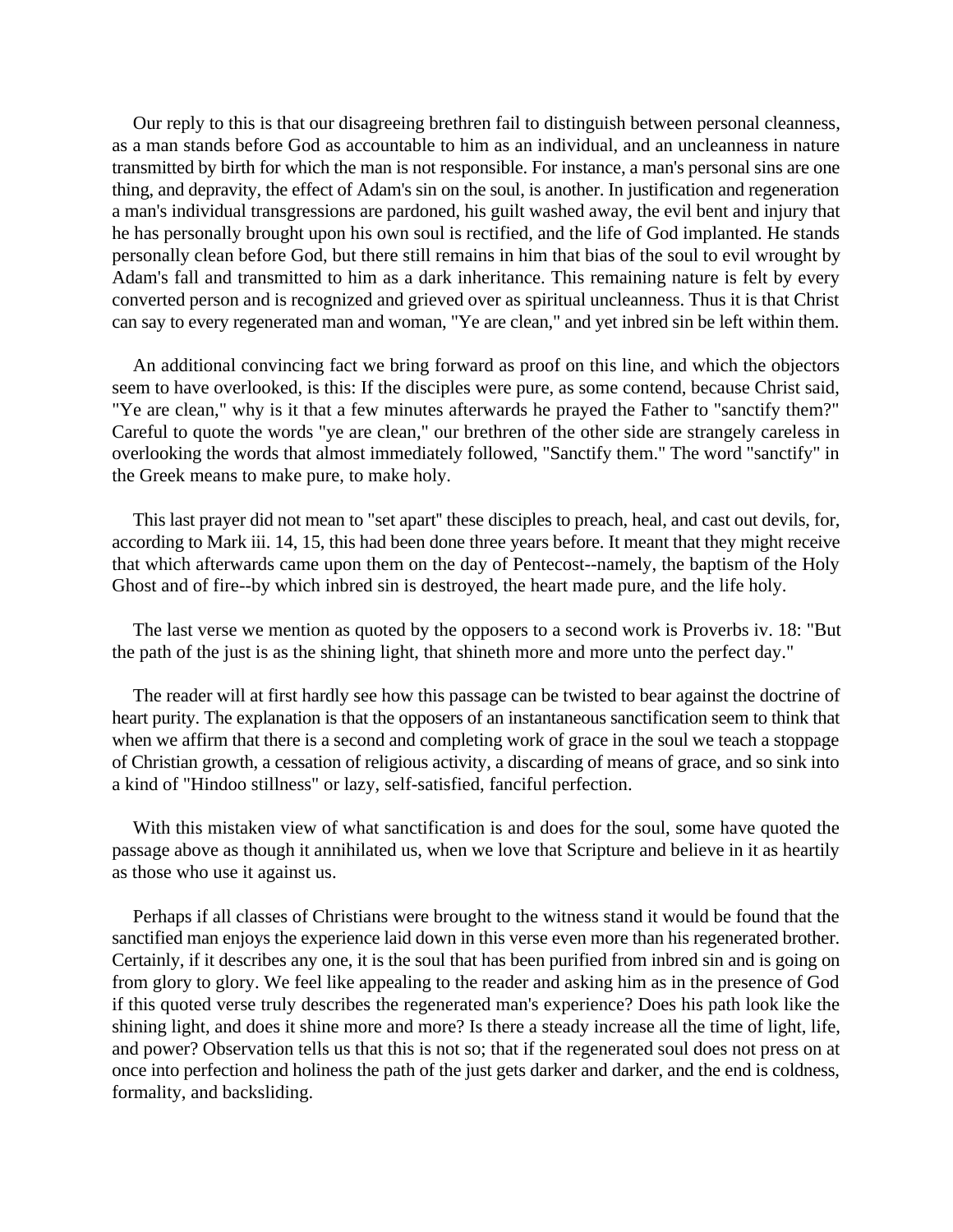Our reply to this is that our disagreeing brethren fail to distinguish between personal cleanness, as a man stands before God as accountable to him as an individual, and an uncleanness in nature transmitted by birth for which the man is not responsible. For instance, a man's personal sins are one thing, and depravity, the effect of Adam's sin on the soul, is another. In justification and regeneration a man's individual transgressions are pardoned, his guilt washed away, the evil bent and injury that he has personally brought upon his own soul is rectified, and the life of God implanted. He stands personally clean before God, but there still remains in him that bias of the soul to evil wrought by Adam's fall and transmitted to him as a dark inheritance. This remaining nature is felt by every converted person and is recognized and grieved over as spiritual uncleanness. Thus it is that Christ can say to every regenerated man and woman, "Ye are clean," and yet inbred sin be left within them.

An additional convincing fact we bring forward as proof on this line, and which the objectors seem to have overlooked, is this: If the disciples were pure, as some contend, because Christ said, "Ye are clean," why is it that a few minutes afterwards he prayed the Father to "sanctify them?" Careful to quote the words "ye are clean," our brethren of the other side are strangely careless in overlooking the words that almost immediately followed, "Sanctify them." The word "sanctify" in the Greek means to make pure, to make holy.

This last prayer did not mean to "set apart" these disciples to preach, heal, and cast out devils, for, according to Mark iii. 14, 15, this had been done three years before. It meant that they might receive that which afterwards came upon them on the day of Pentecost--namely, the baptism of the Holy Ghost and of fire--by which inbred sin is destroyed, the heart made pure, and the life holy.

The last verse we mention as quoted by the opposers to a second work is Proverbs iv. 18: "But the path of the just is as the shining light, that shineth more and more unto the perfect day."

The reader will at first hardly see how this passage can be twisted to bear against the doctrine of heart purity. The explanation is that the opposers of an instantaneous sanctification seem to think that when we affirm that there is a second and completing work of grace in the soul we teach a stoppage of Christian growth, a cessation of religious activity, a discarding of means of grace, and so sink into a kind of "Hindoo stillness" or lazy, self-satisfied, fanciful perfection.

With this mistaken view of what sanctification is and does for the soul, some have quoted the passage above as though it annihilated us, when we love that Scripture and believe in it as heartily as those who use it against us.

Perhaps if all classes of Christians were brought to the witness stand it would be found that the sanctified man enjoys the experience laid down in this verse even more than his regenerated brother. Certainly, if it describes any one, it is the soul that has been purified from inbred sin and is going on from glory to glory. We feel like appealing to the reader and asking him as in the presence of God if this quoted verse truly describes the regenerated man's experience? Does his path look like the shining light, and does it shine more and more? Is there a steady increase all the time of light, life, and power? Observation tells us that this is not so; that if the regenerated soul does not press on at once into perfection and holiness the path of the just gets darker and darker, and the end is coldness, formality, and backsliding.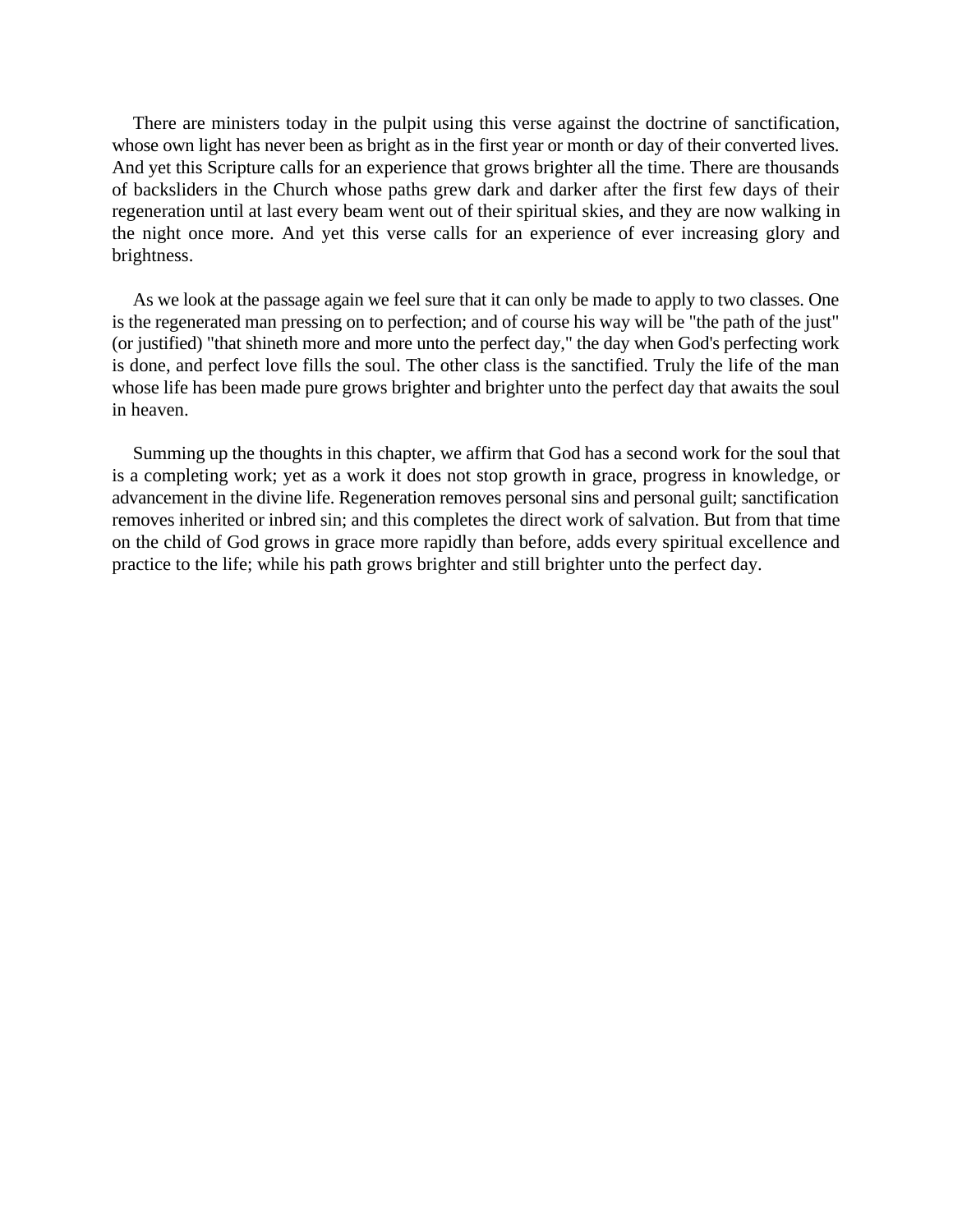There are ministers today in the pulpit using this verse against the doctrine of sanctification, whose own light has never been as bright as in the first year or month or day of their converted lives. And yet this Scripture calls for an experience that grows brighter all the time. There are thousands of backsliders in the Church whose paths grew dark and darker after the first few days of their regeneration until at last every beam went out of their spiritual skies, and they are now walking in the night once more. And yet this verse calls for an experience of ever increasing glory and brightness.

As we look at the passage again we feel sure that it can only be made to apply to two classes. One is the regenerated man pressing on to perfection; and of course his way will be "the path of the just" (or justified) "that shineth more and more unto the perfect day," the day when God's perfecting work is done, and perfect love fills the soul. The other class is the sanctified. Truly the life of the man whose life has been made pure grows brighter and brighter unto the perfect day that awaits the soul in heaven.

Summing up the thoughts in this chapter, we affirm that God has a second work for the soul that is a completing work; yet as a work it does not stop growth in grace, progress in knowledge, or advancement in the divine life. Regeneration removes personal sins and personal guilt; sanctification removes inherited or inbred sin; and this completes the direct work of salvation. But from that time on the child of God grows in grace more rapidly than before, adds every spiritual excellence and practice to the life; while his path grows brighter and still brighter unto the perfect day.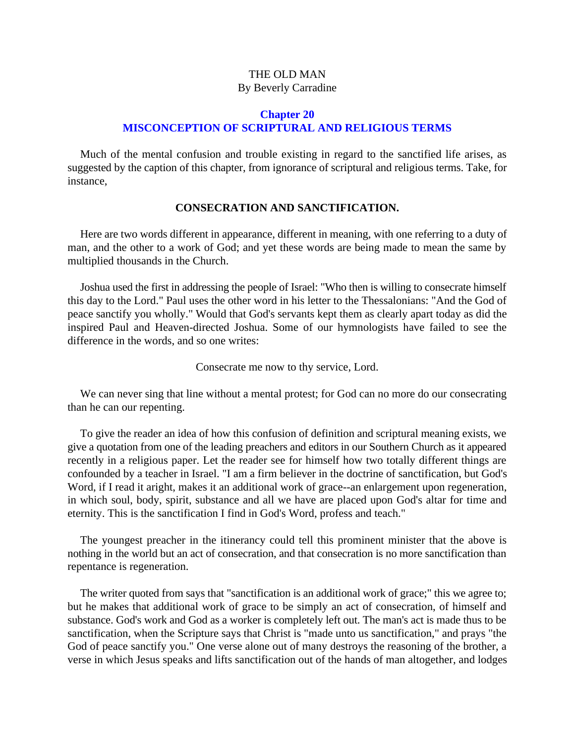THE OLD MAN
By Beverly Carradine

## Chapter 20
## MISCONCEPTION OF SCRIPTURAL AND RELIGIOUS TERMS

Much of the mental confusion and trouble existing in regard to the sanctified life arises, as suggested by the caption of this chapter, from ignorance of scriptural and religious terms. Take, for instance,

### CONSECRATION AND SANCTIFICATION.

Here are two words different in appearance, different in meaning, with one referring to a duty of man, and the other to a work of God; and yet these words are being made to mean the same by multiplied thousands in the Church.

Joshua used the first in addressing the people of Israel: "Who then is willing to consecrate himself this day to the Lord." Paul uses the other word in his letter to the Thessalonians: "And the God of peace sanctify you wholly." Would that God's servants kept them as clearly apart today as did the inspired Paul and Heaven-directed Joshua. Some of our hymnologists have failed to see the difference in the words, and so one writes:

Consecrate me now to thy service, Lord.

We can never sing that line without a mental protest; for God can no more do our consecrating than he can our repenting.

To give the reader an idea of how this confusion of definition and scriptural meaning exists, we give a quotation from one of the leading preachers and editors in our Southern Church as it appeared recently in a religious paper. Let the reader see for himself how two totally different things are confounded by a teacher in Israel. "I am a firm believer in the doctrine of sanctification, but God's Word, if I read it aright, makes it an additional work of grace--an enlargement upon regeneration, in which soul, body, spirit, substance and all we have are placed upon God's altar for time and eternity. This is the sanctification I find in God's Word, profess and teach."

The youngest preacher in the itinerancy could tell this prominent minister that the above is nothing in the world but an act of consecration, and that consecration is no more sanctification than repentance is regeneration.

The writer quoted from says that "sanctification is an additional work of grace;" this we agree to; but he makes that additional work of grace to be simply an act of consecration, of himself and substance. God's work and God as a worker is completely left out. The man's act is made thus to be sanctification, when the Scripture says that Christ is "made unto us sanctification," and prays "the God of peace sanctify you." One verse alone out of many destroys the reasoning of the brother, a verse in which Jesus speaks and lifts sanctification out of the hands of man altogether, and lodges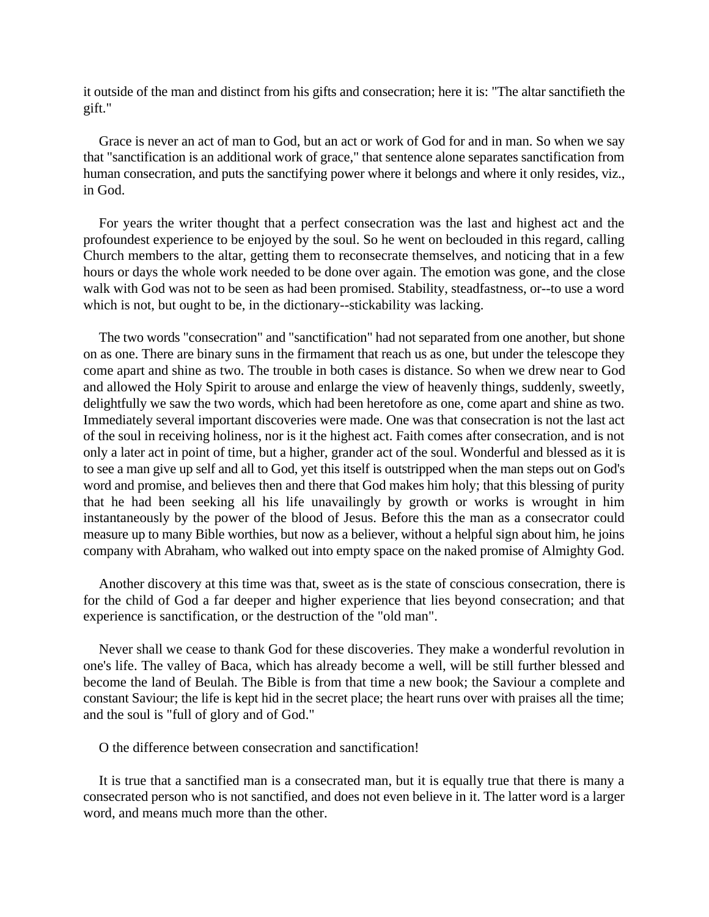it outside of the man and distinct from his gifts and consecration; here it is: "The altar sanctifieth the gift."

Grace is never an act of man to God, but an act or work of God for and in man. So when we say that "sanctification is an additional work of grace," that sentence alone separates sanctification from human consecration, and puts the sanctifying power where it belongs and where it only resides, viz., in God.

For years the writer thought that a perfect consecration was the last and highest act and the profoundest experience to be enjoyed by the soul. So he went on beclouded in this regard, calling Church members to the altar, getting them to reconsecrate themselves, and noticing that in a few hours or days the whole work needed to be done over again. The emotion was gone, and the close walk with God was not to be seen as had been promised. Stability, steadfastness, or--to use a word which is not, but ought to be, in the dictionary--stickability was lacking.

The two words "consecration" and "sanctification" had not separated from one another, but shone on as one. There are binary suns in the firmament that reach us as one, but under the telescope they come apart and shine as two. The trouble in both cases is distance. So when we drew near to God and allowed the Holy Spirit to arouse and enlarge the view of heavenly things, suddenly, sweetly, delightfully we saw the two words, which had been heretofore as one, come apart and shine as two. Immediately several important discoveries were made. One was that consecration is not the last act of the soul in receiving holiness, nor is it the highest act. Faith comes after consecration, and is not only a later act in point of time, but a higher, grander act of the soul. Wonderful and blessed as it is to see a man give up self and all to God, yet this itself is outstripped when the man steps out on God's word and promise, and believes then and there that God makes him holy; that this blessing of purity that he had been seeking all his life unavailingly by growth or works is wrought in him instantaneously by the power of the blood of Jesus. Before this the man as a consecrator could measure up to many Bible worthies, but now as a believer, without a helpful sign about him, he joins company with Abraham, who walked out into empty space on the naked promise of Almighty God.

Another discovery at this time was that, sweet as is the state of conscious consecration, there is for the child of God a far deeper and higher experience that lies beyond consecration; and that experience is sanctification, or the destruction of the "old man".

Never shall we cease to thank God for these discoveries. They make a wonderful revolution in one's life. The valley of Baca, which has already become a well, will be still further blessed and become the land of Beulah. The Bible is from that time a new book; the Saviour a complete and constant Saviour; the life is kept hid in the secret place; the heart runs over with praises all the time; and the soul is "full of glory and of God."

O the difference between consecration and sanctification!

It is true that a sanctified man is a consecrated man, but it is equally true that there is many a consecrated person who is not sanctified, and does not even believe in it. The latter word is a larger word, and means much more than the other.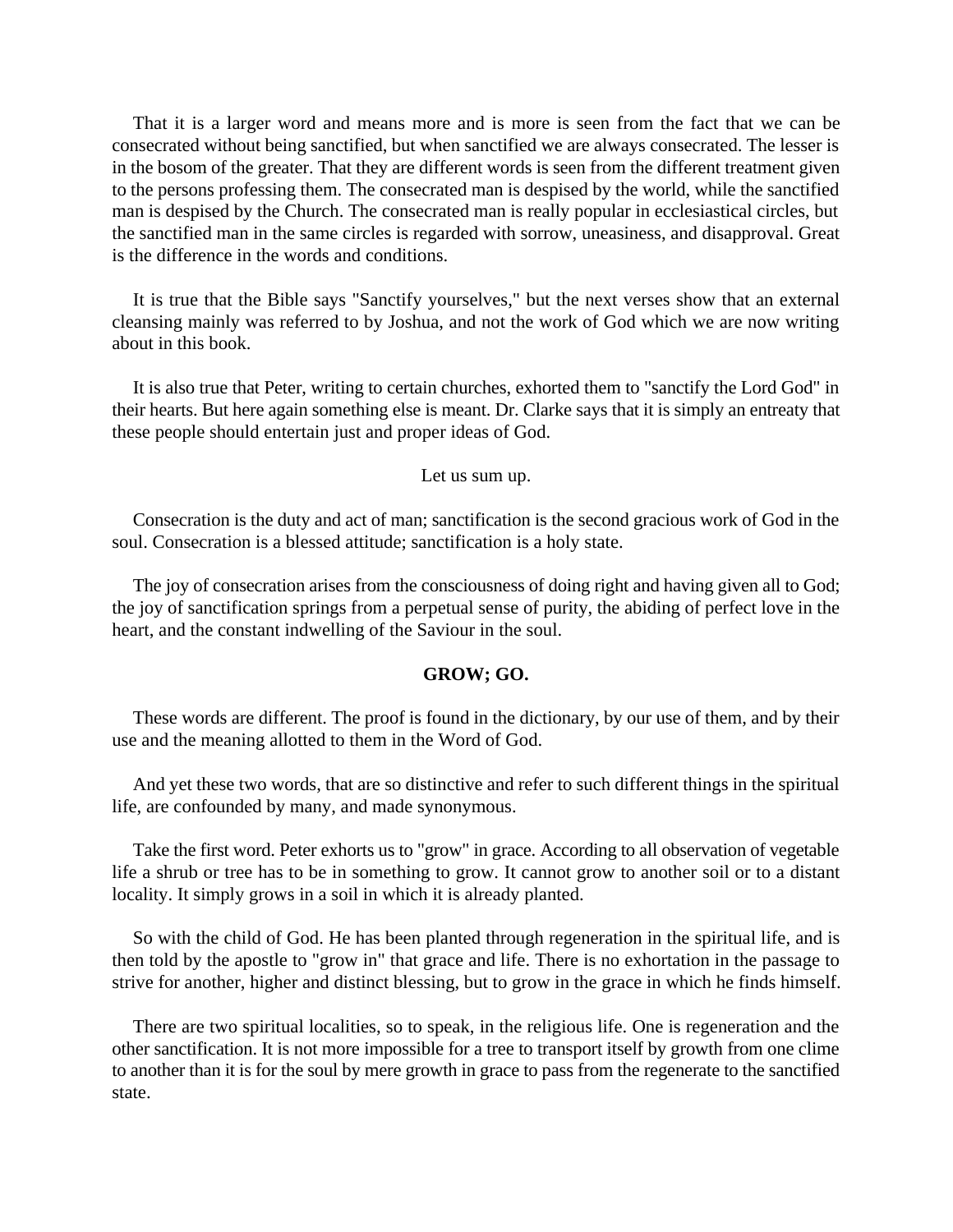That it is a larger word and means more and is more is seen from the fact that we can be consecrated without being sanctified, but when sanctified we are always consecrated. The lesser is in the bosom of the greater. That they are different words is seen from the different treatment given to the persons professing them. The consecrated man is despised by the world, while the sanctified man is despised by the Church. The consecrated man is really popular in ecclesiastical circles, but the sanctified man in the same circles is regarded with sorrow, uneasiness, and disapproval. Great is the difference in the words and conditions.

It is true that the Bible says "Sanctify yourselves," but the next verses show that an external cleansing mainly was referred to by Joshua, and not the work of God which we are now writing about in this book.

It is also true that Peter, writing to certain churches, exhorted them to "sanctify the Lord God" in their hearts. But here again something else is meant. Dr. Clarke says that it is simply an entreaty that these people should entertain just and proper ideas of God.

Let us sum up.

Consecration is the duty and act of man; sanctification is the second gracious work of God in the soul. Consecration is a blessed attitude; sanctification is a holy state.

The joy of consecration arises from the consciousness of doing right and having given all to God; the joy of sanctification springs from a perpetual sense of purity, the abiding of perfect love in the heart, and the constant indwelling of the Saviour in the soul.

**GROW; GO.**

These words are different. The proof is found in the dictionary, by our use of them, and by their use and the meaning allotted to them in the Word of God.

And yet these two words, that are so distinctive and refer to such different things in the spiritual life, are confounded by many, and made synonymous.

Take the first word. Peter exhorts us to "grow" in grace. According to all observation of vegetable life a shrub or tree has to be in something to grow. It cannot grow to another soil or to a distant locality. It simply grows in a soil in which it is already planted.

So with the child of God. He has been planted through regeneration in the spiritual life, and is then told by the apostle to "grow in" that grace and life. There is no exhortation in the passage to strive for another, higher and distinct blessing, but to grow in the grace in which he finds himself.

There are two spiritual localities, so to speak, in the religious life. One is regeneration and the other sanctification. It is not more impossible for a tree to transport itself by growth from one clime to another than it is for the soul by mere growth in grace to pass from the regenerate to the sanctified state.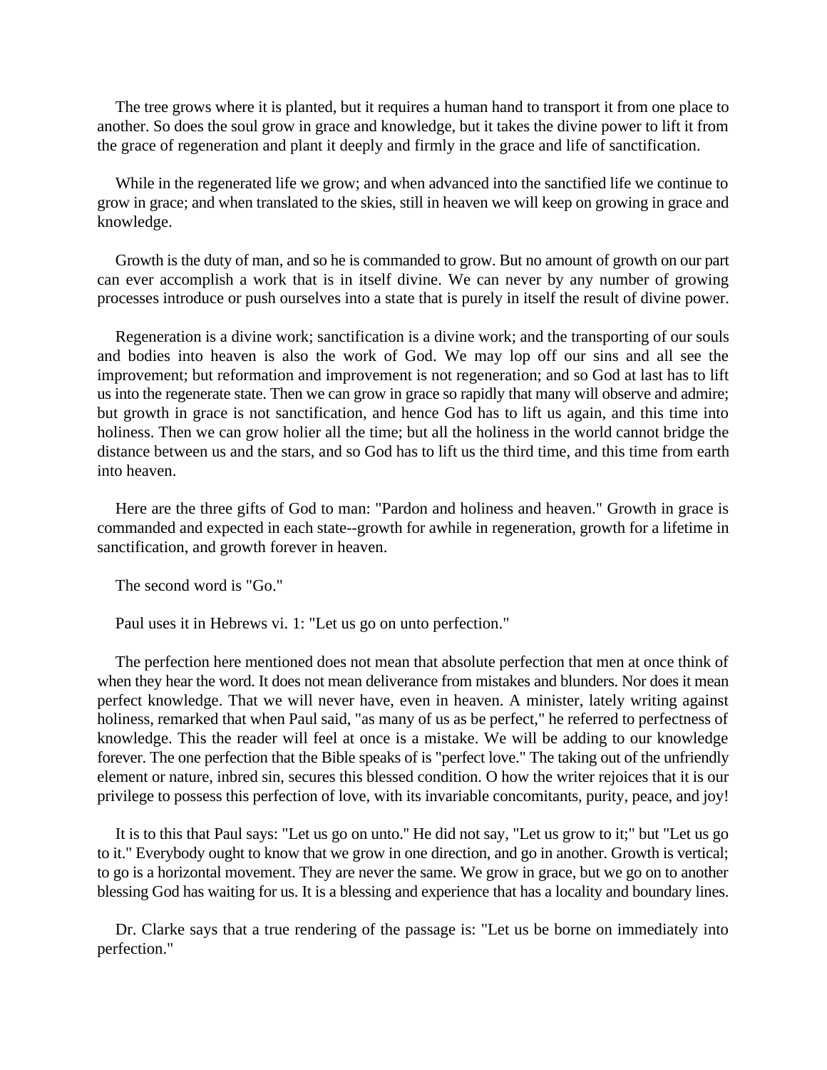The tree grows where it is planted, but it requires a human hand to transport it from one place to another. So does the soul grow in grace and knowledge, but it takes the divine power to lift it from the grace of regeneration and plant it deeply and firmly in the grace and life of sanctification.

While in the regenerated life we grow; and when advanced into the sanctified life we continue to grow in grace; and when translated to the skies, still in heaven we will keep on growing in grace and knowledge.

Growth is the duty of man, and so he is commanded to grow. But no amount of growth on our part can ever accomplish a work that is in itself divine. We can never by any number of growing processes introduce or push ourselves into a state that is purely in itself the result of divine power.

Regeneration is a divine work; sanctification is a divine work; and the transporting of our souls and bodies into heaven is also the work of God. We may lop off our sins and all see the improvement; but reformation and improvement is not regeneration; and so God at last has to lift us into the regenerate state. Then we can grow in grace so rapidly that many will observe and admire; but growth in grace is not sanctification, and hence God has to lift us again, and this time into holiness. Then we can grow holier all the time; but all the holiness in the world cannot bridge the distance between us and the stars, and so God has to lift us the third time, and this time from earth into heaven.

Here are the three gifts of God to man: "Pardon and holiness and heaven." Growth in grace is commanded and expected in each state--growth for awhile in regeneration, growth for a lifetime in sanctification, and growth forever in heaven.

The second word is "Go."

Paul uses it in Hebrews vi. 1: "Let us go on unto perfection."

The perfection here mentioned does not mean that absolute perfection that men at once think of when they hear the word. It does not mean deliverance from mistakes and blunders. Nor does it mean perfect knowledge. That we will never have, even in heaven. A minister, lately writing against holiness, remarked that when Paul said, "as many of us as be perfect," he referred to perfectness of knowledge. This the reader will feel at once is a mistake. We will be adding to our knowledge forever. The one perfection that the Bible speaks of is "perfect love." The taking out of the unfriendly element or nature, inbred sin, secures this blessed condition. O how the writer rejoices that it is our privilege to possess this perfection of love, with its invariable concomitants, purity, peace, and joy!

It is to this that Paul says: "Let us go on unto." He did not say, "Let us grow to it;" but "Let us go to it." Everybody ought to know that we grow in one direction, and go in another. Growth is vertical; to go is a horizontal movement. They are never the same. We grow in grace, but we go on to another blessing God has waiting for us. It is a blessing and experience that has a locality and boundary lines.

Dr. Clarke says that a true rendering of the passage is: "Let us be borne on immediately into perfection."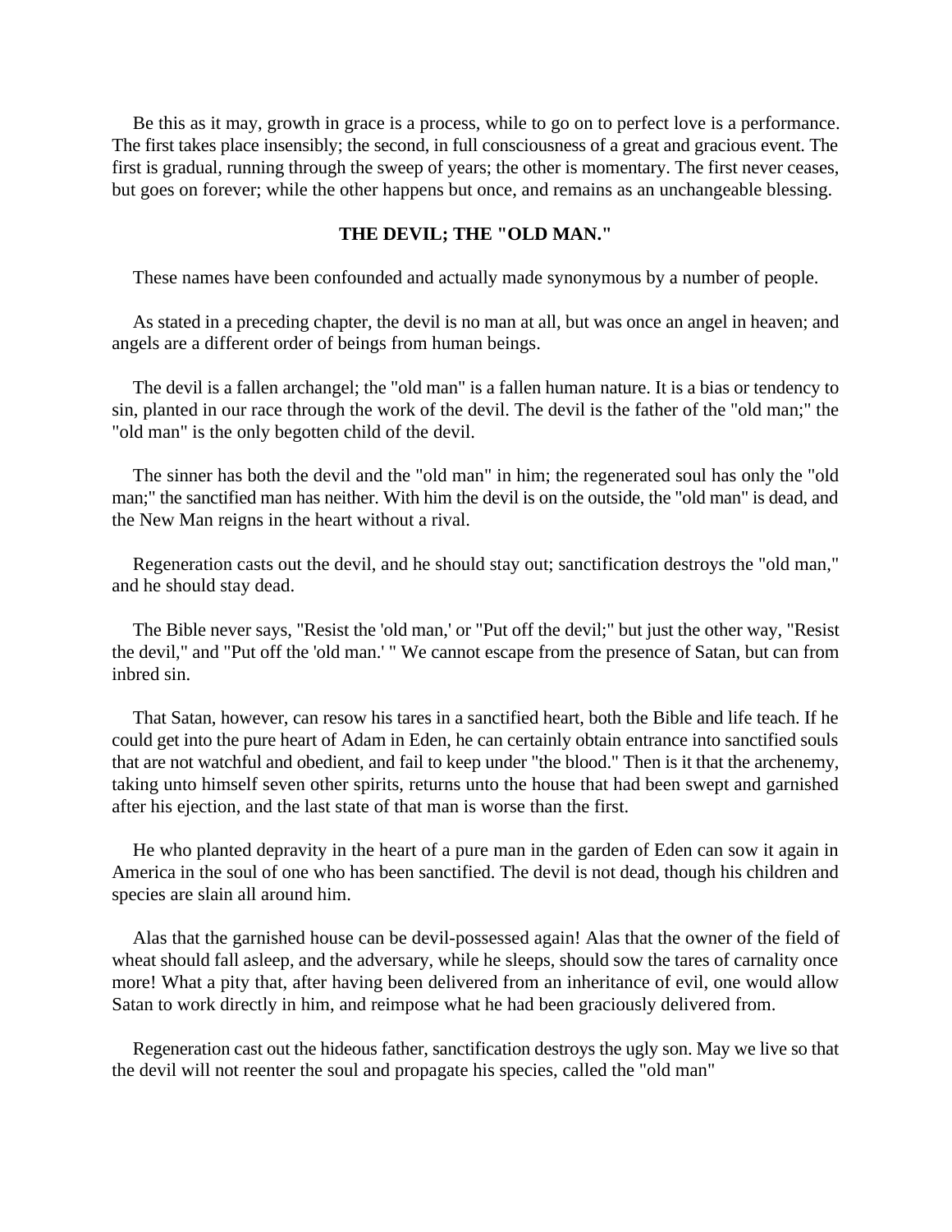Be this as it may, growth in grace is a process, while to go on to perfect love is a performance. The first takes place insensibly; the second, in full consciousness of a great and gracious event. The first is gradual, running through the sweep of years; the other is momentary. The first never ceases, but goes on forever; while the other happens but once, and remains as an unchangeable blessing.

### THE DEVIL; THE "OLD MAN."

These names have been confounded and actually made synonymous by a number of people.

As stated in a preceding chapter, the devil is no man at all, but was once an angel in heaven; and angels are a different order of beings from human beings.

The devil is a fallen archangel; the "old man" is a fallen human nature. It is a bias or tendency to sin, planted in our race through the work of the devil. The devil is the father of the "old man;" the "old man" is the only begotten child of the devil.

The sinner has both the devil and the "old man" in him; the regenerated soul has only the "old man;" the sanctified man has neither. With him the devil is on the outside, the "old man" is dead, and the New Man reigns in the heart without a rival.

Regeneration casts out the devil, and he should stay out; sanctification destroys the "old man," and he should stay dead.

The Bible never says, "Resist the 'old man,' or "Put off the devil;" but just the other way, "Resist the devil," and "Put off the 'old man.' " We cannot escape from the presence of Satan, but can from inbred sin.

That Satan, however, can resow his tares in a sanctified heart, both the Bible and life teach. If he could get into the pure heart of Adam in Eden, he can certainly obtain entrance into sanctified souls that are not watchful and obedient, and fail to keep under "the blood." Then is it that the archenemy, taking unto himself seven other spirits, returns unto the house that had been swept and garnished after his ejection, and the last state of that man is worse than the first.

He who planted depravity in the heart of a pure man in the garden of Eden can sow it again in America in the soul of one who has been sanctified. The devil is not dead, though his children and species are slain all around him.

Alas that the garnished house can be devil-possessed again! Alas that the owner of the field of wheat should fall asleep, and the adversary, while he sleeps, should sow the tares of carnality once more! What a pity that, after having been delivered from an inheritance of evil, one would allow Satan to work directly in him, and reimpose what he had been graciously delivered from.

Regeneration cast out the hideous father, sanctification destroys the ugly son. May we live so that the devil will not reenter the soul and propagate his species, called the "old man"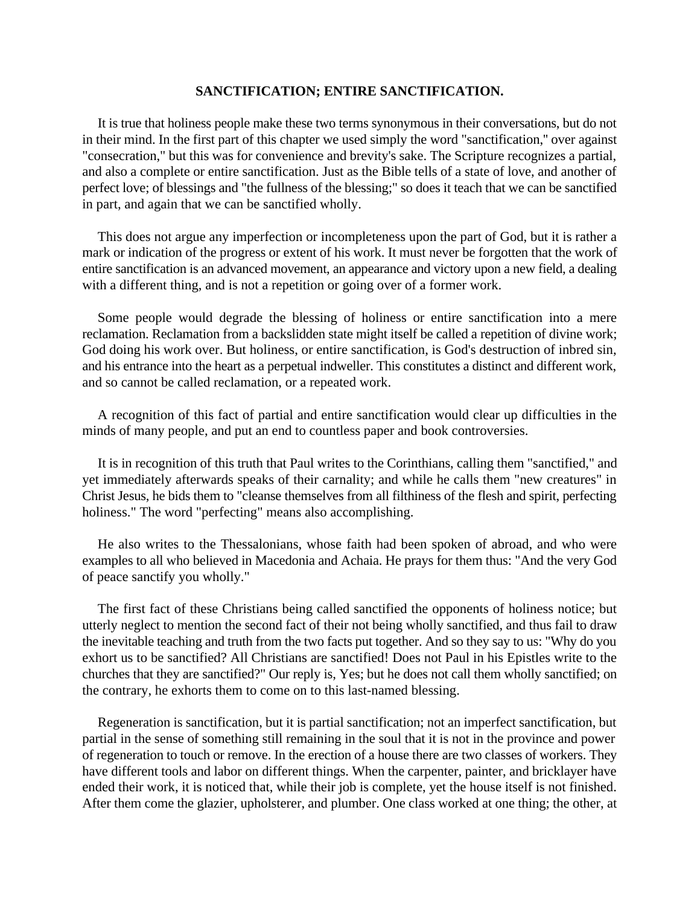## SANCTIFICATION; ENTIRE SANCTIFICATION.

It is true that holiness people make these two terms synonymous in their conversations, but do not in their mind. In the first part of this chapter we used simply the word "sanctification," over against "consecration," but this was for convenience and brevity's sake. The Scripture recognizes a partial, and also a complete or entire sanctification. Just as the Bible tells of a state of love, and another of perfect love; of blessings and "the fullness of the blessing;" so does it teach that we can be sanctified in part, and again that we can be sanctified wholly.

This does not argue any imperfection or incompleteness upon the part of God, but it is rather a mark or indication of the progress or extent of his work. It must never be forgotten that the work of entire sanctification is an advanced movement, an appearance and victory upon a new field, a dealing with a different thing, and is not a repetition or going over of a former work.

Some people would degrade the blessing of holiness or entire sanctification into a mere reclamation. Reclamation from a backslidden state might itself be called a repetition of divine work; God doing his work over. But holiness, or entire sanctification, is God's destruction of inbred sin, and his entrance into the heart as a perpetual indweller. This constitutes a distinct and different work, and so cannot be called reclamation, or a repeated work.

A recognition of this fact of partial and entire sanctification would clear up difficulties in the minds of many people, and put an end to countless paper and book controversies.

It is in recognition of this truth that Paul writes to the Corinthians, calling them "sanctified," and yet immediately afterwards speaks of their carnality; and while he calls them "new creatures" in Christ Jesus, he bids them to "cleanse themselves from all filthiness of the flesh and spirit, perfecting holiness." The word "perfecting" means also accomplishing.

He also writes to the Thessalonians, whose faith had been spoken of abroad, and who were examples to all who believed in Macedonia and Achaia. He prays for them thus: "And the very God of peace sanctify you wholly."

The first fact of these Christians being called sanctified the opponents of holiness notice; but utterly neglect to mention the second fact of their not being wholly sanctified, and thus fail to draw the inevitable teaching and truth from the two facts put together. And so they say to us: "Why do you exhort us to be sanctified? All Christians are sanctified! Does not Paul in his Epistles write to the churches that they are sanctified?" Our reply is, Yes; but he does not call them wholly sanctified; on the contrary, he exhorts them to come on to this last-named blessing.

Regeneration is sanctification, but it is partial sanctification; not an imperfect sanctification, but partial in the sense of something still remaining in the soul that it is not in the province and power of regeneration to touch or remove. In the erection of a house there are two classes of workers. They have different tools and labor on different things. When the carpenter, painter, and bricklayer have ended their work, it is noticed that, while their job is complete, yet the house itself is not finished. After them come the glazier, upholsterer, and plumber. One class worked at one thing; the other, at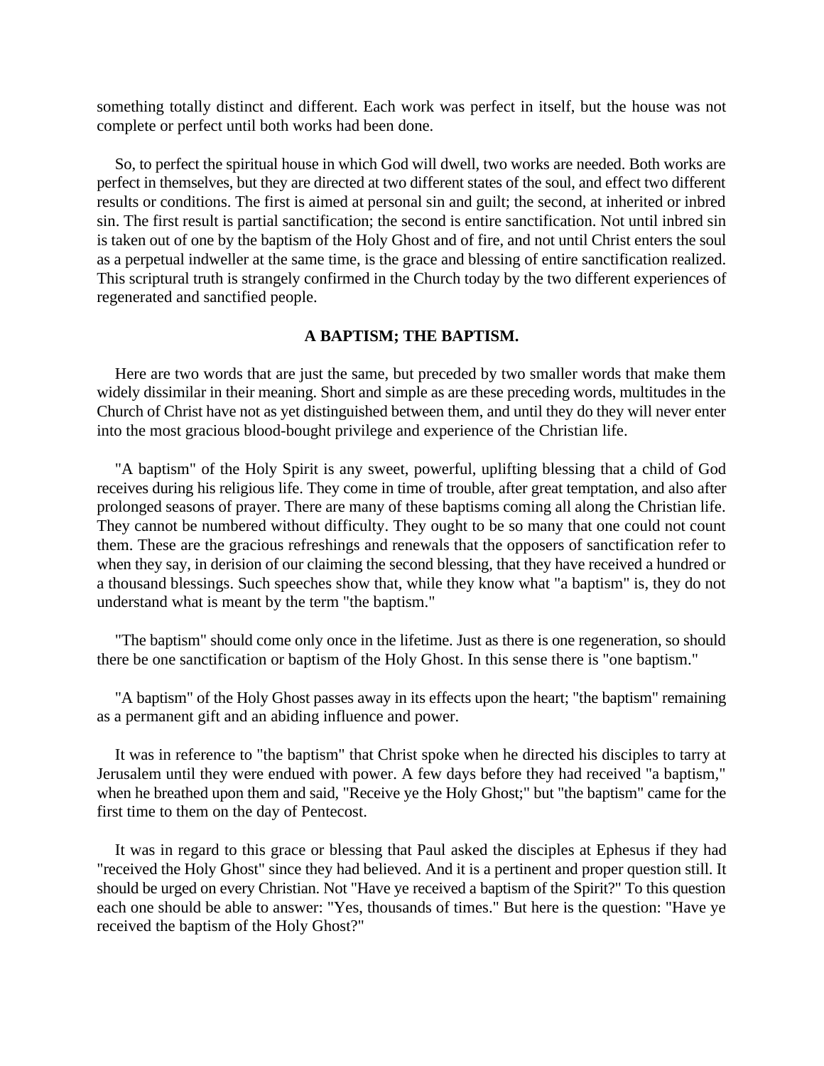something totally distinct and different. Each work was perfect in itself, but the house was not complete or perfect until both works had been done.

So, to perfect the spiritual house in which God will dwell, two works are needed. Both works are perfect in themselves, but they are directed at two different states of the soul, and effect two different results or conditions. The first is aimed at personal sin and guilt; the second, at inherited or inbred sin. The first result is partial sanctification; the second is entire sanctification. Not until inbred sin is taken out of one by the baptism of the Holy Ghost and of fire, and not until Christ enters the soul as a perpetual indweller at the same time, is the grace and blessing of entire sanctification realized. This scriptural truth is strangely confirmed in the Church today by the two different experiences of regenerated and sanctified people.

**A BAPTISM; THE BAPTISM.**

Here are two words that are just the same, but preceded by two smaller words that make them widely dissimilar in their meaning. Short and simple as are these preceding words, multitudes in the Church of Christ have not as yet distinguished between them, and until they do they will never enter into the most gracious blood-bought privilege and experience of the Christian life.

"A baptism" of the Holy Spirit is any sweet, powerful, uplifting blessing that a child of God receives during his religious life. They come in time of trouble, after great temptation, and also after prolonged seasons of prayer. There are many of these baptisms coming all along the Christian life. They cannot be numbered without difficulty. They ought to be so many that one could not count them. These are the gracious refreshings and renewals that the opposers of sanctification refer to when they say, in derision of our claiming the second blessing, that they have received a hundred or a thousand blessings. Such speeches show that, while they know what "a baptism" is, they do not understand what is meant by the term "the baptism."

"The baptism" should come only once in the lifetime. Just as there is one regeneration, so should there be one sanctification or baptism of the Holy Ghost. In this sense there is "one baptism."

"A baptism" of the Holy Ghost passes away in its effects upon the heart; "the baptism" remaining as a permanent gift and an abiding influence and power.

It was in reference to "the baptism" that Christ spoke when he directed his disciples to tarry at Jerusalem until they were endued with power. A few days before they had received "a baptism," when he breathed upon them and said, "Receive ye the Holy Ghost;" but "the baptism" came for the first time to them on the day of Pentecost.

It was in regard to this grace or blessing that Paul asked the disciples at Ephesus if they had "received the Holy Ghost" since they had believed. And it is a pertinent and proper question still. It should be urged on every Christian. Not "Have ye received a baptism of the Spirit?" To this question each one should be able to answer: "Yes, thousands of times." But here is the question: "Have ye received the baptism of the Holy Ghost?"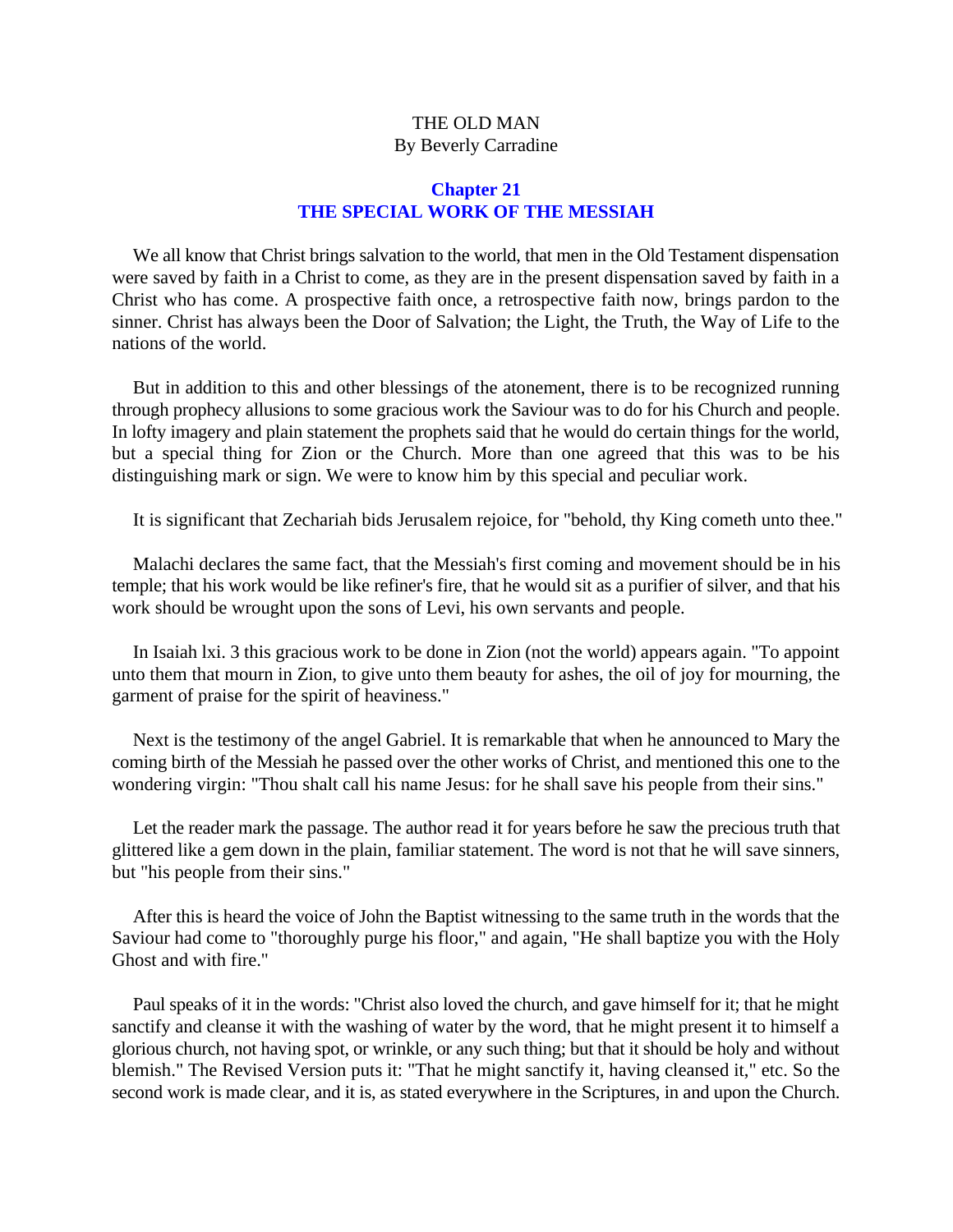THE OLD MAN
By Beverly Carradine

## Chapter 21
## THE SPECIAL WORK OF THE MESSIAH

We all know that Christ brings salvation to the world, that men in the Old Testament dispensation were saved by faith in a Christ to come, as they are in the present dispensation saved by faith in a Christ who has come. A prospective faith once, a retrospective faith now, brings pardon to the sinner. Christ has always been the Door of Salvation; the Light, the Truth, the Way of Life to the nations of the world.

But in addition to this and other blessings of the atonement, there is to be recognized running through prophecy allusions to some gracious work the Saviour was to do for his Church and people. In lofty imagery and plain statement the prophets said that he would do certain things for the world, but a special thing for Zion or the Church. More than one agreed that this was to be his distinguishing mark or sign. We were to know him by this special and peculiar work.

It is significant that Zechariah bids Jerusalem rejoice, for "behold, thy King cometh unto thee."

Malachi declares the same fact, that the Messiah's first coming and movement should be in his temple; that his work would be like refiner's fire, that he would sit as a purifier of silver, and that his work should be wrought upon the sons of Levi, his own servants and people.

In Isaiah lxi. 3 this gracious work to be done in Zion (not the world) appears again. "To appoint unto them that mourn in Zion, to give unto them beauty for ashes, the oil of joy for mourning, the garment of praise for the spirit of heaviness."

Next is the testimony of the angel Gabriel. It is remarkable that when he announced to Mary the coming birth of the Messiah he passed over the other works of Christ, and mentioned this one to the wondering virgin: "Thou shalt call his name Jesus: for he shall save his people from their sins."

Let the reader mark the passage. The author read it for years before he saw the precious truth that glittered like a gem down in the plain, familiar statement. The word is not that he will save sinners, but "his people from their sins."

After this is heard the voice of John the Baptist witnessing to the same truth in the words that the Saviour had come to "thoroughly purge his floor," and again, "He shall baptize you with the Holy Ghost and with fire."

Paul speaks of it in the words: "Christ also loved the church, and gave himself for it; that he might sanctify and cleanse it with the washing of water by the word, that he might present it to himself a glorious church, not having spot, or wrinkle, or any such thing; but that it should be holy and without blemish." The Revised Version puts it: "That he might sanctify it, having cleansed it," etc. So the second work is made clear, and it is, as stated everywhere in the Scriptures, in and upon the Church.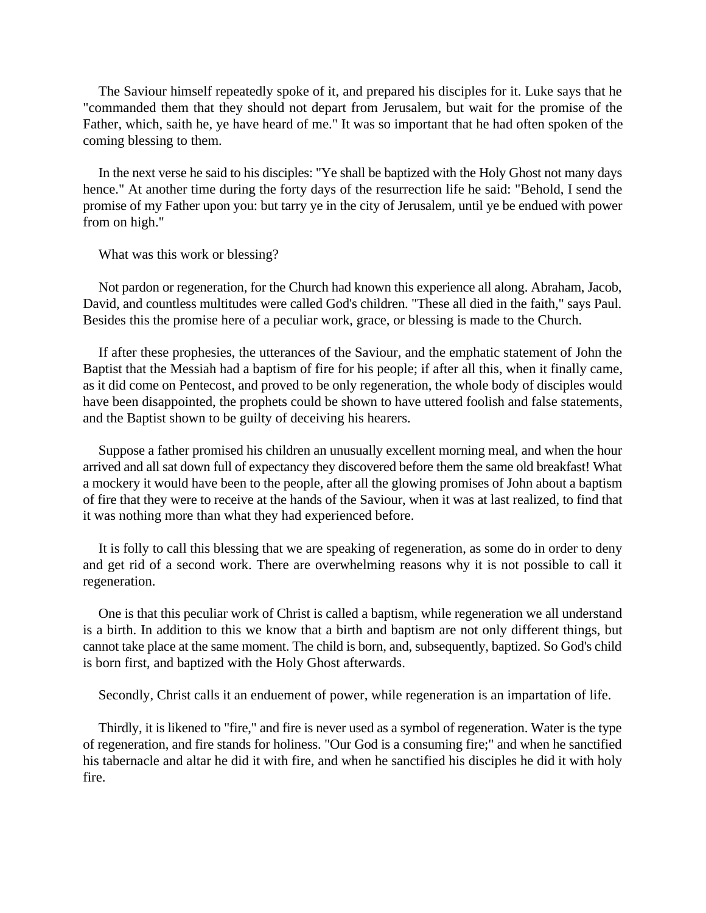The Saviour himself repeatedly spoke of it, and prepared his disciples for it. Luke says that he "commanded them that they should not depart from Jerusalem, but wait for the promise of the Father, which, saith he, ye have heard of me." It was so important that he had often spoken of the coming blessing to them.

In the next verse he said to his disciples: "Ye shall be baptized with the Holy Ghost not many days hence." At another time during the forty days of the resurrection life he said: "Behold, I send the promise of my Father upon you: but tarry ye in the city of Jerusalem, until ye be endued with power from on high."

What was this work or blessing?

Not pardon or regeneration, for the Church had known this experience all along. Abraham, Jacob, David, and countless multitudes were called God's children. "These all died in the faith," says Paul. Besides this the promise here of a peculiar work, grace, or blessing is made to the Church.

If after these prophesies, the utterances of the Saviour, and the emphatic statement of John the Baptist that the Messiah had a baptism of fire for his people; if after all this, when it finally came, as it did come on Pentecost, and proved to be only regeneration, the whole body of disciples would have been disappointed, the prophets could be shown to have uttered foolish and false statements, and the Baptist shown to be guilty of deceiving his hearers.

Suppose a father promised his children an unusually excellent morning meal, and when the hour arrived and all sat down full of expectancy they discovered before them the same old breakfast! What a mockery it would have been to the people, after all the glowing promises of John about a baptism of fire that they were to receive at the hands of the Saviour, when it was at last realized, to find that it was nothing more than what they had experienced before.

It is folly to call this blessing that we are speaking of regeneration, as some do in order to deny and get rid of a second work. There are overwhelming reasons why it is not possible to call it regeneration.

One is that this peculiar work of Christ is called a baptism, while regeneration we all understand is a birth. In addition to this we know that a birth and baptism are not only different things, but cannot take place at the same moment. The child is born, and, subsequently, baptized. So God's child is born first, and baptized with the Holy Ghost afterwards.

Secondly, Christ calls it an enduement of power, while regeneration is an impartation of life.

Thirdly, it is likened to "fire," and fire is never used as a symbol of regeneration. Water is the type of regeneration, and fire stands for holiness. "Our God is a consuming fire;" and when he sanctified his tabernacle and altar he did it with fire, and when he sanctified his disciples he did it with holy fire.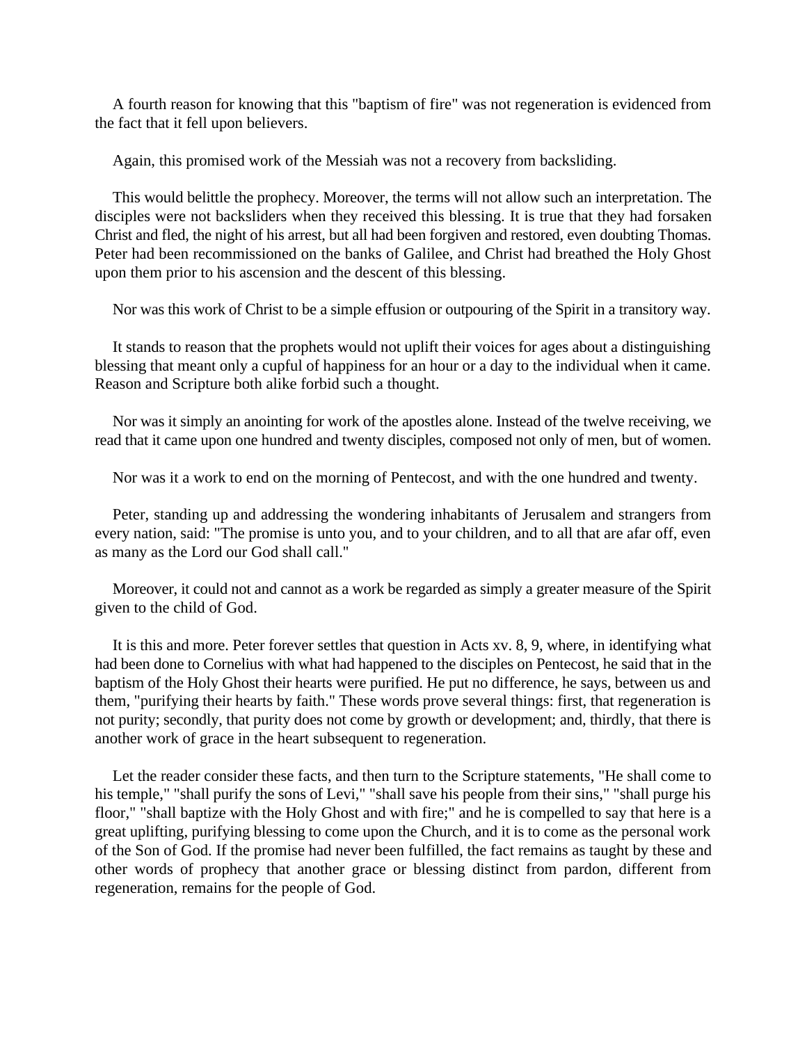A fourth reason for knowing that this "baptism of fire" was not regeneration is evidenced from the fact that it fell upon believers.

Again, this promised work of the Messiah was not a recovery from backsliding.

This would belittle the prophecy. Moreover, the terms will not allow such an interpretation. The disciples were not backsliders when they received this blessing. It is true that they had forsaken Christ and fled, the night of his arrest, but all had been forgiven and restored, even doubting Thomas. Peter had been recommissioned on the banks of Galilee, and Christ had breathed the Holy Ghost upon them prior to his ascension and the descent of this blessing.

Nor was this work of Christ to be a simple effusion or outpouring of the Spirit in a transitory way.

It stands to reason that the prophets would not uplift their voices for ages about a distinguishing blessing that meant only a cupful of happiness for an hour or a day to the individual when it came. Reason and Scripture both alike forbid such a thought.

Nor was it simply an anointing for work of the apostles alone. Instead of the twelve receiving, we read that it came upon one hundred and twenty disciples, composed not only of men, but of women.

Nor was it a work to end on the morning of Pentecost, and with the one hundred and twenty.

Peter, standing up and addressing the wondering inhabitants of Jerusalem and strangers from every nation, said: "The promise is unto you, and to your children, and to all that are afar off, even as many as the Lord our God shall call."

Moreover, it could not and cannot as a work be regarded as simply a greater measure of the Spirit given to the child of God.

It is this and more. Peter forever settles that question in Acts xv. 8, 9, where, in identifying what had been done to Cornelius with what had happened to the disciples on Pentecost, he said that in the baptism of the Holy Ghost their hearts were purified. He put no difference, he says, between us and them, "purifying their hearts by faith." These words prove several things: first, that regeneration is not purity; secondly, that purity does not come by growth or development; and, thirdly, that there is another work of grace in the heart subsequent to regeneration.

Let the reader consider these facts, and then turn to the Scripture statements, "He shall come to his temple," "shall purify the sons of Levi," "shall save his people from their sins," "shall purge his floor," "shall baptize with the Holy Ghost and with fire;" and he is compelled to say that here is a great uplifting, purifying blessing to come upon the Church, and it is to come as the personal work of the Son of God. If the promise had never been fulfilled, the fact remains as taught by these and other words of prophecy that another grace or blessing distinct from pardon, different from regeneration, remains for the people of God.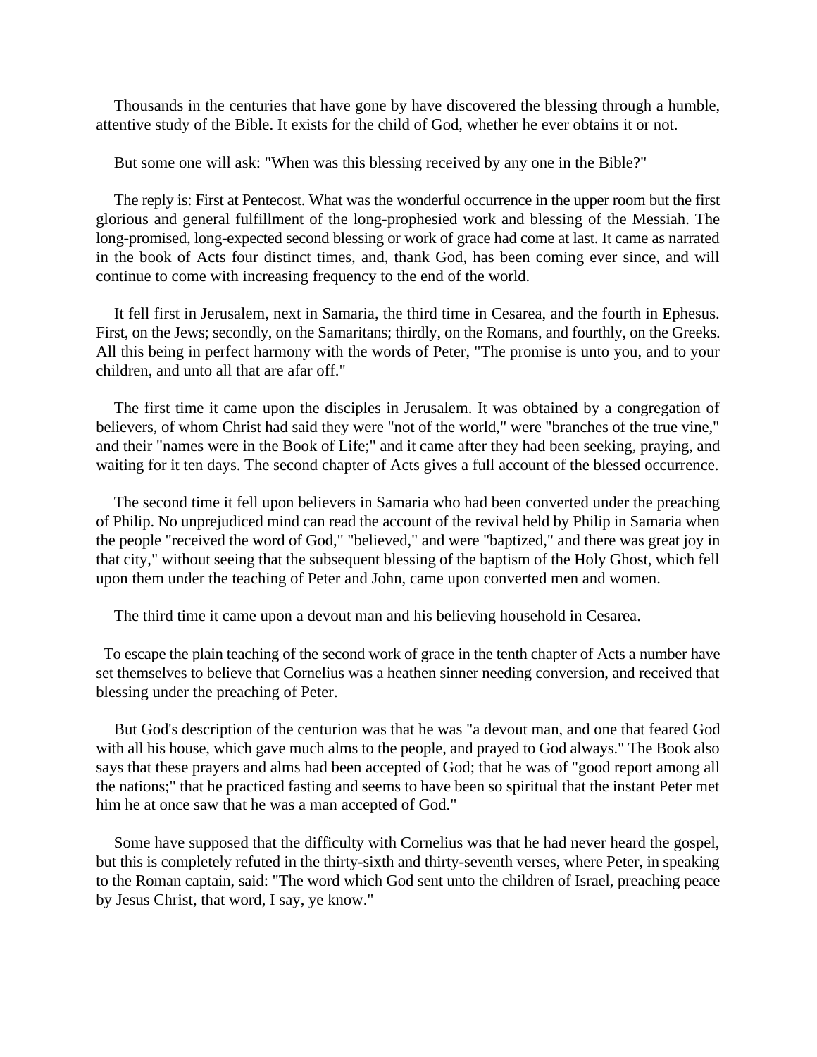Thousands in the centuries that have gone by have discovered the blessing through a humble, attentive study of the Bible. It exists for the child of God, whether he ever obtains it or not.

But some one will ask: "When was this blessing received by any one in the Bible?"

The reply is: First at Pentecost. What was the wonderful occurrence in the upper room but the first glorious and general fulfillment of the long-prophesied work and blessing of the Messiah. The long-promised, long-expected second blessing or work of grace had come at last. It came as narrated in the book of Acts four distinct times, and, thank God, has been coming ever since, and will continue to come with increasing frequency to the end of the world.

It fell first in Jerusalem, next in Samaria, the third time in Cesarea, and the fourth in Ephesus. First, on the Jews; secondly, on the Samaritans; thirdly, on the Romans, and fourthly, on the Greeks. All this being in perfect harmony with the words of Peter, "The promise is unto you, and to your children, and unto all that are afar off."

The first time it came upon the disciples in Jerusalem. It was obtained by a congregation of believers, of whom Christ had said they were "not of the world," were "branches of the true vine," and their "names were in the Book of Life;" and it came after they had been seeking, praying, and waiting for it ten days. The second chapter of Acts gives a full account of the blessed occurrence.

The second time it fell upon believers in Samaria who had been converted under the preaching of Philip. No unprejudiced mind can read the account of the revival held by Philip in Samaria when the people "received the word of God," "believed," and were "baptized," and there was great joy in that city," without seeing that the subsequent blessing of the baptism of the Holy Ghost, which fell upon them under the teaching of Peter and John, came upon converted men and women.

The third time it came upon a devout man and his believing household in Cesarea.

To escape the plain teaching of the second work of grace in the tenth chapter of Acts a number have set themselves to believe that Cornelius was a heathen sinner needing conversion, and received that blessing under the preaching of Peter.

But God's description of the centurion was that he was "a devout man, and one that feared God with all his house, which gave much alms to the people, and prayed to God always." The Book also says that these prayers and alms had been accepted of God; that he was of "good report among all the nations;" that he practiced fasting and seems to have been so spiritual that the instant Peter met him he at once saw that he was a man accepted of God."

Some have supposed that the difficulty with Cornelius was that he had never heard the gospel, but this is completely refuted in the thirty-sixth and thirty-seventh verses, where Peter, in speaking to the Roman captain, said: "The word which God sent unto the children of Israel, preaching peace by Jesus Christ, that word, I say, ye know."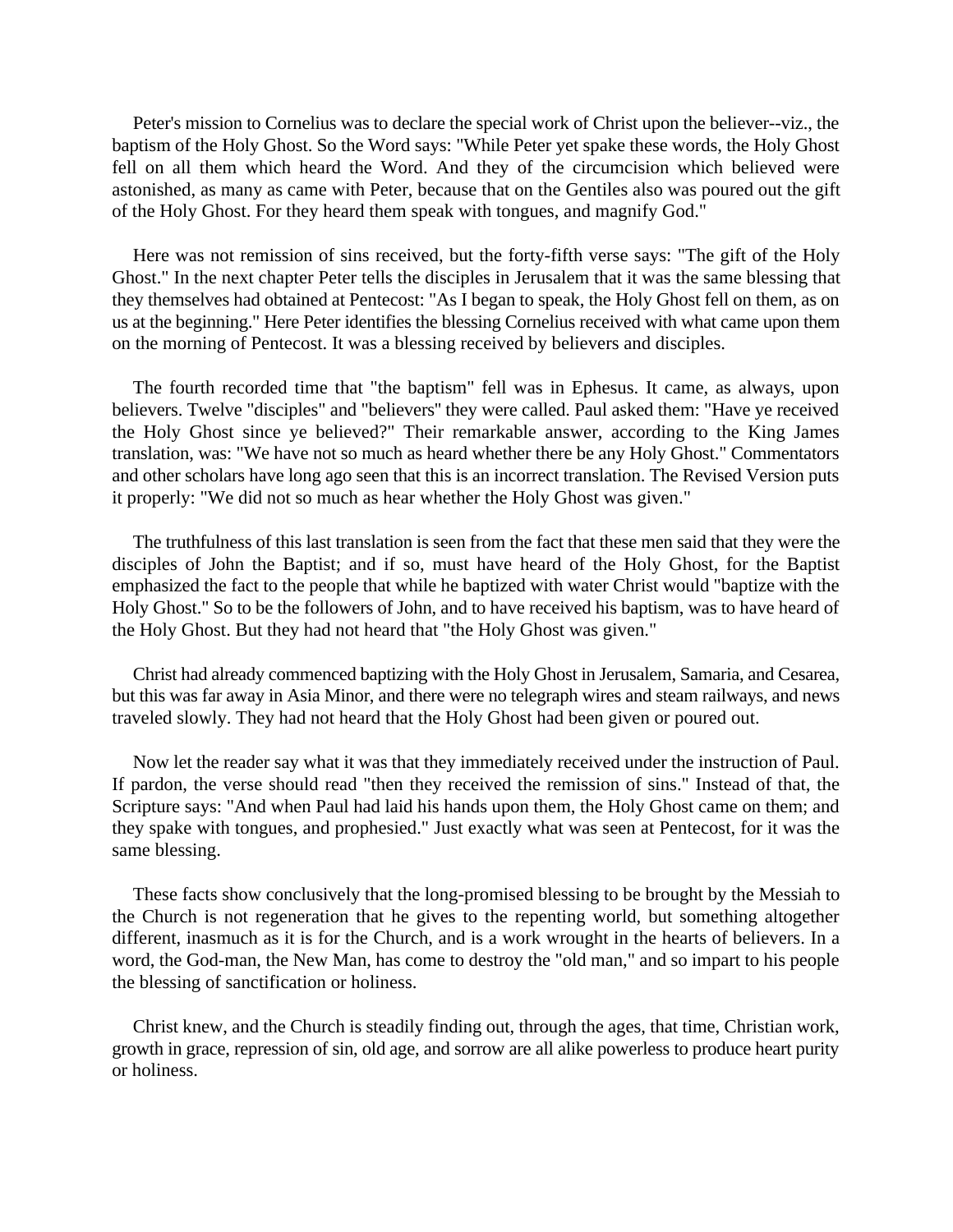Peter's mission to Cornelius was to declare the special work of Christ upon the believer--viz., the baptism of the Holy Ghost. So the Word says: "While Peter yet spake these words, the Holy Ghost fell on all them which heard the Word. And they of the circumcision which believed were astonished, as many as came with Peter, because that on the Gentiles also was poured out the gift of the Holy Ghost. For they heard them speak with tongues, and magnify God."

Here was not remission of sins received, but the forty-fifth verse says: "The gift of the Holy Ghost." In the next chapter Peter tells the disciples in Jerusalem that it was the same blessing that they themselves had obtained at Pentecost: "As I began to speak, the Holy Ghost fell on them, as on us at the beginning." Here Peter identifies the blessing Cornelius received with what came upon them on the morning of Pentecost. It was a blessing received by believers and disciples.

The fourth recorded time that "the baptism" fell was in Ephesus. It came, as always, upon believers. Twelve "disciples" and "believers" they were called. Paul asked them: "Have ye received the Holy Ghost since ye believed?" Their remarkable answer, according to the King James translation, was: "We have not so much as heard whether there be any Holy Ghost." Commentators and other scholars have long ago seen that this is an incorrect translation. The Revised Version puts it properly: "We did not so much as hear whether the Holy Ghost was given."

The truthfulness of this last translation is seen from the fact that these men said that they were the disciples of John the Baptist; and if so, must have heard of the Holy Ghost, for the Baptist emphasized the fact to the people that while he baptized with water Christ would "baptize with the Holy Ghost." So to be the followers of John, and to have received his baptism, was to have heard of the Holy Ghost. But they had not heard that "the Holy Ghost was given."

Christ had already commenced baptizing with the Holy Ghost in Jerusalem, Samaria, and Cesarea, but this was far away in Asia Minor, and there were no telegraph wires and steam railways, and news traveled slowly. They had not heard that the Holy Ghost had been given or poured out.

Now let the reader say what it was that they immediately received under the instruction of Paul. If pardon, the verse should read "then they received the remission of sins." Instead of that, the Scripture says: "And when Paul had laid his hands upon them, the Holy Ghost came on them; and they spake with tongues, and prophesied." Just exactly what was seen at Pentecost, for it was the same blessing.

These facts show conclusively that the long-promised blessing to be brought by the Messiah to the Church is not regeneration that he gives to the repenting world, but something altogether different, inasmuch as it is for the Church, and is a work wrought in the hearts of believers. In a word, the God-man, the New Man, has come to destroy the "old man," and so impart to his people the blessing of sanctification or holiness.

Christ knew, and the Church is steadily finding out, through the ages, that time, Christian work, growth in grace, repression of sin, old age, and sorrow are all alike powerless to produce heart purity or holiness.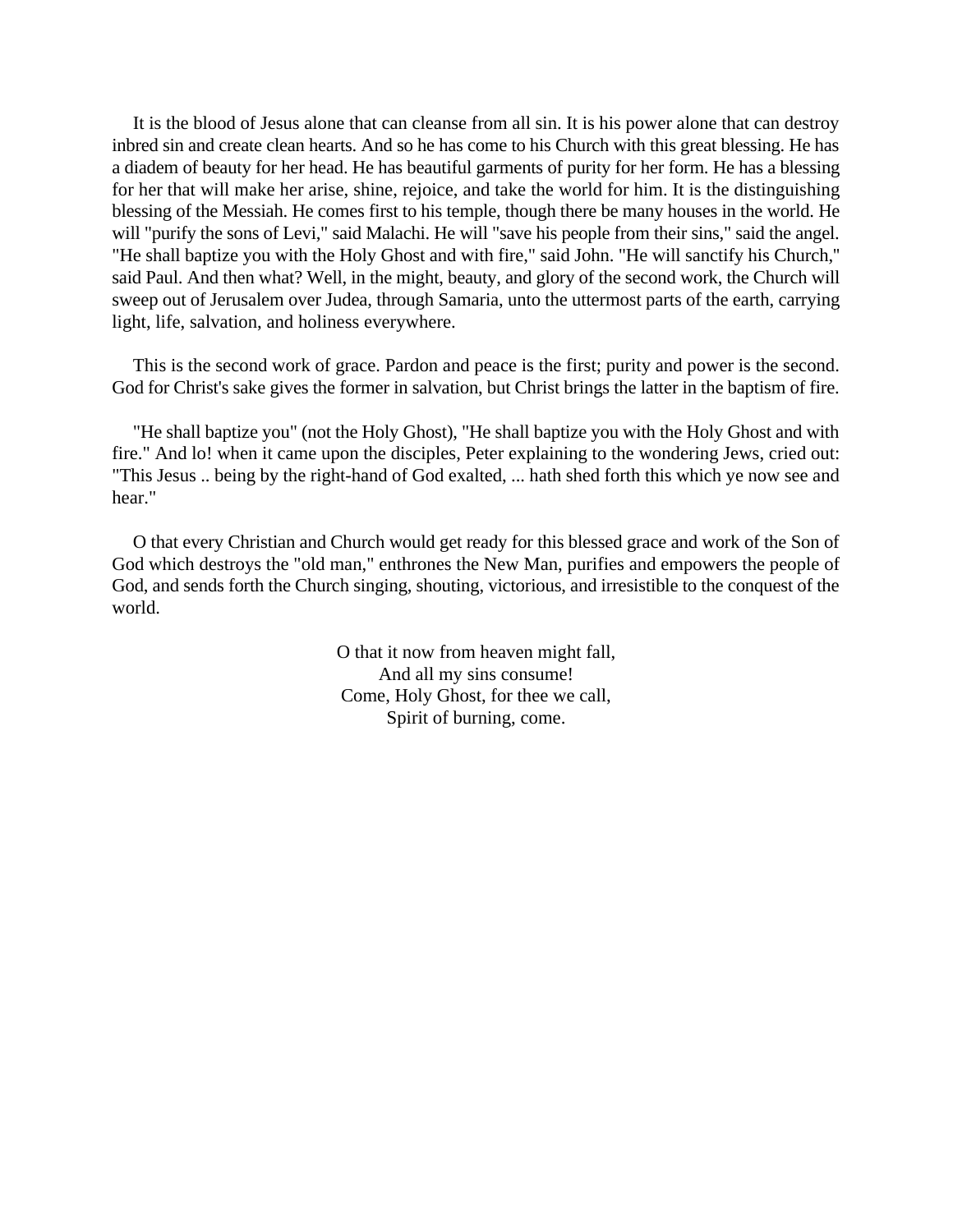It is the blood of Jesus alone that can cleanse from all sin. It is his power alone that can destroy inbred sin and create clean hearts. And so he has come to his Church with this great blessing. He has a diadem of beauty for her head. He has beautiful garments of purity for her form. He has a blessing for her that will make her arise, shine, rejoice, and take the world for him. It is the distinguishing blessing of the Messiah. He comes first to his temple, though there be many houses in the world. He will "purify the sons of Levi," said Malachi. He will "save his people from their sins," said the angel. "He shall baptize you with the Holy Ghost and with fire," said John. "He will sanctify his Church," said Paul. And then what? Well, in the might, beauty, and glory of the second work, the Church will sweep out of Jerusalem over Judea, through Samaria, unto the uttermost parts of the earth, carrying light, life, salvation, and holiness everywhere.

This is the second work of grace. Pardon and peace is the first; purity and power is the second. God for Christ's sake gives the former in salvation, but Christ brings the latter in the baptism of fire.

"He shall baptize you" (not the Holy Ghost), "He shall baptize you with the Holy Ghost and with fire." And lo! when it came upon the disciples, Peter explaining to the wondering Jews, cried out: "This Jesus .. being by the right-hand of God exalted, ... hath shed forth this which ye now see and hear."

O that every Christian and Church would get ready for this blessed grace and work of the Son of God which destroys the "old man," enthrones the New Man, purifies and empowers the people of God, and sends forth the Church singing, shouting, victorious, and irresistible to the conquest of the world.

O that it now from heaven might fall,  
And all my sins consume!  
Come, Holy Ghost, for thee we call,  
Spirit of burning, come.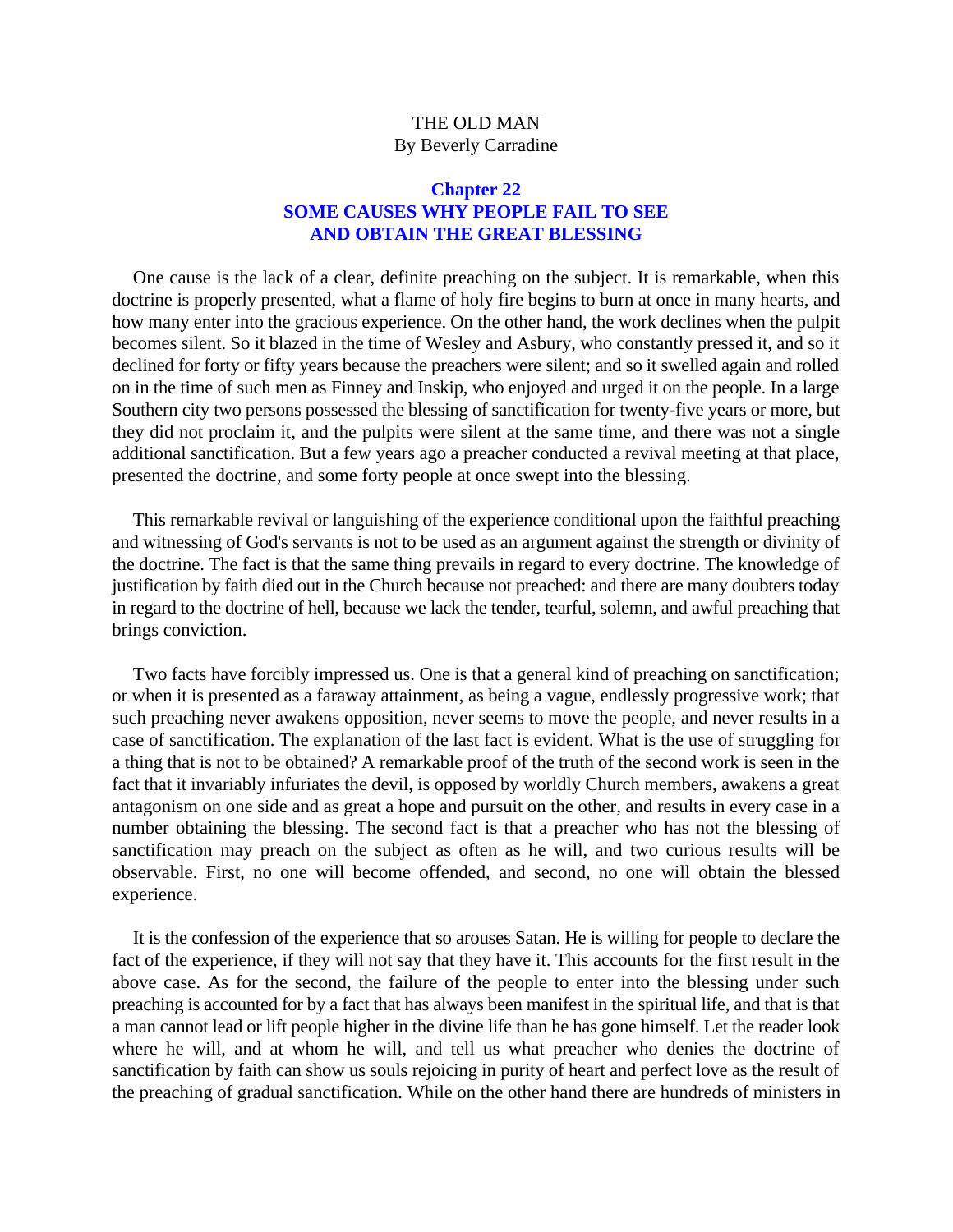THE OLD MAN
By Beverly Carradine

## Chapter 22
## SOME CAUSES WHY PEOPLE FAIL TO SEE AND OBTAIN THE GREAT BLESSING

One cause is the lack of a clear, definite preaching on the subject. It is remarkable, when this doctrine is properly presented, what a flame of holy fire begins to burn at once in many hearts, and how many enter into the gracious experience. On the other hand, the work declines when the pulpit becomes silent. So it blazed in the time of Wesley and Asbury, who constantly pressed it, and so it declined for forty or fifty years because the preachers were silent; and so it swelled again and rolled on in the time of such men as Finney and Inskip, who enjoyed and urged it on the people. In a large Southern city two persons possessed the blessing of sanctification for twenty-five years or more, but they did not proclaim it, and the pulpits were silent at the same time, and there was not a single additional sanctification. But a few years ago a preacher conducted a revival meeting at that place, presented the doctrine, and some forty people at once swept into the blessing.

This remarkable revival or languishing of the experience conditional upon the faithful preaching and witnessing of God's servants is not to be used as an argument against the strength or divinity of the doctrine. The fact is that the same thing prevails in regard to every doctrine. The knowledge of justification by faith died out in the Church because not preached: and there are many doubters today in regard to the doctrine of hell, because we lack the tender, tearful, solemn, and awful preaching that brings conviction.

Two facts have forcibly impressed us. One is that a general kind of preaching on sanctification; or when it is presented as a faraway attainment, as being a vague, endlessly progressive work; that such preaching never awakens opposition, never seems to move the people, and never results in a case of sanctification. The explanation of the last fact is evident. What is the use of struggling for a thing that is not to be obtained? A remarkable proof of the truth of the second work is seen in the fact that it invariably infuriates the devil, is opposed by worldly Church members, awakens a great antagonism on one side and as great a hope and pursuit on the other, and results in every case in a number obtaining the blessing. The second fact is that a preacher who has not the blessing of sanctification may preach on the subject as often as he will, and two curious results will be observable. First, no one will become offended, and second, no one will obtain the blessed experience.

It is the confession of the experience that so arouses Satan. He is willing for people to declare the fact of the experience, if they will not say that they have it. This accounts for the first result in the above case. As for the second, the failure of the people to enter into the blessing under such preaching is accounted for by a fact that has always been manifest in the spiritual life, and that is that a man cannot lead or lift people higher in the divine life than he has gone himself. Let the reader look where he will, and at whom he will, and tell us what preacher who denies the doctrine of sanctification by faith can show us souls rejoicing in purity of heart and perfect love as the result of the preaching of gradual sanctification. While on the other hand there are hundreds of ministers in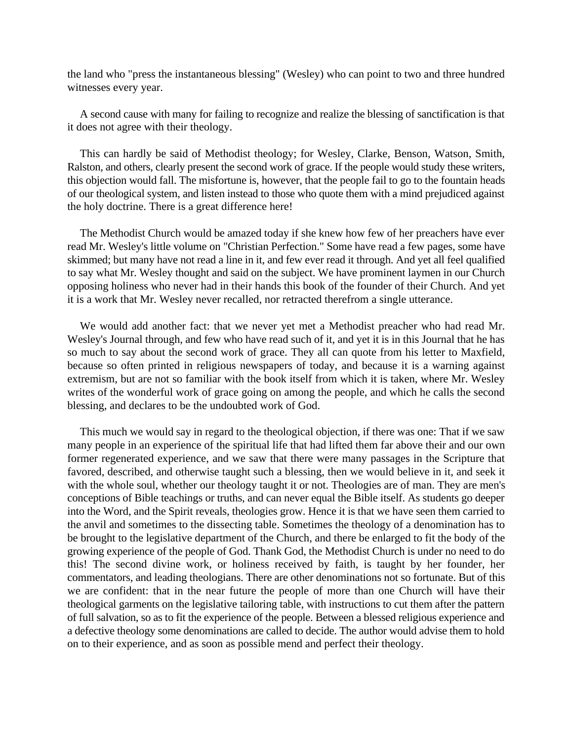the land who "press the instantaneous blessing" (Wesley) who can point to two and three hundred witnesses every year.

A second cause with many for failing to recognize and realize the blessing of sanctification is that it does not agree with their theology.

This can hardly be said of Methodist theology; for Wesley, Clarke, Benson, Watson, Smith, Ralston, and others, clearly present the second work of grace. If the people would study these writers, this objection would fall. The misfortune is, however, that the people fail to go to the fountain heads of our theological system, and listen instead to those who quote them with a mind prejudiced against the holy doctrine. There is a great difference here!

The Methodist Church would be amazed today if she knew how few of her preachers have ever read Mr. Wesley's little volume on "Christian Perfection." Some have read a few pages, some have skimmed; but many have not read a line in it, and few ever read it through. And yet all feel qualified to say what Mr. Wesley thought and said on the subject. We have prominent laymen in our Church opposing holiness who never had in their hands this book of the founder of their Church. And yet it is a work that Mr. Wesley never recalled, nor retracted therefrom a single utterance.

We would add another fact: that we never yet met a Methodist preacher who had read Mr. Wesley's Journal through, and few who have read such of it, and yet it is in this Journal that he has so much to say about the second work of grace. They all can quote from his letter to Maxfield, because so often printed in religious newspapers of today, and because it is a warning against extremism, but are not so familiar with the book itself from which it is taken, where Mr. Wesley writes of the wonderful work of grace going on among the people, and which he calls the second blessing, and declares to be the undoubted work of God.

This much we would say in regard to the theological objection, if there was one: That if we saw many people in an experience of the spiritual life that had lifted them far above their and our own former regenerated experience, and we saw that there were many passages in the Scripture that favored, described, and otherwise taught such a blessing, then we would believe in it, and seek it with the whole soul, whether our theology taught it or not. Theologies are of man. They are men's conceptions of Bible teachings or truths, and can never equal the Bible itself. As students go deeper into the Word, and the Spirit reveals, theologies grow. Hence it is that we have seen them carried to the anvil and sometimes to the dissecting table. Sometimes the theology of a denomination has to be brought to the legislative department of the Church, and there be enlarged to fit the body of the growing experience of the people of God. Thank God, the Methodist Church is under no need to do this! The second divine work, or holiness received by faith, is taught by her founder, her commentators, and leading theologians. There are other denominations not so fortunate. But of this we are confident: that in the near future the people of more than one Church will have their theological garments on the legislative tailoring table, with instructions to cut them after the pattern of full salvation, so as to fit the experience of the people. Between a blessed religious experience and a defective theology some denominations are called to decide. The author would advise them to hold on to their experience, and as soon as possible mend and perfect their theology.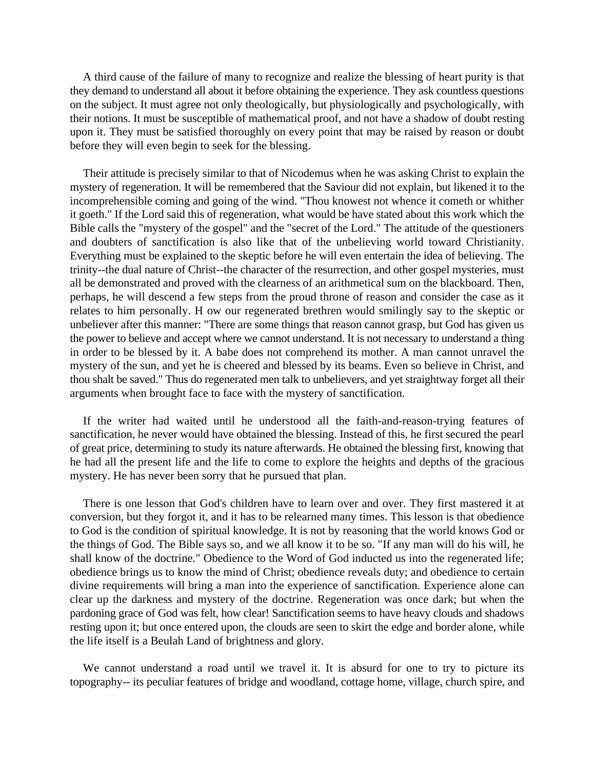A third cause of the failure of many to recognize and realize the blessing of heart purity is that they demand to understand all about it before obtaining the experience. They ask countless questions on the subject. It must agree not only theologically, but physiologically and psychologically, with their notions. It must be susceptible of mathematical proof, and not have a shadow of doubt resting upon it. They must be satisfied thoroughly on every point that may be raised by reason or doubt before they will even begin to seek for the blessing.

Their attitude is precisely similar to that of Nicodemus when he was asking Christ to explain the mystery of regeneration. It will be remembered that the Saviour did not explain, but likened it to the incomprehensible coming and going of the wind. "Thou knowest not whence it cometh or whither it goeth." If the Lord said this of regeneration, what would be have stated about this work which the Bible calls the "mystery of the gospel" and the "secret of the Lord." The attitude of the questioners and doubters of sanctification is also like that of the unbelieving world toward Christianity. Everything must be explained to the skeptic before he will even entertain the idea of believing. The trinity--the dual nature of Christ--the character of the resurrection, and other gospel mysteries, must all be demonstrated and proved with the clearness of an arithmetical sum on the blackboard. Then, perhaps, he will descend a few steps from the proud throne of reason and consider the case as it relates to him personally. H ow our regenerated brethren would smilingly say to the skeptic or unbeliever after this manner: "There are some things that reason cannot grasp, but God has given us the power to believe and accept where we cannot understand. It is not necessary to understand a thing in order to be blessed by it. A babe does not comprehend its mother. A man cannot unravel the mystery of the sun, and yet he is cheered and blessed by its beams. Even so believe in Christ, and thou shalt be saved." Thus do regenerated men talk to unbelievers, and yet straightway forget all their arguments when brought face to face with the mystery of sanctification.

If the writer had waited until he understood all the faith-and-reason-trying features of sanctification, he never would have obtained the blessing. Instead of this, he first secured the pearl of great price, determining to study its nature afterwards. He obtained the blessing first, knowing that he had all the present life and the life to come to explore the heights and depths of the gracious mystery. He has never been sorry that he pursued that plan.

There is one lesson that God's children have to learn over and over. They first mastered it at conversion, but they forgot it, and it has to be relearned many times. This lesson is that obedience to God is the condition of spiritual knowledge. It is not by reasoning that the world knows God or the things of God. The Bible says so, and we all know it to be so. "If any man will do his will, he shall know of the doctrine." Obedience to the Word of God inducted us into the regenerated life; obedience brings us to know the mind of Christ; obedience reveals duty; and obedience to certain divine requirements will bring a man into the experience of sanctification. Experience alone can clear up the darkness and mystery of the doctrine. Regeneration was once dark; but when the pardoning grace of God was felt, how clear! Sanctification seems to have heavy clouds and shadows resting upon it; but once entered upon, the clouds are seen to skirt the edge and border alone, while the life itself is a Beulah Land of brightness and glory.

We cannot understand a road until we travel it. It is absurd for one to try to picture its topography-- its peculiar features of bridge and woodland, cottage home, village, church spire, and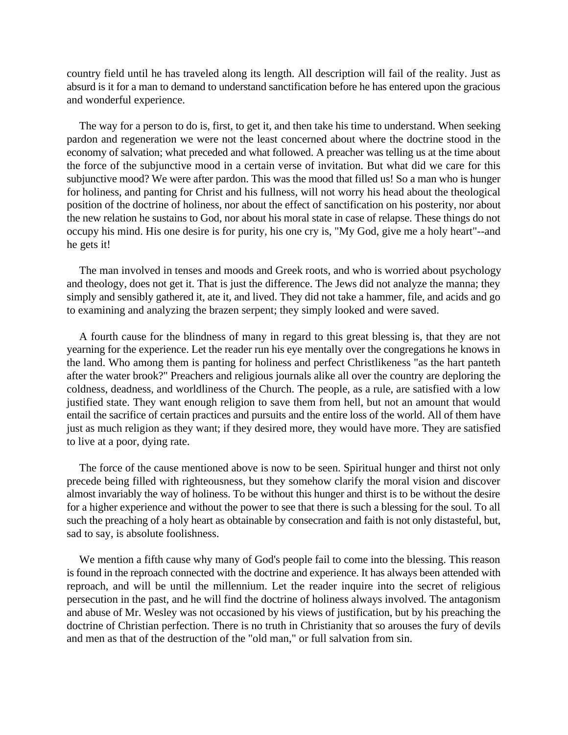country field until he has traveled along its length. All description will fail of the reality. Just as absurd is it for a man to demand to understand sanctification before he has entered upon the gracious and wonderful experience.

The way for a person to do is, first, to get it, and then take his time to understand. When seeking pardon and regeneration we were not the least concerned about where the doctrine stood in the economy of salvation; what preceded and what followed. A preacher was telling us at the time about the force of the subjunctive mood in a certain verse of invitation. But what did we care for this subjunctive mood? We were after pardon. This was the mood that filled us! So a man who is hunger for holiness, and panting for Christ and his fullness, will not worry his head about the theological position of the doctrine of holiness, nor about the effect of sanctification on his posterity, nor about the new relation he sustains to God, nor about his moral state in case of relapse. These things do not occupy his mind. His one desire is for purity, his one cry is, "My God, give me a holy heart"--and he gets it!

The man involved in tenses and moods and Greek roots, and who is worried about psychology and theology, does not get it. That is just the difference. The Jews did not analyze the manna; they simply and sensibly gathered it, ate it, and lived. They did not take a hammer, file, and acids and go to examining and analyzing the brazen serpent; they simply looked and were saved.

A fourth cause for the blindness of many in regard to this great blessing is, that they are not yearning for the experience. Let the reader run his eye mentally over the congregations he knows in the land. Who among them is panting for holiness and perfect Christlikeness "as the hart panteth after the water brook?" Preachers and religious journals alike all over the country are deploring the coldness, deadness, and worldliness of the Church. The people, as a rule, are satisfied with a low justified state. They want enough religion to save them from hell, but not an amount that would entail the sacrifice of certain practices and pursuits and the entire loss of the world. All of them have just as much religion as they want; if they desired more, they would have more. They are satisfied to live at a poor, dying rate.

The force of the cause mentioned above is now to be seen. Spiritual hunger and thirst not only precede being filled with righteousness, but they somehow clarify the moral vision and discover almost invariably the way of holiness. To be without this hunger and thirst is to be without the desire for a higher experience and without the power to see that there is such a blessing for the soul. To all such the preaching of a holy heart as obtainable by consecration and faith is not only distasteful, but, sad to say, is absolute foolishness.

We mention a fifth cause why many of God's people fail to come into the blessing. This reason is found in the reproach connected with the doctrine and experience. It has always been attended with reproach, and will be until the millennium. Let the reader inquire into the secret of religious persecution in the past, and he will find the doctrine of holiness always involved. The antagonism and abuse of Mr. Wesley was not occasioned by his views of justification, but by his preaching the doctrine of Christian perfection. There is no truth in Christianity that so arouses the fury of devils and men as that of the destruction of the "old man," or full salvation from sin.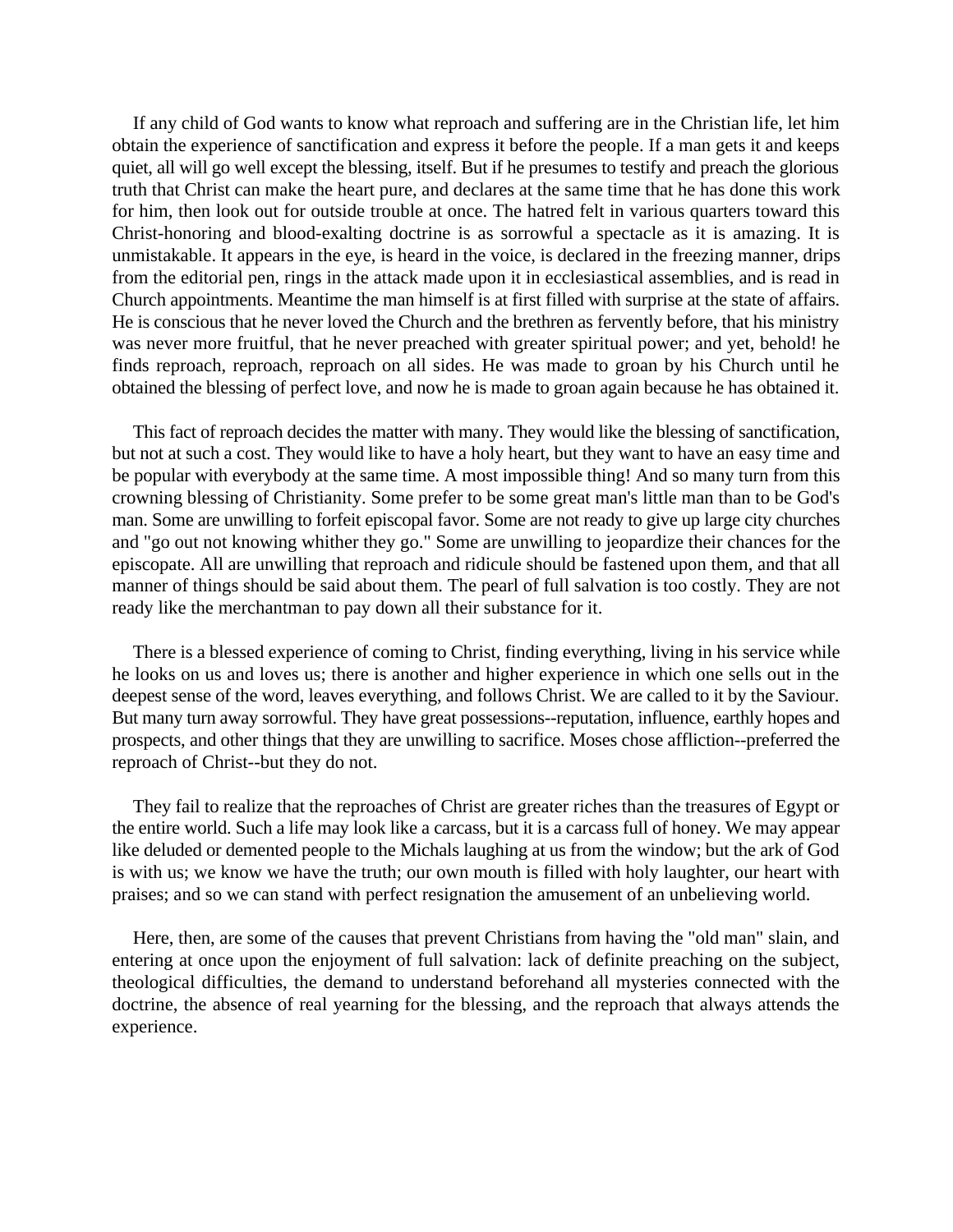If any child of God wants to know what reproach and suffering are in the Christian life, let him obtain the experience of sanctification and express it before the people. If a man gets it and keeps quiet, all will go well except the blessing, itself. But if he presumes to testify and preach the glorious truth that Christ can make the heart pure, and declares at the same time that he has done this work for him, then look out for outside trouble at once. The hatred felt in various quarters toward this Christ-honoring and blood-exalting doctrine is as sorrowful a spectacle as it is amazing. It is unmistakable. It appears in the eye, is heard in the voice, is declared in the freezing manner, drips from the editorial pen, rings in the attack made upon it in ecclesiastical assemblies, and is read in Church appointments. Meantime the man himself is at first filled with surprise at the state of affairs. He is conscious that he never loved the Church and the brethren as fervently before, that his ministry was never more fruitful, that he never preached with greater spiritual power; and yet, behold! he finds reproach, reproach, reproach on all sides. He was made to groan by his Church until he obtained the blessing of perfect love, and now he is made to groan again because he has obtained it.

This fact of reproach decides the matter with many. They would like the blessing of sanctification, but not at such a cost. They would like to have a holy heart, but they want to have an easy time and be popular with everybody at the same time. A most impossible thing! And so many turn from this crowning blessing of Christianity. Some prefer to be some great man's little man than to be God's man. Some are unwilling to forfeit episcopal favor. Some are not ready to give up large city churches and "go out not knowing whither they go." Some are unwilling to jeopardize their chances for the episcopate. All are unwilling that reproach and ridicule should be fastened upon them, and that all manner of things should be said about them. The pearl of full salvation is too costly. They are not ready like the merchantman to pay down all their substance for it.

There is a blessed experience of coming to Christ, finding everything, living in his service while he looks on us and loves us; there is another and higher experience in which one sells out in the deepest sense of the word, leaves everything, and follows Christ. We are called to it by the Saviour. But many turn away sorrowful. They have great possessions--reputation, influence, earthly hopes and prospects, and other things that they are unwilling to sacrifice. Moses chose affliction--preferred the reproach of Christ--but they do not.

They fail to realize that the reproaches of Christ are greater riches than the treasures of Egypt or the entire world. Such a life may look like a carcass, but it is a carcass full of honey. We may appear like deluded or demented people to the Michals laughing at us from the window; but the ark of God is with us; we know we have the truth; our own mouth is filled with holy laughter, our heart with praises; and so we can stand with perfect resignation the amusement of an unbelieving world.

Here, then, are some of the causes that prevent Christians from having the "old man" slain, and entering at once upon the enjoyment of full salvation: lack of definite preaching on the subject, theological difficulties, the demand to understand beforehand all mysteries connected with the doctrine, the absence of real yearning for the blessing, and the reproach that always attends the experience.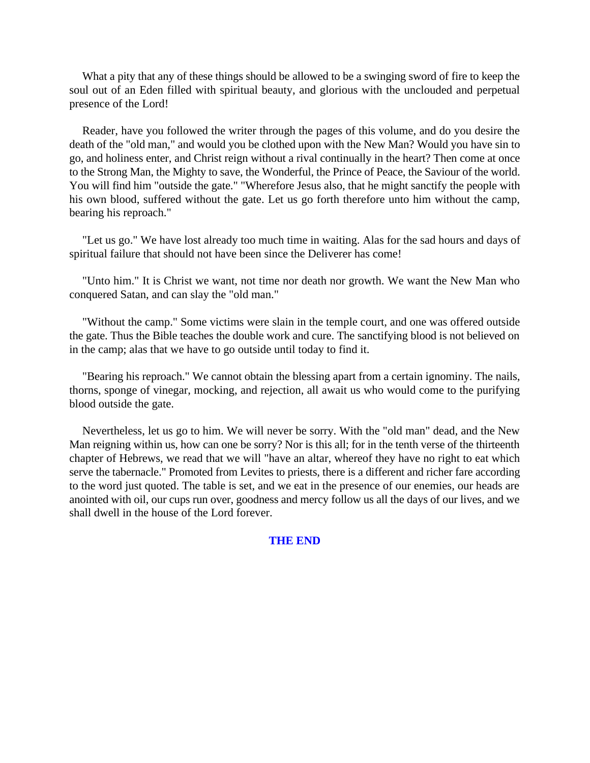What a pity that any of these things should be allowed to be a swinging sword of fire to keep the soul out of an Eden filled with spiritual beauty, and glorious with the unclouded and perpetual presence of the Lord!

Reader, have you followed the writer through the pages of this volume, and do you desire the death of the "old man," and would you be clothed upon with the New Man? Would you have sin to go, and holiness enter, and Christ reign without a rival continually in the heart? Then come at once to the Strong Man, the Mighty to save, the Wonderful, the Prince of Peace, the Saviour of the world. You will find him "outside the gate." "Wherefore Jesus also, that he might sanctify the people with his own blood, suffered without the gate. Let us go forth therefore unto him without the camp, bearing his reproach."

"Let us go." We have lost already too much time in waiting. Alas for the sad hours and days of spiritual failure that should not have been since the Deliverer has come!

"Unto him." It is Christ we want, not time nor death nor growth. We want the New Man who conquered Satan, and can slay the "old man."

"Without the camp." Some victims were slain in the temple court, and one was offered outside the gate. Thus the Bible teaches the double work and cure. The sanctifying blood is not believed on in the camp; alas that we have to go outside until today to find it.

"Bearing his reproach." We cannot obtain the blessing apart from a certain ignominy. The nails, thorns, sponge of vinegar, mocking, and rejection, all await us who would come to the purifying blood outside the gate.

Nevertheless, let us go to him. We will never be sorry. With the "old man" dead, and the New Man reigning within us, how can one be sorry? Nor is this all; for in the tenth verse of the thirteenth chapter of Hebrews, we read that we will "have an altar, whereof they have no right to eat which serve the tabernacle." Promoted from Levites to priests, there is a different and richer fare according to the word just quoted. The table is set, and we eat in the presence of our enemies, our heads are anointed with oil, our cups run over, goodness and mercy follow us all the days of our lives, and we shall dwell in the house of the Lord forever.

**THE END**